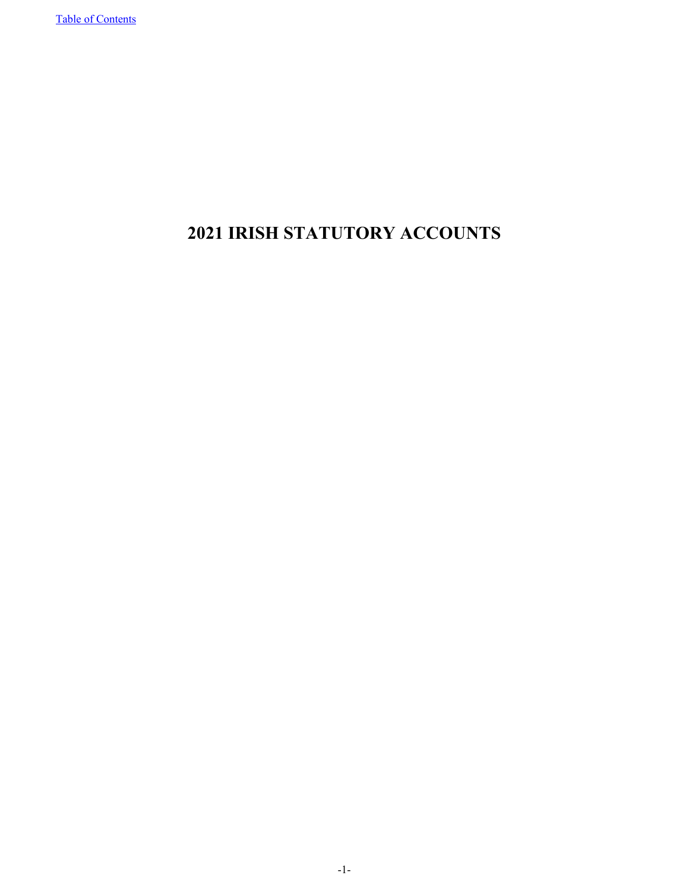[Table of Contents]

# 2021 IRISH STATUTORY ACCOUNTS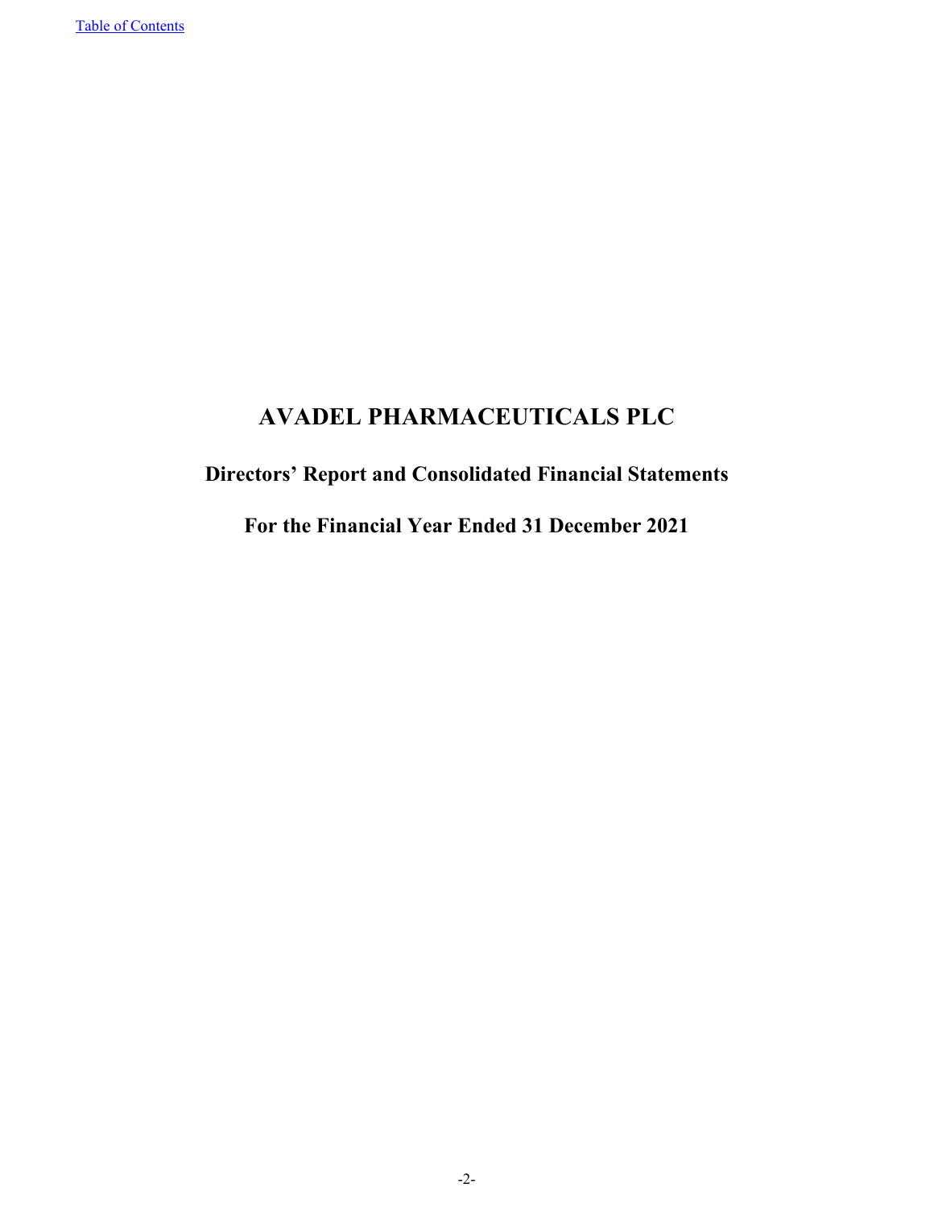# AVADEL PHARMACEUTICALS PLC

## Directors' Report and Consolidated Financial Statements

## For the Financial Year Ended 31 December 2021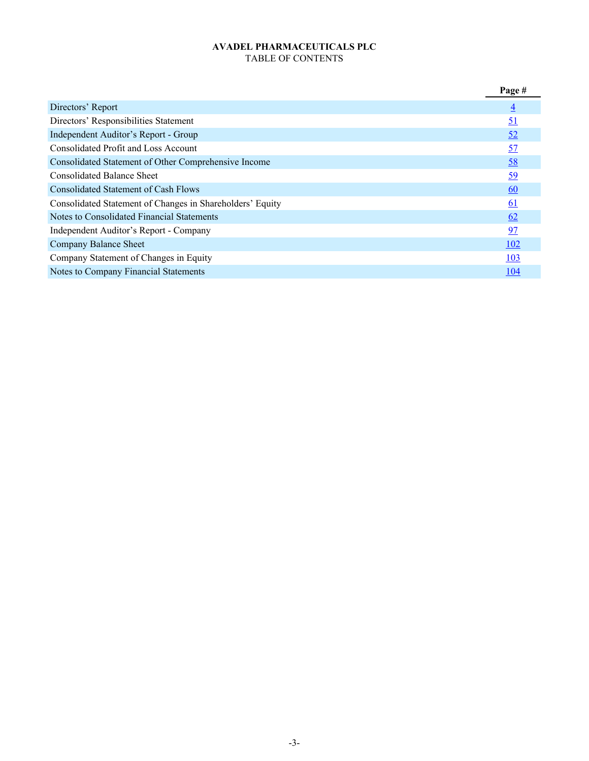**AVADEL PHARMACEUTICALS PLC**

TABLE OF CONTENTS

| | Page # |
|---|---|
| Directors' Report | 4 |
| Directors' Responsibilities Statement | 51 |
| Independent Auditor's Report - Group | 52 |
| Consolidated Profit and Loss Account | 57 |
| Consolidated Statement of Other Comprehensive Income | 58 |
| Consolidated Balance Sheet | 59 |
| Consolidated Statement of Cash Flows | 60 |
| Consolidated Statement of Changes in Shareholders' Equity | 61 |
| Notes to Consolidated Financial Statements | 62 |
| Independent Auditor's Report - Company | 97 |
| Company Balance Sheet | 102 |
| Company Statement of Changes in Equity | 103 |
| Notes to Company Financial Statements | 104 |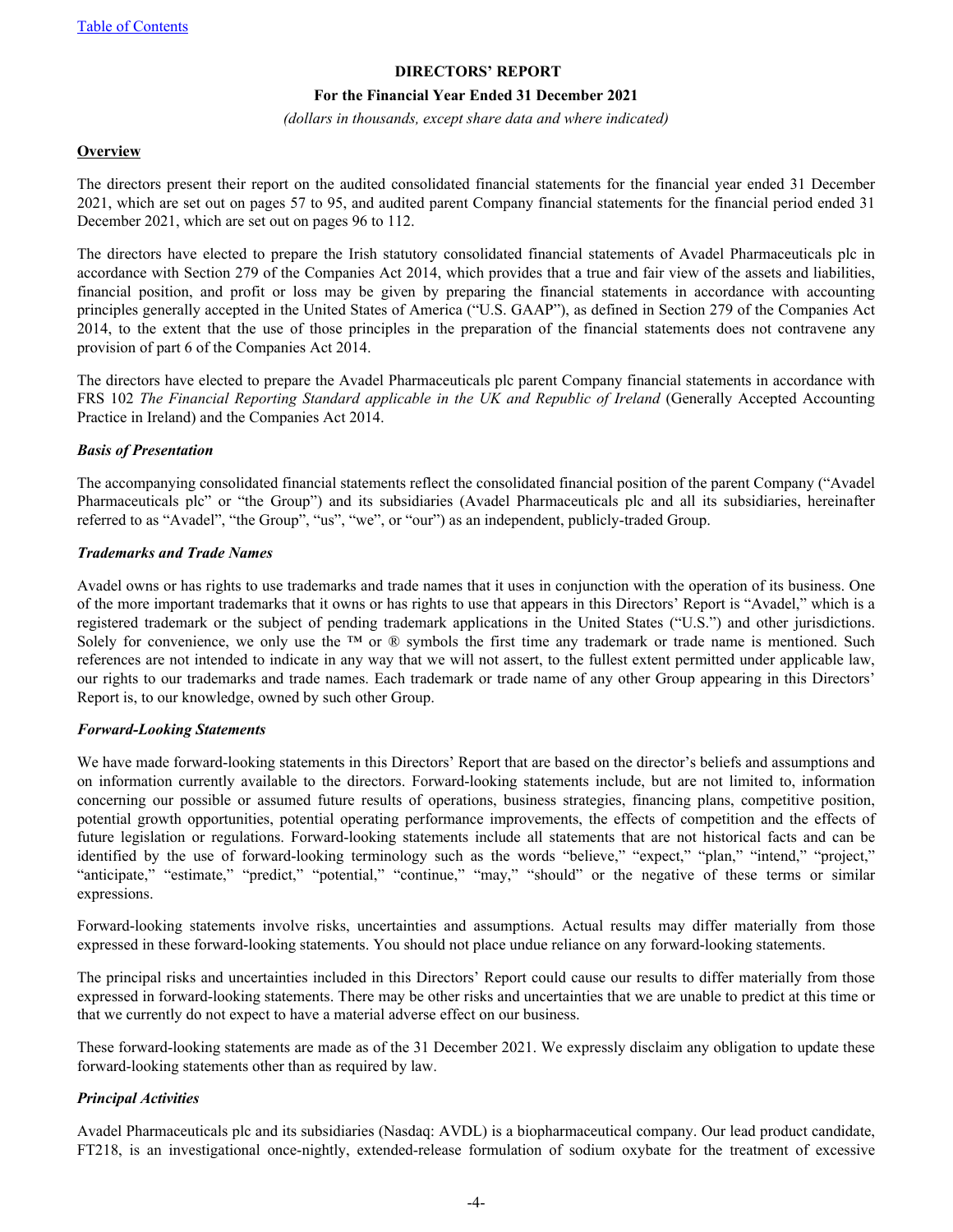# DIRECTORS' REPORT

## For the Financial Year Ended 31 December 2021

*(dollars in thousands, except share data and where indicated)*

### Overview

The directors present their report on the audited consolidated financial statements for the financial year ended 31 December 2021, which are set out on pages 57 to 95, and audited parent Company financial statements for the financial period ended 31 December 2021, which are set out on pages 96 to 112.

The directors have elected to prepare the Irish statutory consolidated financial statements of Avadel Pharmaceuticals plc in accordance with Section 279 of the Companies Act 2014, which provides that a true and fair view of the assets and liabilities, financial position, and profit or loss may be given by preparing the financial statements in accordance with accounting principles generally accepted in the United States of America ("U.S. GAAP"), as defined in Section 279 of the Companies Act 2014, to the extent that the use of those principles in the preparation of the financial statements does not contravene any provision of part 6 of the Companies Act 2014.

The directors have elected to prepare the Avadel Pharmaceuticals plc parent Company financial statements in accordance with FRS 102 *The Financial Reporting Standard applicable in the UK and Republic of Ireland* (Generally Accepted Accounting Practice in Ireland) and the Companies Act 2014.

#### *Basis of Presentation*

The accompanying consolidated financial statements reflect the consolidated financial position of the parent Company ("Avadel Pharmaceuticals plc" or "the Group") and its subsidiaries (Avadel Pharmaceuticals plc and all its subsidiaries, hereinafter referred to as "Avadel", "the Group", "us", "we", or "our") as an independent, publicly-traded Group.

#### *Trademarks and Trade Names*

Avadel owns or has rights to use trademarks and trade names that it uses in conjunction with the operation of its business. One of the more important trademarks that it owns or has rights to use that appears in this Directors' Report is "Avadel," which is a registered trademark or the subject of pending trademark applications in the United States ("U.S.") and other jurisdictions. Solely for convenience, we only use the ™ or ® symbols the first time any trademark or trade name is mentioned. Such references are not intended to indicate in any way that we will not assert, to the fullest extent permitted under applicable law, our rights to our trademarks and trade names. Each trademark or trade name of any other Group appearing in this Directors' Report is, to our knowledge, owned by such other Group.

#### *Forward-Looking Statements*

We have made forward-looking statements in this Directors' Report that are based on the director's beliefs and assumptions and on information currently available to the directors. Forward-looking statements include, but are not limited to, information concerning our possible or assumed future results of operations, business strategies, financing plans, competitive position, potential growth opportunities, potential operating performance improvements, the effects of competition and the effects of future legislation or regulations. Forward-looking statements include all statements that are not historical facts and can be identified by the use of forward-looking terminology such as the words "believe," "expect," "plan," "intend," "project," "anticipate," "estimate," "predict," "potential," "continue," "may," "should" or the negative of these terms or similar expressions.

Forward-looking statements involve risks, uncertainties and assumptions. Actual results may differ materially from those expressed in these forward-looking statements. You should not place undue reliance on any forward-looking statements.

The principal risks and uncertainties included in this Directors' Report could cause our results to differ materially from those expressed in forward-looking statements. There may be other risks and uncertainties that we are unable to predict at this time or that we currently do not expect to have a material adverse effect on our business.

These forward-looking statements are made as of the 31 December 2021. We expressly disclaim any obligation to update these forward-looking statements other than as required by law.

#### *Principal Activities*

Avadel Pharmaceuticals plc and its subsidiaries (Nasdaq: AVDL) is a biopharmaceutical company. Our lead product candidate, FT218, is an investigational once-nightly, extended-release formulation of sodium oxybate for the treatment of excessive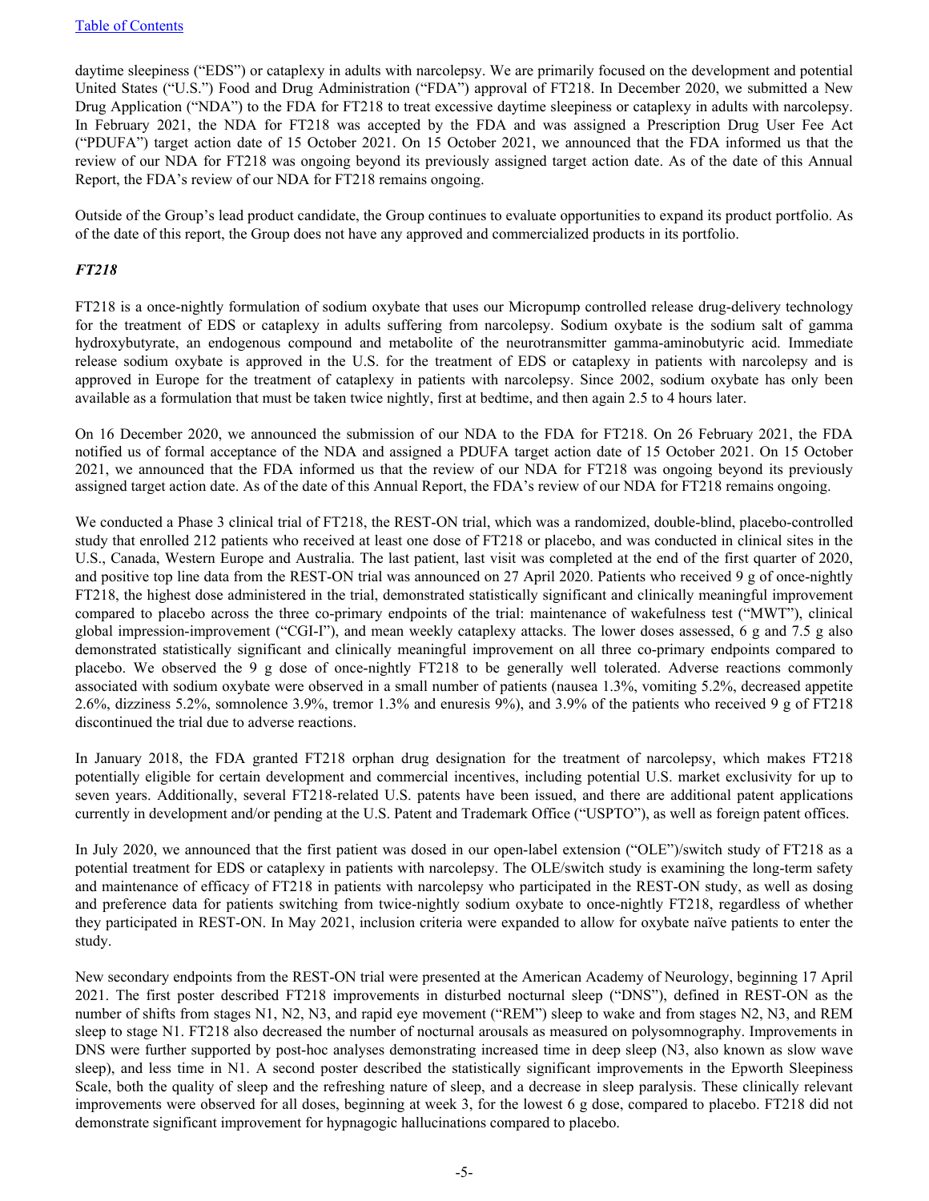daytime sleepiness ("EDS") or cataplexy in adults with narcolepsy. We are primarily focused on the development and potential United States ("U.S.") Food and Drug Administration ("FDA") approval of FT218. In December 2020, we submitted a New Drug Application ("NDA") to the FDA for FT218 to treat excessive daytime sleepiness or cataplexy in adults with narcolepsy. In February 2021, the NDA for FT218 was accepted by the FDA and was assigned a Prescription Drug User Fee Act ("PDUFA") target action date of 15 October 2021. On 15 October 2021, we announced that the FDA informed us that the review of our NDA for FT218 was ongoing beyond its previously assigned target action date. As of the date of this Annual Report, the FDA's review of our NDA for FT218 remains ongoing.

Outside of the Group's lead product candidate, the Group continues to evaluate opportunities to expand its product portfolio. As of the date of this report, the Group does not have any approved and commercialized products in its portfolio.

### *FT218*

FT218 is a once-nightly formulation of sodium oxybate that uses our Micropump controlled release drug-delivery technology for the treatment of EDS or cataplexy in adults suffering from narcolepsy. Sodium oxybate is the sodium salt of gamma hydroxybutyrate, an endogenous compound and metabolite of the neurotransmitter gamma-aminobutyric acid. Immediate release sodium oxybate is approved in the U.S. for the treatment of EDS or cataplexy in patients with narcolepsy and is approved in Europe for the treatment of cataplexy in patients with narcolepsy. Since 2002, sodium oxybate has only been available as a formulation that must be taken twice nightly, first at bedtime, and then again 2.5 to 4 hours later.

On 16 December 2020, we announced the submission of our NDA to the FDA for FT218. On 26 February 2021, the FDA notified us of formal acceptance of the NDA and assigned a PDUFA target action date of 15 October 2021. On 15 October 2021, we announced that the FDA informed us that the review of our NDA for FT218 was ongoing beyond its previously assigned target action date. As of the date of this Annual Report, the FDA's review of our NDA for FT218 remains ongoing.

We conducted a Phase 3 clinical trial of FT218, the REST-ON trial, which was a randomized, double-blind, placebo-controlled study that enrolled 212 patients who received at least one dose of FT218 or placebo, and was conducted in clinical sites in the U.S., Canada, Western Europe and Australia. The last patient, last visit was completed at the end of the first quarter of 2020, and positive top line data from the REST-ON trial was announced on 27 April 2020. Patients who received 9 g of once-nightly FT218, the highest dose administered in the trial, demonstrated statistically significant and clinically meaningful improvement compared to placebo across the three co-primary endpoints of the trial: maintenance of wakefulness test ("MWT"), clinical global impression-improvement ("CGI-I"), and mean weekly cataplexy attacks. The lower doses assessed, 6 g and 7.5 g also demonstrated statistically significant and clinically meaningful improvement on all three co-primary endpoints compared to placebo. We observed the 9 g dose of once-nightly FT218 to be generally well tolerated. Adverse reactions commonly associated with sodium oxybate were observed in a small number of patients (nausea 1.3%, vomiting 5.2%, decreased appetite 2.6%, dizziness 5.2%, somnolence 3.9%, tremor 1.3% and enuresis 9%), and 3.9% of the patients who received 9 g of FT218 discontinued the trial due to adverse reactions.

In January 2018, the FDA granted FT218 orphan drug designation for the treatment of narcolepsy, which makes FT218 potentially eligible for certain development and commercial incentives, including potential U.S. market exclusivity for up to seven years. Additionally, several FT218-related U.S. patents have been issued, and there are additional patent applications currently in development and/or pending at the U.S. Patent and Trademark Office ("USPTO"), as well as foreign patent offices.

In July 2020, we announced that the first patient was dosed in our open-label extension ("OLE")/switch study of FT218 as a potential treatment for EDS or cataplexy in patients with narcolepsy. The OLE/switch study is examining the long-term safety and maintenance of efficacy of FT218 in patients with narcolepsy who participated in the REST-ON study, as well as dosing and preference data for patients switching from twice-nightly sodium oxybate to once-nightly FT218, regardless of whether they participated in REST-ON. In May 2021, inclusion criteria were expanded to allow for oxybate naïve patients to enter the study.

New secondary endpoints from the REST-ON trial were presented at the American Academy of Neurology, beginning 17 April 2021. The first poster described FT218 improvements in disturbed nocturnal sleep ("DNS"), defined in REST-ON as the number of shifts from stages N1, N2, N3, and rapid eye movement ("REM") sleep to wake and from stages N2, N3, and REM sleep to stage N1. FT218 also decreased the number of nocturnal arousals as measured on polysomnography. Improvements in DNS were further supported by post-hoc analyses demonstrating increased time in deep sleep (N3, also known as slow wave sleep), and less time in N1. A second poster described the statistically significant improvements in the Epworth Sleepiness Scale, both the quality of sleep and the refreshing nature of sleep, and a decrease in sleep paralysis. These clinically relevant improvements were observed for all doses, beginning at week 3, for the lowest 6 g dose, compared to placebo. FT218 did not demonstrate significant improvement for hypnagogic hallucinations compared to placebo.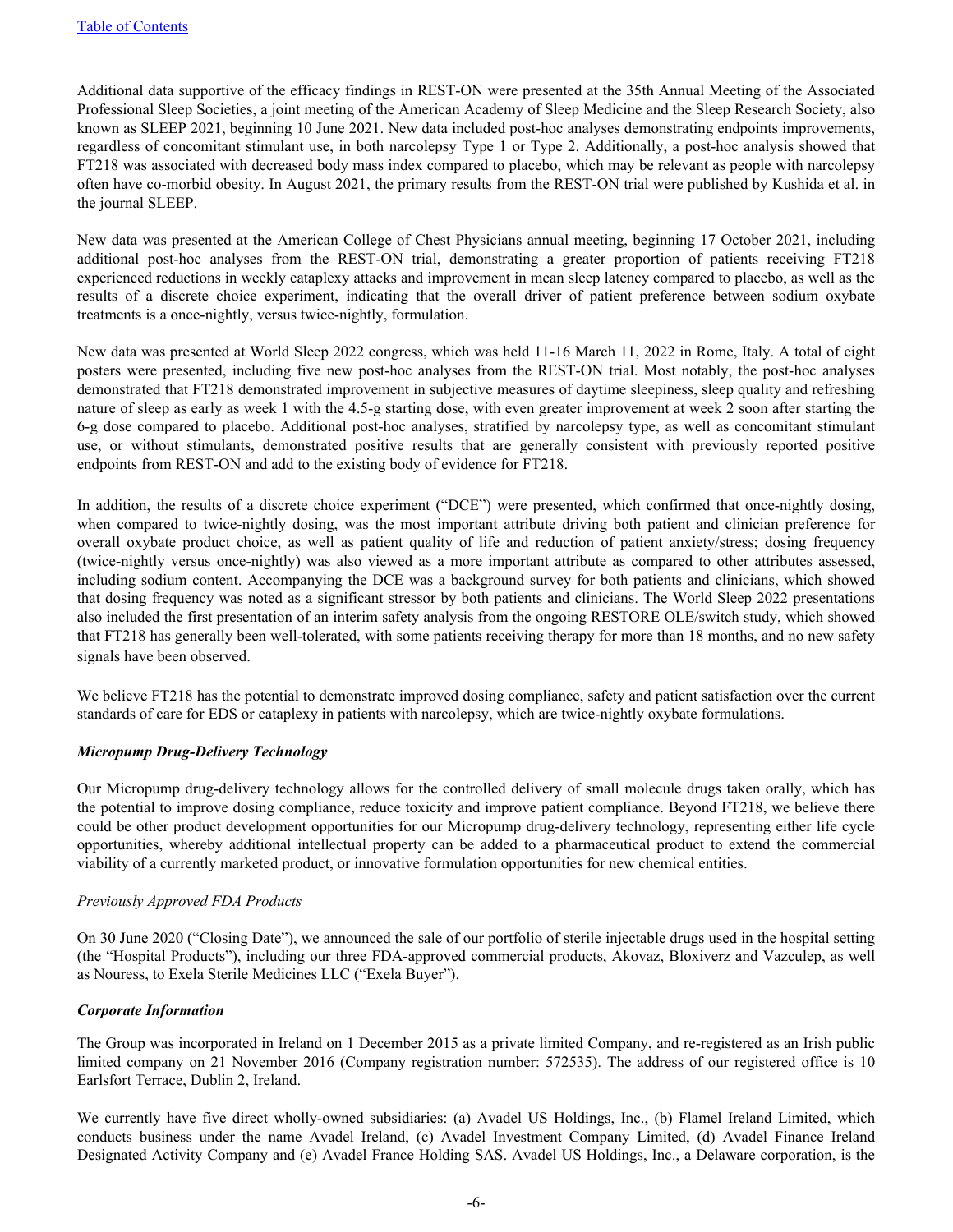Additional data supportive of the efficacy findings in REST-ON were presented at the 35th Annual Meeting of the Associated Professional Sleep Societies, a joint meeting of the American Academy of Sleep Medicine and the Sleep Research Society, also known as SLEEP 2021, beginning 10 June 2021. New data included post-hoc analyses demonstrating endpoints improvements, regardless of concomitant stimulant use, in both narcolepsy Type 1 or Type 2. Additionally, a post-hoc analysis showed that FT218 was associated with decreased body mass index compared to placebo, which may be relevant as people with narcolepsy often have co-morbid obesity. In August 2021, the primary results from the REST-ON trial were published by Kushida et al. in the journal SLEEP.

New data was presented at the American College of Chest Physicians annual meeting, beginning 17 October 2021, including additional post-hoc analyses from the REST-ON trial, demonstrating a greater proportion of patients receiving FT218 experienced reductions in weekly cataplexy attacks and improvement in mean sleep latency compared to placebo, as well as the results of a discrete choice experiment, indicating that the overall driver of patient preference between sodium oxybate treatments is a once-nightly, versus twice-nightly, formulation.

New data was presented at World Sleep 2022 congress, which was held 11-16 March 11, 2022 in Rome, Italy. A total of eight posters were presented, including five new post-hoc analyses from the REST-ON trial. Most notably, the post-hoc analyses demonstrated that FT218 demonstrated improvement in subjective measures of daytime sleepiness, sleep quality and refreshing nature of sleep as early as week 1 with the 4.5-g starting dose, with even greater improvement at week 2 soon after starting the 6-g dose compared to placebo. Additional post-hoc analyses, stratified by narcolepsy type, as well as concomitant stimulant use, or without stimulants, demonstrated positive results that are generally consistent with previously reported positive endpoints from REST-ON and add to the existing body of evidence for FT218.

In addition, the results of a discrete choice experiment ("DCE") were presented, which confirmed that once-nightly dosing, when compared to twice-nightly dosing, was the most important attribute driving both patient and clinician preference for overall oxybate product choice, as well as patient quality of life and reduction of patient anxiety/stress; dosing frequency (twice-nightly versus once-nightly) was also viewed as a more important attribute as compared to other attributes assessed, including sodium content. Accompanying the DCE was a background survey for both patients and clinicians, which showed that dosing frequency was noted as a significant stressor by both patients and clinicians. The World Sleep 2022 presentations also included the first presentation of an interim safety analysis from the ongoing RESTORE OLE/switch study, which showed that FT218 has generally been well-tolerated, with some patients receiving therapy for more than 18 months, and no new safety signals have been observed.

We believe FT218 has the potential to demonstrate improved dosing compliance, safety and patient satisfaction over the current standards of care for EDS or cataplexy in patients with narcolepsy, which are twice-nightly oxybate formulations.

### *Micropump Drug-Delivery Technology*

Our Micropump drug-delivery technology allows for the controlled delivery of small molecule drugs taken orally, which has the potential to improve dosing compliance, reduce toxicity and improve patient compliance. Beyond FT218, we believe there could be other product development opportunities for our Micropump drug-delivery technology, representing either life cycle opportunities, whereby additional intellectual property can be added to a pharmaceutical product to extend the commercial viability of a currently marketed product, or innovative formulation opportunities for new chemical entities.

#### *Previously Approved FDA Products*

On 30 June 2020 ("Closing Date"), we announced the sale of our portfolio of sterile injectable drugs used in the hospital setting (the "Hospital Products"), including our three FDA-approved commercial products, Akovaz, Bloxiverz and Vazculep, as well as Nouress, to Exela Sterile Medicines LLC ("Exela Buyer").

### *Corporate Information*

The Group was incorporated in Ireland on 1 December 2015 as a private limited Company, and re-registered as an Irish public limited company on 21 November 2016 (Company registration number: 572535). The address of our registered office is 10 Earlsfort Terrace, Dublin 2, Ireland.

We currently have five direct wholly-owned subsidiaries: (a) Avadel US Holdings, Inc., (b) Flamel Ireland Limited, which conducts business under the name Avadel Ireland, (c) Avadel Investment Company Limited, (d) Avadel Finance Ireland Designated Activity Company and (e) Avadel France Holding SAS. Avadel US Holdings, Inc., a Delaware corporation, is the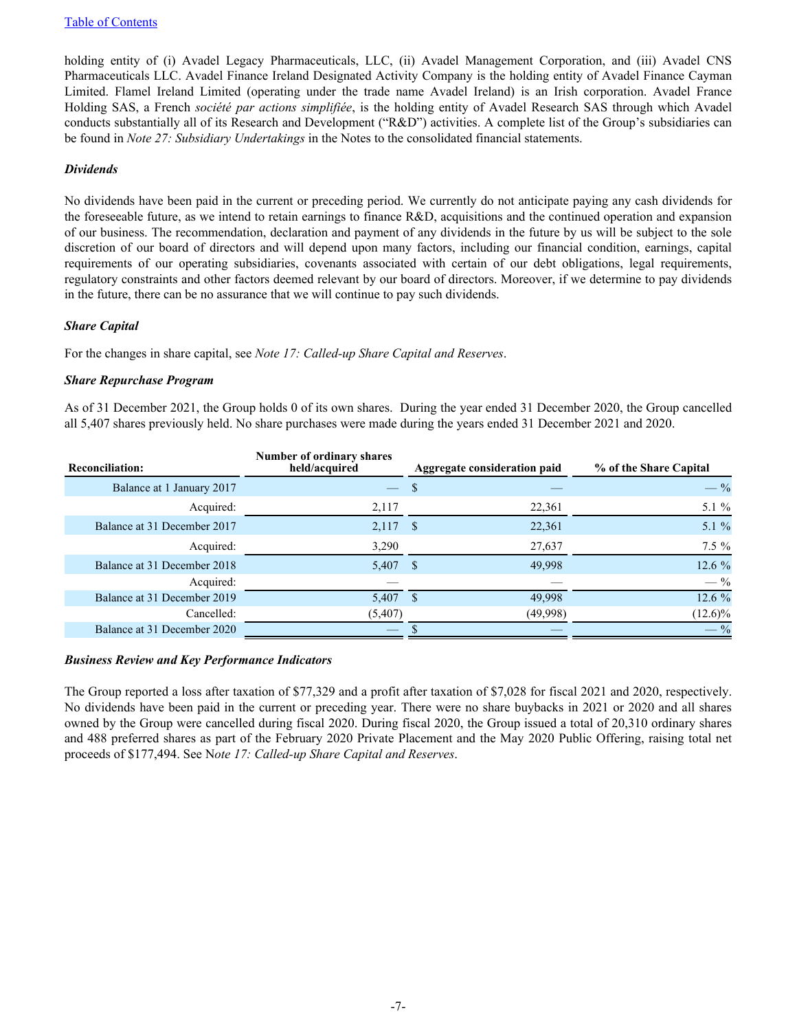holding entity of (i) Avadel Legacy Pharmaceuticals, LLC, (ii) Avadel Management Corporation, and (iii) Avadel CNS Pharmaceuticals LLC. Avadel Finance Ireland Designated Activity Company is the holding entity of Avadel Finance Cayman Limited. Flamel Ireland Limited (operating under the trade name Avadel Ireland) is an Irish corporation. Avadel France Holding SAS, a French *société par actions simplifiée*, is the holding entity of Avadel Research SAS through which Avadel conducts substantially all of its Research and Development ("R&D") activities. A complete list of the Group's subsidiaries can be found in *Note 27: Subsidiary Undertakings* in the Notes to the consolidated financial statements.

### *Dividends*

No dividends have been paid in the current or preceding period. We currently do not anticipate paying any cash dividends for the foreseeable future, as we intend to retain earnings to finance R&D, acquisitions and the continued operation and expansion of our business. The recommendation, declaration and payment of any dividends in the future by us will be subject to the sole discretion of our board of directors and will depend upon many factors, including our financial condition, earnings, capital requirements of our operating subsidiaries, covenants associated with certain of our debt obligations, legal requirements, regulatory constraints and other factors deemed relevant by our board of directors. Moreover, if we determine to pay dividends in the future, there can be no assurance that we will continue to pay such dividends.

### *Share Capital*

For the changes in share capital, see *Note 17: Called-up Share Capital and Reserves*.

### *Share Repurchase Program*

As of 31 December 2021, the Group holds 0 of its own shares. During the year ended 31 December 2020, the Group cancelled all 5,407 shares previously held. No share purchases were made during the years ended 31 December 2021 and 2020.

| Reconciliation: | Number of ordinary shares held/acquired | Aggregate consideration paid | % of the Share Capital |
|---|---|---|---|
| Balance at 1 January 2017 | — | $ — | — % |
| Acquired: | 2,117 | 22,361 | 5.1 % |
| Balance at 31 December 2017 | 2,117 | $ 22,361 | 5.1 % |
| Acquired: | 3,290 | 27,637 | 7.5 % |
| Balance at 31 December 2018 | 5,407 | $ 49,998 | 12.6 % |
| Acquired: | — | — | — % |
| Balance at 31 December 2019 | 5,407 | $ 49,998 | 12.6 % |
| Cancelled: | (5,407) | (49,998) | (12.6)% |
| Balance at 31 December 2020 | — | $ — | — % |

### *Business Review and Key Performance Indicators*

The Group reported a loss after taxation of $77,329 and a profit after taxation of $7,028 for fiscal 2021 and 2020, respectively. No dividends have been paid in the current or preceding year. There were no share buybacks in 2021 or 2020 and all shares owned by the Group were cancelled during fiscal 2020. During fiscal 2020, the Group issued a total of 20,310 ordinary shares and 488 preferred shares as part of the February 2020 Private Placement and the May 2020 Public Offering, raising total net proceeds of $177,494. See N*ote 17: Called-up Share Capital and Reserves*.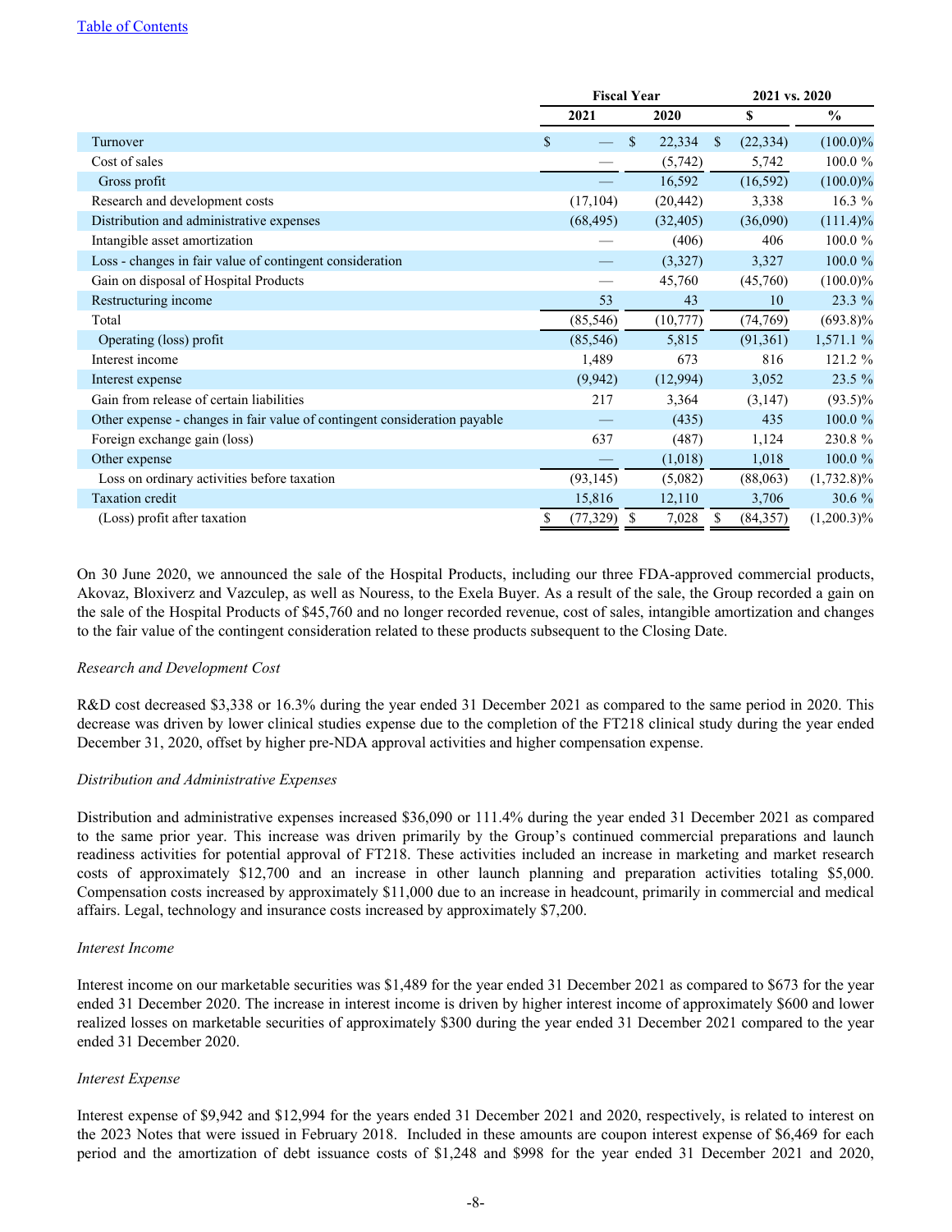| | Fiscal Year | | 2021 vs. 2020 | |
|---|---|---|---|---|
| | 2021 | 2020 | $ | % |
| Turnover | $ — | $ 22,334 | $ (22,334) | (100.0)% |
| Cost of sales | — | (5,742) | 5,742 | 100.0 % |
| Gross profit | — | 16,592 | (16,592) | (100.0)% |
| Research and development costs | (17,104) | (20,442) | 3,338 | 16.3 % |
| Distribution and administrative expenses | (68,495) | (32,405) | (36,090) | (111.4)% |
| Intangible asset amortization | — | (406) | 406 | 100.0 % |
| Loss - changes in fair value of contingent consideration | — | (3,327) | 3,327 | 100.0 % |
| Gain on disposal of Hospital Products | — | 45,760 | (45,760) | (100.0)% |
| Restructuring income | 53 | 43 | 10 | 23.3 % |
| Total | (85,546) | (10,777) | (74,769) | (693.8)% |
| Operating (loss) profit | (85,546) | 5,815 | (91,361) | 1,571.1 % |
| Interest income | 1,489 | 673 | 816 | 121.2 % |
| Interest expense | (9,942) | (12,994) | 3,052 | 23.5 % |
| Gain from release of certain liabilities | 217 | 3,364 | (3,147) | (93.5)% |
| Other expense - changes in fair value of contingent consideration payable | — | (435) | 435 | 100.0 % |
| Foreign exchange gain (loss) | 637 | (487) | 1,124 | 230.8 % |
| Other expense | — | (1,018) | 1,018 | 100.0 % |
| Loss on ordinary activities before taxation | (93,145) | (5,082) | (88,063) | (1,732.8)% |
| Taxation credit | 15,816 | 12,110 | 3,706 | 30.6 % |
| (Loss) profit after taxation | $ (77,329) | $ 7,028 | $ (84,357) | (1,200.3)% |

On 30 June 2020, we announced the sale of the Hospital Products, including our three FDA-approved commercial products, Akovaz, Bloxiverz and Vazculep, as well as Nouress, to the Exela Buyer. As a result of the sale, the Group recorded a gain on the sale of the Hospital Products of $45,760 and no longer recorded revenue, cost of sales, intangible amortization and changes to the fair value of the contingent consideration related to these products subsequent to the Closing Date.

*Research and Development Cost*

R&D cost decreased $3,338 or 16.3% during the year ended 31 December 2021 as compared to the same period in 2020. This decrease was driven by lower clinical studies expense due to the completion of the FT218 clinical study during the year ended December 31, 2020, offset by higher pre-NDA approval activities and higher compensation expense.

*Distribution and Administrative Expenses*

Distribution and administrative expenses increased $36,090 or 111.4% during the year ended 31 December 2021 as compared to the same prior year. This increase was driven primarily by the Group's continued commercial preparations and launch readiness activities for potential approval of FT218. These activities included an increase in marketing and market research costs of approximately $12,700 and an increase in other launch planning and preparation activities totaling $5,000. Compensation costs increased by approximately $11,000 due to an increase in headcount, primarily in commercial and medical affairs. Legal, technology and insurance costs increased by approximately $7,200.

*Interest Income*

Interest income on our marketable securities was $1,489 for the year ended 31 December 2021 as compared to $673 for the year ended 31 December 2020. The increase in interest income is driven by higher interest income of approximately $600 and lower realized losses on marketable securities of approximately $300 during the year ended 31 December 2021 compared to the year ended 31 December 2020.

*Interest Expense*

Interest expense of $9,942 and $12,994 for the years ended 31 December 2021 and 2020, respectively, is related to interest on the 2023 Notes that were issued in February 2018. Included in these amounts are coupon interest expense of $6,469 for each period and the amortization of debt issuance costs of $1,248 and $998 for the year ended 31 December 2021 and 2020,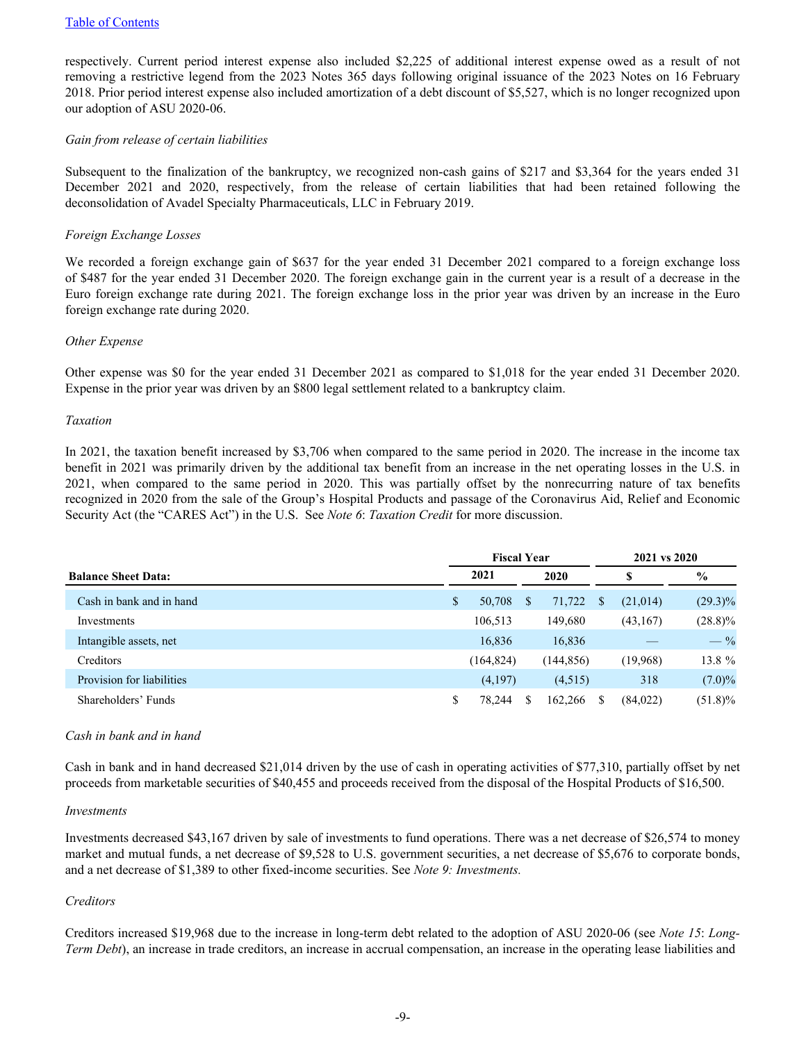respectively. Current period interest expense also included $2,225 of additional interest expense owed as a result of not removing a restrictive legend from the 2023 Notes 365 days following original issuance of the 2023 Notes on 16 February 2018. Prior period interest expense also included amortization of a debt discount of $5,527, which is no longer recognized upon our adoption of ASU 2020-06.

*Gain from release of certain liabilities*

Subsequent to the finalization of the bankruptcy, we recognized non-cash gains of $217 and $3,364 for the years ended 31 December 2021 and 2020, respectively, from the release of certain liabilities that had been retained following the deconsolidation of Avadel Specialty Pharmaceuticals, LLC in February 2019.

*Foreign Exchange Losses*

We recorded a foreign exchange gain of $637 for the year ended 31 December 2021 compared to a foreign exchange loss of $487 for the year ended 31 December 2020. The foreign exchange gain in the current year is a result of a decrease in the Euro foreign exchange rate during 2021. The foreign exchange loss in the prior year was driven by an increase in the Euro foreign exchange rate during 2020.

*Other Expense*

Other expense was $0 for the year ended 31 December 2021 as compared to $1,018 for the year ended 31 December 2020. Expense in the prior year was driven by an $800 legal settlement related to a bankruptcy claim.

*Taxation*

In 2021, the taxation benefit increased by $3,706 when compared to the same period in 2020. The increase in the income tax benefit in 2021 was primarily driven by the additional tax benefit from an increase in the net operating losses in the U.S. in 2021, when compared to the same period in 2020. This was partially offset by the nonrecurring nature of tax benefits recognized in 2020 from the sale of the Group's Hospital Products and passage of the Coronavirus Aid, Relief and Economic Security Act (the "CARES Act") in the U.S. See *Note 6*: *Taxation Credit* for more discussion.

| | Fiscal Year | | 2021 vs 2020 | |
|---|---|---|---|---|
| **Balance Sheet Data:** | **2021** | **2020** | **$** | **%** |
| Cash in bank and in hand | $ 50,708 | $ 71,722 | $ (21,014) | (29.3)% |
| Investments | 106,513 | 149,680 | (43,167) | (28.8)% |
| Intangible assets, net | 16,836 | 16,836 | — | — % |
| Creditors | (164,824) | (144,856) | (19,968) | 13.8 % |
| Provision for liabilities | (4,197) | (4,515) | 318 | (7.0)% |
| Shareholders' Funds | $ 78,244 | $ 162,266 | $ (84,022) | (51.8)% |

*Cash in bank and in hand*

Cash in bank and in hand decreased $21,014 driven by the use of cash in operating activities of $77,310, partially offset by net proceeds from marketable securities of $40,455 and proceeds received from the disposal of the Hospital Products of $16,500.

*Investments*

Investments decreased $43,167 driven by sale of investments to fund operations. There was a net decrease of $26,574 to money market and mutual funds, a net decrease of $9,528 to U.S. government securities, a net decrease of $5,676 to corporate bonds, and a net decrease of $1,389 to other fixed-income securities. See *Note 9: Investments.*

*Creditors*

Creditors increased $19,968 due to the increase in long-term debt related to the adoption of ASU 2020-06 (see *Note 15*: *Long-Term Debt*), an increase in trade creditors, an increase in accrual compensation, an increase in the operating lease liabilities and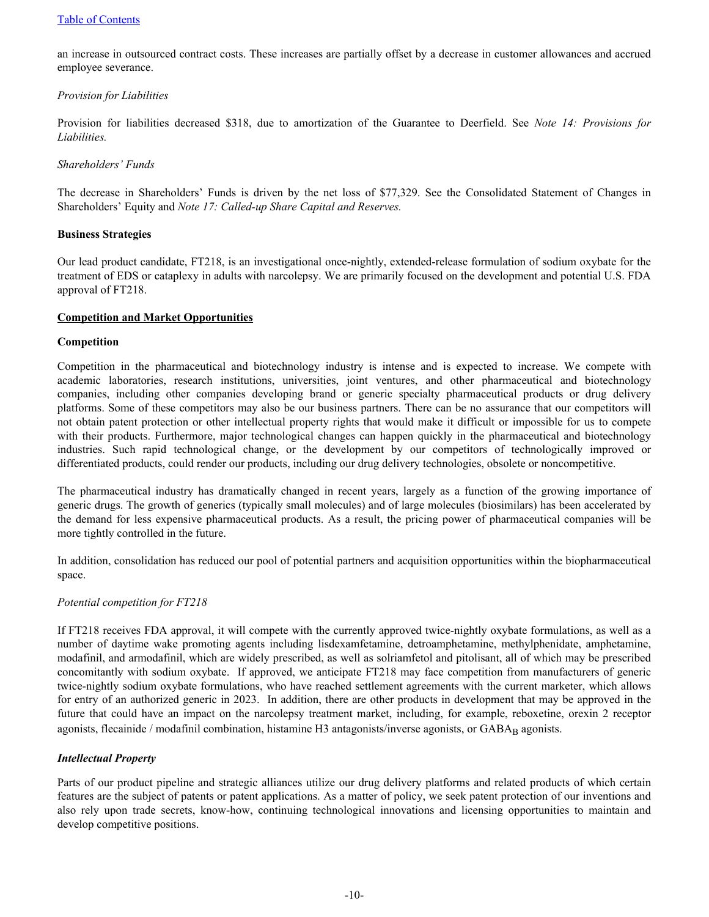an increase in outsourced contract costs. These increases are partially offset by a decrease in customer allowances and accrued employee severance.

*Provision for Liabilities*

Provision for liabilities decreased $318, due to amortization of the Guarantee to Deerfield. See *Note 14: Provisions for Liabilities.*

*Shareholders' Funds*

The decrease in Shareholders' Funds is driven by the net loss of $77,329. See the Consolidated Statement of Changes in Shareholders' Equity and *Note 17: Called-up Share Capital and Reserves.*

**Business Strategies**

Our lead product candidate, FT218, is an investigational once-nightly, extended-release formulation of sodium oxybate for the treatment of EDS or cataplexy in adults with narcolepsy. We are primarily focused on the development and potential U.S. FDA approval of FT218.

## Competition and Market Opportunities

**Competition**

Competition in the pharmaceutical and biotechnology industry is intense and is expected to increase. We compete with academic laboratories, research institutions, universities, joint ventures, and other pharmaceutical and biotechnology companies, including other companies developing brand or generic specialty pharmaceutical products or drug delivery platforms. Some of these competitors may also be our business partners. There can be no assurance that our competitors will not obtain patent protection or other intellectual property rights that would make it difficult or impossible for us to compete with their products. Furthermore, major technological changes can happen quickly in the pharmaceutical and biotechnology industries. Such rapid technological change, or the development by our competitors of technologically improved or differentiated products, could render our products, including our drug delivery technologies, obsolete or noncompetitive.

The pharmaceutical industry has dramatically changed in recent years, largely as a function of the growing importance of generic drugs. The growth of generics (typically small molecules) and of large molecules (biosimilars) has been accelerated by the demand for less expensive pharmaceutical products. As a result, the pricing power of pharmaceutical companies will be more tightly controlled in the future.

In addition, consolidation has reduced our pool of potential partners and acquisition opportunities within the biopharmaceutical space.

*Potential competition for FT218*

If FT218 receives FDA approval, it will compete with the currently approved twice-nightly oxybate formulations, as well as a number of daytime wake promoting agents including lisdexamfetamine, detroamphetamine, methylphenidate, amphetamine, modafinil, and armodafinil, which are widely prescribed, as well as solriamfetol and pitolisant, all of which may be prescribed concomitantly with sodium oxybate. If approved, we anticipate FT218 may face competition from manufacturers of generic twice-nightly sodium oxybate formulations, who have reached settlement agreements with the current marketer, which allows for entry of an authorized generic in 2023. In addition, there are other products in development that may be approved in the future that could have an impact on the narcolepsy treatment market, including, for example, reboxetine, orexin 2 receptor agonists, flecainide / modafinil combination, histamine H3 antagonists/inverse agonists, or $GABA_B$ agonists.

***Intellectual Property***

Parts of our product pipeline and strategic alliances utilize our drug delivery platforms and related products of which certain features are the subject of patents or patent applications. As a matter of policy, we seek patent protection of our inventions and also rely upon trade secrets, know-how, continuing technological innovations and licensing opportunities to maintain and develop competitive positions.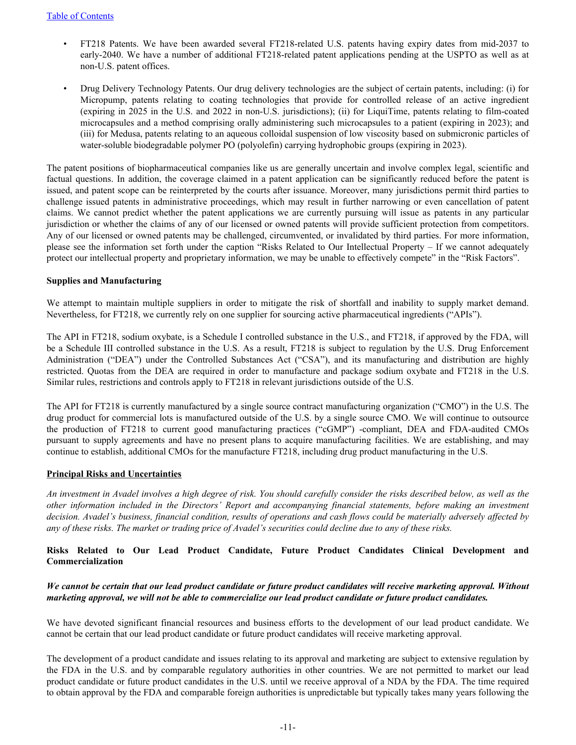- FT218 Patents. We have been awarded several FT218-related U.S. patents having expiry dates from mid-2037 to early-2040. We have a number of additional FT218-related patent applications pending at the USPTO as well as at non-U.S. patent offices.

- Drug Delivery Technology Patents. Our drug delivery technologies are the subject of certain patents, including: (i) for Micropump, patents relating to coating technologies that provide for controlled release of an active ingredient (expiring in 2025 in the U.S. and 2022 in non-U.S. jurisdictions); (ii) for LiquiTime, patents relating to film-coated microcapsules and a method comprising orally administering such microcapsules to a patient (expiring in 2023); and (iii) for Medusa, patents relating to an aqueous colloidal suspension of low viscosity based on submicronic particles of water-soluble biodegradable polymer PO (polyolefin) carrying hydrophobic groups (expiring in 2023).

The patent positions of biopharmaceutical companies like us are generally uncertain and involve complex legal, scientific and factual questions. In addition, the coverage claimed in a patent application can be significantly reduced before the patent is issued, and patent scope can be reinterpreted by the courts after issuance. Moreover, many jurisdictions permit third parties to challenge issued patents in administrative proceedings, which may result in further narrowing or even cancellation of patent claims. We cannot predict whether the patent applications we are currently pursuing will issue as patents in any particular jurisdiction or whether the claims of any of our licensed or owned patents will provide sufficient protection from competitors. Any of our licensed or owned patents may be challenged, circumvented, or invalidated by third parties. For more information, please see the information set forth under the caption "Risks Related to Our Intellectual Property – If we cannot adequately protect our intellectual property and proprietary information, we may be unable to effectively compete" in the "Risk Factors".

**Supplies and Manufacturing**

We attempt to maintain multiple suppliers in order to mitigate the risk of shortfall and inability to supply market demand. Nevertheless, for FT218, we currently rely on one supplier for sourcing active pharmaceutical ingredients ("APIs").

The API in FT218, sodium oxybate, is a Schedule I controlled substance in the U.S., and FT218, if approved by the FDA, will be a Schedule III controlled substance in the U.S. As a result, FT218 is subject to regulation by the U.S. Drug Enforcement Administration ("DEA") under the Controlled Substances Act ("CSA"), and its manufacturing and distribution are highly restricted. Quotas from the DEA are required in order to manufacture and package sodium oxybate and FT218 in the U.S. Similar rules, restrictions and controls apply to FT218 in relevant jurisdictions outside of the U.S.

The API for FT218 is currently manufactured by a single source contract manufacturing organization ("CMO") in the U.S. The drug product for commercial lots is manufactured outside of the U.S. by a single source CMO. We will continue to outsource the production of FT218 to current good manufacturing practices ("cGMP") -compliant, DEA and FDA-audited CMOs pursuant to supply agreements and have no present plans to acquire manufacturing facilities. We are establishing, and may continue to establish, additional CMOs for the manufacture FT218, including drug product manufacturing in the U.S.

## Principal Risks and Uncertainties

*An investment in Avadel involves a high degree of risk. You should carefully consider the risks described below, as well as the other information included in the Directors' Report and accompanying financial statements, before making an investment decision. Avadel's business, financial condition, results of operations and cash flows could be materially adversely affected by any of these risks. The market or trading price of Avadel's securities could decline due to any of these risks.*

### Risks Related to Our Lead Product Candidate, Future Product Candidates Clinical Development and Commercialization

***We cannot be certain that our lead product candidate or future product candidates will receive marketing approval. Without marketing approval, we will not be able to commercialize our lead product candidate or future product candidates.***

We have devoted significant financial resources and business efforts to the development of our lead product candidate. We cannot be certain that our lead product candidate or future product candidates will receive marketing approval.

The development of a product candidate and issues relating to its approval and marketing are subject to extensive regulation by the FDA in the U.S. and by comparable regulatory authorities in other countries. We are not permitted to market our lead product candidate or future product candidates in the U.S. until we receive approval of a NDA by the FDA. The time required to obtain approval by the FDA and comparable foreign authorities is unpredictable but typically takes many years following the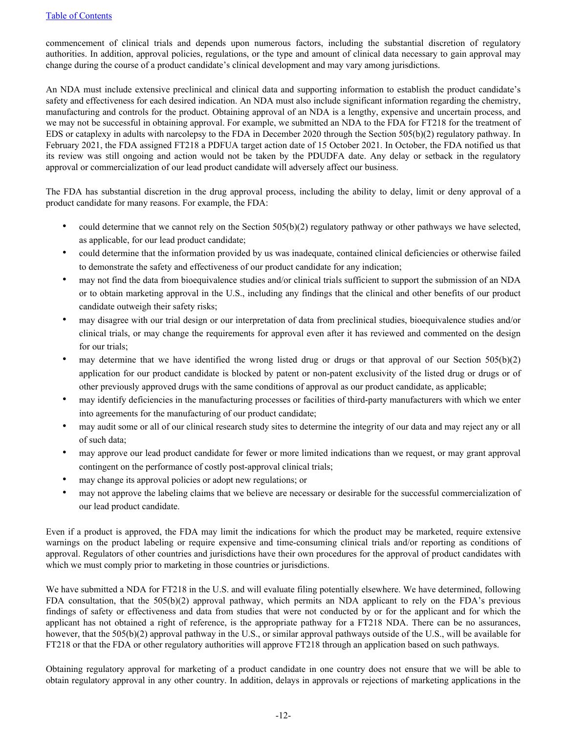commencement of clinical trials and depends upon numerous factors, including the substantial discretion of regulatory authorities. In addition, approval policies, regulations, or the type and amount of clinical data necessary to gain approval may change during the course of a product candidate's clinical development and may vary among jurisdictions.

An NDA must include extensive preclinical and clinical data and supporting information to establish the product candidate's safety and effectiveness for each desired indication. An NDA must also include significant information regarding the chemistry, manufacturing and controls for the product. Obtaining approval of an NDA is a lengthy, expensive and uncertain process, and we may not be successful in obtaining approval. For example, we submitted an NDA to the FDA for FT218 for the treatment of EDS or cataplexy in adults with narcolepsy to the FDA in December 2020 through the Section 505(b)(2) regulatory pathway. In February 2021, the FDA assigned FT218 a PDFUA target action date of 15 October 2021. In October, the FDA notified us that its review was still ongoing and action would not be taken by the PDUDFA date. Any delay or setback in the regulatory approval or commercialization of our lead product candidate will adversely affect our business.

The FDA has substantial discretion in the drug approval process, including the ability to delay, limit or deny approval of a product candidate for many reasons. For example, the FDA:

- could determine that we cannot rely on the Section 505(b)(2) regulatory pathway or other pathways we have selected, as applicable, for our lead product candidate;
- could determine that the information provided by us was inadequate, contained clinical deficiencies or otherwise failed to demonstrate the safety and effectiveness of our product candidate for any indication;
- may not find the data from bioequivalence studies and/or clinical trials sufficient to support the submission of an NDA or to obtain marketing approval in the U.S., including any findings that the clinical and other benefits of our product candidate outweigh their safety risks;
- may disagree with our trial design or our interpretation of data from preclinical studies, bioequivalence studies and/or clinical trials, or may change the requirements for approval even after it has reviewed and commented on the design for our trials;
- may determine that we have identified the wrong listed drug or drugs or that approval of our Section 505(b)(2) application for our product candidate is blocked by patent or non-patent exclusivity of the listed drug or drugs or of other previously approved drugs with the same conditions of approval as our product candidate, as applicable;
- may identify deficiencies in the manufacturing processes or facilities of third-party manufacturers with which we enter into agreements for the manufacturing of our product candidate;
- may audit some or all of our clinical research study sites to determine the integrity of our data and may reject any or all of such data;
- may approve our lead product candidate for fewer or more limited indications than we request, or may grant approval contingent on the performance of costly post-approval clinical trials;
- may change its approval policies or adopt new regulations; or
- may not approve the labeling claims that we believe are necessary or desirable for the successful commercialization of our lead product candidate.

Even if a product is approved, the FDA may limit the indications for which the product may be marketed, require extensive warnings on the product labeling or require expensive and time-consuming clinical trials and/or reporting as conditions of approval. Regulators of other countries and jurisdictions have their own procedures for the approval of product candidates with which we must comply prior to marketing in those countries or jurisdictions.

We have submitted a NDA for FT218 in the U.S. and will evaluate filing potentially elsewhere. We have determined, following FDA consultation, that the 505(b)(2) approval pathway, which permits an NDA applicant to rely on the FDA's previous findings of safety or effectiveness and data from studies that were not conducted by or for the applicant and for which the applicant has not obtained a right of reference, is the appropriate pathway for a FT218 NDA. There can be no assurances, however, that the 505(b)(2) approval pathway in the U.S., or similar approval pathways outside of the U.S., will be available for FT218 or that the FDA or other regulatory authorities will approve FT218 through an application based on such pathways.

Obtaining regulatory approval for marketing of a product candidate in one country does not ensure that we will be able to obtain regulatory approval in any other country. In addition, delays in approvals or rejections of marketing applications in the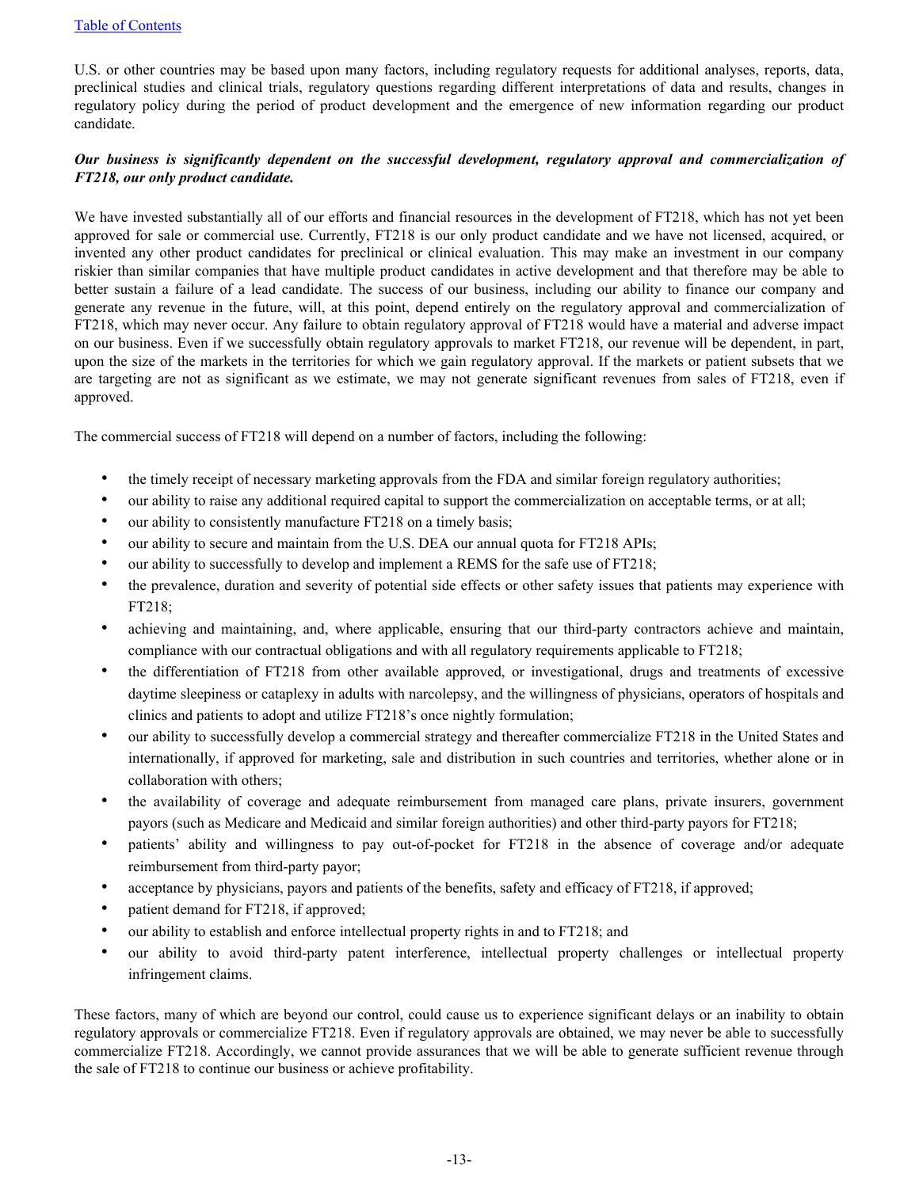U.S. or other countries may be based upon many factors, including regulatory requests for additional analyses, reports, data, preclinical studies and clinical trials, regulatory questions regarding different interpretations of data and results, changes in regulatory policy during the period of product development and the emergence of new information regarding our product candidate.

***Our business is significantly dependent on the successful development, regulatory approval and commercialization of FT218, our only product candidate.***

We have invested substantially all of our efforts and financial resources in the development of FT218, which has not yet been approved for sale or commercial use. Currently, FT218 is our only product candidate and we have not licensed, acquired, or invented any other product candidates for preclinical or clinical evaluation. This may make an investment in our company riskier than similar companies that have multiple product candidates in active development and that therefore may be able to better sustain a failure of a lead candidate. The success of our business, including our ability to finance our company and generate any revenue in the future, will, at this point, depend entirely on the regulatory approval and commercialization of FT218, which may never occur. Any failure to obtain regulatory approval of FT218 would have a material and adverse impact on our business. Even if we successfully obtain regulatory approvals to market FT218, our revenue will be dependent, in part, upon the size of the markets in the territories for which we gain regulatory approval. If the markets or patient subsets that we are targeting are not as significant as we estimate, we may not generate significant revenues from sales of FT218, even if approved.

The commercial success of FT218 will depend on a number of factors, including the following:

- the timely receipt of necessary marketing approvals from the FDA and similar foreign regulatory authorities;
- our ability to raise any additional required capital to support the commercialization on acceptable terms, or at all;
- our ability to consistently manufacture FT218 on a timely basis;
- our ability to secure and maintain from the U.S. DEA our annual quota for FT218 APIs;
- our ability to successfully to develop and implement a REMS for the safe use of FT218;
- the prevalence, duration and severity of potential side effects or other safety issues that patients may experience with FT218;
- achieving and maintaining, and, where applicable, ensuring that our third-party contractors achieve and maintain, compliance with our contractual obligations and with all regulatory requirements applicable to FT218;
- the differentiation of FT218 from other available approved, or investigational, drugs and treatments of excessive daytime sleepiness or cataplexy in adults with narcolepsy, and the willingness of physicians, operators of hospitals and clinics and patients to adopt and utilize FT218's once nightly formulation;
- our ability to successfully develop a commercial strategy and thereafter commercialize FT218 in the United States and internationally, if approved for marketing, sale and distribution in such countries and territories, whether alone or in collaboration with others;
- the availability of coverage and adequate reimbursement from managed care plans, private insurers, government payors (such as Medicare and Medicaid and similar foreign authorities) and other third-party payors for FT218;
- patients' ability and willingness to pay out-of-pocket for FT218 in the absence of coverage and/or adequate reimbursement from third-party payor;
- acceptance by physicians, payors and patients of the benefits, safety and efficacy of FT218, if approved;
- patient demand for FT218, if approved;
- our ability to establish and enforce intellectual property rights in and to FT218; and
- our ability to avoid third-party patent interference, intellectual property challenges or intellectual property infringement claims.

These factors, many of which are beyond our control, could cause us to experience significant delays or an inability to obtain regulatory approvals or commercialize FT218. Even if regulatory approvals are obtained, we may never be able to successfully commercialize FT218. Accordingly, we cannot provide assurances that we will be able to generate sufficient revenue through the sale of FT218 to continue our business or achieve profitability.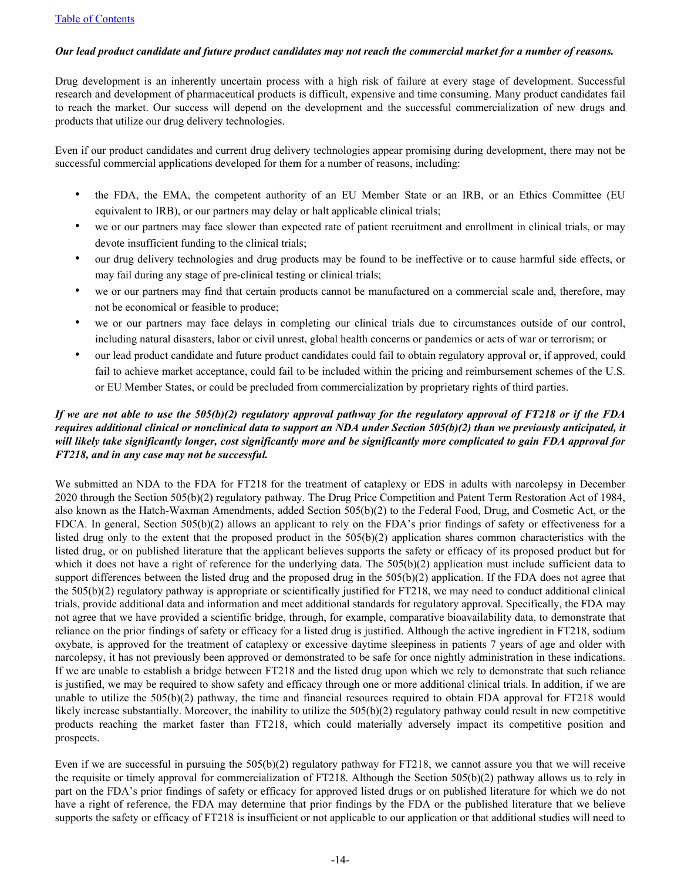***Our lead product candidate and future product candidates may not reach the commercial market for a number of reasons.***

Drug development is an inherently uncertain process with a high risk of failure at every stage of development. Successful research and development of pharmaceutical products is difficult, expensive and time consuming. Many product candidates fail to reach the market. Our success will depend on the development and the successful commercialization of new drugs and products that utilize our drug delivery technologies.

Even if our product candidates and current drug delivery technologies appear promising during development, there may not be successful commercial applications developed for them for a number of reasons, including:

- the FDA, the EMA, the competent authority of an EU Member State or an IRB, or an Ethics Committee (EU equivalent to IRB), or our partners may delay or halt applicable clinical trials;
- we or our partners may face slower than expected rate of patient recruitment and enrollment in clinical trials, or may devote insufficient funding to the clinical trials;
- our drug delivery technologies and drug products may be found to be ineffective or to cause harmful side effects, or may fail during any stage of pre-clinical testing or clinical trials;
- we or our partners may find that certain products cannot be manufactured on a commercial scale and, therefore, may not be economical or feasible to produce;
- we or our partners may face delays in completing our clinical trials due to circumstances outside of our control, including natural disasters, labor or civil unrest, global health concerns or pandemics or acts of war or terrorism; or
- our lead product candidate and future product candidates could fail to obtain regulatory approval or, if approved, could fail to achieve market acceptance, could fail to be included within the pricing and reimbursement schemes of the U.S. or EU Member States, or could be precluded from commercialization by proprietary rights of third parties.

***If we are not able to use the 505(b)(2) regulatory approval pathway for the regulatory approval of FT218 or if the FDA requires additional clinical or nonclinical data to support an NDA under Section 505(b)(2) than we previously anticipated, it will likely take significantly longer, cost significantly more and be significantly more complicated to gain FDA approval for FT218, and in any case may not be successful.***

We submitted an NDA to the FDA for FT218 for the treatment of cataplexy or EDS in adults with narcolepsy in December 2020 through the Section 505(b)(2) regulatory pathway. The Drug Price Competition and Patent Term Restoration Act of 1984, also known as the Hatch-Waxman Amendments, added Section 505(b)(2) to the Federal Food, Drug, and Cosmetic Act, or the FDCA. In general, Section 505(b)(2) allows an applicant to rely on the FDA's prior findings of safety or effectiveness for a listed drug only to the extent that the proposed product in the 505(b)(2) application shares common characteristics with the listed drug, or on published literature that the applicant believes supports the safety or efficacy of its proposed product but for which it does not have a right of reference for the underlying data. The 505(b)(2) application must include sufficient data to support differences between the listed drug and the proposed drug in the 505(b)(2) application. If the FDA does not agree that the 505(b)(2) regulatory pathway is appropriate or scientifically justified for FT218, we may need to conduct additional clinical trials, provide additional data and information and meet additional standards for regulatory approval. Specifically, the FDA may not agree that we have provided a scientific bridge, through, for example, comparative bioavailability data, to demonstrate that reliance on the prior findings of safety or efficacy for a listed drug is justified. Although the active ingredient in FT218, sodium oxybate, is approved for the treatment of cataplexy or excessive daytime sleepiness in patients 7 years of age and older with narcolepsy, it has not previously been approved or demonstrated to be safe for once nightly administration in these indications. If we are unable to establish a bridge between FT218 and the listed drug upon which we rely to demonstrate that such reliance is justified, we may be required to show safety and efficacy through one or more additional clinical trials. In addition, if we are unable to utilize the 505(b)(2) pathway, the time and financial resources required to obtain FDA approval for FT218 would likely increase substantially. Moreover, the inability to utilize the 505(b)(2) regulatory pathway could result in new competitive products reaching the market faster than FT218, which could materially adversely impact its competitive position and prospects.

Even if we are successful in pursuing the 505(b)(2) regulatory pathway for FT218, we cannot assure you that we will receive the requisite or timely approval for commercialization of FT218. Although the Section 505(b)(2) pathway allows us to rely in part on the FDA's prior findings of safety or efficacy for approved listed drugs or on published literature for which we do not have a right of reference, the FDA may determine that prior findings by the FDA or the published literature that we believe supports the safety or efficacy of FT218 is insufficient or not applicable to our application or that additional studies will need to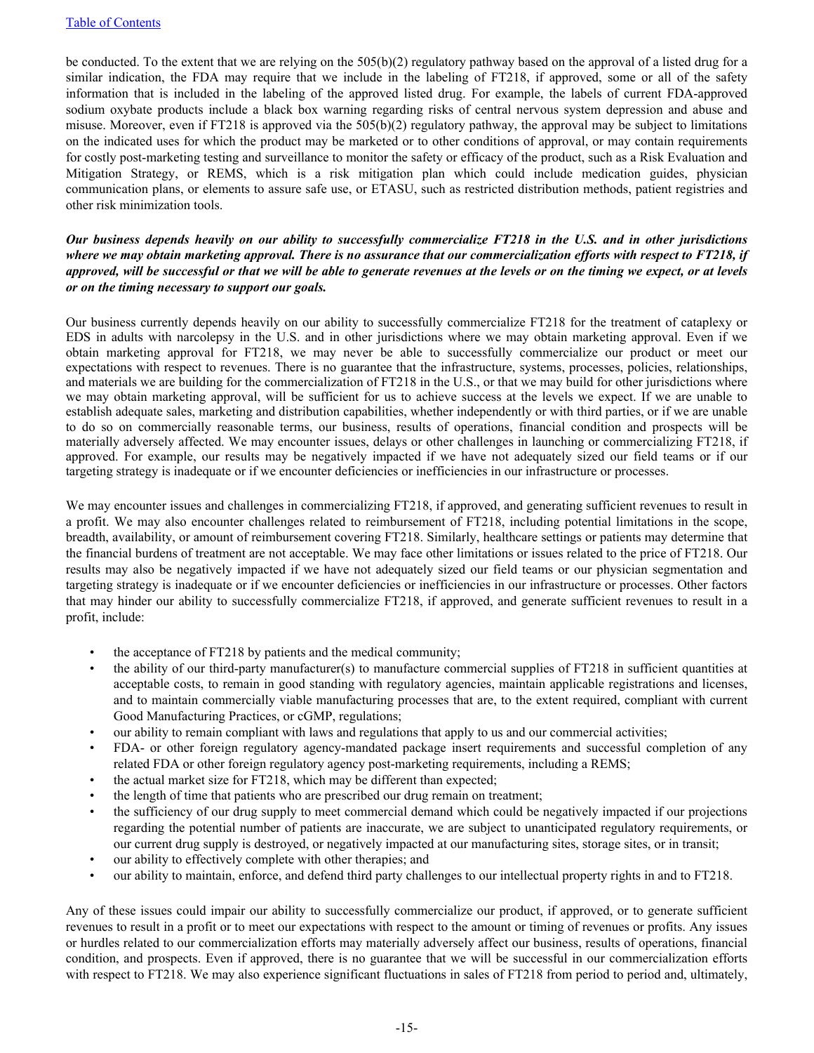be conducted. To the extent that we are relying on the 505(b)(2) regulatory pathway based on the approval of a listed drug for a similar indication, the FDA may require that we include in the labeling of FT218, if approved, some or all of the safety information that is included in the labeling of the approved listed drug. For example, the labels of current FDA-approved sodium oxybate products include a black box warning regarding risks of central nervous system depression and abuse and misuse. Moreover, even if FT218 is approved via the 505(b)(2) regulatory pathway, the approval may be subject to limitations on the indicated uses for which the product may be marketed or to other conditions of approval, or may contain requirements for costly post-marketing testing and surveillance to monitor the safety or efficacy of the product, such as a Risk Evaluation and Mitigation Strategy, or REMS, which is a risk mitigation plan which could include medication guides, physician communication plans, or elements to assure safe use, or ETASU, such as restricted distribution methods, patient registries and other risk minimization tools.

***Our business depends heavily on our ability to successfully commercialize FT218 in the U.S. and in other jurisdictions where we may obtain marketing approval. There is no assurance that our commercialization efforts with respect to FT218, if approved, will be successful or that we will be able to generate revenues at the levels or on the timing we expect, or at levels or on the timing necessary to support our goals.***

Our business currently depends heavily on our ability to successfully commercialize FT218 for the treatment of cataplexy or EDS in adults with narcolepsy in the U.S. and in other jurisdictions where we may obtain marketing approval. Even if we obtain marketing approval for FT218, we may never be able to successfully commercialize our product or meet our expectations with respect to revenues. There is no guarantee that the infrastructure, systems, processes, policies, relationships, and materials we are building for the commercialization of FT218 in the U.S., or that we may build for other jurisdictions where we may obtain marketing approval, will be sufficient for us to achieve success at the levels we expect. If we are unable to establish adequate sales, marketing and distribution capabilities, whether independently or with third parties, or if we are unable to do so on commercially reasonable terms, our business, results of operations, financial condition and prospects will be materially adversely affected. We may encounter issues, delays or other challenges in launching or commercializing FT218, if approved. For example, our results may be negatively impacted if we have not adequately sized our field teams or if our targeting strategy is inadequate or if we encounter deficiencies or inefficiencies in our infrastructure or processes.

We may encounter issues and challenges in commercializing FT218, if approved, and generating sufficient revenues to result in a profit. We may also encounter challenges related to reimbursement of FT218, including potential limitations in the scope, breadth, availability, or amount of reimbursement covering FT218. Similarly, healthcare settings or patients may determine that the financial burdens of treatment are not acceptable. We may face other limitations or issues related to the price of FT218. Our results may also be negatively impacted if we have not adequately sized our field teams or our physician segmentation and targeting strategy is inadequate or if we encounter deficiencies or inefficiencies in our infrastructure or processes. Other factors that may hinder our ability to successfully commercialize FT218, if approved, and generate sufficient revenues to result in a profit, include:

- the acceptance of FT218 by patients and the medical community;
- the ability of our third-party manufacturer(s) to manufacture commercial supplies of FT218 in sufficient quantities at acceptable costs, to remain in good standing with regulatory agencies, maintain applicable registrations and licenses, and to maintain commercially viable manufacturing processes that are, to the extent required, compliant with current Good Manufacturing Practices, or cGMP, regulations;
- our ability to remain compliant with laws and regulations that apply to us and our commercial activities;
- FDA- or other foreign regulatory agency-mandated package insert requirements and successful completion of any related FDA or other foreign regulatory agency post-marketing requirements, including a REMS;
- the actual market size for FT218, which may be different than expected;
- the length of time that patients who are prescribed our drug remain on treatment;
- the sufficiency of our drug supply to meet commercial demand which could be negatively impacted if our projections regarding the potential number of patients are inaccurate, we are subject to unanticipated regulatory requirements, or our current drug supply is destroyed, or negatively impacted at our manufacturing sites, storage sites, or in transit;
- our ability to effectively complete with other therapies; and
- our ability to maintain, enforce, and defend third party challenges to our intellectual property rights in and to FT218.

Any of these issues could impair our ability to successfully commercialize our product, if approved, or to generate sufficient revenues to result in a profit or to meet our expectations with respect to the amount or timing of revenues or profits. Any issues or hurdles related to our commercialization efforts may materially adversely affect our business, results of operations, financial condition, and prospects. Even if approved, there is no guarantee that we will be successful in our commercialization efforts with respect to FT218. We may also experience significant fluctuations in sales of FT218 from period to period and, ultimately,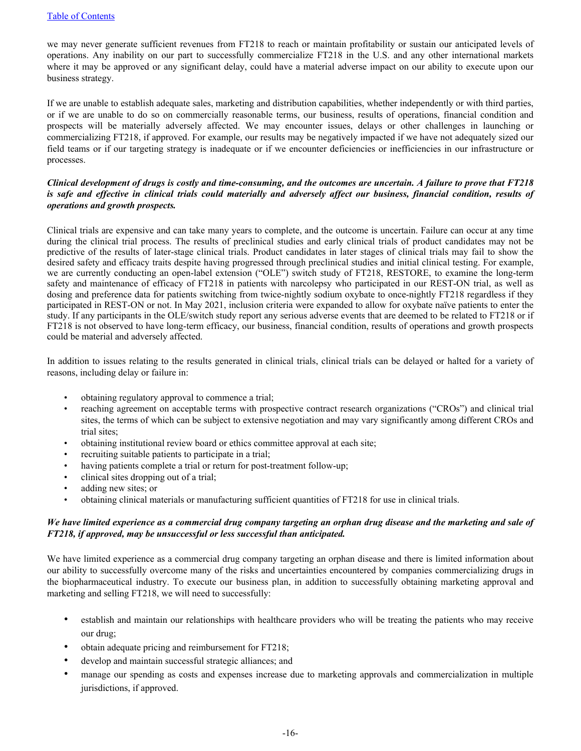we may never generate sufficient revenues from FT218 to reach or maintain profitability or sustain our anticipated levels of operations. Any inability on our part to successfully commercialize FT218 in the U.S. and any other international markets where it may be approved or any significant delay, could have a material adverse impact on our ability to execute upon our business strategy.

If we are unable to establish adequate sales, marketing and distribution capabilities, whether independently or with third parties, or if we are unable to do so on commercially reasonable terms, our business, results of operations, financial condition and prospects will be materially adversely affected. We may encounter issues, delays or other challenges in launching or commercializing FT218, if approved. For example, our results may be negatively impacted if we have not adequately sized our field teams or if our targeting strategy is inadequate or if we encounter deficiencies or inefficiencies in our infrastructure or processes.

***Clinical development of drugs is costly and time-consuming, and the outcomes are uncertain. A failure to prove that FT218 is safe and effective in clinical trials could materially and adversely affect our business, financial condition, results of operations and growth prospects.***

Clinical trials are expensive and can take many years to complete, and the outcome is uncertain. Failure can occur at any time during the clinical trial process. The results of preclinical studies and early clinical trials of product candidates may not be predictive of the results of later-stage clinical trials. Product candidates in later stages of clinical trials may fail to show the desired safety and efficacy traits despite having progressed through preclinical studies and initial clinical testing. For example, we are currently conducting an open-label extension ("OLE") switch study of FT218, RESTORE, to examine the long-term safety and maintenance of efficacy of FT218 in patients with narcolepsy who participated in our REST-ON trial, as well as dosing and preference data for patients switching from twice-nightly sodium oxybate to once-nightly FT218 regardless if they participated in REST-ON or not. In May 2021, inclusion criteria were expanded to allow for oxybate naïve patients to enter the study. If any participants in the OLE/switch study report any serious adverse events that are deemed to be related to FT218 or if FT218 is not observed to have long-term efficacy, our business, financial condition, results of operations and growth prospects could be material and adversely affected.

In addition to issues relating to the results generated in clinical trials, clinical trials can be delayed or halted for a variety of reasons, including delay or failure in:

- obtaining regulatory approval to commence a trial;
- reaching agreement on acceptable terms with prospective contract research organizations ("CROs") and clinical trial sites, the terms of which can be subject to extensive negotiation and may vary significantly among different CROs and trial sites;
- obtaining institutional review board or ethics committee approval at each site;
- recruiting suitable patients to participate in a trial;
- having patients complete a trial or return for post-treatment follow-up;
- clinical sites dropping out of a trial;
- adding new sites; or
- obtaining clinical materials or manufacturing sufficient quantities of FT218 for use in clinical trials.

***We have limited experience as a commercial drug company targeting an orphan drug disease and the marketing and sale of FT218, if approved, may be unsuccessful or less successful than anticipated.***

We have limited experience as a commercial drug company targeting an orphan disease and there is limited information about our ability to successfully overcome many of the risks and uncertainties encountered by companies commercializing drugs in the biopharmaceutical industry. To execute our business plan, in addition to successfully obtaining marketing approval and marketing and selling FT218, we will need to successfully:

- establish and maintain our relationships with healthcare providers who will be treating the patients who may receive our drug;
- obtain adequate pricing and reimbursement for FT218;
- develop and maintain successful strategic alliances; and
- manage our spending as costs and expenses increase due to marketing approvals and commercialization in multiple jurisdictions, if approved.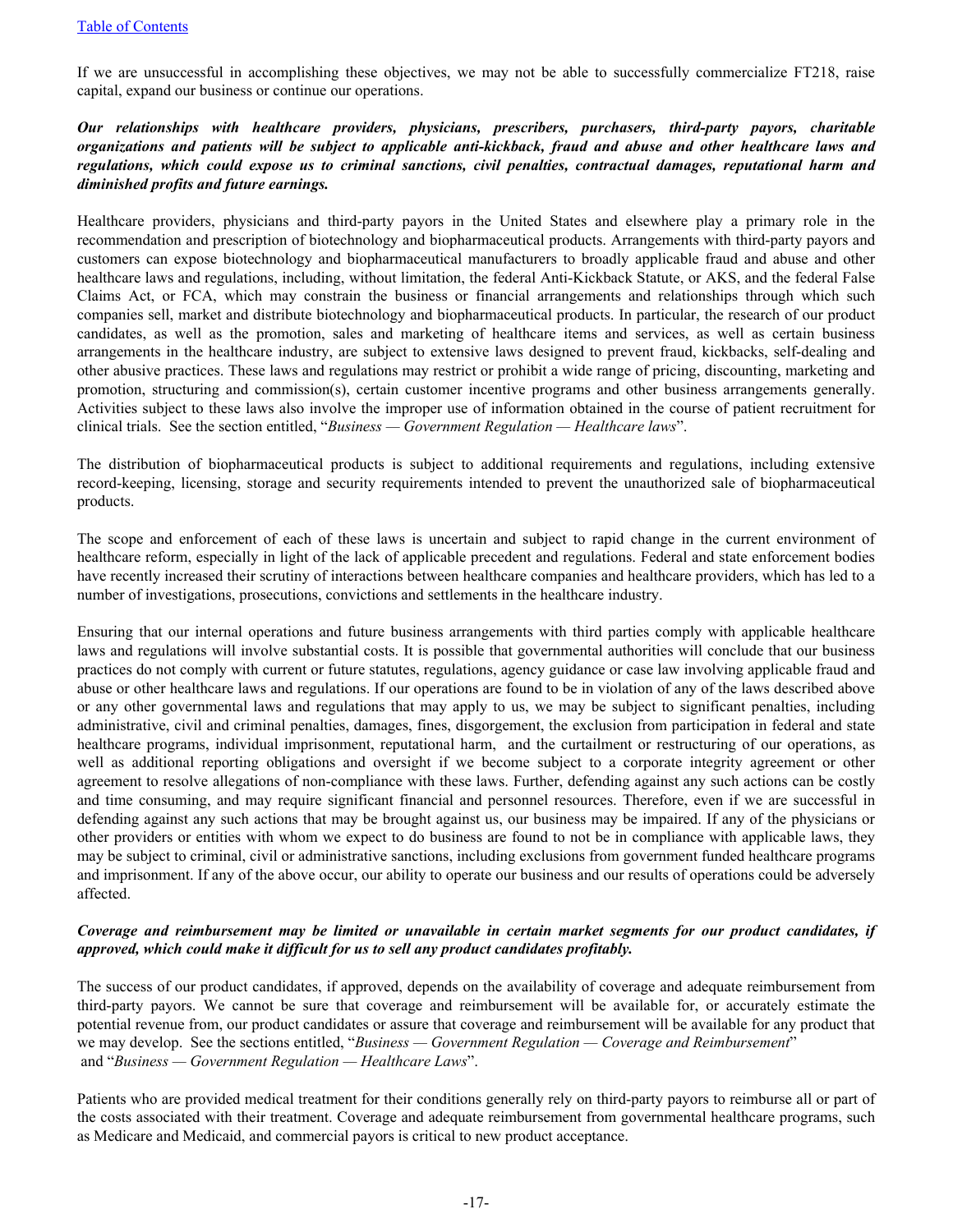If we are unsuccessful in accomplishing these objectives, we may not be able to successfully commercialize FT218, raise capital, expand our business or continue our operations.

***Our relationships with healthcare providers, physicians, prescribers, purchasers, third-party payors, charitable organizations and patients will be subject to applicable anti-kickback, fraud and abuse and other healthcare laws and regulations, which could expose us to criminal sanctions, civil penalties, contractual damages, reputational harm and diminished profits and future earnings.***

Healthcare providers, physicians and third-party payors in the United States and elsewhere play a primary role in the recommendation and prescription of biotechnology and biopharmaceutical products. Arrangements with third-party payors and customers can expose biotechnology and biopharmaceutical manufacturers to broadly applicable fraud and abuse and other healthcare laws and regulations, including, without limitation, the federal Anti-Kickback Statute, or AKS, and the federal False Claims Act, or FCA, which may constrain the business or financial arrangements and relationships through which such companies sell, market and distribute biotechnology and biopharmaceutical products. In particular, the research of our product candidates, as well as the promotion, sales and marketing of healthcare items and services, as well as certain business arrangements in the healthcare industry, are subject to extensive laws designed to prevent fraud, kickbacks, self-dealing and other abusive practices. These laws and regulations may restrict or prohibit a wide range of pricing, discounting, marketing and promotion, structuring and commission(s), certain customer incentive programs and other business arrangements generally. Activities subject to these laws also involve the improper use of information obtained in the course of patient recruitment for clinical trials. See the section entitled, "*Business — Government Regulation — Healthcare laws*".

The distribution of biopharmaceutical products is subject to additional requirements and regulations, including extensive record-keeping, licensing, storage and security requirements intended to prevent the unauthorized sale of biopharmaceutical products.

The scope and enforcement of each of these laws is uncertain and subject to rapid change in the current environment of healthcare reform, especially in light of the lack of applicable precedent and regulations. Federal and state enforcement bodies have recently increased their scrutiny of interactions between healthcare companies and healthcare providers, which has led to a number of investigations, prosecutions, convictions and settlements in the healthcare industry.

Ensuring that our internal operations and future business arrangements with third parties comply with applicable healthcare laws and regulations will involve substantial costs. It is possible that governmental authorities will conclude that our business practices do not comply with current or future statutes, regulations, agency guidance or case law involving applicable fraud and abuse or other healthcare laws and regulations. If our operations are found to be in violation of any of the laws described above or any other governmental laws and regulations that may apply to us, we may be subject to significant penalties, including administrative, civil and criminal penalties, damages, fines, disgorgement, the exclusion from participation in federal and state healthcare programs, individual imprisonment, reputational harm, and the curtailment or restructuring of our operations, as well as additional reporting obligations and oversight if we become subject to a corporate integrity agreement or other agreement to resolve allegations of non-compliance with these laws. Further, defending against any such actions can be costly and time consuming, and may require significant financial and personnel resources. Therefore, even if we are successful in defending against any such actions that may be brought against us, our business may be impaired. If any of the physicians or other providers or entities with whom we expect to do business are found to not be in compliance with applicable laws, they may be subject to criminal, civil or administrative sanctions, including exclusions from government funded healthcare programs and imprisonment. If any of the above occur, our ability to operate our business and our results of operations could be adversely affected.

***Coverage and reimbursement may be limited or unavailable in certain market segments for our product candidates, if approved, which could make it difficult for us to sell any product candidates profitably.***

The success of our product candidates, if approved, depends on the availability of coverage and adequate reimbursement from third-party payors. We cannot be sure that coverage and reimbursement will be available for, or accurately estimate the potential revenue from, our product candidates or assure that coverage and reimbursement will be available for any product that we may develop. See the sections entitled, "*Business — Government Regulation — Coverage and Reimbursement*" and "*Business — Government Regulation — Healthcare Laws*".

Patients who are provided medical treatment for their conditions generally rely on third-party payors to reimburse all or part of the costs associated with their treatment. Coverage and adequate reimbursement from governmental healthcare programs, such as Medicare and Medicaid, and commercial payors is critical to new product acceptance.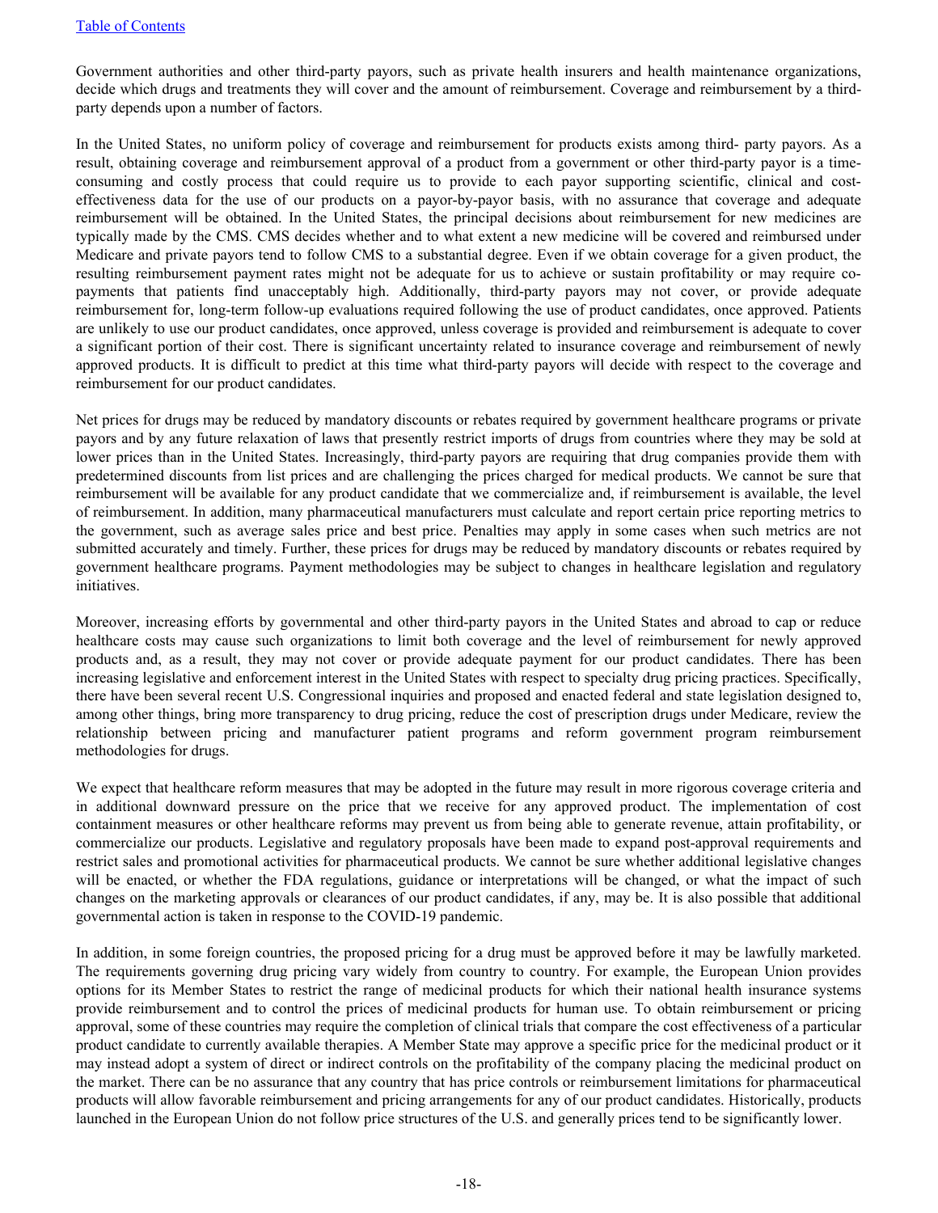Government authorities and other third-party payors, such as private health insurers and health maintenance organizations, decide which drugs and treatments they will cover and the amount of reimbursement. Coverage and reimbursement by a third-party depends upon a number of factors.

In the United States, no uniform policy of coverage and reimbursement for products exists among third- party payors. As a result, obtaining coverage and reimbursement approval of a product from a government or other third-party payor is a time-consuming and costly process that could require us to provide to each payor supporting scientific, clinical and cost-effectiveness data for the use of our products on a payor-by-payor basis, with no assurance that coverage and adequate reimbursement will be obtained. In the United States, the principal decisions about reimbursement for new medicines are typically made by the CMS. CMS decides whether and to what extent a new medicine will be covered and reimbursed under Medicare and private payors tend to follow CMS to a substantial degree. Even if we obtain coverage for a given product, the resulting reimbursement payment rates might not be adequate for us to achieve or sustain profitability or may require co-payments that patients find unacceptably high. Additionally, third-party payors may not cover, or provide adequate reimbursement for, long-term follow-up evaluations required following the use of product candidates, once approved. Patients are unlikely to use our product candidates, once approved, unless coverage is provided and reimbursement is adequate to cover a significant portion of their cost. There is significant uncertainty related to insurance coverage and reimbursement of newly approved products. It is difficult to predict at this time what third-party payors will decide with respect to the coverage and reimbursement for our product candidates.

Net prices for drugs may be reduced by mandatory discounts or rebates required by government healthcare programs or private payors and by any future relaxation of laws that presently restrict imports of drugs from countries where they may be sold at lower prices than in the United States. Increasingly, third-party payors are requiring that drug companies provide them with predetermined discounts from list prices and are challenging the prices charged for medical products. We cannot be sure that reimbursement will be available for any product candidate that we commercialize and, if reimbursement is available, the level of reimbursement. In addition, many pharmaceutical manufacturers must calculate and report certain price reporting metrics to the government, such as average sales price and best price. Penalties may apply in some cases when such metrics are not submitted accurately and timely. Further, these prices for drugs may be reduced by mandatory discounts or rebates required by government healthcare programs. Payment methodologies may be subject to changes in healthcare legislation and regulatory initiatives.

Moreover, increasing efforts by governmental and other third-party payors in the United States and abroad to cap or reduce healthcare costs may cause such organizations to limit both coverage and the level of reimbursement for newly approved products and, as a result, they may not cover or provide adequate payment for our product candidates. There has been increasing legislative and enforcement interest in the United States with respect to specialty drug pricing practices. Specifically, there have been several recent U.S. Congressional inquiries and proposed and enacted federal and state legislation designed to, among other things, bring more transparency to drug pricing, reduce the cost of prescription drugs under Medicare, review the relationship between pricing and manufacturer patient programs and reform government program reimbursement methodologies for drugs.

We expect that healthcare reform measures that may be adopted in the future may result in more rigorous coverage criteria and in additional downward pressure on the price that we receive for any approved product. The implementation of cost containment measures or other healthcare reforms may prevent us from being able to generate revenue, attain profitability, or commercialize our products. Legislative and regulatory proposals have been made to expand post-approval requirements and restrict sales and promotional activities for pharmaceutical products. We cannot be sure whether additional legislative changes will be enacted, or whether the FDA regulations, guidance or interpretations will be changed, or what the impact of such changes on the marketing approvals or clearances of our product candidates, if any, may be. It is also possible that additional governmental action is taken in response to the COVID-19 pandemic.

In addition, in some foreign countries, the proposed pricing for a drug must be approved before it may be lawfully marketed. The requirements governing drug pricing vary widely from country to country. For example, the European Union provides options for its Member States to restrict the range of medicinal products for which their national health insurance systems provide reimbursement and to control the prices of medicinal products for human use. To obtain reimbursement or pricing approval, some of these countries may require the completion of clinical trials that compare the cost effectiveness of a particular product candidate to currently available therapies. A Member State may approve a specific price for the medicinal product or it may instead adopt a system of direct or indirect controls on the profitability of the company placing the medicinal product on the market. There can be no assurance that any country that has price controls or reimbursement limitations for pharmaceutical products will allow favorable reimbursement and pricing arrangements for any of our product candidates. Historically, products launched in the European Union do not follow price structures of the U.S. and generally prices tend to be significantly lower.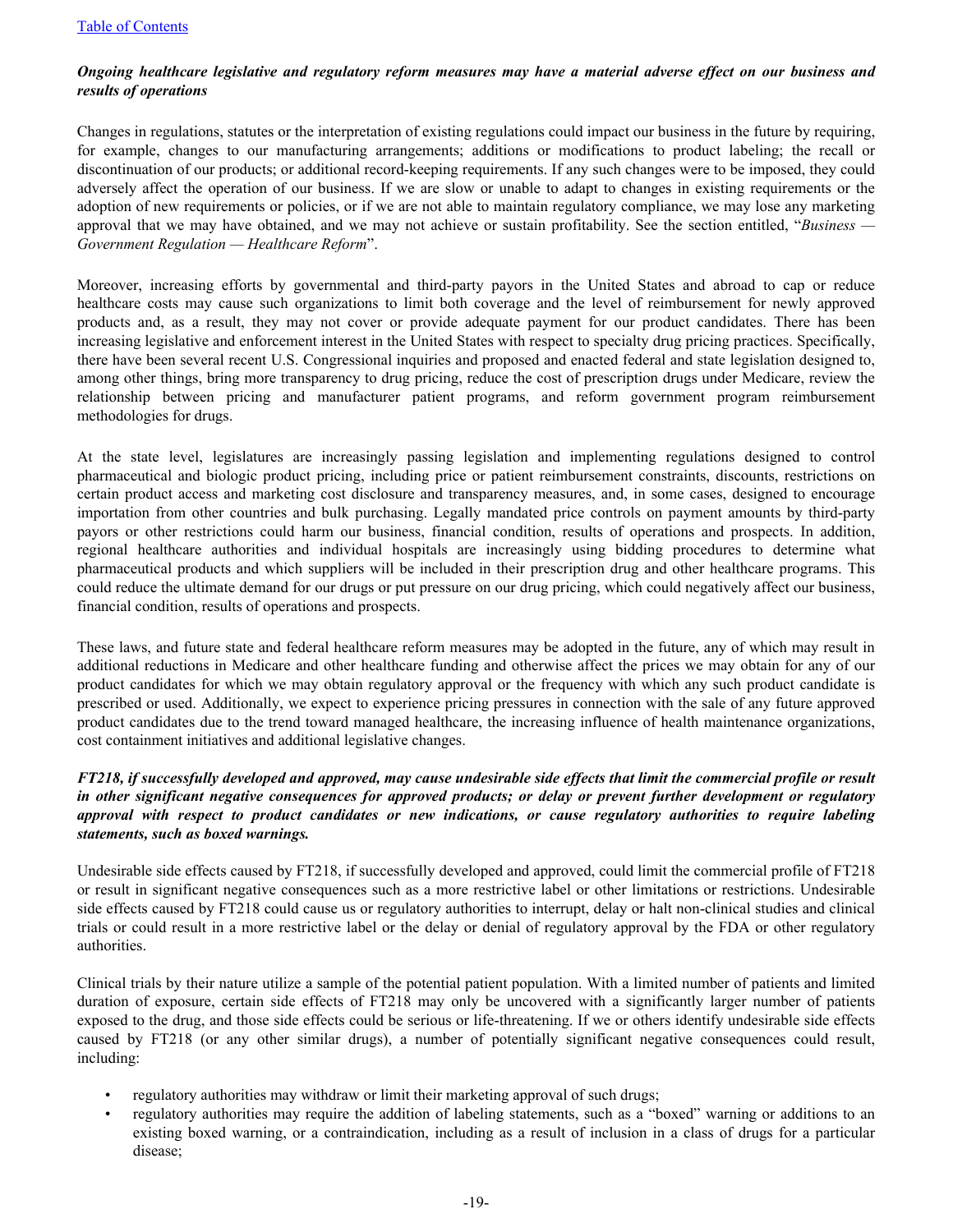*Ongoing healthcare legislative and regulatory reform measures may have a material adverse effect on our business and results of operations*

Changes in regulations, statutes or the interpretation of existing regulations could impact our business in the future by requiring, for example, changes to our manufacturing arrangements; additions or modifications to product labeling; the recall or discontinuation of our products; or additional record-keeping requirements. If any such changes were to be imposed, they could adversely affect the operation of our business. If we are slow or unable to adapt to changes in existing requirements or the adoption of new requirements or policies, or if we are not able to maintain regulatory compliance, we may lose any marketing approval that we may have obtained, and we may not achieve or sustain profitability. See the section entitled, "*Business — Government Regulation — Healthcare Reform*".

Moreover, increasing efforts by governmental and third-party payors in the United States and abroad to cap or reduce healthcare costs may cause such organizations to limit both coverage and the level of reimbursement for newly approved products and, as a result, they may not cover or provide adequate payment for our product candidates. There has been increasing legislative and enforcement interest in the United States with respect to specialty drug pricing practices. Specifically, there have been several recent U.S. Congressional inquiries and proposed and enacted federal and state legislation designed to, among other things, bring more transparency to drug pricing, reduce the cost of prescription drugs under Medicare, review the relationship between pricing and manufacturer patient programs, and reform government program reimbursement methodologies for drugs.

At the state level, legislatures are increasingly passing legislation and implementing regulations designed to control pharmaceutical and biologic product pricing, including price or patient reimbursement constraints, discounts, restrictions on certain product access and marketing cost disclosure and transparency measures, and, in some cases, designed to encourage importation from other countries and bulk purchasing. Legally mandated price controls on payment amounts by third-party payors or other restrictions could harm our business, financial condition, results of operations and prospects. In addition, regional healthcare authorities and individual hospitals are increasingly using bidding procedures to determine what pharmaceutical products and which suppliers will be included in their prescription drug and other healthcare programs. This could reduce the ultimate demand for our drugs or put pressure on our drug pricing, which could negatively affect our business, financial condition, results of operations and prospects.

These laws, and future state and federal healthcare reform measures may be adopted in the future, any of which may result in additional reductions in Medicare and other healthcare funding and otherwise affect the prices we may obtain for any of our product candidates for which we may obtain regulatory approval or the frequency with which any such product candidate is prescribed or used. Additionally, we expect to experience pricing pressures in connection with the sale of any future approved product candidates due to the trend toward managed healthcare, the increasing influence of health maintenance organizations, cost containment initiatives and additional legislative changes.

***FT218, if successfully developed and approved, may cause undesirable side effects that limit the commercial profile or result in other significant negative consequences for approved products; or delay or prevent further development or regulatory approval with respect to product candidates or new indications, or cause regulatory authorities to require labeling statements, such as boxed warnings.***

Undesirable side effects caused by FT218, if successfully developed and approved, could limit the commercial profile of FT218 or result in significant negative consequences such as a more restrictive label or other limitations or restrictions. Undesirable side effects caused by FT218 could cause us or regulatory authorities to interrupt, delay or halt non-clinical studies and clinical trials or could result in a more restrictive label or the delay or denial of regulatory approval by the FDA or other regulatory authorities.

Clinical trials by their nature utilize a sample of the potential patient population. With a limited number of patients and limited duration of exposure, certain side effects of FT218 may only be uncovered with a significantly larger number of patients exposed to the drug, and those side effects could be serious or life-threatening. If we or others identify undesirable side effects caused by FT218 (or any other similar drugs), a number of potentially significant negative consequences could result, including:

- regulatory authorities may withdraw or limit their marketing approval of such drugs;
- regulatory authorities may require the addition of labeling statements, such as a "boxed" warning or additions to an existing boxed warning, or a contraindication, including as a result of inclusion in a class of drugs for a particular disease;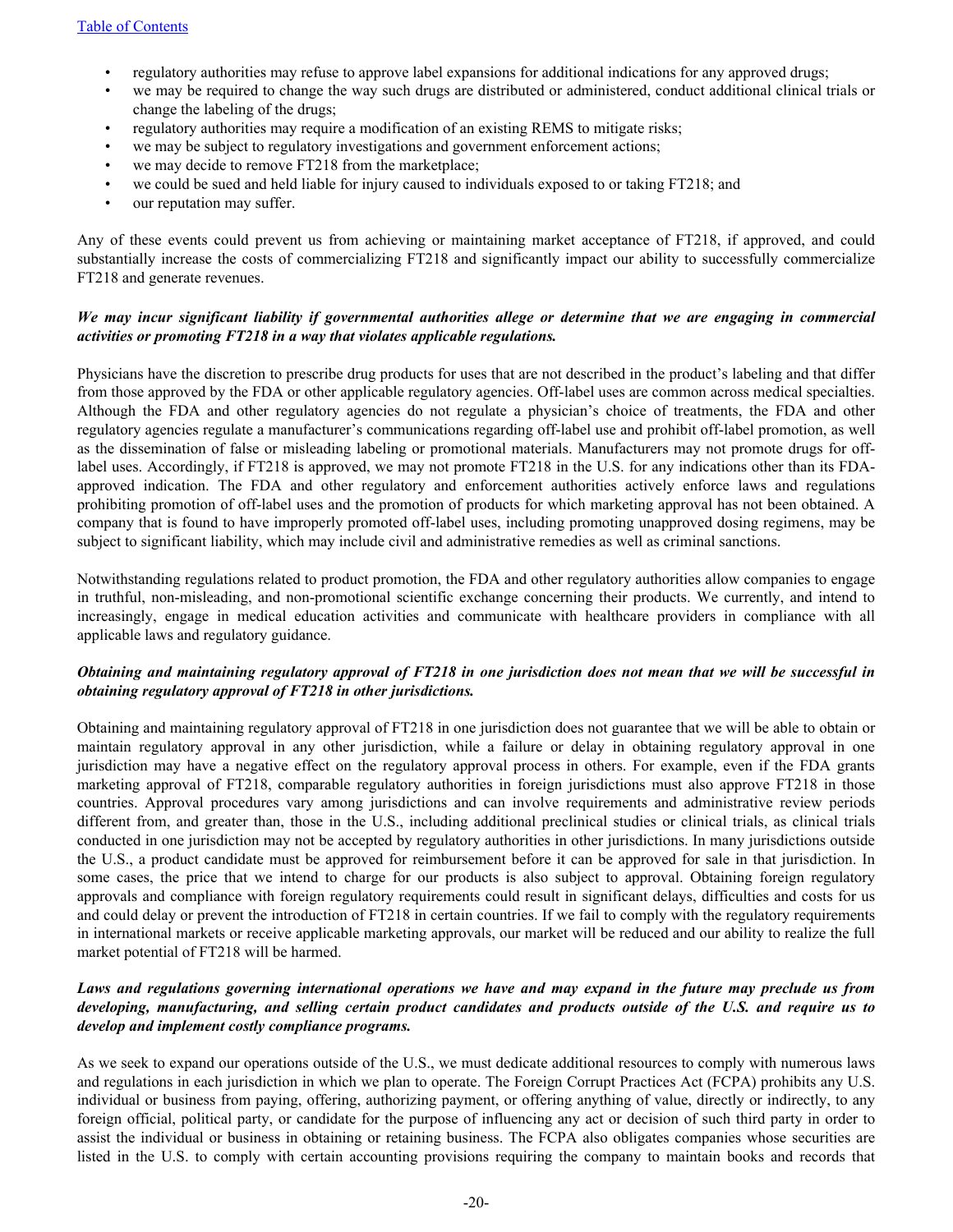- regulatory authorities may refuse to approve label expansions for additional indications for any approved drugs;
- we may be required to change the way such drugs are distributed or administered, conduct additional clinical trials or change the labeling of the drugs;
- regulatory authorities may require a modification of an existing REMS to mitigate risks;
- we may be subject to regulatory investigations and government enforcement actions;
- we may decide to remove FT218 from the marketplace;
- we could be sued and held liable for injury caused to individuals exposed to or taking FT218; and
- our reputation may suffer.

Any of these events could prevent us from achieving or maintaining market acceptance of FT218, if approved, and could substantially increase the costs of commercializing FT218 and significantly impact our ability to successfully commercialize FT218 and generate revenues.

***We may incur significant liability if governmental authorities allege or determine that we are engaging in commercial activities or promoting FT218 in a way that violates applicable regulations.***

Physicians have the discretion to prescribe drug products for uses that are not described in the product's labeling and that differ from those approved by the FDA or other applicable regulatory agencies. Off-label uses are common across medical specialties. Although the FDA and other regulatory agencies do not regulate a physician's choice of treatments, the FDA and other regulatory agencies regulate a manufacturer's communications regarding off-label use and prohibit off-label promotion, as well as the dissemination of false or misleading labeling or promotional materials. Manufacturers may not promote drugs for off-label uses. Accordingly, if FT218 is approved, we may not promote FT218 in the U.S. for any indications other than its FDA-approved indication. The FDA and other regulatory and enforcement authorities actively enforce laws and regulations prohibiting promotion of off-label uses and the promotion of products for which marketing approval has not been obtained. A company that is found to have improperly promoted off-label uses, including promoting unapproved dosing regimens, may be subject to significant liability, which may include civil and administrative remedies as well as criminal sanctions.

Notwithstanding regulations related to product promotion, the FDA and other regulatory authorities allow companies to engage in truthful, non-misleading, and non-promotional scientific exchange concerning their products. We currently, and intend to increasingly, engage in medical education activities and communicate with healthcare providers in compliance with all applicable laws and regulatory guidance.

***Obtaining and maintaining regulatory approval of FT218 in one jurisdiction does not mean that we will be successful in obtaining regulatory approval of FT218 in other jurisdictions.***

Obtaining and maintaining regulatory approval of FT218 in one jurisdiction does not guarantee that we will be able to obtain or maintain regulatory approval in any other jurisdiction, while a failure or delay in obtaining regulatory approval in one jurisdiction may have a negative effect on the regulatory approval process in others. For example, even if the FDA grants marketing approval of FT218, comparable regulatory authorities in foreign jurisdictions must also approve FT218 in those countries. Approval procedures vary among jurisdictions and can involve requirements and administrative review periods different from, and greater than, those in the U.S., including additional preclinical studies or clinical trials, as clinical trials conducted in one jurisdiction may not be accepted by regulatory authorities in other jurisdictions. In many jurisdictions outside the U.S., a product candidate must be approved for reimbursement before it can be approved for sale in that jurisdiction. In some cases, the price that we intend to charge for our products is also subject to approval. Obtaining foreign regulatory approvals and compliance with foreign regulatory requirements could result in significant delays, difficulties and costs for us and could delay or prevent the introduction of FT218 in certain countries. If we fail to comply with the regulatory requirements in international markets or receive applicable marketing approvals, our market will be reduced and our ability to realize the full market potential of FT218 will be harmed.

***Laws and regulations governing international operations we have and may expand in the future may preclude us from developing, manufacturing, and selling certain product candidates and products outside of the U.S. and require us to develop and implement costly compliance programs.***

As we seek to expand our operations outside of the U.S., we must dedicate additional resources to comply with numerous laws and regulations in each jurisdiction in which we plan to operate. The Foreign Corrupt Practices Act (FCPA) prohibits any U.S. individual or business from paying, offering, authorizing payment, or offering anything of value, directly or indirectly, to any foreign official, political party, or candidate for the purpose of influencing any act or decision of such third party in order to assist the individual or business in obtaining or retaining business. The FCPA also obligates companies whose securities are listed in the U.S. to comply with certain accounting provisions requiring the company to maintain books and records that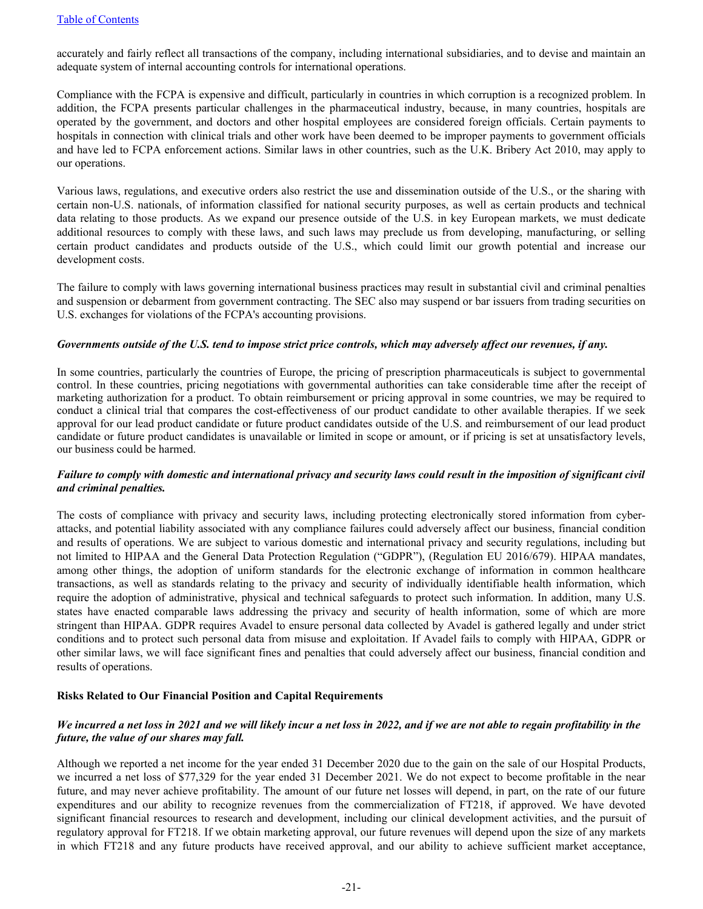accurately and fairly reflect all transactions of the company, including international subsidiaries, and to devise and maintain an adequate system of internal accounting controls for international operations.

Compliance with the FCPA is expensive and difficult, particularly in countries in which corruption is a recognized problem. In addition, the FCPA presents particular challenges in the pharmaceutical industry, because, in many countries, hospitals are operated by the government, and doctors and other hospital employees are considered foreign officials. Certain payments to hospitals in connection with clinical trials and other work have been deemed to be improper payments to government officials and have led to FCPA enforcement actions. Similar laws in other countries, such as the U.K. Bribery Act 2010, may apply to our operations.

Various laws, regulations, and executive orders also restrict the use and dissemination outside of the U.S., or the sharing with certain non-U.S. nationals, of information classified for national security purposes, as well as certain products and technical data relating to those products. As we expand our presence outside of the U.S. in key European markets, we must dedicate additional resources to comply with these laws, and such laws may preclude us from developing, manufacturing, or selling certain product candidates and products outside of the U.S., which could limit our growth potential and increase our development costs.

The failure to comply with laws governing international business practices may result in substantial civil and criminal penalties and suspension or debarment from government contracting. The SEC also may suspend or bar issuers from trading securities on U.S. exchanges for violations of the FCPA's accounting provisions.

***Governments outside of the U.S. tend to impose strict price controls, which may adversely affect our revenues, if any.***

In some countries, particularly the countries of Europe, the pricing of prescription pharmaceuticals is subject to governmental control. In these countries, pricing negotiations with governmental authorities can take considerable time after the receipt of marketing authorization for a product. To obtain reimbursement or pricing approval in some countries, we may be required to conduct a clinical trial that compares the cost-effectiveness of our product candidate to other available therapies. If we seek approval for our lead product candidate or future product candidates outside of the U.S. and reimbursement of our lead product candidate or future product candidates is unavailable or limited in scope or amount, or if pricing is set at unsatisfactory levels, our business could be harmed.

***Failure to comply with domestic and international privacy and security laws could result in the imposition of significant civil and criminal penalties.***

The costs of compliance with privacy and security laws, including protecting electronically stored information from cyber-attacks, and potential liability associated with any compliance failures could adversely affect our business, financial condition and results of operations. We are subject to various domestic and international privacy and security regulations, including but not limited to HIPAA and the General Data Protection Regulation ("GDPR"), (Regulation EU 2016/679). HIPAA mandates, among other things, the adoption of uniform standards for the electronic exchange of information in common healthcare transactions, as well as standards relating to the privacy and security of individually identifiable health information, which require the adoption of administrative, physical and technical safeguards to protect such information. In addition, many U.S. states have enacted comparable laws addressing the privacy and security of health information, some of which are more stringent than HIPAA. GDPR requires Avadel to ensure personal data collected by Avadel is gathered legally and under strict conditions and to protect such personal data from misuse and exploitation. If Avadel fails to comply with HIPAA, GDPR or other similar laws, we will face significant fines and penalties that could adversely affect our business, financial condition and results of operations.

**Risks Related to Our Financial Position and Capital Requirements**

***We incurred a net loss in 2021 and we will likely incur a net loss in 2022, and if we are not able to regain profitability in the future, the value of our shares may fall.***

Although we reported a net income for the year ended 31 December 2020 due to the gain on the sale of our Hospital Products, we incurred a net loss of $77,329 for the year ended 31 December 2021. We do not expect to become profitable in the near future, and may never achieve profitability. The amount of our future net losses will depend, in part, on the rate of our future expenditures and our ability to recognize revenues from the commercialization of FT218, if approved. We have devoted significant financial resources to research and development, including our clinical development activities, and the pursuit of regulatory approval for FT218. If we obtain marketing approval, our future revenues will depend upon the size of any markets in which FT218 and any future products have received approval, and our ability to achieve sufficient market acceptance,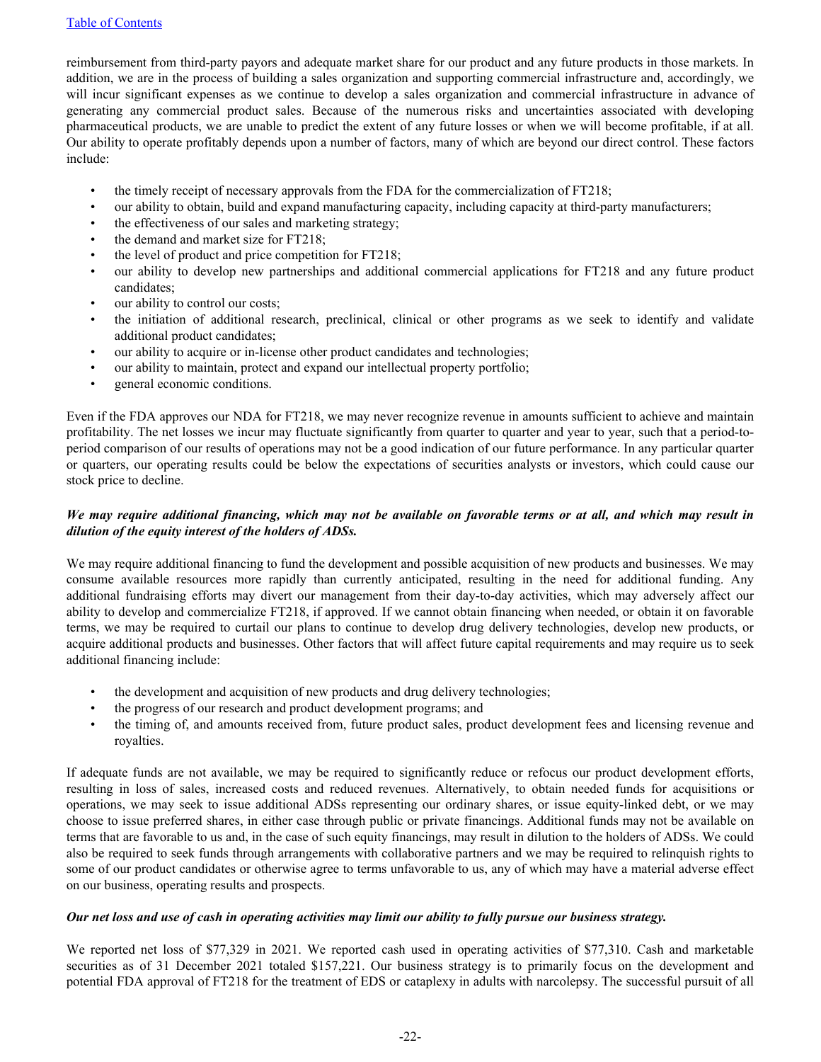reimbursement from third-party payors and adequate market share for our product and any future products in those markets. In addition, we are in the process of building a sales organization and supporting commercial infrastructure and, accordingly, we will incur significant expenses as we continue to develop a sales organization and commercial infrastructure in advance of generating any commercial product sales. Because of the numerous risks and uncertainties associated with developing pharmaceutical products, we are unable to predict the extent of any future losses or when we will become profitable, if at all. Our ability to operate profitably depends upon a number of factors, many of which are beyond our direct control. These factors include:

- the timely receipt of necessary approvals from the FDA for the commercialization of FT218;
- our ability to obtain, build and expand manufacturing capacity, including capacity at third-party manufacturers;
- the effectiveness of our sales and marketing strategy;
- the demand and market size for FT218;
- the level of product and price competition for FT218;
- our ability to develop new partnerships and additional commercial applications for FT218 and any future product candidates;
- our ability to control our costs;
- the initiation of additional research, preclinical, clinical or other programs as we seek to identify and validate additional product candidates;
- our ability to acquire or in-license other product candidates and technologies;
- our ability to maintain, protect and expand our intellectual property portfolio;
- general economic conditions.

Even if the FDA approves our NDA for FT218, we may never recognize revenue in amounts sufficient to achieve and maintain profitability. The net losses we incur may fluctuate significantly from quarter to quarter and year to year, such that a period-to-period comparison of our results of operations may not be a good indication of our future performance. In any particular quarter or quarters, our operating results could be below the expectations of securities analysts or investors, which could cause our stock price to decline.

***We may require additional financing, which may not be available on favorable terms or at all, and which may result in dilution of the equity interest of the holders of ADSs.***

We may require additional financing to fund the development and possible acquisition of new products and businesses. We may consume available resources more rapidly than currently anticipated, resulting in the need for additional funding. Any additional fundraising efforts may divert our management from their day-to-day activities, which may adversely affect our ability to develop and commercialize FT218, if approved. If we cannot obtain financing when needed, or obtain it on favorable terms, we may be required to curtail our plans to continue to develop drug delivery technologies, develop new products, or acquire additional products and businesses. Other factors that will affect future capital requirements and may require us to seek additional financing include:

- the development and acquisition of new products and drug delivery technologies;
- the progress of our research and product development programs; and
- the timing of, and amounts received from, future product sales, product development fees and licensing revenue and royalties.

If adequate funds are not available, we may be required to significantly reduce or refocus our product development efforts, resulting in loss of sales, increased costs and reduced revenues. Alternatively, to obtain needed funds for acquisitions or operations, we may seek to issue additional ADSs representing our ordinary shares, or issue equity-linked debt, or we may choose to issue preferred shares, in either case through public or private financings. Additional funds may not be available on terms that are favorable to us and, in the case of such equity financings, may result in dilution to the holders of ADSs. We could also be required to seek funds through arrangements with collaborative partners and we may be required to relinquish rights to some of our product candidates or otherwise agree to terms unfavorable to us, any of which may have a material adverse effect on our business, operating results and prospects.

***Our net loss and use of cash in operating activities may limit our ability to fully pursue our business strategy.***

We reported net loss of $77,329 in 2021. We reported cash used in operating activities of $77,310. Cash and marketable securities as of 31 December 2021 totaled $157,221. Our business strategy is to primarily focus on the development and potential FDA approval of FT218 for the treatment of EDS or cataplexy in adults with narcolepsy. The successful pursuit of all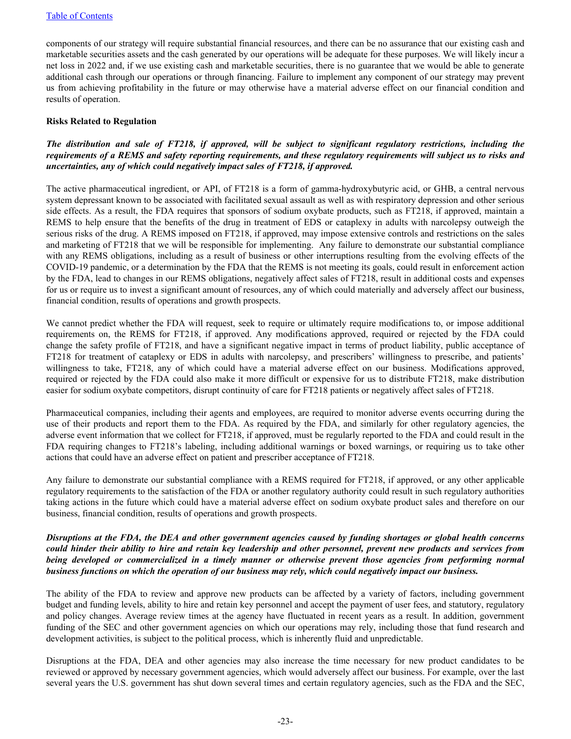components of our strategy will require substantial financial resources, and there can be no assurance that our existing cash and marketable securities assets and the cash generated by our operations will be adequate for these purposes. We will likely incur a net loss in 2022 and, if we use existing cash and marketable securities, there is no guarantee that we would be able to generate additional cash through our operations or through financing. Failure to implement any component of our strategy may prevent us from achieving profitability in the future or may otherwise have a material adverse effect on our financial condition and results of operation.

**Risks Related to Regulation**

***The distribution and sale of FT218, if approved, will be subject to significant regulatory restrictions, including the requirements of a REMS and safety reporting requirements, and these regulatory requirements will subject us to risks and uncertainties, any of which could negatively impact sales of FT218, if approved.***

The active pharmaceutical ingredient, or API, of FT218 is a form of gamma-hydroxybutyric acid, or GHB, a central nervous system depressant known to be associated with facilitated sexual assault as well as with respiratory depression and other serious side effects. As a result, the FDA requires that sponsors of sodium oxybate products, such as FT218, if approved, maintain a REMS to help ensure that the benefits of the drug in treatment of EDS or cataplexy in adults with narcolepsy outweigh the serious risks of the drug. A REMS imposed on FT218, if approved, may impose extensive controls and restrictions on the sales and marketing of FT218 that we will be responsible for implementing. Any failure to demonstrate our substantial compliance with any REMS obligations, including as a result of business or other interruptions resulting from the evolving effects of the COVID-19 pandemic, or a determination by the FDA that the REMS is not meeting its goals, could result in enforcement action by the FDA, lead to changes in our REMS obligations, negatively affect sales of FT218, result in additional costs and expenses for us or require us to invest a significant amount of resources, any of which could materially and adversely affect our business, financial condition, results of operations and growth prospects.

We cannot predict whether the FDA will request, seek to require or ultimately require modifications to, or impose additional requirements on, the REMS for FT218, if approved. Any modifications approved, required or rejected by the FDA could change the safety profile of FT218, and have a significant negative impact in terms of product liability, public acceptance of FT218 for treatment of cataplexy or EDS in adults with narcolepsy, and prescribers' willingness to prescribe, and patients' willingness to take, FT218, any of which could have a material adverse effect on our business. Modifications approved, required or rejected by the FDA could also make it more difficult or expensive for us to distribute FT218, make distribution easier for sodium oxybate competitors, disrupt continuity of care for FT218 patients or negatively affect sales of FT218.

Pharmaceutical companies, including their agents and employees, are required to monitor adverse events occurring during the use of their products and report them to the FDA. As required by the FDA, and similarly for other regulatory agencies, the adverse event information that we collect for FT218, if approved, must be regularly reported to the FDA and could result in the FDA requiring changes to FT218's labeling, including additional warnings or boxed warnings, or requiring us to take other actions that could have an adverse effect on patient and prescriber acceptance of FT218.

Any failure to demonstrate our substantial compliance with a REMS required for FT218, if approved, or any other applicable regulatory requirements to the satisfaction of the FDA or another regulatory authority could result in such regulatory authorities taking actions in the future which could have a material adverse effect on sodium oxybate product sales and therefore on our business, financial condition, results of operations and growth prospects.

***Disruptions at the FDA, the DEA and other government agencies caused by funding shortages or global health concerns could hinder their ability to hire and retain key leadership and other personnel, prevent new products and services from being developed or commercialized in a timely manner or otherwise prevent those agencies from performing normal business functions on which the operation of our business may rely, which could negatively impact our business.***

The ability of the FDA to review and approve new products can be affected by a variety of factors, including government budget and funding levels, ability to hire and retain key personnel and accept the payment of user fees, and statutory, regulatory and policy changes. Average review times at the agency have fluctuated in recent years as a result. In addition, government funding of the SEC and other government agencies on which our operations may rely, including those that fund research and development activities, is subject to the political process, which is inherently fluid and unpredictable.

Disruptions at the FDA, DEA and other agencies may also increase the time necessary for new product candidates to be reviewed or approved by necessary government agencies, which would adversely affect our business. For example, over the last several years the U.S. government has shut down several times and certain regulatory agencies, such as the FDA and the SEC,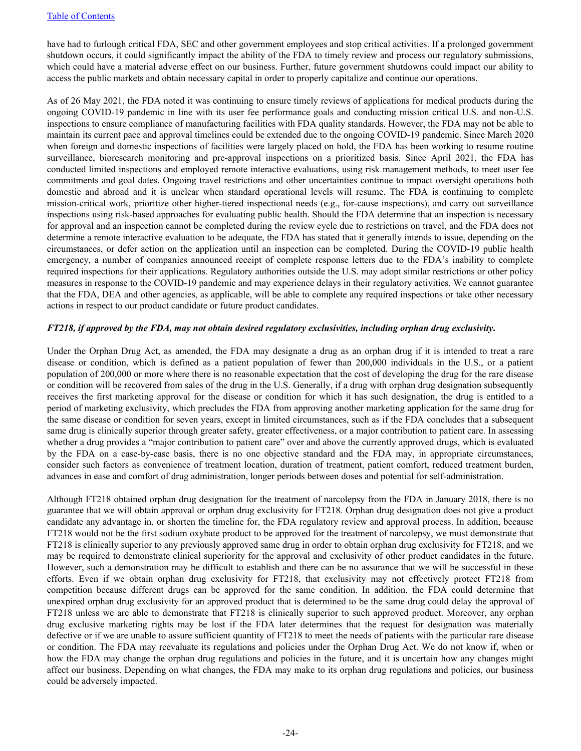have had to furlough critical FDA, SEC and other government employees and stop critical activities. If a prolonged government shutdown occurs, it could significantly impact the ability of the FDA to timely review and process our regulatory submissions, which could have a material adverse effect on our business. Further, future government shutdowns could impact our ability to access the public markets and obtain necessary capital in order to properly capitalize and continue our operations.

As of 26 May 2021, the FDA noted it was continuing to ensure timely reviews of applications for medical products during the ongoing COVID-19 pandemic in line with its user fee performance goals and conducting mission critical U.S. and non-U.S. inspections to ensure compliance of manufacturing facilities with FDA quality standards. However, the FDA may not be able to maintain its current pace and approval timelines could be extended due to the ongoing COVID-19 pandemic. Since March 2020 when foreign and domestic inspections of facilities were largely placed on hold, the FDA has been working to resume routine surveillance, bioresearch monitoring and pre-approval inspections on a prioritized basis. Since April 2021, the FDA has conducted limited inspections and employed remote interactive evaluations, using risk management methods, to meet user fee commitments and goal dates. Ongoing travel restrictions and other uncertainties continue to impact oversight operations both domestic and abroad and it is unclear when standard operational levels will resume. The FDA is continuing to complete mission-critical work, prioritize other higher-tiered inspectional needs (e.g., for-cause inspections), and carry out surveillance inspections using risk-based approaches for evaluating public health. Should the FDA determine that an inspection is necessary for approval and an inspection cannot be completed during the review cycle due to restrictions on travel, and the FDA does not determine a remote interactive evaluation to be adequate, the FDA has stated that it generally intends to issue, depending on the circumstances, or defer action on the application until an inspection can be completed. During the COVID-19 public health emergency, a number of companies announced receipt of complete response letters due to the FDA's inability to complete required inspections for their applications. Regulatory authorities outside the U.S. may adopt similar restrictions or other policy measures in response to the COVID-19 pandemic and may experience delays in their regulatory activities. We cannot guarantee that the FDA, DEA and other agencies, as applicable, will be able to complete any required inspections or take other necessary actions in respect to our product candidate or future product candidates.

***FT218, if approved by the FDA, may not obtain desired regulatory exclusivities, including orphan drug exclusivity.***

Under the Orphan Drug Act, as amended, the FDA may designate a drug as an orphan drug if it is intended to treat a rare disease or condition, which is defined as a patient population of fewer than 200,000 individuals in the U.S., or a patient population of 200,000 or more where there is no reasonable expectation that the cost of developing the drug for the rare disease or condition will be recovered from sales of the drug in the U.S. Generally, if a drug with orphan drug designation subsequently receives the first marketing approval for the disease or condition for which it has such designation, the drug is entitled to a period of marketing exclusivity, which precludes the FDA from approving another marketing application for the same drug for the same disease or condition for seven years, except in limited circumstances, such as if the FDA concludes that a subsequent same drug is clinically superior through greater safety, greater effectiveness, or a major contribution to patient care. In assessing whether a drug provides a "major contribution to patient care" over and above the currently approved drugs, which is evaluated by the FDA on a case-by-case basis, there is no one objective standard and the FDA may, in appropriate circumstances, consider such factors as convenience of treatment location, duration of treatment, patient comfort, reduced treatment burden, advances in ease and comfort of drug administration, longer periods between doses and potential for self-administration.

Although FT218 obtained orphan drug designation for the treatment of narcolepsy from the FDA in January 2018, there is no guarantee that we will obtain approval or orphan drug exclusivity for FT218. Orphan drug designation does not give a product candidate any advantage in, or shorten the timeline for, the FDA regulatory review and approval process. In addition, because FT218 would not be the first sodium oxybate product to be approved for the treatment of narcolepsy, we must demonstrate that FT218 is clinically superior to any previously approved same drug in order to obtain orphan drug exclusivity for FT218, and we may be required to demonstrate clinical superiority for the approval and exclusivity of other product candidates in the future. However, such a demonstration may be difficult to establish and there can be no assurance that we will be successful in these efforts. Even if we obtain orphan drug exclusivity for FT218, that exclusivity may not effectively protect FT218 from competition because different drugs can be approved for the same condition. In addition, the FDA could determine that unexpired orphan drug exclusivity for an approved product that is determined to be the same drug could delay the approval of FT218 unless we are able to demonstrate that FT218 is clinically superior to such approved product. Moreover, any orphan drug exclusive marketing rights may be lost if the FDA later determines that the request for designation was materially defective or if we are unable to assure sufficient quantity of FT218 to meet the needs of patients with the particular rare disease or condition. The FDA may reevaluate its regulations and policies under the Orphan Drug Act. We do not know if, when or how the FDA may change the orphan drug regulations and policies in the future, and it is uncertain how any changes might affect our business. Depending on what changes, the FDA may make to its orphan drug regulations and policies, our business could be adversely impacted.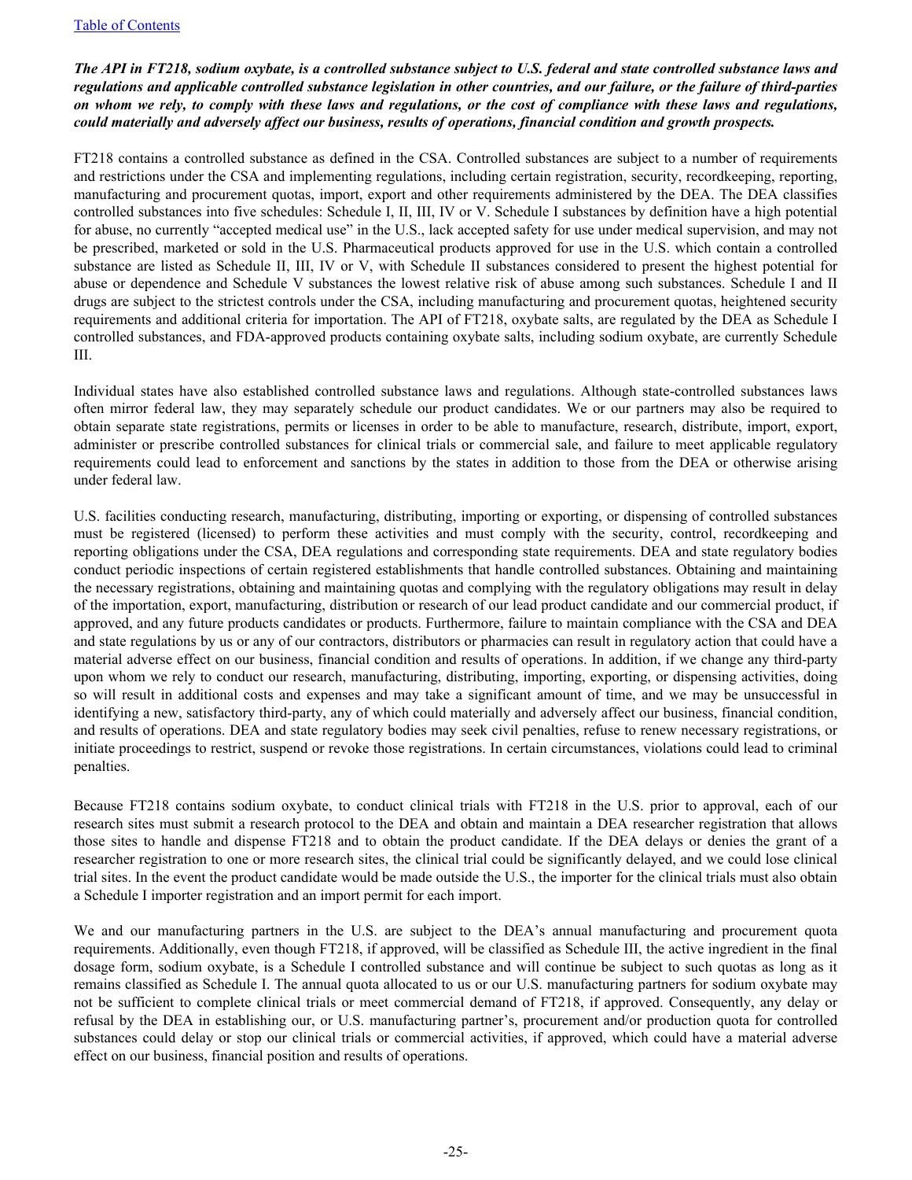***The API in FT218, sodium oxybate, is a controlled substance subject to U.S. federal and state controlled substance laws and regulations and applicable controlled substance legislation in other countries, and our failure, or the failure of third-parties on whom we rely, to comply with these laws and regulations, or the cost of compliance with these laws and regulations, could materially and adversely affect our business, results of operations, financial condition and growth prospects.***

FT218 contains a controlled substance as defined in the CSA. Controlled substances are subject to a number of requirements and restrictions under the CSA and implementing regulations, including certain registration, security, recordkeeping, reporting, manufacturing and procurement quotas, import, export and other requirements administered by the DEA. The DEA classifies controlled substances into five schedules: Schedule I, II, III, IV or V. Schedule I substances by definition have a high potential for abuse, no currently "accepted medical use" in the U.S., lack accepted safety for use under medical supervision, and may not be prescribed, marketed or sold in the U.S. Pharmaceutical products approved for use in the U.S. which contain a controlled substance are listed as Schedule II, III, IV or V, with Schedule II substances considered to present the highest potential for abuse or dependence and Schedule V substances the lowest relative risk of abuse among such substances. Schedule I and II drugs are subject to the strictest controls under the CSA, including manufacturing and procurement quotas, heightened security requirements and additional criteria for importation. The API of FT218, oxybate salts, are regulated by the DEA as Schedule I controlled substances, and FDA-approved products containing oxybate salts, including sodium oxybate, are currently Schedule III.

Individual states have also established controlled substance laws and regulations. Although state-controlled substances laws often mirror federal law, they may separately schedule our product candidates. We or our partners may also be required to obtain separate state registrations, permits or licenses in order to be able to manufacture, research, distribute, import, export, administer or prescribe controlled substances for clinical trials or commercial sale, and failure to meet applicable regulatory requirements could lead to enforcement and sanctions by the states in addition to those from the DEA or otherwise arising under federal law.

U.S. facilities conducting research, manufacturing, distributing, importing or exporting, or dispensing of controlled substances must be registered (licensed) to perform these activities and must comply with the security, control, recordkeeping and reporting obligations under the CSA, DEA regulations and corresponding state requirements. DEA and state regulatory bodies conduct periodic inspections of certain registered establishments that handle controlled substances. Obtaining and maintaining the necessary registrations, obtaining and maintaining quotas and complying with the regulatory obligations may result in delay of the importation, export, manufacturing, distribution or research of our lead product candidate and our commercial product, if approved, and any future products candidates or products. Furthermore, failure to maintain compliance with the CSA and DEA and state regulations by us or any of our contractors, distributors or pharmacies can result in regulatory action that could have a material adverse effect on our business, financial condition and results of operations. In addition, if we change any third-party upon whom we rely to conduct our research, manufacturing, distributing, importing, exporting, or dispensing activities, doing so will result in additional costs and expenses and may take a significant amount of time, and we may be unsuccessful in identifying a new, satisfactory third-party, any of which could materially and adversely affect our business, financial condition, and results of operations. DEA and state regulatory bodies may seek civil penalties, refuse to renew necessary registrations, or initiate proceedings to restrict, suspend or revoke those registrations. In certain circumstances, violations could lead to criminal penalties.

Because FT218 contains sodium oxybate, to conduct clinical trials with FT218 in the U.S. prior to approval, each of our research sites must submit a research protocol to the DEA and obtain and maintain a DEA researcher registration that allows those sites to handle and dispense FT218 and to obtain the product candidate. If the DEA delays or denies the grant of a researcher registration to one or more research sites, the clinical trial could be significantly delayed, and we could lose clinical trial sites. In the event the product candidate would be made outside the U.S., the importer for the clinical trials must also obtain a Schedule I importer registration and an import permit for each import.

We and our manufacturing partners in the U.S. are subject to the DEA's annual manufacturing and procurement quota requirements. Additionally, even though FT218, if approved, will be classified as Schedule III, the active ingredient in the final dosage form, sodium oxybate, is a Schedule I controlled substance and will continue be subject to such quotas as long as it remains classified as Schedule I. The annual quota allocated to us or our U.S. manufacturing partners for sodium oxybate may not be sufficient to complete clinical trials or meet commercial demand of FT218, if approved. Consequently, any delay or refusal by the DEA in establishing our, or U.S. manufacturing partner's, procurement and/or production quota for controlled substances could delay or stop our clinical trials or commercial activities, if approved, which could have a material adverse effect on our business, financial position and results of operations.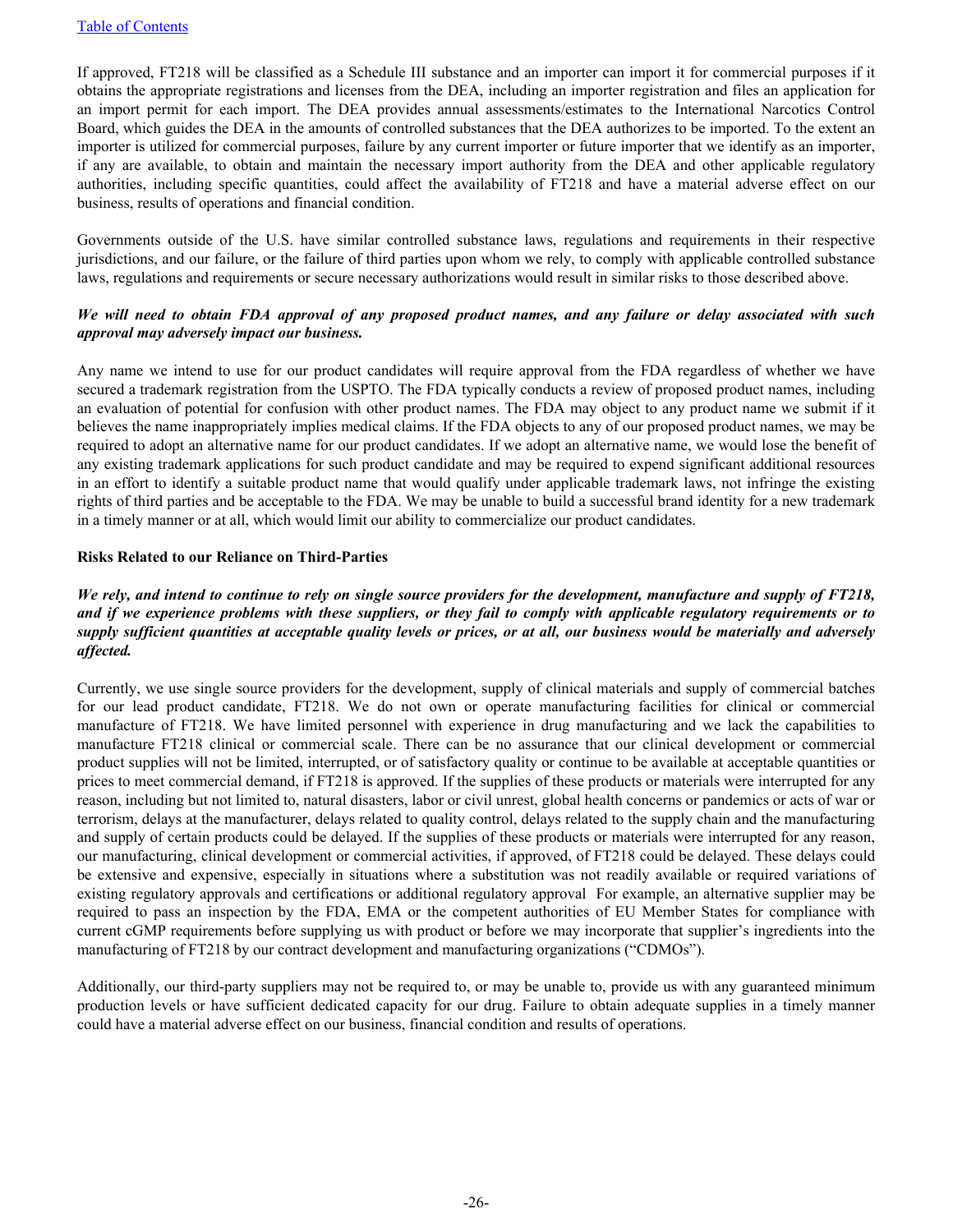If approved, FT218 will be classified as a Schedule III substance and an importer can import it for commercial purposes if it obtains the appropriate registrations and licenses from the DEA, including an importer registration and files an application for an import permit for each import. The DEA provides annual assessments/estimates to the International Narcotics Control Board, which guides the DEA in the amounts of controlled substances that the DEA authorizes to be imported. To the extent an importer is utilized for commercial purposes, failure by any current importer or future importer that we identify as an importer, if any are available, to obtain and maintain the necessary import authority from the DEA and other applicable regulatory authorities, including specific quantities, could affect the availability of FT218 and have a material adverse effect on our business, results of operations and financial condition.

Governments outside of the U.S. have similar controlled substance laws, regulations and requirements in their respective jurisdictions, and our failure, or the failure of third parties upon whom we rely, to comply with applicable controlled substance laws, regulations and requirements or secure necessary authorizations would result in similar risks to those described above.

***We will need to obtain FDA approval of any proposed product names, and any failure or delay associated with such approval may adversely impact our business.***

Any name we intend to use for our product candidates will require approval from the FDA regardless of whether we have secured a trademark registration from the USPTO. The FDA typically conducts a review of proposed product names, including an evaluation of potential for confusion with other product names. The FDA may object to any product name we submit if it believes the name inappropriately implies medical claims. If the FDA objects to any of our proposed product names, we may be required to adopt an alternative name for our product candidates. If we adopt an alternative name, we would lose the benefit of any existing trademark applications for such product candidate and may be required to expend significant additional resources in an effort to identify a suitable product name that would qualify under applicable trademark laws, not infringe the existing rights of third parties and be acceptable to the FDA. We may be unable to build a successful brand identity for a new trademark in a timely manner or at all, which would limit our ability to commercialize our product candidates.

**Risks Related to our Reliance on Third-Parties**

***We rely, and intend to continue to rely on single source providers for the development, manufacture and supply of FT218, and if we experience problems with these suppliers, or they fail to comply with applicable regulatory requirements or to supply sufficient quantities at acceptable quality levels or prices, or at all, our business would be materially and adversely affected.***

Currently, we use single source providers for the development, supply of clinical materials and supply of commercial batches for our lead product candidate, FT218. We do not own or operate manufacturing facilities for clinical or commercial manufacture of FT218. We have limited personnel with experience in drug manufacturing and we lack the capabilities to manufacture FT218 clinical or commercial scale. There can be no assurance that our clinical development or commercial product supplies will not be limited, interrupted, or of satisfactory quality or continue to be available at acceptable quantities or prices to meet commercial demand, if FT218 is approved. If the supplies of these products or materials were interrupted for any reason, including but not limited to, natural disasters, labor or civil unrest, global health concerns or pandemics or acts of war or terrorism, delays at the manufacturer, delays related to quality control, delays related to the supply chain and the manufacturing and supply of certain products could be delayed. If the supplies of these products or materials were interrupted for any reason, our manufacturing, clinical development or commercial activities, if approved, of FT218 could be delayed. These delays could be extensive and expensive, especially in situations where a substitution was not readily available or required variations of existing regulatory approvals and certifications or additional regulatory approval For example, an alternative supplier may be required to pass an inspection by the FDA, EMA or the competent authorities of EU Member States for compliance with current cGMP requirements before supplying us with product or before we may incorporate that supplier's ingredients into the manufacturing of FT218 by our contract development and manufacturing organizations ("CDMOs").

Additionally, our third-party suppliers may not be required to, or may be unable to, provide us with any guaranteed minimum production levels or have sufficient dedicated capacity for our drug. Failure to obtain adequate supplies in a timely manner could have a material adverse effect on our business, financial condition and results of operations.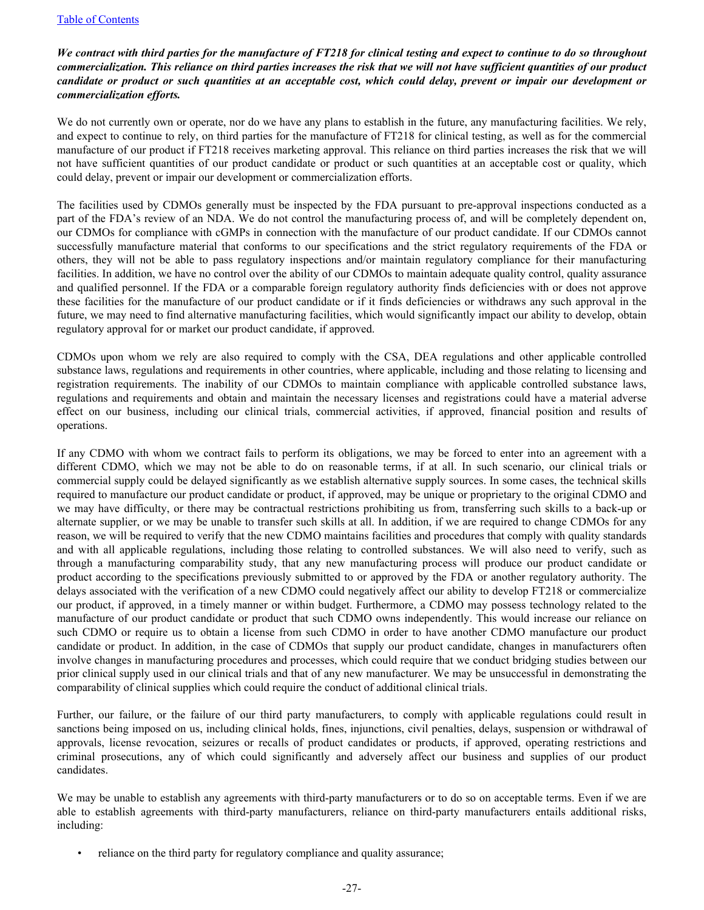*We contract with third parties for the manufacture of FT218 for clinical testing and expect to continue to do so throughout commercialization. This reliance on third parties increases the risk that we will not have sufficient quantities of our product candidate or product or such quantities at an acceptable cost, which could delay, prevent or impair our development or commercialization efforts.*

We do not currently own or operate, nor do we have any plans to establish in the future, any manufacturing facilities. We rely, and expect to continue to rely, on third parties for the manufacture of FT218 for clinical testing, as well as for the commercial manufacture of our product if FT218 receives marketing approval. This reliance on third parties increases the risk that we will not have sufficient quantities of our product candidate or product or such quantities at an acceptable cost or quality, which could delay, prevent or impair our development or commercialization efforts.

The facilities used by CDMOs generally must be inspected by the FDA pursuant to pre-approval inspections conducted as a part of the FDA's review of an NDA. We do not control the manufacturing process of, and will be completely dependent on, our CDMOs for compliance with cGMPs in connection with the manufacture of our product candidate. If our CDMOs cannot successfully manufacture material that conforms to our specifications and the strict regulatory requirements of the FDA or others, they will not be able to pass regulatory inspections and/or maintain regulatory compliance for their manufacturing facilities. In addition, we have no control over the ability of our CDMOs to maintain adequate quality control, quality assurance and qualified personnel. If the FDA or a comparable foreign regulatory authority finds deficiencies with or does not approve these facilities for the manufacture of our product candidate or if it finds deficiencies or withdraws any such approval in the future, we may need to find alternative manufacturing facilities, which would significantly impact our ability to develop, obtain regulatory approval for or market our product candidate, if approved.

CDMOs upon whom we rely are also required to comply with the CSA, DEA regulations and other applicable controlled substance laws, regulations and requirements in other countries, where applicable, including and those relating to licensing and registration requirements. The inability of our CDMOs to maintain compliance with applicable controlled substance laws, regulations and requirements and obtain and maintain the necessary licenses and registrations could have a material adverse effect on our business, including our clinical trials, commercial activities, if approved, financial position and results of operations.

If any CDMO with whom we contract fails to perform its obligations, we may be forced to enter into an agreement with a different CDMO, which we may not be able to do on reasonable terms, if at all. In such scenario, our clinical trials or commercial supply could be delayed significantly as we establish alternative supply sources. In some cases, the technical skills required to manufacture our product candidate or product, if approved, may be unique or proprietary to the original CDMO and we may have difficulty, or there may be contractual restrictions prohibiting us from, transferring such skills to a back-up or alternate supplier, or we may be unable to transfer such skills at all. In addition, if we are required to change CDMOs for any reason, we will be required to verify that the new CDMO maintains facilities and procedures that comply with quality standards and with all applicable regulations, including those relating to controlled substances. We will also need to verify, such as through a manufacturing comparability study, that any new manufacturing process will produce our product candidate or product according to the specifications previously submitted to or approved by the FDA or another regulatory authority. The delays associated with the verification of a new CDMO could negatively affect our ability to develop FT218 or commercialize our product, if approved, in a timely manner or within budget. Furthermore, a CDMO may possess technology related to the manufacture of our product candidate or product that such CDMO owns independently. This would increase our reliance on such CDMO or require us to obtain a license from such CDMO in order to have another CDMO manufacture our product candidate or product. In addition, in the case of CDMOs that supply our product candidate, changes in manufacturers often involve changes in manufacturing procedures and processes, which could require that we conduct bridging studies between our prior clinical supply used in our clinical trials and that of any new manufacturer. We may be unsuccessful in demonstrating the comparability of clinical supplies which could require the conduct of additional clinical trials.

Further, our failure, or the failure of our third party manufacturers, to comply with applicable regulations could result in sanctions being imposed on us, including clinical holds, fines, injunctions, civil penalties, delays, suspension or withdrawal of approvals, license revocation, seizures or recalls of product candidates or products, if approved, operating restrictions and criminal prosecutions, any of which could significantly and adversely affect our business and supplies of our product candidates.

We may be unable to establish any agreements with third-party manufacturers or to do so on acceptable terms. Even if we are able to establish agreements with third-party manufacturers, reliance on third-party manufacturers entails additional risks, including:

- reliance on the third party for regulatory compliance and quality assurance;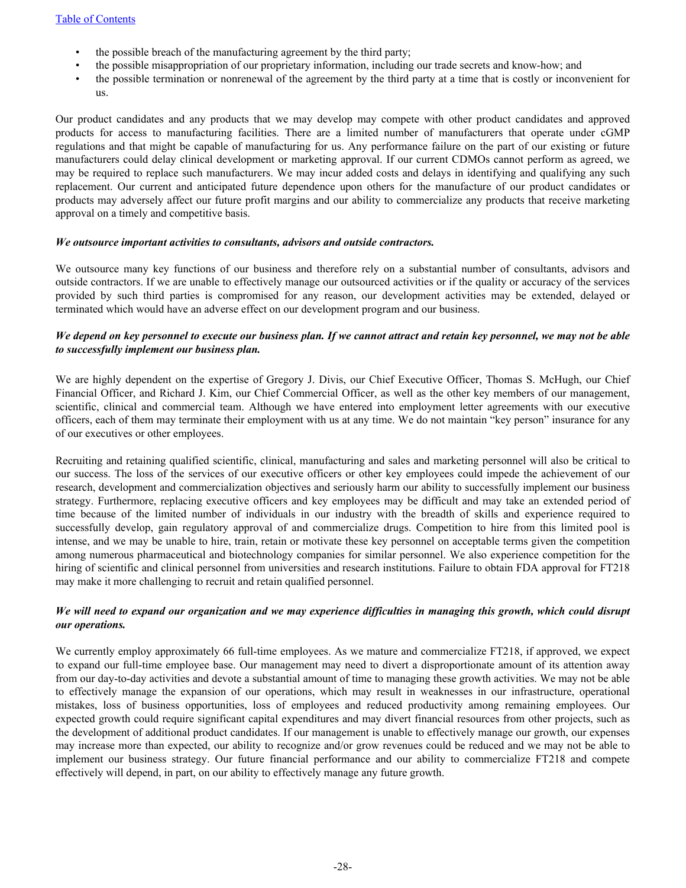- the possible breach of the manufacturing agreement by the third party;
- the possible misappropriation of our proprietary information, including our trade secrets and know-how; and
- the possible termination or nonrenewal of the agreement by the third party at a time that is costly or inconvenient for us.

Our product candidates and any products that we may develop may compete with other product candidates and approved products for access to manufacturing facilities. There are a limited number of manufacturers that operate under cGMP regulations and that might be capable of manufacturing for us. Any performance failure on the part of our existing or future manufacturers could delay clinical development or marketing approval. If our current CDMOs cannot perform as agreed, we may be required to replace such manufacturers. We may incur added costs and delays in identifying and qualifying any such replacement. Our current and anticipated future dependence upon others for the manufacture of our product candidates or products may adversely affect our future profit margins and our ability to commercialize any products that receive marketing approval on a timely and competitive basis.

***We outsource important activities to consultants, advisors and outside contractors.***

We outsource many key functions of our business and therefore rely on a substantial number of consultants, advisors and outside contractors. If we are unable to effectively manage our outsourced activities or if the quality or accuracy of the services provided by such third parties is compromised for any reason, our development activities may be extended, delayed or terminated which would have an adverse effect on our development program and our business.

***We depend on key personnel to execute our business plan. If we cannot attract and retain key personnel, we may not be able to successfully implement our business plan.***

We are highly dependent on the expertise of Gregory J. Divis, our Chief Executive Officer, Thomas S. McHugh, our Chief Financial Officer, and Richard J. Kim, our Chief Commercial Officer, as well as the other key members of our management, scientific, clinical and commercial team. Although we have entered into employment letter agreements with our executive officers, each of them may terminate their employment with us at any time. We do not maintain "key person" insurance for any of our executives or other employees.

Recruiting and retaining qualified scientific, clinical, manufacturing and sales and marketing personnel will also be critical to our success. The loss of the services of our executive officers or other key employees could impede the achievement of our research, development and commercialization objectives and seriously harm our ability to successfully implement our business strategy. Furthermore, replacing executive officers and key employees may be difficult and may take an extended period of time because of the limited number of individuals in our industry with the breadth of skills and experience required to successfully develop, gain regulatory approval of and commercialize drugs. Competition to hire from this limited pool is intense, and we may be unable to hire, train, retain or motivate these key personnel on acceptable terms given the competition among numerous pharmaceutical and biotechnology companies for similar personnel. We also experience competition for the hiring of scientific and clinical personnel from universities and research institutions. Failure to obtain FDA approval for FT218 may make it more challenging to recruit and retain qualified personnel.

***We will need to expand our organization and we may experience difficulties in managing this growth, which could disrupt our operations.***

We currently employ approximately 66 full-time employees. As we mature and commercialize FT218, if approved, we expect to expand our full-time employee base. Our management may need to divert a disproportionate amount of its attention away from our day-to-day activities and devote a substantial amount of time to managing these growth activities. We may not be able to effectively manage the expansion of our operations, which may result in weaknesses in our infrastructure, operational mistakes, loss of business opportunities, loss of employees and reduced productivity among remaining employees. Our expected growth could require significant capital expenditures and may divert financial resources from other projects, such as the development of additional product candidates. If our management is unable to effectively manage our growth, our expenses may increase more than expected, our ability to recognize and/or grow revenues could be reduced and we may not be able to implement our business strategy. Our future financial performance and our ability to commercialize FT218 and compete effectively will depend, in part, on our ability to effectively manage any future growth.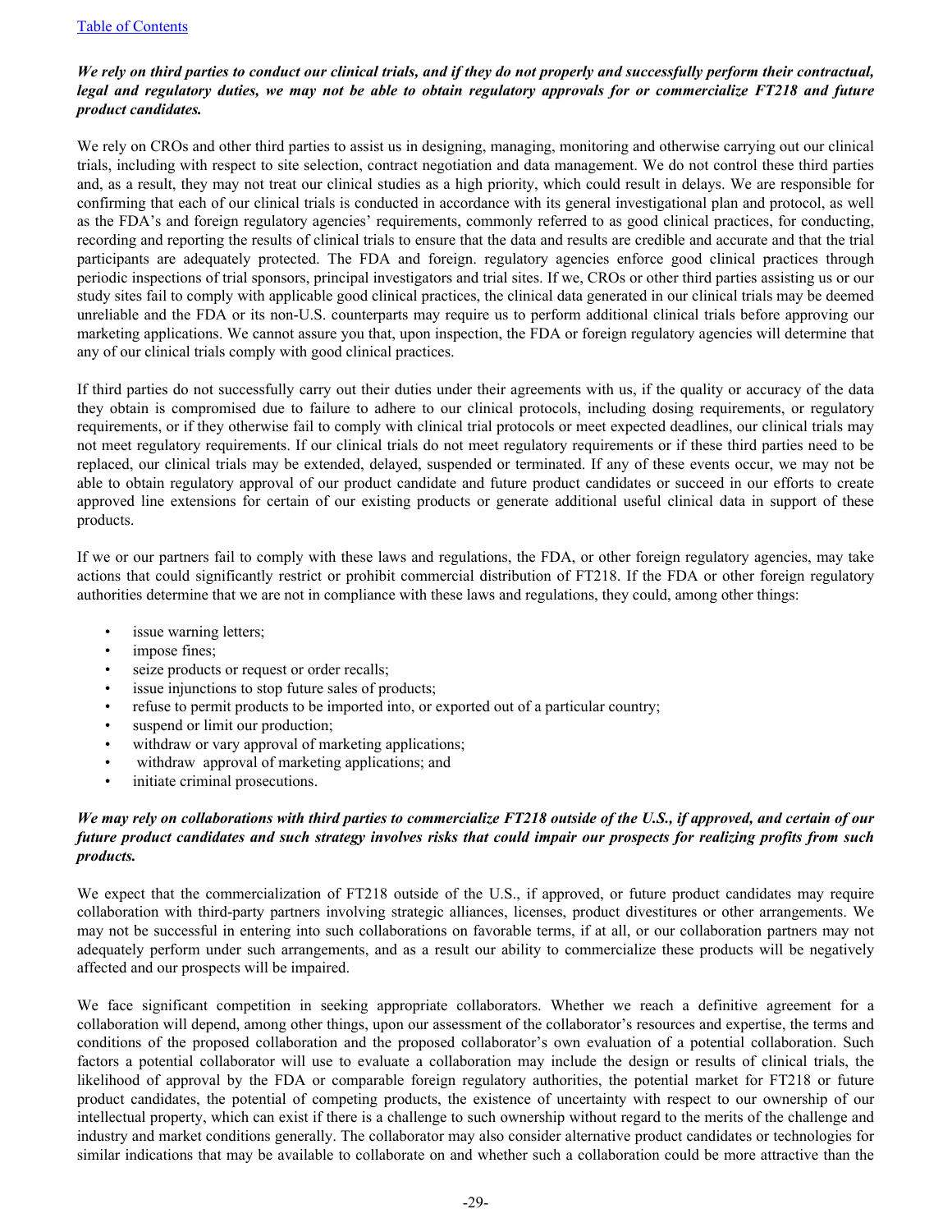*We rely on third parties to conduct our clinical trials, and if they do not properly and successfully perform their contractual, legal and regulatory duties, we may not be able to obtain regulatory approvals for or commercialize FT218 and future product candidates.*

We rely on CROs and other third parties to assist us in designing, managing, monitoring and otherwise carrying out our clinical trials, including with respect to site selection, contract negotiation and data management. We do not control these third parties and, as a result, they may not treat our clinical studies as a high priority, which could result in delays. We are responsible for confirming that each of our clinical trials is conducted in accordance with its general investigational plan and protocol, as well as the FDA's and foreign regulatory agencies' requirements, commonly referred to as good clinical practices, for conducting, recording and reporting the results of clinical trials to ensure that the data and results are credible and accurate and that the trial participants are adequately protected. The FDA and foreign. regulatory agencies enforce good clinical practices through periodic inspections of trial sponsors, principal investigators and trial sites. If we, CROs or other third parties assisting us or our study sites fail to comply with applicable good clinical practices, the clinical data generated in our clinical trials may be deemed unreliable and the FDA or its non-U.S. counterparts may require us to perform additional clinical trials before approving our marketing applications. We cannot assure you that, upon inspection, the FDA or foreign regulatory agencies will determine that any of our clinical trials comply with good clinical practices.

If third parties do not successfully carry out their duties under their agreements with us, if the quality or accuracy of the data they obtain is compromised due to failure to adhere to our clinical protocols, including dosing requirements, or regulatory requirements, or if they otherwise fail to comply with clinical trial protocols or meet expected deadlines, our clinical trials may not meet regulatory requirements. If our clinical trials do not meet regulatory requirements or if these third parties need to be replaced, our clinical trials may be extended, delayed, suspended or terminated. If any of these events occur, we may not be able to obtain regulatory approval of our product candidate and future product candidates or succeed in our efforts to create approved line extensions for certain of our existing products or generate additional useful clinical data in support of these products.

If we or our partners fail to comply with these laws and regulations, the FDA, or other foreign regulatory agencies, may take actions that could significantly restrict or prohibit commercial distribution of FT218. If the FDA or other foreign regulatory authorities determine that we are not in compliance with these laws and regulations, they could, among other things:

- issue warning letters;
- impose fines;
- seize products or request or order recalls;
- issue injunctions to stop future sales of products;
- refuse to permit products to be imported into, or exported out of a particular country;
- suspend or limit our production;
- withdraw or vary approval of marketing applications;
- withdraw approval of marketing applications; and
- initiate criminal prosecutions.

*We may rely on collaborations with third parties to commercialize FT218 outside of the U.S., if approved, and certain of our future product candidates and such strategy involves risks that could impair our prospects for realizing profits from such products.*

We expect that the commercialization of FT218 outside of the U.S., if approved, or future product candidates may require collaboration with third-party partners involving strategic alliances, licenses, product divestitures or other arrangements. We may not be successful in entering into such collaborations on favorable terms, if at all, or our collaboration partners may not adequately perform under such arrangements, and as a result our ability to commercialize these products will be negatively affected and our prospects will be impaired.

We face significant competition in seeking appropriate collaborators. Whether we reach a definitive agreement for a collaboration will depend, among other things, upon our assessment of the collaborator's resources and expertise, the terms and conditions of the proposed collaboration and the proposed collaborator's own evaluation of a potential collaboration. Such factors a potential collaborator will use to evaluate a collaboration may include the design or results of clinical trials, the likelihood of approval by the FDA or comparable foreign regulatory authorities, the potential market for FT218 or future product candidates, the potential of competing products, the existence of uncertainty with respect to our ownership of our intellectual property, which can exist if there is a challenge to such ownership without regard to the merits of the challenge and industry and market conditions generally. The collaborator may also consider alternative product candidates or technologies for similar indications that may be available to collaborate on and whether such a collaboration could be more attractive than the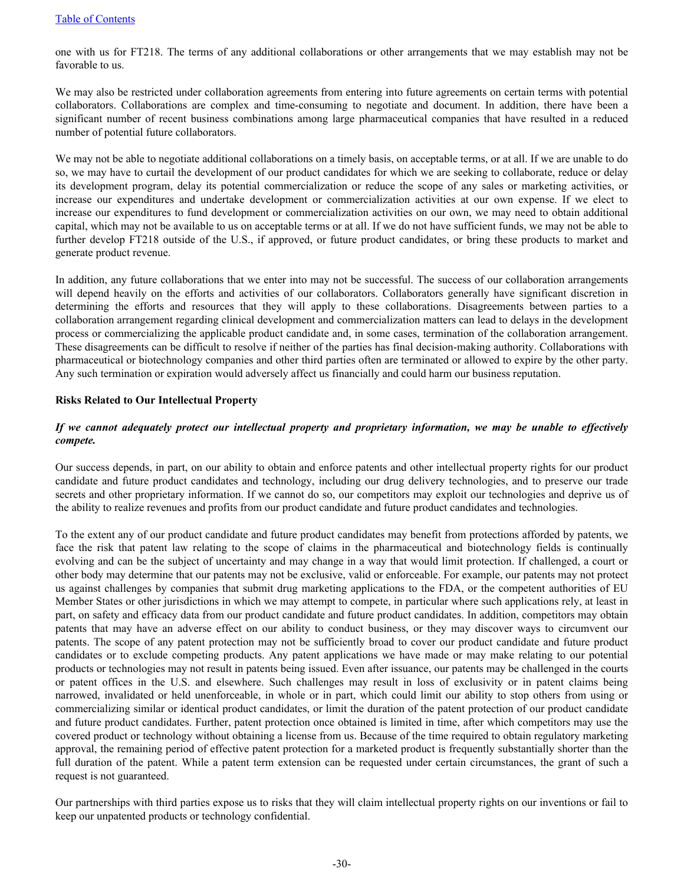one with us for FT218. The terms of any additional collaborations or other arrangements that we may establish may not be favorable to us.

We may also be restricted under collaboration agreements from entering into future agreements on certain terms with potential collaborators. Collaborations are complex and time-consuming to negotiate and document. In addition, there have been a significant number of recent business combinations among large pharmaceutical companies that have resulted in a reduced number of potential future collaborators.

We may not be able to negotiate additional collaborations on a timely basis, on acceptable terms, or at all. If we are unable to do so, we may have to curtail the development of our product candidates for which we are seeking to collaborate, reduce or delay its development program, delay its potential commercialization or reduce the scope of any sales or marketing activities, or increase our expenditures and undertake development or commercialization activities at our own expense. If we elect to increase our expenditures to fund development or commercialization activities on our own, we may need to obtain additional capital, which may not be available to us on acceptable terms or at all. If we do not have sufficient funds, we may not be able to further develop FT218 outside of the U.S., if approved, or future product candidates, or bring these products to market and generate product revenue.

In addition, any future collaborations that we enter into may not be successful. The success of our collaboration arrangements will depend heavily on the efforts and activities of our collaborators. Collaborators generally have significant discretion in determining the efforts and resources that they will apply to these collaborations. Disagreements between parties to a collaboration arrangement regarding clinical development and commercialization matters can lead to delays in the development process or commercializing the applicable product candidate and, in some cases, termination of the collaboration arrangement. These disagreements can be difficult to resolve if neither of the parties has final decision-making authority. Collaborations with pharmaceutical or biotechnology companies and other third parties often are terminated or allowed to expire by the other party. Any such termination or expiration would adversely affect us financially and could harm our business reputation.

**Risks Related to Our Intellectual Property**

***If we cannot adequately protect our intellectual property and proprietary information, we may be unable to effectively compete.***

Our success depends, in part, on our ability to obtain and enforce patents and other intellectual property rights for our product candidate and future product candidates and technology, including our drug delivery technologies, and to preserve our trade secrets and other proprietary information. If we cannot do so, our competitors may exploit our technologies and deprive us of the ability to realize revenues and profits from our product candidate and future product candidates and technologies.

To the extent any of our product candidate and future product candidates may benefit from protections afforded by patents, we face the risk that patent law relating to the scope of claims in the pharmaceutical and biotechnology fields is continually evolving and can be the subject of uncertainty and may change in a way that would limit protection. If challenged, a court or other body may determine that our patents may not be exclusive, valid or enforceable. For example, our patents may not protect us against challenges by companies that submit drug marketing applications to the FDA, or the competent authorities of EU Member States or other jurisdictions in which we may attempt to compete, in particular where such applications rely, at least in part, on safety and efficacy data from our product candidate and future product candidates. In addition, competitors may obtain patents that may have an adverse effect on our ability to conduct business, or they may discover ways to circumvent our patents. The scope of any patent protection may not be sufficiently broad to cover our product candidate and future product candidates or to exclude competing products. Any patent applications we have made or may make relating to our potential products or technologies may not result in patents being issued. Even after issuance, our patents may be challenged in the courts or patent offices in the U.S. and elsewhere. Such challenges may result in loss of exclusivity or in patent claims being narrowed, invalidated or held unenforceable, in whole or in part, which could limit our ability to stop others from using or commercializing similar or identical product candidates, or limit the duration of the patent protection of our product candidate and future product candidates. Further, patent protection once obtained is limited in time, after which competitors may use the covered product or technology without obtaining a license from us. Because of the time required to obtain regulatory marketing approval, the remaining period of effective patent protection for a marketed product is frequently substantially shorter than the full duration of the patent. While a patent term extension can be requested under certain circumstances, the grant of such a request is not guaranteed.

Our partnerships with third parties expose us to risks that they will claim intellectual property rights on our inventions or fail to keep our unpatented products or technology confidential.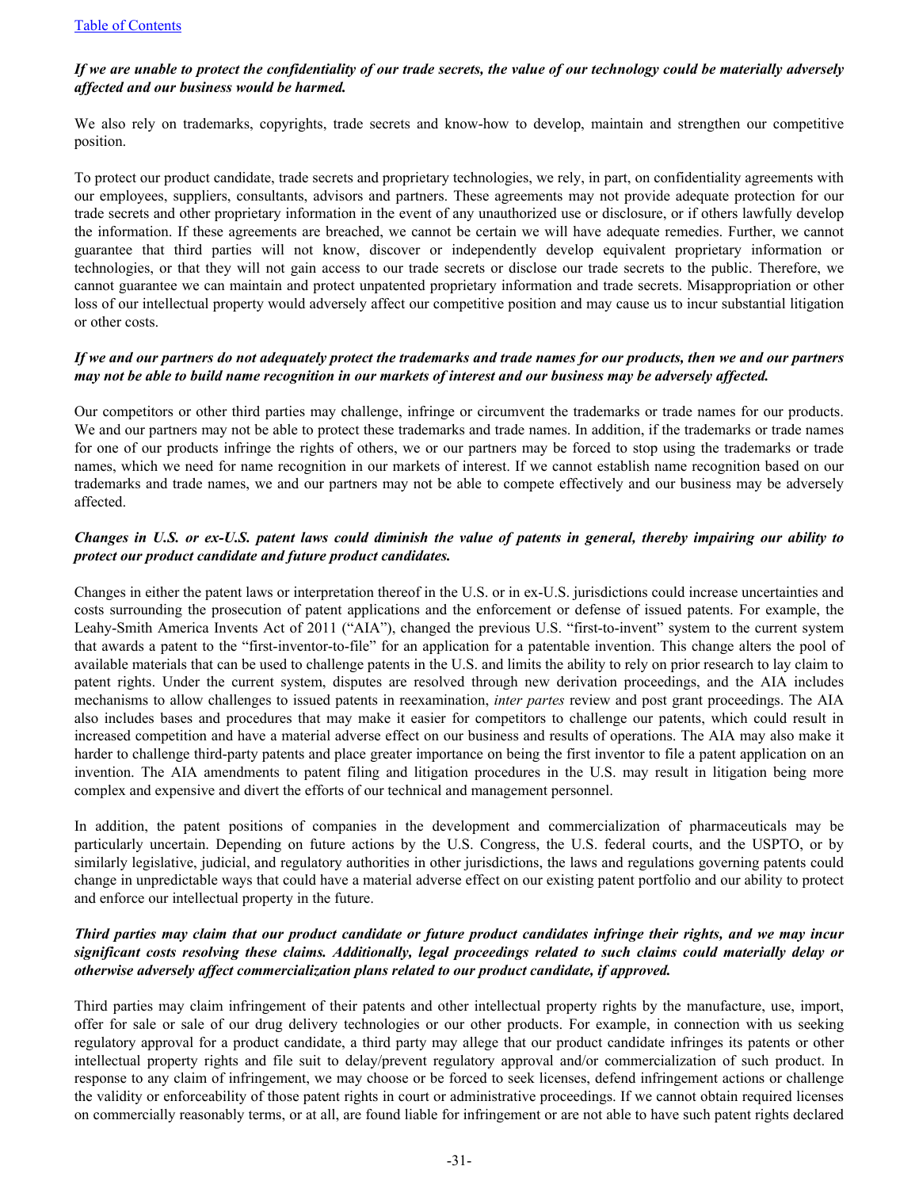***If we are unable to protect the confidentiality of our trade secrets, the value of our technology could be materially adversely affected and our business would be harmed.***

We also rely on trademarks, copyrights, trade secrets and know-how to develop, maintain and strengthen our competitive position.

To protect our product candidate, trade secrets and proprietary technologies, we rely, in part, on confidentiality agreements with our employees, suppliers, consultants, advisors and partners. These agreements may not provide adequate protection for our trade secrets and other proprietary information in the event of any unauthorized use or disclosure, or if others lawfully develop the information. If these agreements are breached, we cannot be certain we will have adequate remedies. Further, we cannot guarantee that third parties will not know, discover or independently develop equivalent proprietary information or technologies, or that they will not gain access to our trade secrets or disclose our trade secrets to the public. Therefore, we cannot guarantee we can maintain and protect unpatented proprietary information and trade secrets. Misappropriation or other loss of our intellectual property would adversely affect our competitive position and may cause us to incur substantial litigation or other costs.

***If we and our partners do not adequately protect the trademarks and trade names for our products, then we and our partners may not be able to build name recognition in our markets of interest and our business may be adversely affected.***

Our competitors or other third parties may challenge, infringe or circumvent the trademarks or trade names for our products. We and our partners may not be able to protect these trademarks and trade names. In addition, if the trademarks or trade names for one of our products infringe the rights of others, we or our partners may be forced to stop using the trademarks or trade names, which we need for name recognition in our markets of interest. If we cannot establish name recognition based on our trademarks and trade names, we and our partners may not be able to compete effectively and our business may be adversely affected.

***Changes in U.S. or ex-U.S. patent laws could diminish the value of patents in general, thereby impairing our ability to protect our product candidate and future product candidates.***

Changes in either the patent laws or interpretation thereof in the U.S. or in ex-U.S. jurisdictions could increase uncertainties and costs surrounding the prosecution of patent applications and the enforcement or defense of issued patents. For example, the Leahy-Smith America Invents Act of 2011 ("AIA"), changed the previous U.S. "first-to-invent" system to the current system that awards a patent to the "first-inventor-to-file" for an application for a patentable invention. This change alters the pool of available materials that can be used to challenge patents in the U.S. and limits the ability to rely on prior research to lay claim to patent rights. Under the current system, disputes are resolved through new derivation proceedings, and the AIA includes mechanisms to allow challenges to issued patents in reexamination, *inter partes* review and post grant proceedings. The AIA also includes bases and procedures that may make it easier for competitors to challenge our patents, which could result in increased competition and have a material adverse effect on our business and results of operations. The AIA may also make it harder to challenge third-party patents and place greater importance on being the first inventor to file a patent application on an invention. The AIA amendments to patent filing and litigation procedures in the U.S. may result in litigation being more complex and expensive and divert the efforts of our technical and management personnel.

In addition, the patent positions of companies in the development and commercialization of pharmaceuticals may be particularly uncertain. Depending on future actions by the U.S. Congress, the U.S. federal courts, and the USPTO, or by similarly legislative, judicial, and regulatory authorities in other jurisdictions, the laws and regulations governing patents could change in unpredictable ways that could have a material adverse effect on our existing patent portfolio and our ability to protect and enforce our intellectual property in the future.

***Third parties may claim that our product candidate or future product candidates infringe their rights, and we may incur significant costs resolving these claims. Additionally, legal proceedings related to such claims could materially delay or otherwise adversely affect commercialization plans related to our product candidate, if approved.***

Third parties may claim infringement of their patents and other intellectual property rights by the manufacture, use, import, offer for sale or sale of our drug delivery technologies or our other products. For example, in connection with us seeking regulatory approval for a product candidate, a third party may allege that our product candidate infringes its patents or other intellectual property rights and file suit to delay/prevent regulatory approval and/or commercialization of such product. In response to any claim of infringement, we may choose or be forced to seek licenses, defend infringement actions or challenge the validity or enforceability of those patent rights in court or administrative proceedings. If we cannot obtain required licenses on commercially reasonably terms, or at all, are found liable for infringement or are not able to have such patent rights declared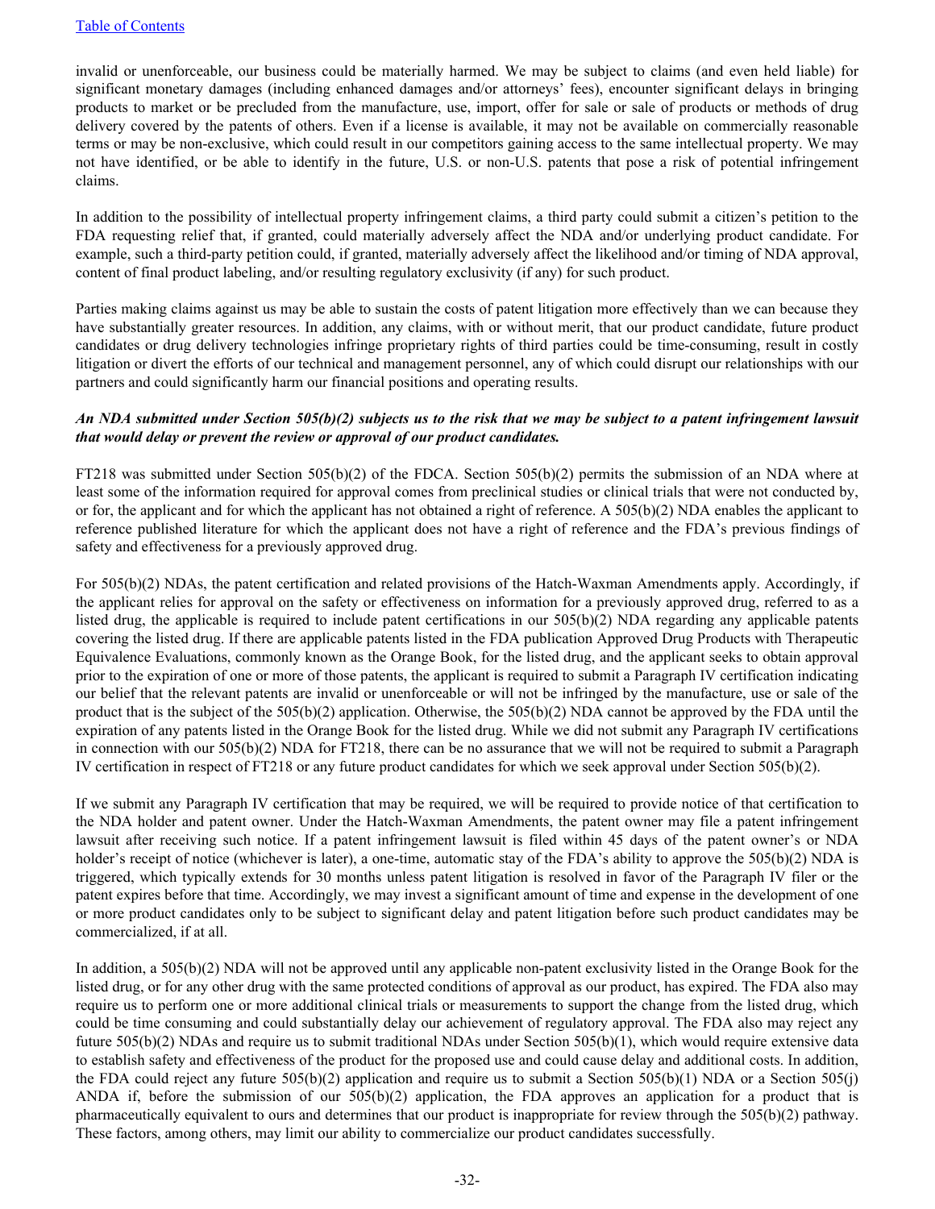invalid or unenforceable, our business could be materially harmed. We may be subject to claims (and even held liable) for significant monetary damages (including enhanced damages and/or attorneys' fees), encounter significant delays in bringing products to market or be precluded from the manufacture, use, import, offer for sale or sale of products or methods of drug delivery covered by the patents of others. Even if a license is available, it may not be available on commercially reasonable terms or may be non-exclusive, which could result in our competitors gaining access to the same intellectual property. We may not have identified, or be able to identify in the future, U.S. or non-U.S. patents that pose a risk of potential infringement claims.

In addition to the possibility of intellectual property infringement claims, a third party could submit a citizen's petition to the FDA requesting relief that, if granted, could materially adversely affect the NDA and/or underlying product candidate. For example, such a third-party petition could, if granted, materially adversely affect the likelihood and/or timing of NDA approval, content of final product labeling, and/or resulting regulatory exclusivity (if any) for such product.

Parties making claims against us may be able to sustain the costs of patent litigation more effectively than we can because they have substantially greater resources. In addition, any claims, with or without merit, that our product candidate, future product candidates or drug delivery technologies infringe proprietary rights of third parties could be time-consuming, result in costly litigation or divert the efforts of our technical and management personnel, any of which could disrupt our relationships with our partners and could significantly harm our financial positions and operating results.

***An NDA submitted under Section 505(b)(2) subjects us to the risk that we may be subject to a patent infringement lawsuit that would delay or prevent the review or approval of our product candidates.***

FT218 was submitted under Section 505(b)(2) of the FDCA. Section 505(b)(2) permits the submission of an NDA where at least some of the information required for approval comes from preclinical studies or clinical trials that were not conducted by, or for, the applicant and for which the applicant has not obtained a right of reference. A 505(b)(2) NDA enables the applicant to reference published literature for which the applicant does not have a right of reference and the FDA's previous findings of safety and effectiveness for a previously approved drug.

For 505(b)(2) NDAs, the patent certification and related provisions of the Hatch-Waxman Amendments apply. Accordingly, if the applicant relies for approval on the safety or effectiveness on information for a previously approved drug, referred to as a listed drug, the applicable is required to include patent certifications in our 505(b)(2) NDA regarding any applicable patents covering the listed drug. If there are applicable patents listed in the FDA publication Approved Drug Products with Therapeutic Equivalence Evaluations, commonly known as the Orange Book, for the listed drug, and the applicant seeks to obtain approval prior to the expiration of one or more of those patents, the applicant is required to submit a Paragraph IV certification indicating our belief that the relevant patents are invalid or unenforceable or will not be infringed by the manufacture, use or sale of the product that is the subject of the 505(b)(2) application. Otherwise, the 505(b)(2) NDA cannot be approved by the FDA until the expiration of any patents listed in the Orange Book for the listed drug. While we did not submit any Paragraph IV certifications in connection with our 505(b)(2) NDA for FT218, there can be no assurance that we will not be required to submit a Paragraph IV certification in respect of FT218 or any future product candidates for which we seek approval under Section 505(b)(2).

If we submit any Paragraph IV certification that may be required, we will be required to provide notice of that certification to the NDA holder and patent owner. Under the Hatch-Waxman Amendments, the patent owner may file a patent infringement lawsuit after receiving such notice. If a patent infringement lawsuit is filed within 45 days of the patent owner's or NDA holder's receipt of notice (whichever is later), a one-time, automatic stay of the FDA's ability to approve the 505(b)(2) NDA is triggered, which typically extends for 30 months unless patent litigation is resolved in favor of the Paragraph IV filer or the patent expires before that time. Accordingly, we may invest a significant amount of time and expense in the development of one or more product candidates only to be subject to significant delay and patent litigation before such product candidates may be commercialized, if at all.

In addition, a 505(b)(2) NDA will not be approved until any applicable non-patent exclusivity listed in the Orange Book for the listed drug, or for any other drug with the same protected conditions of approval as our product, has expired. The FDA also may require us to perform one or more additional clinical trials or measurements to support the change from the listed drug, which could be time consuming and could substantially delay our achievement of regulatory approval. The FDA also may reject any future 505(b)(2) NDAs and require us to submit traditional NDAs under Section 505(b)(1), which would require extensive data to establish safety and effectiveness of the product for the proposed use and could cause delay and additional costs. In addition, the FDA could reject any future 505(b)(2) application and require us to submit a Section 505(b)(1) NDA or a Section 505(j) ANDA if, before the submission of our 505(b)(2) application, the FDA approves an application for a product that is pharmaceutically equivalent to ours and determines that our product is inappropriate for review through the 505(b)(2) pathway. These factors, among others, may limit our ability to commercialize our product candidates successfully.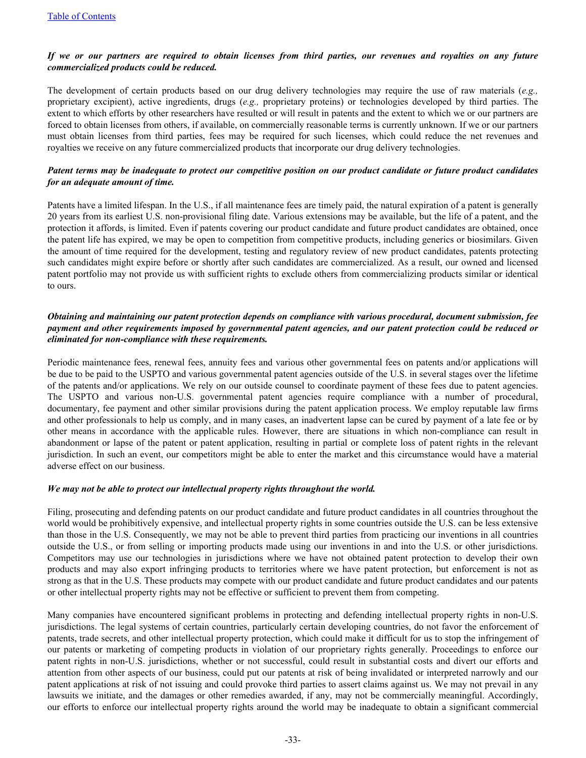***If we or our partners are required to obtain licenses from third parties, our revenues and royalties on any future commercialized products could be reduced.***

The development of certain products based on our drug delivery technologies may require the use of raw materials (*e.g.,* proprietary excipient), active ingredients, drugs (*e.g.,* proprietary proteins) or technologies developed by third parties. The extent to which efforts by other researchers have resulted or will result in patents and the extent to which we or our partners are forced to obtain licenses from others, if available, on commercially reasonable terms is currently unknown. If we or our partners must obtain licenses from third parties, fees may be required for such licenses, which could reduce the net revenues and royalties we receive on any future commercialized products that incorporate our drug delivery technologies.

***Patent terms may be inadequate to protect our competitive position on our product candidate or future product candidates for an adequate amount of time.***

Patents have a limited lifespan. In the U.S., if all maintenance fees are timely paid, the natural expiration of a patent is generally 20 years from its earliest U.S. non-provisional filing date. Various extensions may be available, but the life of a patent, and the protection it affords, is limited. Even if patents covering our product candidate and future product candidates are obtained, once the patent life has expired, we may be open to competition from competitive products, including generics or biosimilars. Given the amount of time required for the development, testing and regulatory review of new product candidates, patents protecting such candidates might expire before or shortly after such candidates are commercialized. As a result, our owned and licensed patent portfolio may not provide us with sufficient rights to exclude others from commercializing products similar or identical to ours.

***Obtaining and maintaining our patent protection depends on compliance with various procedural, document submission, fee payment and other requirements imposed by governmental patent agencies, and our patent protection could be reduced or eliminated for non-compliance with these requirements.***

Periodic maintenance fees, renewal fees, annuity fees and various other governmental fees on patents and/or applications will be due to be paid to the USPTO and various governmental patent agencies outside of the U.S. in several stages over the lifetime of the patents and/or applications. We rely on our outside counsel to coordinate payment of these fees due to patent agencies. The USPTO and various non-U.S. governmental patent agencies require compliance with a number of procedural, documentary, fee payment and other similar provisions during the patent application process. We employ reputable law firms and other professionals to help us comply, and in many cases, an inadvertent lapse can be cured by payment of a late fee or by other means in accordance with the applicable rules. However, there are situations in which non-compliance can result in abandonment or lapse of the patent or patent application, resulting in partial or complete loss of patent rights in the relevant jurisdiction. In such an event, our competitors might be able to enter the market and this circumstance would have a material adverse effect on our business.

***We may not be able to protect our intellectual property rights throughout the world.***

Filing, prosecuting and defending patents on our product candidate and future product candidates in all countries throughout the world would be prohibitively expensive, and intellectual property rights in some countries outside the U.S. can be less extensive than those in the U.S. Consequently, we may not be able to prevent third parties from practicing our inventions in all countries outside the U.S., or from selling or importing products made using our inventions in and into the U.S. or other jurisdictions. Competitors may use our technologies in jurisdictions where we have not obtained patent protection to develop their own products and may also export infringing products to territories where we have patent protection, but enforcement is not as strong as that in the U.S. These products may compete with our product candidate and future product candidates and our patents or other intellectual property rights may not be effective or sufficient to prevent them from competing.

Many companies have encountered significant problems in protecting and defending intellectual property rights in non-U.S. jurisdictions. The legal systems of certain countries, particularly certain developing countries, do not favor the enforcement of patents, trade secrets, and other intellectual property protection, which could make it difficult for us to stop the infringement of our patents or marketing of competing products in violation of our proprietary rights generally. Proceedings to enforce our patent rights in non-U.S. jurisdictions, whether or not successful, could result in substantial costs and divert our efforts and attention from other aspects of our business, could put our patents at risk of being invalidated or interpreted narrowly and our patent applications at risk of not issuing and could provoke third parties to assert claims against us. We may not prevail in any lawsuits we initiate, and the damages or other remedies awarded, if any, may not be commercially meaningful. Accordingly, our efforts to enforce our intellectual property rights around the world may be inadequate to obtain a significant commercial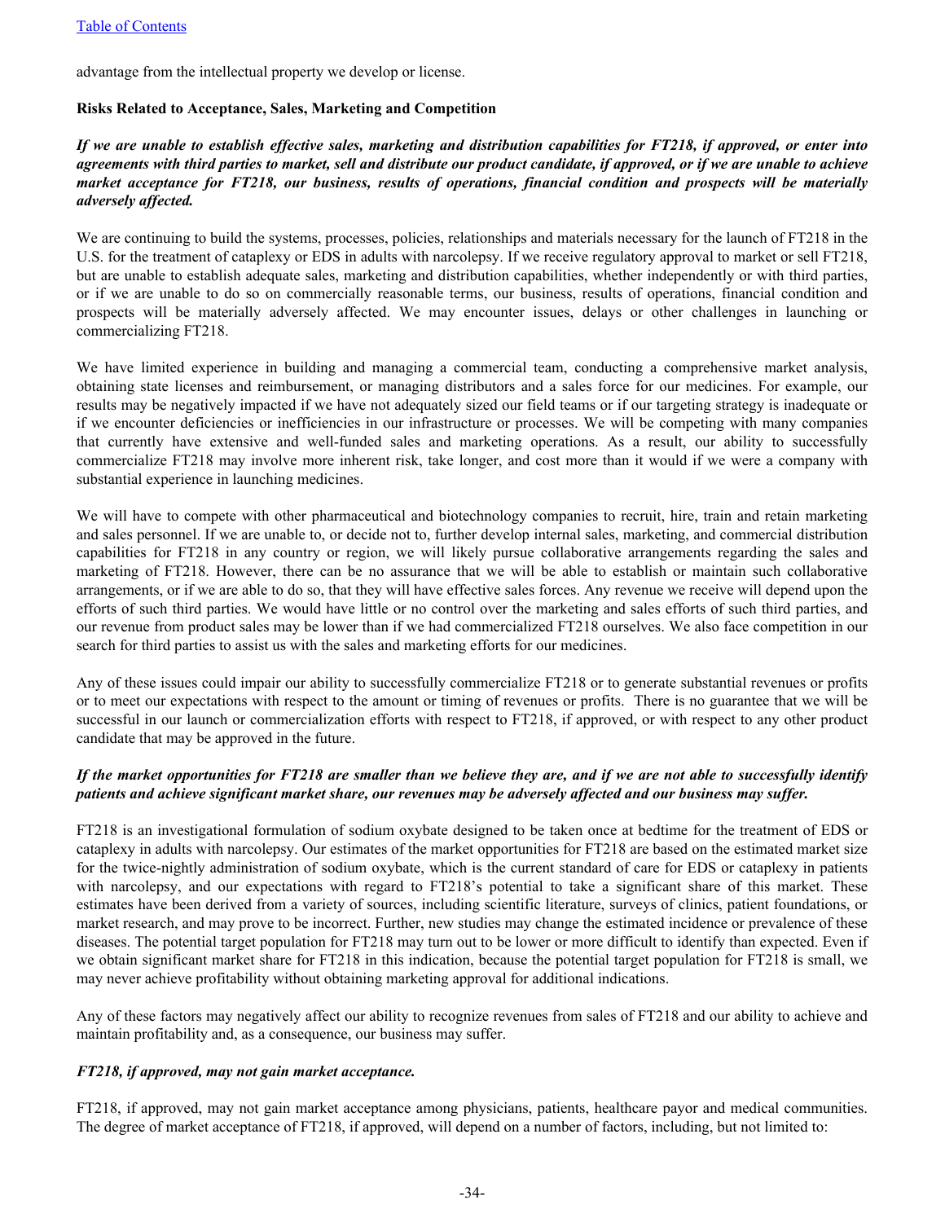advantage from the intellectual property we develop or license.

**Risks Related to Acceptance, Sales, Marketing and Competition**

***If we are unable to establish effective sales, marketing and distribution capabilities for FT218, if approved, or enter into agreements with third parties to market, sell and distribute our product candidate, if approved, or if we are unable to achieve market acceptance for FT218, our business, results of operations, financial condition and prospects will be materially adversely affected.***

We are continuing to build the systems, processes, policies, relationships and materials necessary for the launch of FT218 in the U.S. for the treatment of cataplexy or EDS in adults with narcolepsy. If we receive regulatory approval to market or sell FT218, but are unable to establish adequate sales, marketing and distribution capabilities, whether independently or with third parties, or if we are unable to do so on commercially reasonable terms, our business, results of operations, financial condition and prospects will be materially adversely affected. We may encounter issues, delays or other challenges in launching or commercializing FT218.

We have limited experience in building and managing a commercial team, conducting a comprehensive market analysis, obtaining state licenses and reimbursement, or managing distributors and a sales force for our medicines. For example, our results may be negatively impacted if we have not adequately sized our field teams or if our targeting strategy is inadequate or if we encounter deficiencies or inefficiencies in our infrastructure or processes. We will be competing with many companies that currently have extensive and well-funded sales and marketing operations. As a result, our ability to successfully commercialize FT218 may involve more inherent risk, take longer, and cost more than it would if we were a company with substantial experience in launching medicines.

We will have to compete with other pharmaceutical and biotechnology companies to recruit, hire, train and retain marketing and sales personnel. If we are unable to, or decide not to, further develop internal sales, marketing, and commercial distribution capabilities for FT218 in any country or region, we will likely pursue collaborative arrangements regarding the sales and marketing of FT218. However, there can be no assurance that we will be able to establish or maintain such collaborative arrangements, or if we are able to do so, that they will have effective sales forces. Any revenue we receive will depend upon the efforts of such third parties. We would have little or no control over the marketing and sales efforts of such third parties, and our revenue from product sales may be lower than if we had commercialized FT218 ourselves. We also face competition in our search for third parties to assist us with the sales and marketing efforts for our medicines.

Any of these issues could impair our ability to successfully commercialize FT218 or to generate substantial revenues or profits or to meet our expectations with respect to the amount or timing of revenues or profits. There is no guarantee that we will be successful in our launch or commercialization efforts with respect to FT218, if approved, or with respect to any other product candidate that may be approved in the future.

***If the market opportunities for FT218 are smaller than we believe they are, and if we are not able to successfully identify patients and achieve significant market share, our revenues may be adversely affected and our business may suffer.***

FT218 is an investigational formulation of sodium oxybate designed to be taken once at bedtime for the treatment of EDS or cataplexy in adults with narcolepsy. Our estimates of the market opportunities for FT218 are based on the estimated market size for the twice-nightly administration of sodium oxybate, which is the current standard of care for EDS or cataplexy in patients with narcolepsy, and our expectations with regard to FT218's potential to take a significant share of this market. These estimates have been derived from a variety of sources, including scientific literature, surveys of clinics, patient foundations, or market research, and may prove to be incorrect. Further, new studies may change the estimated incidence or prevalence of these diseases. The potential target population for FT218 may turn out to be lower or more difficult to identify than expected. Even if we obtain significant market share for FT218 in this indication, because the potential target population for FT218 is small, we may never achieve profitability without obtaining marketing approval for additional indications.

Any of these factors may negatively affect our ability to recognize revenues from sales of FT218 and our ability to achieve and maintain profitability and, as a consequence, our business may suffer.

***FT218, if approved, may not gain market acceptance.***

FT218, if approved, may not gain market acceptance among physicians, patients, healthcare payor and medical communities. The degree of market acceptance of FT218, if approved, will depend on a number of factors, including, but not limited to: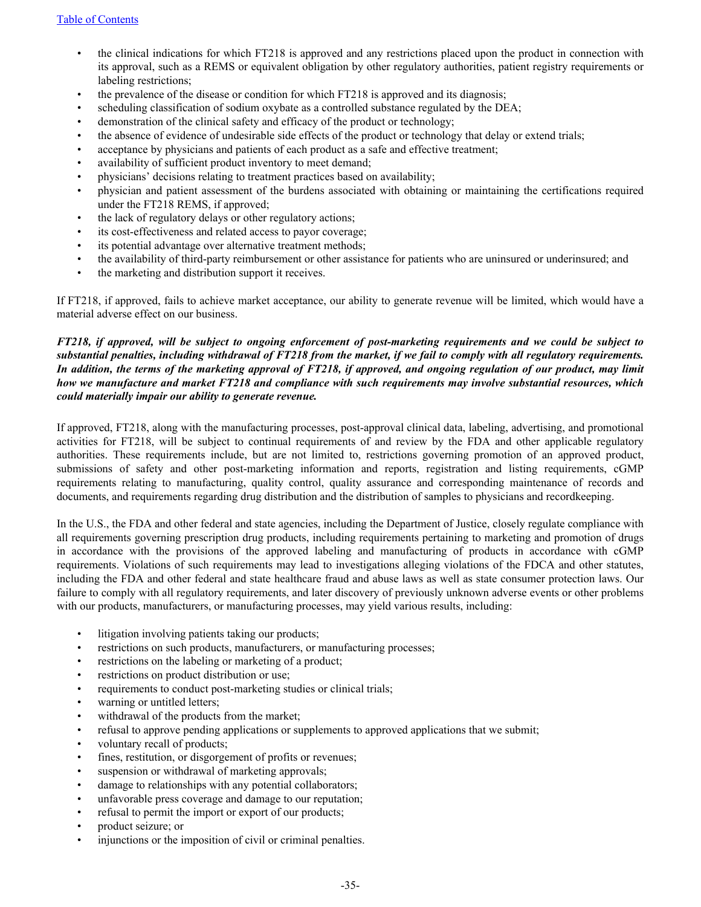- the clinical indications for which FT218 is approved and any restrictions placed upon the product in connection with its approval, such as a REMS or equivalent obligation by other regulatory authorities, patient registry requirements or labeling restrictions;
- the prevalence of the disease or condition for which FT218 is approved and its diagnosis;
- scheduling classification of sodium oxybate as a controlled substance regulated by the DEA;
- demonstration of the clinical safety and efficacy of the product or technology;
- the absence of evidence of undesirable side effects of the product or technology that delay or extend trials;
- acceptance by physicians and patients of each product as a safe and effective treatment;
- availability of sufficient product inventory to meet demand;
- physicians' decisions relating to treatment practices based on availability;
- physician and patient assessment of the burdens associated with obtaining or maintaining the certifications required under the FT218 REMS, if approved;
- the lack of regulatory delays or other regulatory actions;
- its cost-effectiveness and related access to payor coverage;
- its potential advantage over alternative treatment methods;
- the availability of third-party reimbursement or other assistance for patients who are uninsured or underinsured; and
- the marketing and distribution support it receives.

If FT218, if approved, fails to achieve market acceptance, our ability to generate revenue will be limited, which would have a material adverse effect on our business.

***FT218, if approved, will be subject to ongoing enforcement of post-marketing requirements and we could be subject to substantial penalties, including withdrawal of FT218 from the market, if we fail to comply with all regulatory requirements. In addition, the terms of the marketing approval of FT218, if approved, and ongoing regulation of our product, may limit how we manufacture and market FT218 and compliance with such requirements may involve substantial resources, which could materially impair our ability to generate revenue.***

If approved, FT218, along with the manufacturing processes, post-approval clinical data, labeling, advertising, and promotional activities for FT218, will be subject to continual requirements of and review by the FDA and other applicable regulatory authorities. These requirements include, but are not limited to, restrictions governing promotion of an approved product, submissions of safety and other post-marketing information and reports, registration and listing requirements, cGMP requirements relating to manufacturing, quality control, quality assurance and corresponding maintenance of records and documents, and requirements regarding drug distribution and the distribution of samples to physicians and recordkeeping.

In the U.S., the FDA and other federal and state agencies, including the Department of Justice, closely regulate compliance with all requirements governing prescription drug products, including requirements pertaining to marketing and promotion of drugs in accordance with the provisions of the approved labeling and manufacturing of products in accordance with cGMP requirements. Violations of such requirements may lead to investigations alleging violations of the FDCA and other statutes, including the FDA and other federal and state healthcare fraud and abuse laws as well as state consumer protection laws. Our failure to comply with all regulatory requirements, and later discovery of previously unknown adverse events or other problems with our products, manufacturers, or manufacturing processes, may yield various results, including:

- litigation involving patients taking our products;
- restrictions on such products, manufacturers, or manufacturing processes;
- restrictions on the labeling or marketing of a product;
- restrictions on product distribution or use;
- requirements to conduct post-marketing studies or clinical trials;
- warning or untitled letters;
- withdrawal of the products from the market;
- refusal to approve pending applications or supplements to approved applications that we submit;
- voluntary recall of products;
- fines, restitution, or disgorgement of profits or revenues;
- suspension or withdrawal of marketing approvals;
- damage to relationships with any potential collaborators;
- unfavorable press coverage and damage to our reputation;
- refusal to permit the import or export of our products;
- product seizure; or
- injunctions or the imposition of civil or criminal penalties.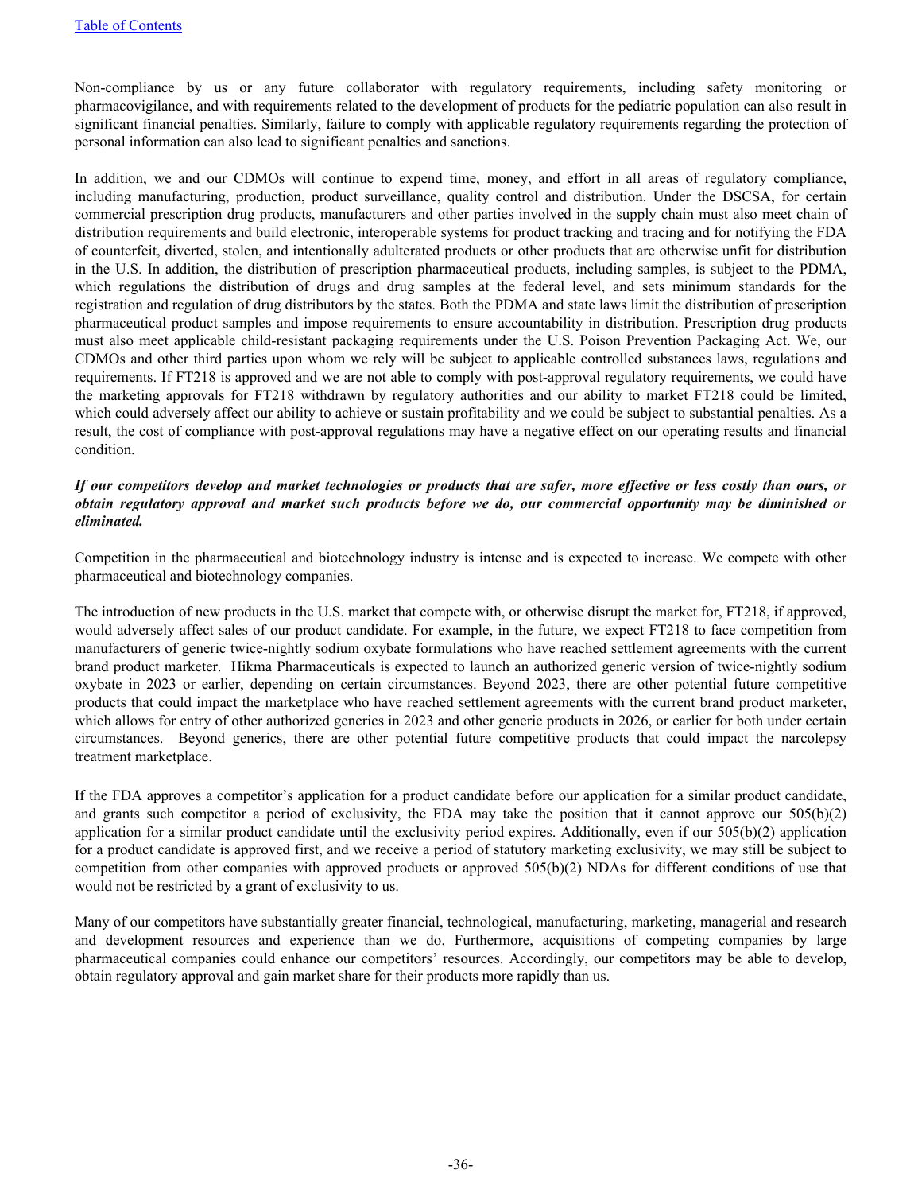Non-compliance by us or any future collaborator with regulatory requirements, including safety monitoring or pharmacovigilance, and with requirements related to the development of products for the pediatric population can also result in significant financial penalties. Similarly, failure to comply with applicable regulatory requirements regarding the protection of personal information can also lead to significant penalties and sanctions.

In addition, we and our CDMOs will continue to expend time, money, and effort in all areas of regulatory compliance, including manufacturing, production, product surveillance, quality control and distribution. Under the DSCSA, for certain commercial prescription drug products, manufacturers and other parties involved in the supply chain must also meet chain of distribution requirements and build electronic, interoperable systems for product tracking and tracing and for notifying the FDA of counterfeit, diverted, stolen, and intentionally adulterated products or other products that are otherwise unfit for distribution in the U.S. In addition, the distribution of prescription pharmaceutical products, including samples, is subject to the PDMA, which regulations the distribution of drugs and drug samples at the federal level, and sets minimum standards for the registration and regulation of drug distributors by the states. Both the PDMA and state laws limit the distribution of prescription pharmaceutical product samples and impose requirements to ensure accountability in distribution. Prescription drug products must also meet applicable child-resistant packaging requirements under the U.S. Poison Prevention Packaging Act. We, our CDMOs and other third parties upon whom we rely will be subject to applicable controlled substances laws, regulations and requirements. If FT218 is approved and we are not able to comply with post-approval regulatory requirements, we could have the marketing approvals for FT218 withdrawn by regulatory authorities and our ability to market FT218 could be limited, which could adversely affect our ability to achieve or sustain profitability and we could be subject to substantial penalties. As a result, the cost of compliance with post-approval regulations may have a negative effect on our operating results and financial condition.

***If our competitors develop and market technologies or products that are safer, more effective or less costly than ours, or obtain regulatory approval and market such products before we do, our commercial opportunity may be diminished or eliminated.***

Competition in the pharmaceutical and biotechnology industry is intense and is expected to increase. We compete with other pharmaceutical and biotechnology companies.

The introduction of new products in the U.S. market that compete with, or otherwise disrupt the market for, FT218, if approved, would adversely affect sales of our product candidate. For example, in the future, we expect FT218 to face competition from manufacturers of generic twice-nightly sodium oxybate formulations who have reached settlement agreements with the current brand product marketer. Hikma Pharmaceuticals is expected to launch an authorized generic version of twice-nightly sodium oxybate in 2023 or earlier, depending on certain circumstances. Beyond 2023, there are other potential future competitive products that could impact the marketplace who have reached settlement agreements with the current brand product marketer, which allows for entry of other authorized generics in 2023 and other generic products in 2026, or earlier for both under certain circumstances. Beyond generics, there are other potential future competitive products that could impact the narcolepsy treatment marketplace.

If the FDA approves a competitor's application for a product candidate before our application for a similar product candidate, and grants such competitor a period of exclusivity, the FDA may take the position that it cannot approve our 505(b)(2) application for a similar product candidate until the exclusivity period expires. Additionally, even if our 505(b)(2) application for a product candidate is approved first, and we receive a period of statutory marketing exclusivity, we may still be subject to competition from other companies with approved products or approved 505(b)(2) NDAs for different conditions of use that would not be restricted by a grant of exclusivity to us.

Many of our competitors have substantially greater financial, technological, manufacturing, marketing, managerial and research and development resources and experience than we do. Furthermore, acquisitions of competing companies by large pharmaceutical companies could enhance our competitors' resources. Accordingly, our competitors may be able to develop, obtain regulatory approval and gain market share for their products more rapidly than us.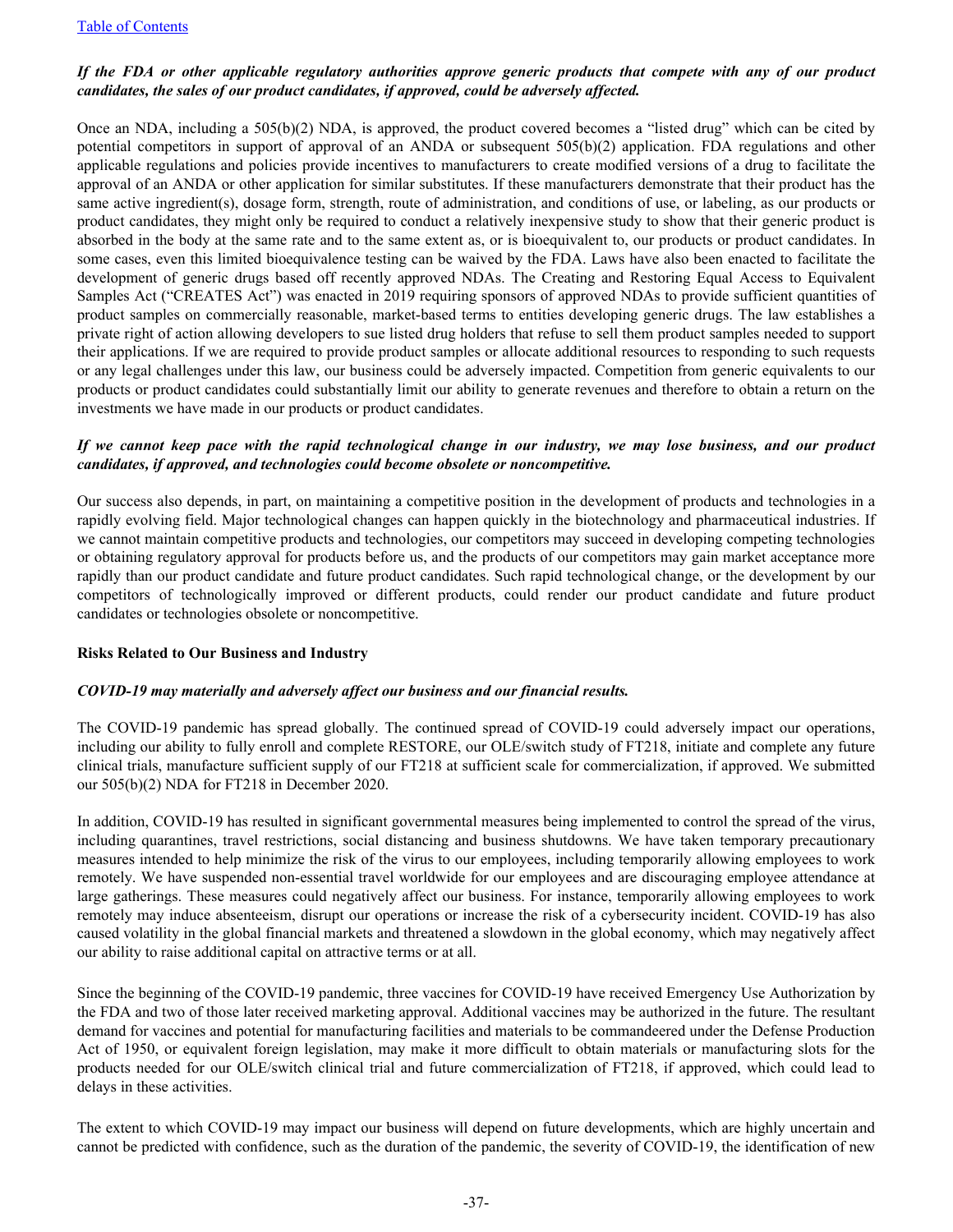***If the FDA or other applicable regulatory authorities approve generic products that compete with any of our product candidates, the sales of our product candidates, if approved, could be adversely affected.***

Once an NDA, including a 505(b)(2) NDA, is approved, the product covered becomes a "listed drug" which can be cited by potential competitors in support of approval of an ANDA or subsequent 505(b)(2) application. FDA regulations and other applicable regulations and policies provide incentives to manufacturers to create modified versions of a drug to facilitate the approval of an ANDA or other application for similar substitutes. If these manufacturers demonstrate that their product has the same active ingredient(s), dosage form, strength, route of administration, and conditions of use, or labeling, as our products or product candidates, they might only be required to conduct a relatively inexpensive study to show that their generic product is absorbed in the body at the same rate and to the same extent as, or is bioequivalent to, our products or product candidates. In some cases, even this limited bioequivalence testing can be waived by the FDA. Laws have also been enacted to facilitate the development of generic drugs based off recently approved NDAs. The Creating and Restoring Equal Access to Equivalent Samples Act ("CREATES Act") was enacted in 2019 requiring sponsors of approved NDAs to provide sufficient quantities of product samples on commercially reasonable, market-based terms to entities developing generic drugs. The law establishes a private right of action allowing developers to sue listed drug holders that refuse to sell them product samples needed to support their applications. If we are required to provide product samples or allocate additional resources to responding to such requests or any legal challenges under this law, our business could be adversely impacted. Competition from generic equivalents to our products or product candidates could substantially limit our ability to generate revenues and therefore to obtain a return on the investments we have made in our products or product candidates.

***If we cannot keep pace with the rapid technological change in our industry, we may lose business, and our product candidates, if approved, and technologies could become obsolete or noncompetitive.***

Our success also depends, in part, on maintaining a competitive position in the development of products and technologies in a rapidly evolving field. Major technological changes can happen quickly in the biotechnology and pharmaceutical industries. If we cannot maintain competitive products and technologies, our competitors may succeed in developing competing technologies or obtaining regulatory approval for products before us, and the products of our competitors may gain market acceptance more rapidly than our product candidate and future product candidates. Such rapid technological change, or the development by our competitors of technologically improved or different products, could render our product candidate and future product candidates or technologies obsolete or noncompetitive.

**Risks Related to Our Business and Industry**

***COVID-19 may materially and adversely affect our business and our financial results.***

The COVID-19 pandemic has spread globally. The continued spread of COVID-19 could adversely impact our operations, including our ability to fully enroll and complete RESTORE, our OLE/switch study of FT218, initiate and complete any future clinical trials, manufacture sufficient supply of our FT218 at sufficient scale for commercialization, if approved. We submitted our 505(b)(2) NDA for FT218 in December 2020.

In addition, COVID-19 has resulted in significant governmental measures being implemented to control the spread of the virus, including quarantines, travel restrictions, social distancing and business shutdowns. We have taken temporary precautionary measures intended to help minimize the risk of the virus to our employees, including temporarily allowing employees to work remotely. We have suspended non-essential travel worldwide for our employees and are discouraging employee attendance at large gatherings. These measures could negatively affect our business. For instance, temporarily allowing employees to work remotely may induce absenteeism, disrupt our operations or increase the risk of a cybersecurity incident. COVID-19 has also caused volatility in the global financial markets and threatened a slowdown in the global economy, which may negatively affect our ability to raise additional capital on attractive terms or at all.

Since the beginning of the COVID-19 pandemic, three vaccines for COVID-19 have received Emergency Use Authorization by the FDA and two of those later received marketing approval. Additional vaccines may be authorized in the future. The resultant demand for vaccines and potential for manufacturing facilities and materials to be commandeered under the Defense Production Act of 1950, or equivalent foreign legislation, may make it more difficult to obtain materials or manufacturing slots for the products needed for our OLE/switch clinical trial and future commercialization of FT218, if approved, which could lead to delays in these activities.

The extent to which COVID-19 may impact our business will depend on future developments, which are highly uncertain and cannot be predicted with confidence, such as the duration of the pandemic, the severity of COVID-19, the identification of new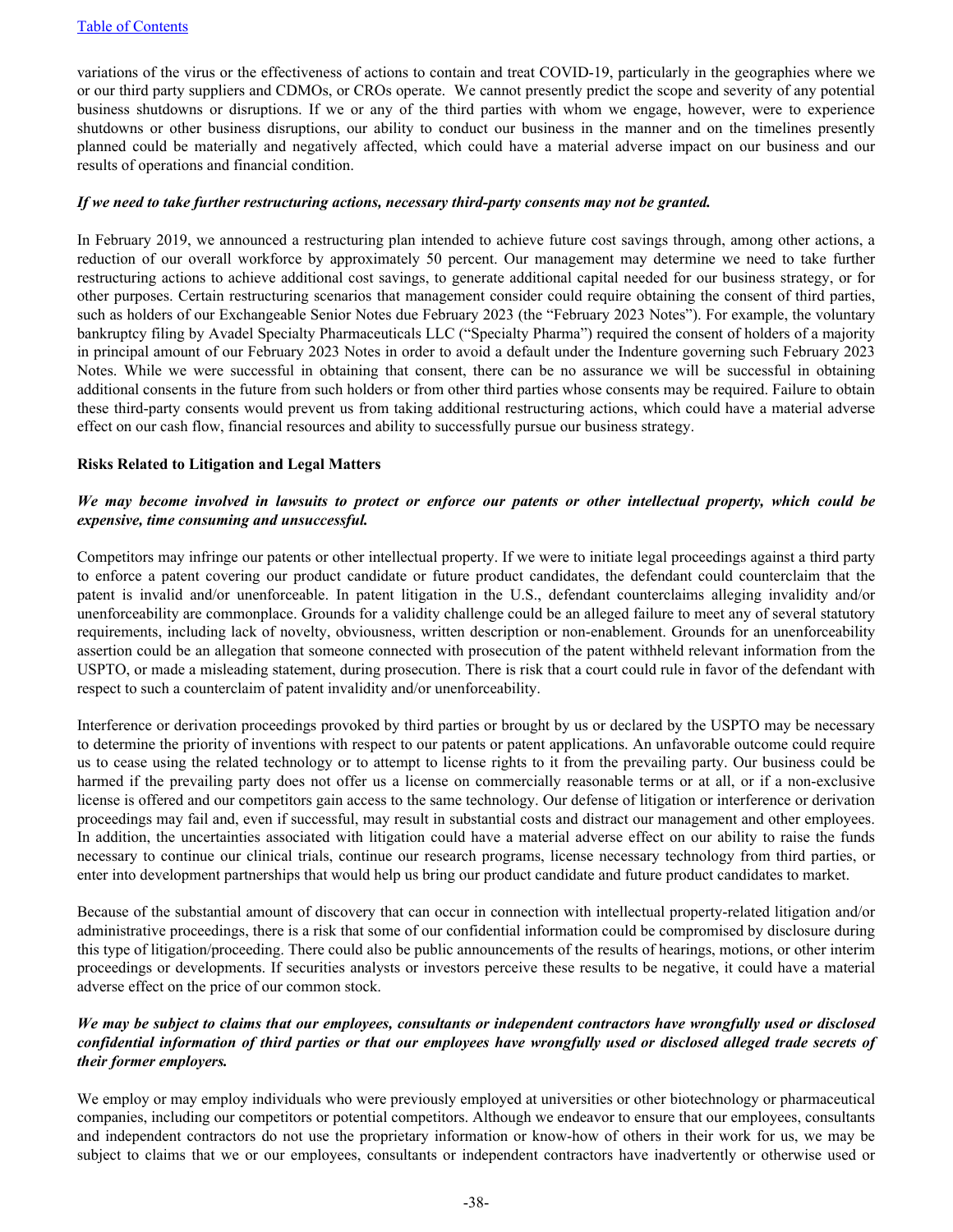variations of the virus or the effectiveness of actions to contain and treat COVID-19, particularly in the geographies where we or our third party suppliers and CDMOs, or CROs operate. We cannot presently predict the scope and severity of any potential business shutdowns or disruptions. If we or any of the third parties with whom we engage, however, were to experience shutdowns or other business disruptions, our ability to conduct our business in the manner and on the timelines presently planned could be materially and negatively affected, which could have a material adverse impact on our business and our results of operations and financial condition.

***If we need to take further restructuring actions, necessary third-party consents may not be granted.***

In February 2019, we announced a restructuring plan intended to achieve future cost savings through, among other actions, a reduction of our overall workforce by approximately 50 percent. Our management may determine we need to take further restructuring actions to achieve additional cost savings, to generate additional capital needed for our business strategy, or for other purposes. Certain restructuring scenarios that management consider could require obtaining the consent of third parties, such as holders of our Exchangeable Senior Notes due February 2023 (the "February 2023 Notes"). For example, the voluntary bankruptcy filing by Avadel Specialty Pharmaceuticals LLC ("Specialty Pharma") required the consent of holders of a majority in principal amount of our February 2023 Notes in order to avoid a default under the Indenture governing such February 2023 Notes. While we were successful in obtaining that consent, there can be no assurance we will be successful in obtaining additional consents in the future from such holders or from other third parties whose consents may be required. Failure to obtain these third-party consents would prevent us from taking additional restructuring actions, which could have a material adverse effect on our cash flow, financial resources and ability to successfully pursue our business strategy.

**Risks Related to Litigation and Legal Matters**

***We may become involved in lawsuits to protect or enforce our patents or other intellectual property, which could be expensive, time consuming and unsuccessful.***

Competitors may infringe our patents or other intellectual property. If we were to initiate legal proceedings against a third party to enforce a patent covering our product candidate or future product candidates, the defendant could counterclaim that the patent is invalid and/or unenforceable. In patent litigation in the U.S., defendant counterclaims alleging invalidity and/or unenforceability are commonplace. Grounds for a validity challenge could be an alleged failure to meet any of several statutory requirements, including lack of novelty, obviousness, written description or non-enablement. Grounds for an unenforceability assertion could be an allegation that someone connected with prosecution of the patent withheld relevant information from the USPTO, or made a misleading statement, during prosecution. There is risk that a court could rule in favor of the defendant with respect to such a counterclaim of patent invalidity and/or unenforceability.

Interference or derivation proceedings provoked by third parties or brought by us or declared by the USPTO may be necessary to determine the priority of inventions with respect to our patents or patent applications. An unfavorable outcome could require us to cease using the related technology or to attempt to license rights to it from the prevailing party. Our business could be harmed if the prevailing party does not offer us a license on commercially reasonable terms or at all, or if a non-exclusive license is offered and our competitors gain access to the same technology. Our defense of litigation or interference or derivation proceedings may fail and, even if successful, may result in substantial costs and distract our management and other employees. In addition, the uncertainties associated with litigation could have a material adverse effect on our ability to raise the funds necessary to continue our clinical trials, continue our research programs, license necessary technology from third parties, or enter into development partnerships that would help us bring our product candidate and future product candidates to market.

Because of the substantial amount of discovery that can occur in connection with intellectual property-related litigation and/or administrative proceedings, there is a risk that some of our confidential information could be compromised by disclosure during this type of litigation/proceeding. There could also be public announcements of the results of hearings, motions, or other interim proceedings or developments. If securities analysts or investors perceive these results to be negative, it could have a material adverse effect on the price of our common stock.

***We may be subject to claims that our employees, consultants or independent contractors have wrongfully used or disclosed confidential information of third parties or that our employees have wrongfully used or disclosed alleged trade secrets of their former employers.***

We employ or may employ individuals who were previously employed at universities or other biotechnology or pharmaceutical companies, including our competitors or potential competitors. Although we endeavor to ensure that our employees, consultants and independent contractors do not use the proprietary information or know-how of others in their work for us, we may be subject to claims that we or our employees, consultants or independent contractors have inadvertently or otherwise used or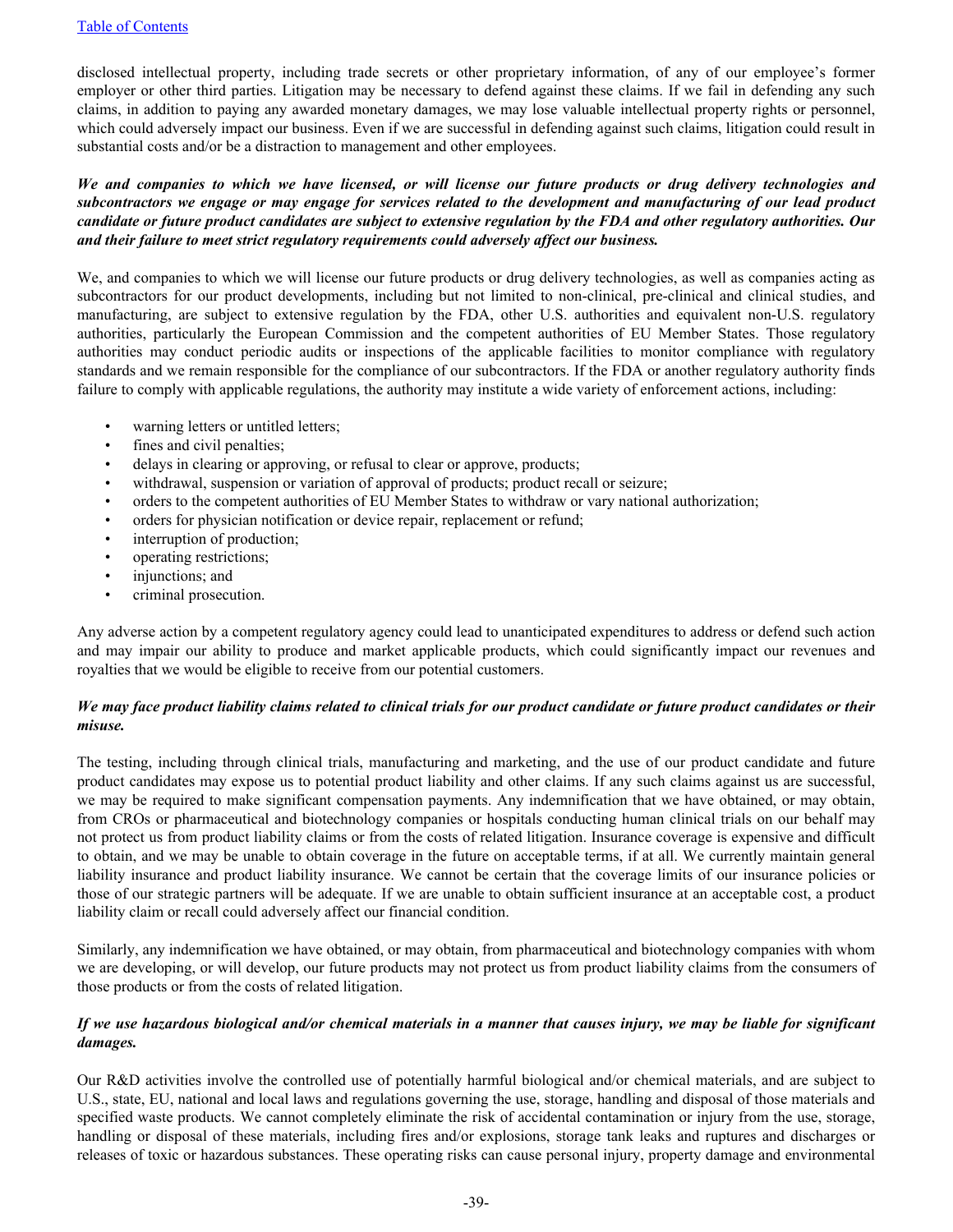disclosed intellectual property, including trade secrets or other proprietary information, of any of our employee's former employer or other third parties. Litigation may be necessary to defend against these claims. If we fail in defending any such claims, in addition to paying any awarded monetary damages, we may lose valuable intellectual property rights or personnel, which could adversely impact our business. Even if we are successful in defending against such claims, litigation could result in substantial costs and/or be a distraction to management and other employees.

***We and companies to which we have licensed, or will license our future products or drug delivery technologies and subcontractors we engage or may engage for services related to the development and manufacturing of our lead product candidate or future product candidates are subject to extensive regulation by the FDA and other regulatory authorities. Our and their failure to meet strict regulatory requirements could adversely affect our business.***

We, and companies to which we will license our future products or drug delivery technologies, as well as companies acting as subcontractors for our product developments, including but not limited to non-clinical, pre-clinical and clinical studies, and manufacturing, are subject to extensive regulation by the FDA, other U.S. authorities and equivalent non-U.S. regulatory authorities, particularly the European Commission and the competent authorities of EU Member States. Those regulatory authorities may conduct periodic audits or inspections of the applicable facilities to monitor compliance with regulatory standards and we remain responsible for the compliance of our subcontractors. If the FDA or another regulatory authority finds failure to comply with applicable regulations, the authority may institute a wide variety of enforcement actions, including:

- warning letters or untitled letters;
- fines and civil penalties;
- delays in clearing or approving, or refusal to clear or approve, products;
- withdrawal, suspension or variation of approval of products; product recall or seizure;
- orders to the competent authorities of EU Member States to withdraw or vary national authorization;
- orders for physician notification or device repair, replacement or refund;
- interruption of production;
- operating restrictions;
- injunctions; and
- criminal prosecution.

Any adverse action by a competent regulatory agency could lead to unanticipated expenditures to address or defend such action and may impair our ability to produce and market applicable products, which could significantly impact our revenues and royalties that we would be eligible to receive from our potential customers.

***We may face product liability claims related to clinical trials for our product candidate or future product candidates or their misuse.***

The testing, including through clinical trials, manufacturing and marketing, and the use of our product candidate and future product candidates may expose us to potential product liability and other claims. If any such claims against us are successful, we may be required to make significant compensation payments. Any indemnification that we have obtained, or may obtain, from CROs or pharmaceutical and biotechnology companies or hospitals conducting human clinical trials on our behalf may not protect us from product liability claims or from the costs of related litigation. Insurance coverage is expensive and difficult to obtain, and we may be unable to obtain coverage in the future on acceptable terms, if at all. We currently maintain general liability insurance and product liability insurance. We cannot be certain that the coverage limits of our insurance policies or those of our strategic partners will be adequate. If we are unable to obtain sufficient insurance at an acceptable cost, a product liability claim or recall could adversely affect our financial condition.

Similarly, any indemnification we have obtained, or may obtain, from pharmaceutical and biotechnology companies with whom we are developing, or will develop, our future products may not protect us from product liability claims from the consumers of those products or from the costs of related litigation.

***If we use hazardous biological and/or chemical materials in a manner that causes injury, we may be liable for significant damages.***

Our R&D activities involve the controlled use of potentially harmful biological and/or chemical materials, and are subject to U.S., state, EU, national and local laws and regulations governing the use, storage, handling and disposal of those materials and specified waste products. We cannot completely eliminate the risk of accidental contamination or injury from the use, storage, handling or disposal of these materials, including fires and/or explosions, storage tank leaks and ruptures and discharges or releases of toxic or hazardous substances. These operating risks can cause personal injury, property damage and environmental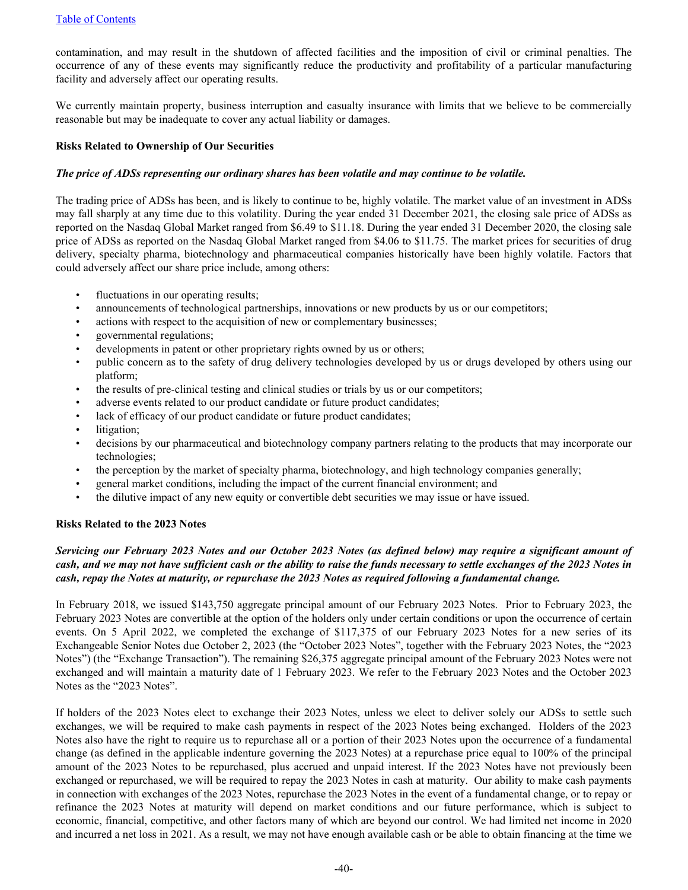contamination, and may result in the shutdown of affected facilities and the imposition of civil or criminal penalties. The occurrence of any of these events may significantly reduce the productivity and profitability of a particular manufacturing facility and adversely affect our operating results.

We currently maintain property, business interruption and casualty insurance with limits that we believe to be commercially reasonable but may be inadequate to cover any actual liability or damages.

**Risks Related to Ownership of Our Securities**

***The price of ADSs representing our ordinary shares has been volatile and may continue to be volatile.***

The trading price of ADSs has been, and is likely to continue to be, highly volatile. The market value of an investment in ADSs may fall sharply at any time due to this volatility. During the year ended 31 December 2021, the closing sale price of ADSs as reported on the Nasdaq Global Market ranged from $6.49 to $11.18. During the year ended 31 December 2020, the closing sale price of ADSs as reported on the Nasdaq Global Market ranged from $4.06 to $11.75. The market prices for securities of drug delivery, specialty pharma, biotechnology and pharmaceutical companies historically have been highly volatile. Factors that could adversely affect our share price include, among others:

- fluctuations in our operating results;
- announcements of technological partnerships, innovations or new products by us or our competitors;
- actions with respect to the acquisition of new or complementary businesses;
- governmental regulations;
- developments in patent or other proprietary rights owned by us or others;
- public concern as to the safety of drug delivery technologies developed by us or drugs developed by others using our platform;
- the results of pre-clinical testing and clinical studies or trials by us or our competitors;
- adverse events related to our product candidate or future product candidates;
- lack of efficacy of our product candidate or future product candidates;
- litigation;
- decisions by our pharmaceutical and biotechnology company partners relating to the products that may incorporate our technologies;
- the perception by the market of specialty pharma, biotechnology, and high technology companies generally;
- general market conditions, including the impact of the current financial environment; and
- the dilutive impact of any new equity or convertible debt securities we may issue or have issued.

**Risks Related to the 2023 Notes**

***Servicing our February 2023 Notes and our October 2023 Notes (as defined below) may require a significant amount of cash, and we may not have sufficient cash or the ability to raise the funds necessary to settle exchanges of the 2023 Notes in cash, repay the Notes at maturity, or repurchase the 2023 Notes as required following a fundamental change.***

In February 2018, we issued $143,750 aggregate principal amount of our February 2023 Notes. Prior to February 2023, the February 2023 Notes are convertible at the option of the holders only under certain conditions or upon the occurrence of certain events. On 5 April 2022, we completed the exchange of $117,375 of our February 2023 Notes for a new series of its Exchangeable Senior Notes due October 2, 2023 (the "October 2023 Notes", together with the February 2023 Notes, the "2023 Notes") (the "Exchange Transaction"). The remaining $26,375 aggregate principal amount of the February 2023 Notes were not exchanged and will maintain a maturity date of 1 February 2023. We refer to the February 2023 Notes and the October 2023 Notes as the "2023 Notes".

If holders of the 2023 Notes elect to exchange their 2023 Notes, unless we elect to deliver solely our ADSs to settle such exchanges, we will be required to make cash payments in respect of the 2023 Notes being exchanged. Holders of the 2023 Notes also have the right to require us to repurchase all or a portion of their 2023 Notes upon the occurrence of a fundamental change (as defined in the applicable indenture governing the 2023 Notes) at a repurchase price equal to 100% of the principal amount of the 2023 Notes to be repurchased, plus accrued and unpaid interest. If the 2023 Notes have not previously been exchanged or repurchased, we will be required to repay the 2023 Notes in cash at maturity. Our ability to make cash payments in connection with exchanges of the 2023 Notes, repurchase the 2023 Notes in the event of a fundamental change, or to repay or refinance the 2023 Notes at maturity will depend on market conditions and our future performance, which is subject to economic, financial, competitive, and other factors many of which are beyond our control. We had limited net income in 2020 and incurred a net loss in 2021. As a result, we may not have enough available cash or be able to obtain financing at the time we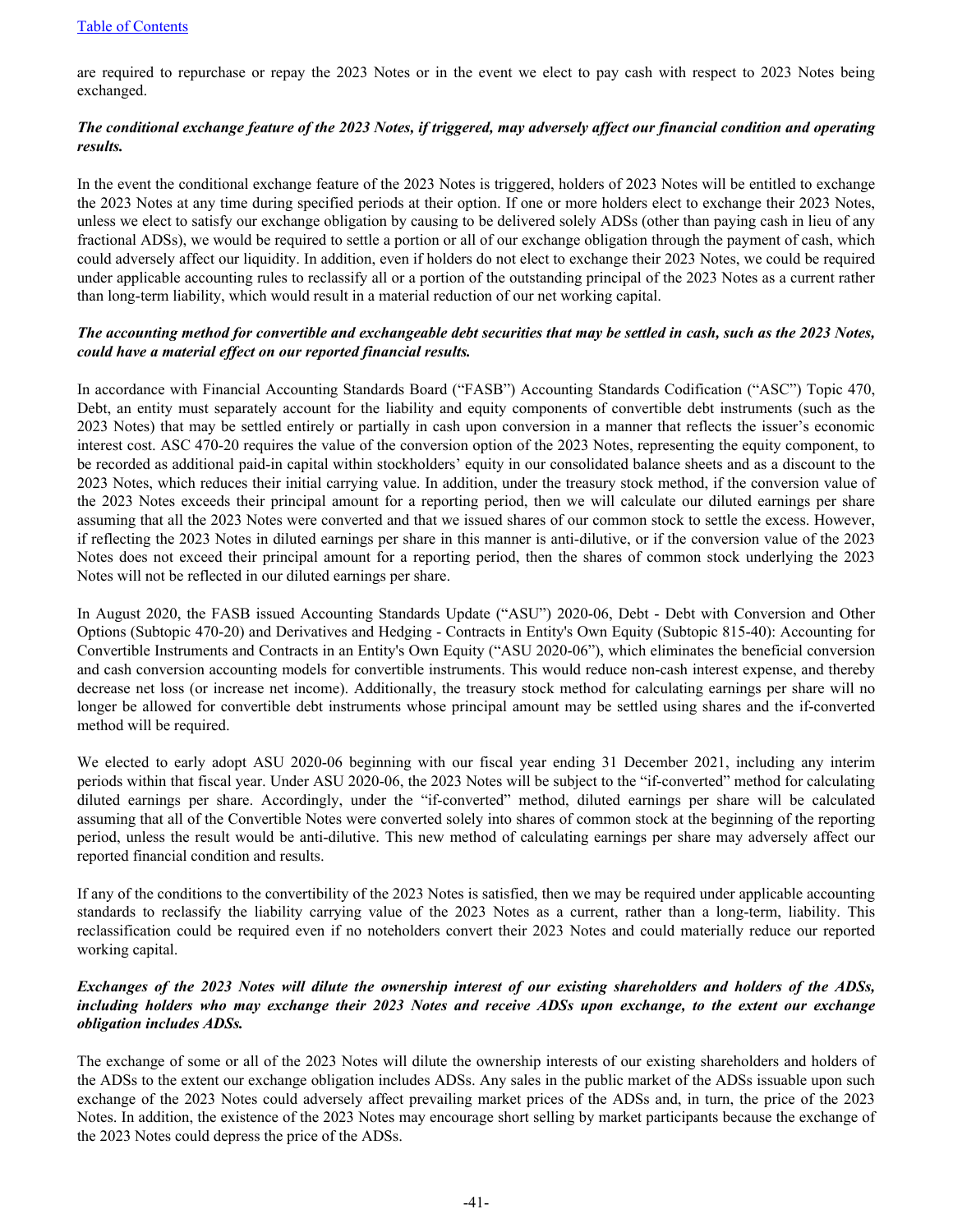are required to repurchase or repay the 2023 Notes or in the event we elect to pay cash with respect to 2023 Notes being exchanged.

***The conditional exchange feature of the 2023 Notes, if triggered, may adversely affect our financial condition and operating results.***

In the event the conditional exchange feature of the 2023 Notes is triggered, holders of 2023 Notes will be entitled to exchange the 2023 Notes at any time during specified periods at their option. If one or more holders elect to exchange their 2023 Notes, unless we elect to satisfy our exchange obligation by causing to be delivered solely ADSs (other than paying cash in lieu of any fractional ADSs), we would be required to settle a portion or all of our exchange obligation through the payment of cash, which could adversely affect our liquidity. In addition, even if holders do not elect to exchange their 2023 Notes, we could be required under applicable accounting rules to reclassify all or a portion of the outstanding principal of the 2023 Notes as a current rather than long-term liability, which would result in a material reduction of our net working capital.

***The accounting method for convertible and exchangeable debt securities that may be settled in cash, such as the 2023 Notes, could have a material effect on our reported financial results.***

In accordance with Financial Accounting Standards Board ("FASB") Accounting Standards Codification ("ASC") Topic 470, Debt, an entity must separately account for the liability and equity components of convertible debt instruments (such as the 2023 Notes) that may be settled entirely or partially in cash upon conversion in a manner that reflects the issuer's economic interest cost. ASC 470-20 requires the value of the conversion option of the 2023 Notes, representing the equity component, to be recorded as additional paid-in capital within stockholders' equity in our consolidated balance sheets and as a discount to the 2023 Notes, which reduces their initial carrying value. In addition, under the treasury stock method, if the conversion value of the 2023 Notes exceeds their principal amount for a reporting period, then we will calculate our diluted earnings per share assuming that all the 2023 Notes were converted and that we issued shares of our common stock to settle the excess. However, if reflecting the 2023 Notes in diluted earnings per share in this manner is anti-dilutive, or if the conversion value of the 2023 Notes does not exceed their principal amount for a reporting period, then the shares of common stock underlying the 2023 Notes will not be reflected in our diluted earnings per share.

In August 2020, the FASB issued Accounting Standards Update ("ASU") 2020-06, Debt - Debt with Conversion and Other Options (Subtopic 470-20) and Derivatives and Hedging - Contracts in Entity's Own Equity (Subtopic 815-40): Accounting for Convertible Instruments and Contracts in an Entity's Own Equity ("ASU 2020-06"), which eliminates the beneficial conversion and cash conversion accounting models for convertible instruments. This would reduce non-cash interest expense, and thereby decrease net loss (or increase net income). Additionally, the treasury stock method for calculating earnings per share will no longer be allowed for convertible debt instruments whose principal amount may be settled using shares and the if-converted method will be required.

We elected to early adopt ASU 2020-06 beginning with our fiscal year ending 31 December 2021, including any interim periods within that fiscal year. Under ASU 2020-06, the 2023 Notes will be subject to the "if-converted" method for calculating diluted earnings per share. Accordingly, under the "if-converted" method, diluted earnings per share will be calculated assuming that all of the Convertible Notes were converted solely into shares of common stock at the beginning of the reporting period, unless the result would be anti-dilutive. This new method of calculating earnings per share may adversely affect our reported financial condition and results.

If any of the conditions to the convertibility of the 2023 Notes is satisfied, then we may be required under applicable accounting standards to reclassify the liability carrying value of the 2023 Notes as a current, rather than a long-term, liability. This reclassification could be required even if no noteholders convert their 2023 Notes and could materially reduce our reported working capital.

***Exchanges of the 2023 Notes will dilute the ownership interest of our existing shareholders and holders of the ADSs, including holders who may exchange their 2023 Notes and receive ADSs upon exchange, to the extent our exchange obligation includes ADSs.***

The exchange of some or all of the 2023 Notes will dilute the ownership interests of our existing shareholders and holders of the ADSs to the extent our exchange obligation includes ADSs. Any sales in the public market of the ADSs issuable upon such exchange of the 2023 Notes could adversely affect prevailing market prices of the ADSs and, in turn, the price of the 2023 Notes. In addition, the existence of the 2023 Notes may encourage short selling by market participants because the exchange of the 2023 Notes could depress the price of the ADSs.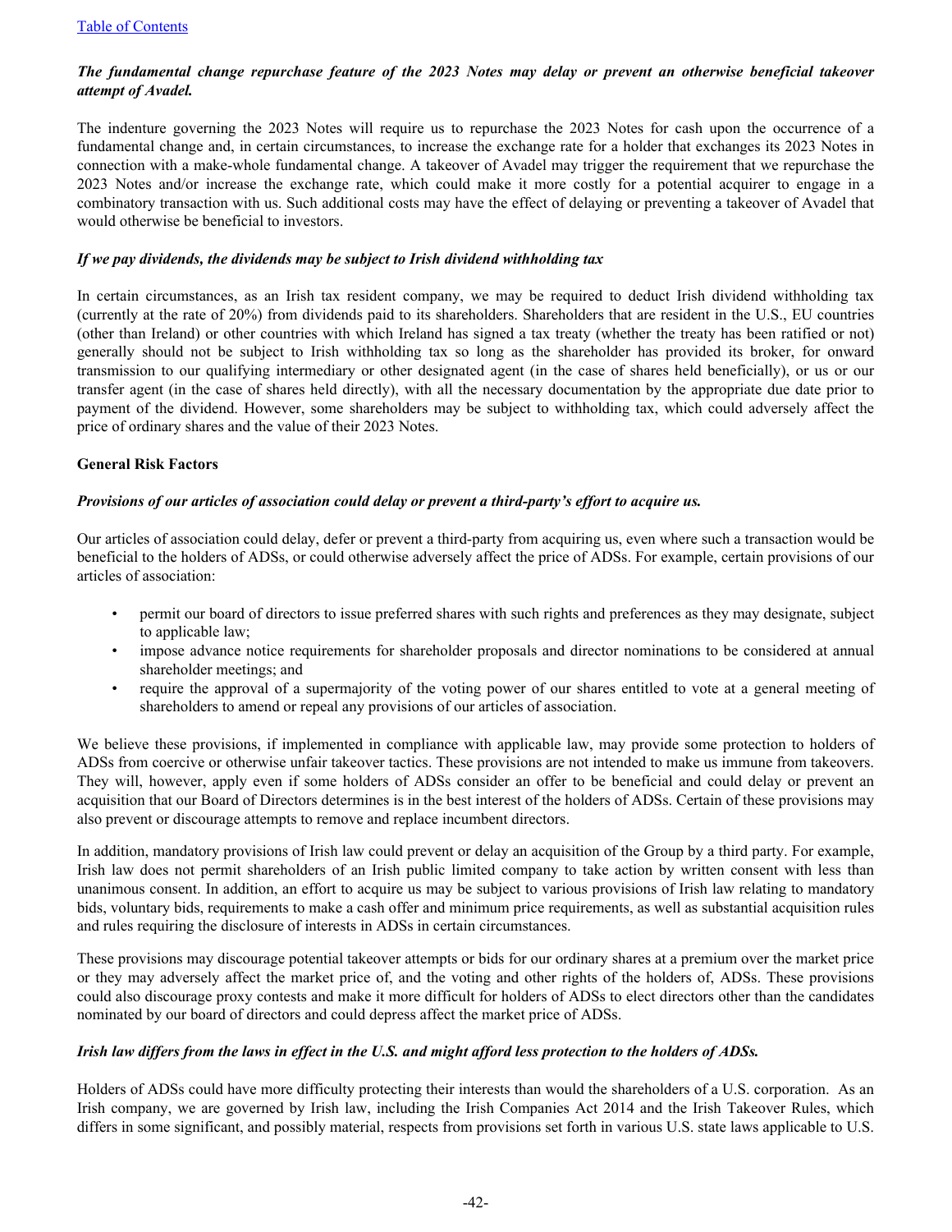***The fundamental change repurchase feature of the 2023 Notes may delay or prevent an otherwise beneficial takeover attempt of Avadel.***

The indenture governing the 2023 Notes will require us to repurchase the 2023 Notes for cash upon the occurrence of a fundamental change and, in certain circumstances, to increase the exchange rate for a holder that exchanges its 2023 Notes in connection with a make-whole fundamental change. A takeover of Avadel may trigger the requirement that we repurchase the 2023 Notes and/or increase the exchange rate, which could make it more costly for a potential acquirer to engage in a combinatory transaction with us. Such additional costs may have the effect of delaying or preventing a takeover of Avadel that would otherwise be beneficial to investors.

***If we pay dividends, the dividends may be subject to Irish dividend withholding tax***

In certain circumstances, as an Irish tax resident company, we may be required to deduct Irish dividend withholding tax (currently at the rate of 20%) from dividends paid to its shareholders. Shareholders that are resident in the U.S., EU countries (other than Ireland) or other countries with which Ireland has signed a tax treaty (whether the treaty has been ratified or not) generally should not be subject to Irish withholding tax so long as the shareholder has provided its broker, for onward transmission to our qualifying intermediary or other designated agent (in the case of shares held beneficially), or us or our transfer agent (in the case of shares held directly), with all the necessary documentation by the appropriate due date prior to payment of the dividend. However, some shareholders may be subject to withholding tax, which could adversely affect the price of ordinary shares and the value of their 2023 Notes.

**General Risk Factors**

***Provisions of our articles of association could delay or prevent a third-party's effort to acquire us.***

Our articles of association could delay, defer or prevent a third-party from acquiring us, even where such a transaction would be beneficial to the holders of ADSs, or could otherwise adversely affect the price of ADSs. For example, certain provisions of our articles of association:

- permit our board of directors to issue preferred shares with such rights and preferences as they may designate, subject to applicable law;
- impose advance notice requirements for shareholder proposals and director nominations to be considered at annual shareholder meetings; and
- require the approval of a supermajority of the voting power of our shares entitled to vote at a general meeting of shareholders to amend or repeal any provisions of our articles of association.

We believe these provisions, if implemented in compliance with applicable law, may provide some protection to holders of ADSs from coercive or otherwise unfair takeover tactics. These provisions are not intended to make us immune from takeovers. They will, however, apply even if some holders of ADSs consider an offer to be beneficial and could delay or prevent an acquisition that our Board of Directors determines is in the best interest of the holders of ADSs. Certain of these provisions may also prevent or discourage attempts to remove and replace incumbent directors.

In addition, mandatory provisions of Irish law could prevent or delay an acquisition of the Group by a third party. For example, Irish law does not permit shareholders of an Irish public limited company to take action by written consent with less than unanimous consent. In addition, an effort to acquire us may be subject to various provisions of Irish law relating to mandatory bids, voluntary bids, requirements to make a cash offer and minimum price requirements, as well as substantial acquisition rules and rules requiring the disclosure of interests in ADSs in certain circumstances.

These provisions may discourage potential takeover attempts or bids for our ordinary shares at a premium over the market price or they may adversely affect the market price of, and the voting and other rights of the holders of, ADSs. These provisions could also discourage proxy contests and make it more difficult for holders of ADSs to elect directors other than the candidates nominated by our board of directors and could depress affect the market price of ADSs.

***Irish law differs from the laws in effect in the U.S. and might afford less protection to the holders of ADSs.***

Holders of ADSs could have more difficulty protecting their interests than would the shareholders of a U.S. corporation. As an Irish company, we are governed by Irish law, including the Irish Companies Act 2014 and the Irish Takeover Rules, which differs in some significant, and possibly material, respects from provisions set forth in various U.S. state laws applicable to U.S.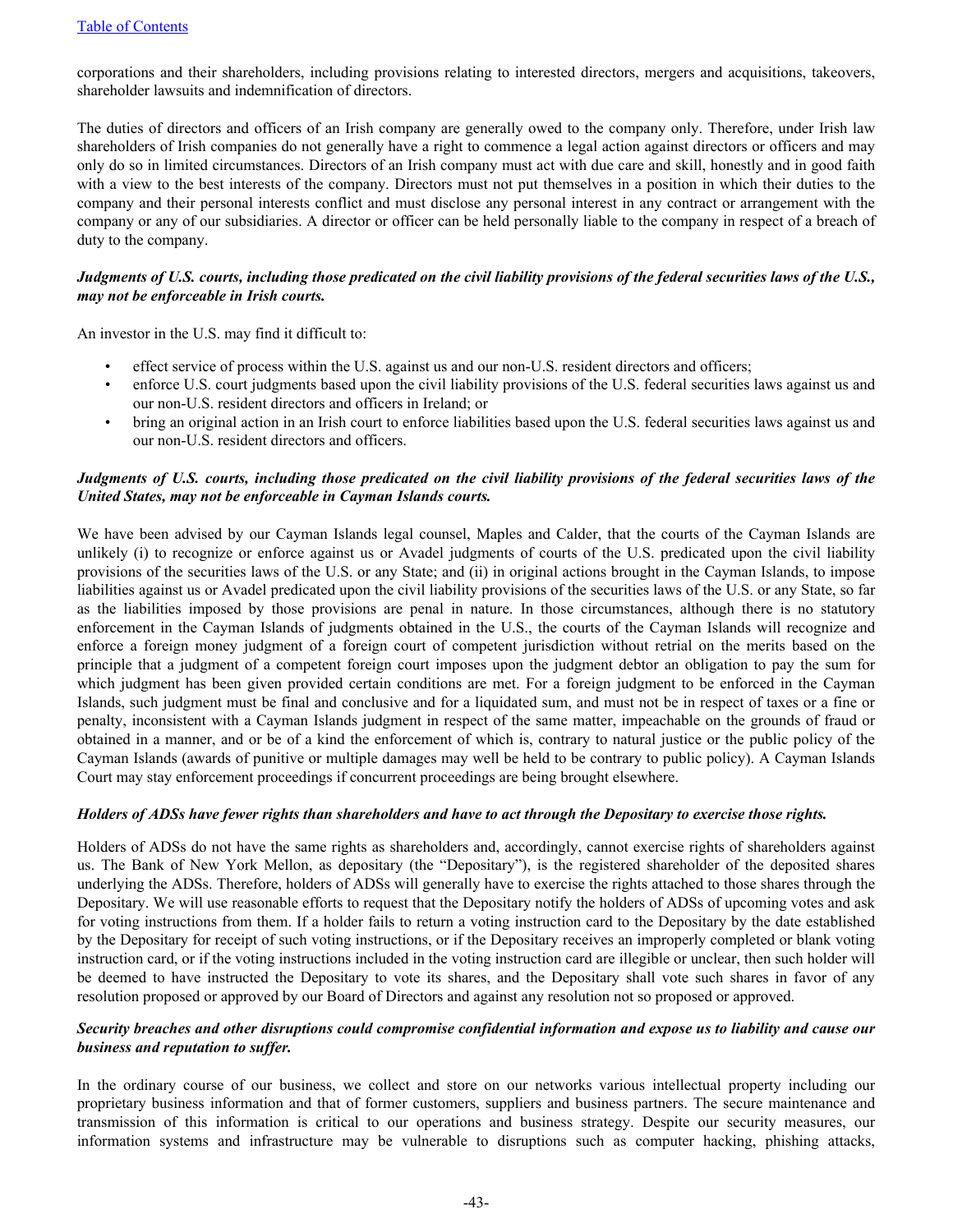corporations and their shareholders, including provisions relating to interested directors, mergers and acquisitions, takeovers, shareholder lawsuits and indemnification of directors.

The duties of directors and officers of an Irish company are generally owed to the company only. Therefore, under Irish law shareholders of Irish companies do not generally have a right to commence a legal action against directors or officers and may only do so in limited circumstances. Directors of an Irish company must act with due care and skill, honestly and in good faith with a view to the best interests of the company. Directors must not put themselves in a position in which their duties to the company and their personal interests conflict and must disclose any personal interest in any contract or arrangement with the company or any of our subsidiaries. A director or officer can be held personally liable to the company in respect of a breach of duty to the company.

***Judgments of U.S. courts, including those predicated on the civil liability provisions of the federal securities laws of the U.S., may not be enforceable in Irish courts.***

An investor in the U.S. may find it difficult to:

- effect service of process within the U.S. against us and our non-U.S. resident directors and officers;
- enforce U.S. court judgments based upon the civil liability provisions of the U.S. federal securities laws against us and our non-U.S. resident directors and officers in Ireland; or
- bring an original action in an Irish court to enforce liabilities based upon the U.S. federal securities laws against us and our non-U.S. resident directors and officers.

***Judgments of U.S. courts, including those predicated on the civil liability provisions of the federal securities laws of the United States, may not be enforceable in Cayman Islands courts.***

We have been advised by our Cayman Islands legal counsel, Maples and Calder, that the courts of the Cayman Islands are unlikely (i) to recognize or enforce against us or Avadel judgments of courts of the U.S. predicated upon the civil liability provisions of the securities laws of the U.S. or any State; and (ii) in original actions brought in the Cayman Islands, to impose liabilities against us or Avadel predicated upon the civil liability provisions of the securities laws of the U.S. or any State, so far as the liabilities imposed by those provisions are penal in nature. In those circumstances, although there is no statutory enforcement in the Cayman Islands of judgments obtained in the U.S., the courts of the Cayman Islands will recognize and enforce a foreign money judgment of a foreign court of competent jurisdiction without retrial on the merits based on the principle that a judgment of a competent foreign court imposes upon the judgment debtor an obligation to pay the sum for which judgment has been given provided certain conditions are met. For a foreign judgment to be enforced in the Cayman Islands, such judgment must be final and conclusive and for a liquidated sum, and must not be in respect of taxes or a fine or penalty, inconsistent with a Cayman Islands judgment in respect of the same matter, impeachable on the grounds of fraud or obtained in a manner, and or be of a kind the enforcement of which is, contrary to natural justice or the public policy of the Cayman Islands (awards of punitive or multiple damages may well be held to be contrary to public policy). A Cayman Islands Court may stay enforcement proceedings if concurrent proceedings are being brought elsewhere.

***Holders of ADSs have fewer rights than shareholders and have to act through the Depositary to exercise those rights.***

Holders of ADSs do not have the same rights as shareholders and, accordingly, cannot exercise rights of shareholders against us. The Bank of New York Mellon, as depositary (the "Depositary"), is the registered shareholder of the deposited shares underlying the ADSs. Therefore, holders of ADSs will generally have to exercise the rights attached to those shares through the Depositary. We will use reasonable efforts to request that the Depositary notify the holders of ADSs of upcoming votes and ask for voting instructions from them. If a holder fails to return a voting instruction card to the Depositary by the date established by the Depositary for receipt of such voting instructions, or if the Depositary receives an improperly completed or blank voting instruction card, or if the voting instructions included in the voting instruction card are illegible or unclear, then such holder will be deemed to have instructed the Depositary to vote its shares, and the Depositary shall vote such shares in favor of any resolution proposed or approved by our Board of Directors and against any resolution not so proposed or approved.

***Security breaches and other disruptions could compromise confidential information and expose us to liability and cause our business and reputation to suffer.***

In the ordinary course of our business, we collect and store on our networks various intellectual property including our proprietary business information and that of former customers, suppliers and business partners. The secure maintenance and transmission of this information is critical to our operations and business strategy. Despite our security measures, our information systems and infrastructure may be vulnerable to disruptions such as computer hacking, phishing attacks,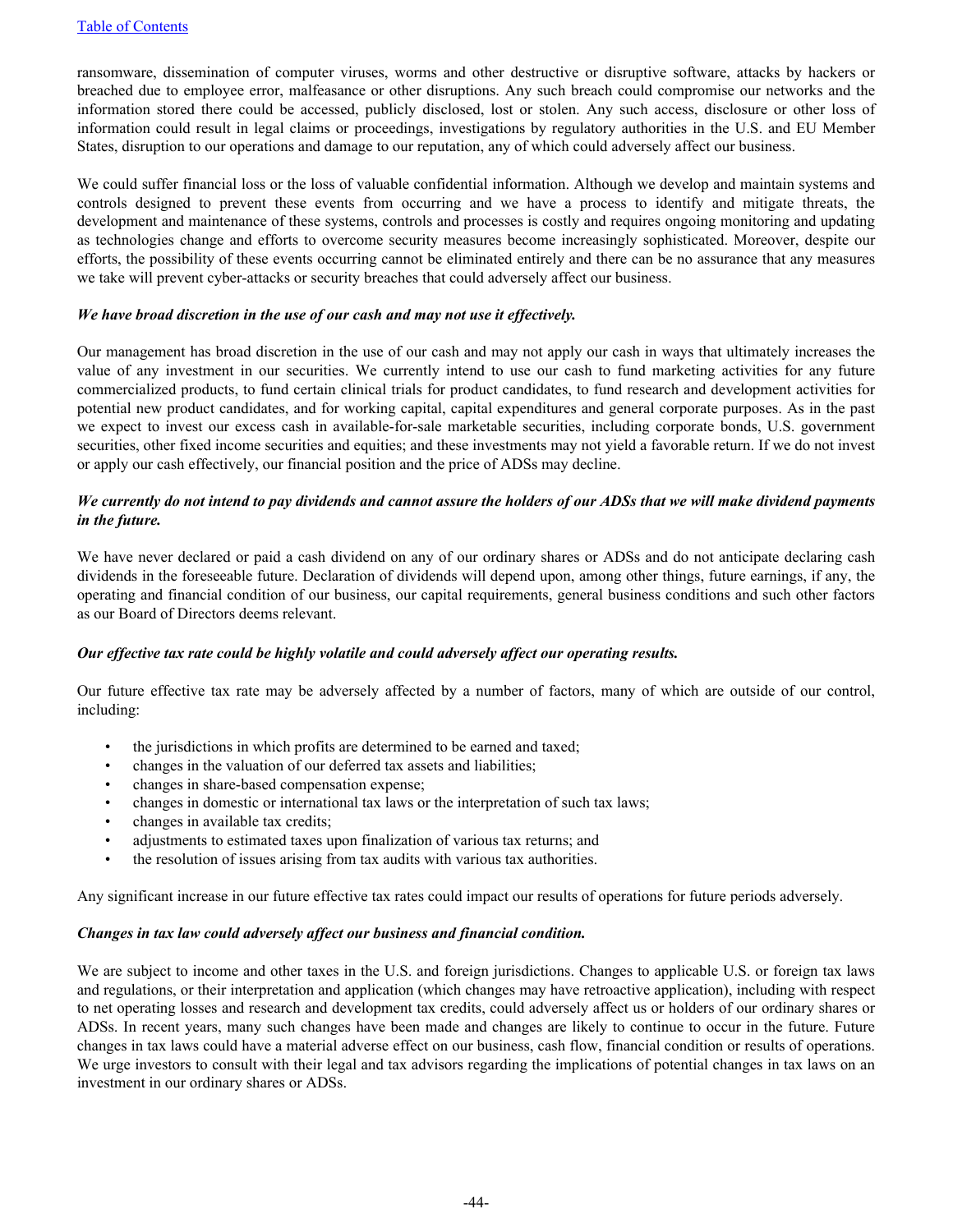ransomware, dissemination of computer viruses, worms and other destructive or disruptive software, attacks by hackers or breached due to employee error, malfeasance or other disruptions. Any such breach could compromise our networks and the information stored there could be accessed, publicly disclosed, lost or stolen. Any such access, disclosure or other loss of information could result in legal claims or proceedings, investigations by regulatory authorities in the U.S. and EU Member States, disruption to our operations and damage to our reputation, any of which could adversely affect our business.

We could suffer financial loss or the loss of valuable confidential information. Although we develop and maintain systems and controls designed to prevent these events from occurring and we have a process to identify and mitigate threats, the development and maintenance of these systems, controls and processes is costly and requires ongoing monitoring and updating as technologies change and efforts to overcome security measures become increasingly sophisticated. Moreover, despite our efforts, the possibility of these events occurring cannot be eliminated entirely and there can be no assurance that any measures we take will prevent cyber-attacks or security breaches that could adversely affect our business.

***We have broad discretion in the use of our cash and may not use it effectively.***

Our management has broad discretion in the use of our cash and may not apply our cash in ways that ultimately increases the value of any investment in our securities. We currently intend to use our cash to fund marketing activities for any future commercialized products, to fund certain clinical trials for product candidates, to fund research and development activities for potential new product candidates, and for working capital, capital expenditures and general corporate purposes. As in the past we expect to invest our excess cash in available-for-sale marketable securities, including corporate bonds, U.S. government securities, other fixed income securities and equities; and these investments may not yield a favorable return. If we do not invest or apply our cash effectively, our financial position and the price of ADSs may decline.

***We currently do not intend to pay dividends and cannot assure the holders of our ADSs that we will make dividend payments in the future.***

We have never declared or paid a cash dividend on any of our ordinary shares or ADSs and do not anticipate declaring cash dividends in the foreseeable future. Declaration of dividends will depend upon, among other things, future earnings, if any, the operating and financial condition of our business, our capital requirements, general business conditions and such other factors as our Board of Directors deems relevant.

***Our effective tax rate could be highly volatile and could adversely affect our operating results.***

Our future effective tax rate may be adversely affected by a number of factors, many of which are outside of our control, including:

- the jurisdictions in which profits are determined to be earned and taxed;
- changes in the valuation of our deferred tax assets and liabilities;
- changes in share-based compensation expense;
- changes in domestic or international tax laws or the interpretation of such tax laws;
- changes in available tax credits;
- adjustments to estimated taxes upon finalization of various tax returns; and
- the resolution of issues arising from tax audits with various tax authorities.

Any significant increase in our future effective tax rates could impact our results of operations for future periods adversely.

***Changes in tax law could adversely affect our business and financial condition.***

We are subject to income and other taxes in the U.S. and foreign jurisdictions. Changes to applicable U.S. or foreign tax laws and regulations, or their interpretation and application (which changes may have retroactive application), including with respect to net operating losses and research and development tax credits, could adversely affect us or holders of our ordinary shares or ADSs. In recent years, many such changes have been made and changes are likely to continue to occur in the future. Future changes in tax laws could have a material adverse effect on our business, cash flow, financial condition or results of operations. We urge investors to consult with their legal and tax advisors regarding the implications of potential changes in tax laws on an investment in our ordinary shares or ADSs.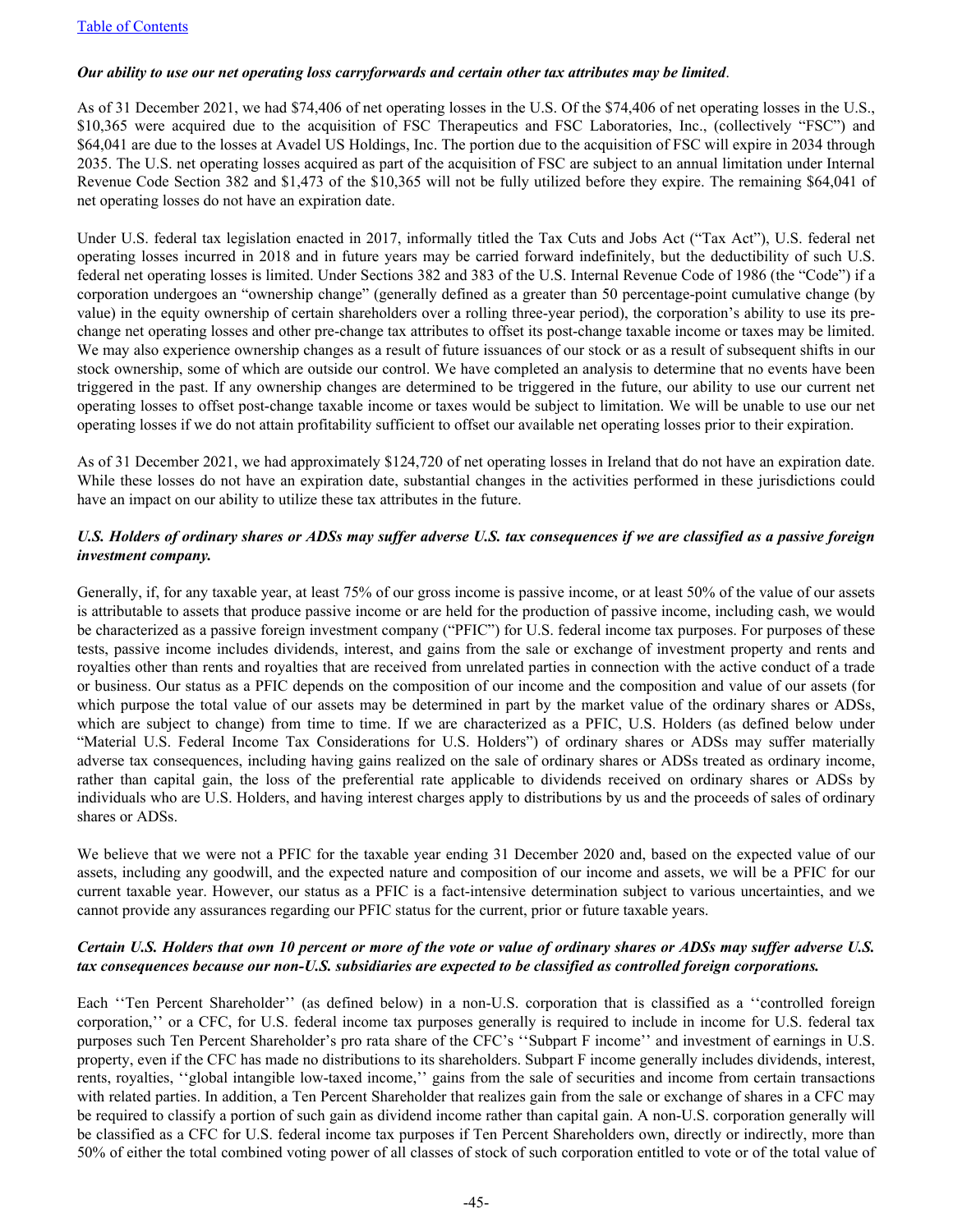***Our ability to use our net operating loss carryforwards and certain other tax attributes may be limited*.**

As of 31 December 2021, we had $74,406 of net operating losses in the U.S. Of the $74,406 of net operating losses in the U.S., $10,365 were acquired due to the acquisition of FSC Therapeutics and FSC Laboratories, Inc., (collectively "FSC") and $64,041 are due to the losses at Avadel US Holdings, Inc. The portion due to the acquisition of FSC will expire in 2034 through 2035. The U.S. net operating losses acquired as part of the acquisition of FSC are subject to an annual limitation under Internal Revenue Code Section 382 and $1,473 of the $10,365 will not be fully utilized before they expire. The remaining $64,041 of net operating losses do not have an expiration date.

Under U.S. federal tax legislation enacted in 2017, informally titled the Tax Cuts and Jobs Act ("Tax Act"), U.S. federal net operating losses incurred in 2018 and in future years may be carried forward indefinitely, but the deductibility of such U.S. federal net operating losses is limited. Under Sections 382 and 383 of the U.S. Internal Revenue Code of 1986 (the "Code") if a corporation undergoes an "ownership change" (generally defined as a greater than 50 percentage-point cumulative change (by value) in the equity ownership of certain shareholders over a rolling three-year period), the corporation's ability to use its pre-change net operating losses and other pre-change tax attributes to offset its post-change taxable income or taxes may be limited. We may also experience ownership changes as a result of future issuances of our stock or as a result of subsequent shifts in our stock ownership, some of which are outside our control. We have completed an analysis to determine that no events have been triggered in the past. If any ownership changes are determined to be triggered in the future, our ability to use our current net operating losses to offset post-change taxable income or taxes would be subject to limitation. We will be unable to use our net operating losses if we do not attain profitability sufficient to offset our available net operating losses prior to their expiration.

As of 31 December 2021, we had approximately $124,720 of net operating losses in Ireland that do not have an expiration date. While these losses do not have an expiration date, substantial changes in the activities performed in these jurisdictions could have an impact on our ability to utilize these tax attributes in the future.

***U.S. Holders of ordinary shares or ADSs may suffer adverse U.S. tax consequences if we are classified as a passive foreign investment company.***

Generally, if, for any taxable year, at least 75% of our gross income is passive income, or at least 50% of the value of our assets is attributable to assets that produce passive income or are held for the production of passive income, including cash, we would be characterized as a passive foreign investment company ("PFIC") for U.S. federal income tax purposes. For purposes of these tests, passive income includes dividends, interest, and gains from the sale or exchange of investment property and rents and royalties other than rents and royalties that are received from unrelated parties in connection with the active conduct of a trade or business. Our status as a PFIC depends on the composition of our income and the composition and value of our assets (for which purpose the total value of our assets may be determined in part by the market value of the ordinary shares or ADSs, which are subject to change) from time to time. If we are characterized as a PFIC, U.S. Holders (as defined below under "Material U.S. Federal Income Tax Considerations for U.S. Holders") of ordinary shares or ADSs may suffer materially adverse tax consequences, including having gains realized on the sale of ordinary shares or ADSs treated as ordinary income, rather than capital gain, the loss of the preferential rate applicable to dividends received on ordinary shares or ADSs by individuals who are U.S. Holders, and having interest charges apply to distributions by us and the proceeds of sales of ordinary shares or ADSs.

We believe that we were not a PFIC for the taxable year ending 31 December 2020 and, based on the expected value of our assets, including any goodwill, and the expected nature and composition of our income and assets, we will be a PFIC for our current taxable year. However, our status as a PFIC is a fact-intensive determination subject to various uncertainties, and we cannot provide any assurances regarding our PFIC status for the current, prior or future taxable years.

***Certain U.S. Holders that own 10 percent or more of the vote or value of ordinary shares or ADSs may suffer adverse U.S. tax consequences because our non-U.S. subsidiaries are expected to be classified as controlled foreign corporations.***

Each ''Ten Percent Shareholder'' (as defined below) in a non-U.S. corporation that is classified as a ''controlled foreign corporation,'' or a CFC, for U.S. federal income tax purposes generally is required to include in income for U.S. federal tax purposes such Ten Percent Shareholder's pro rata share of the CFC's ''Subpart F income'' and investment of earnings in U.S. property, even if the CFC has made no distributions to its shareholders. Subpart F income generally includes dividends, interest, rents, royalties, ''global intangible low-taxed income,'' gains from the sale of securities and income from certain transactions with related parties. In addition, a Ten Percent Shareholder that realizes gain from the sale or exchange of shares in a CFC may be required to classify a portion of such gain as dividend income rather than capital gain. A non-U.S. corporation generally will be classified as a CFC for U.S. federal income tax purposes if Ten Percent Shareholders own, directly or indirectly, more than 50% of either the total combined voting power of all classes of stock of such corporation entitled to vote or of the total value of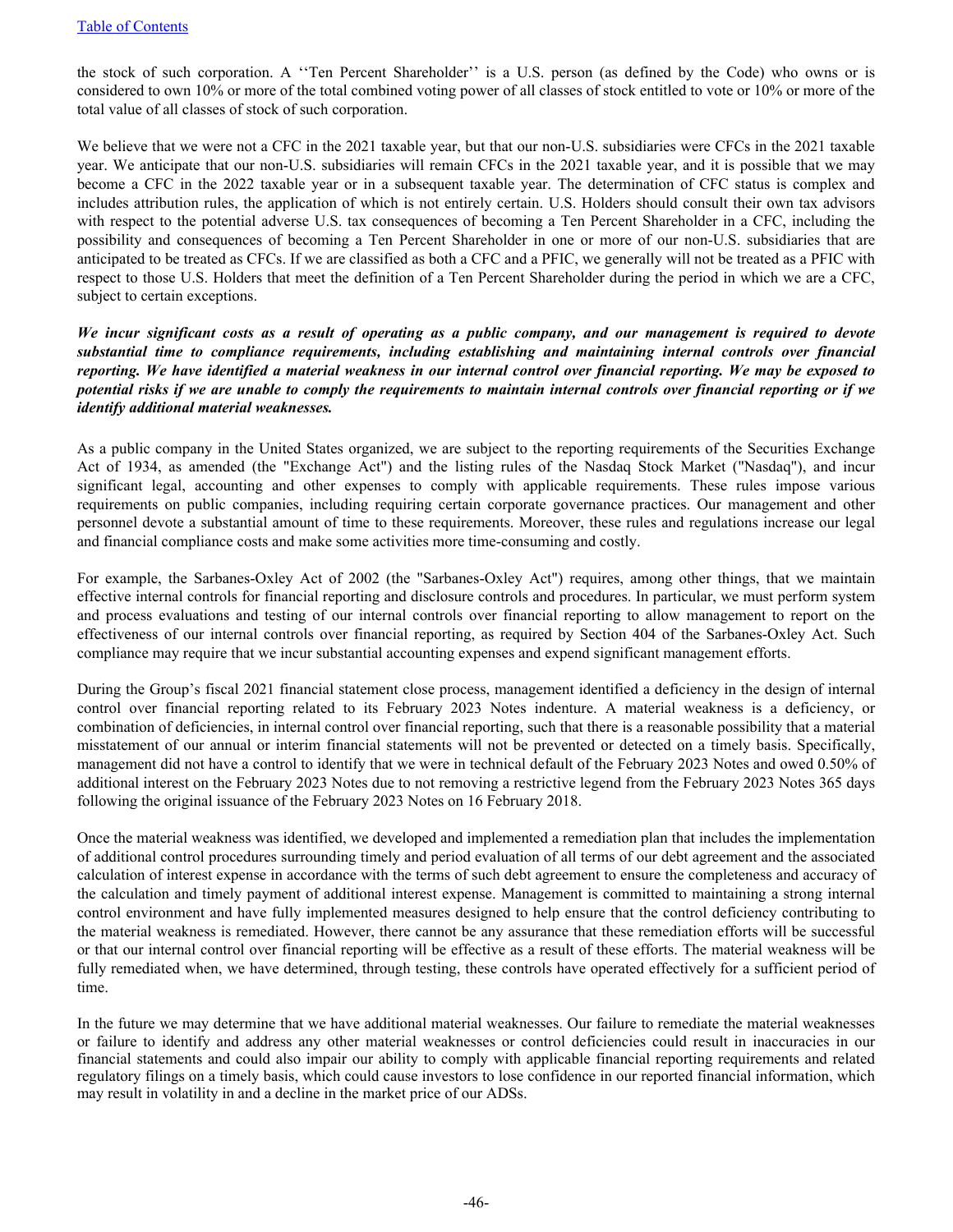the stock of such corporation. A ''Ten Percent Shareholder'' is a U.S. person (as defined by the Code) who owns or is considered to own 10% or more of the total combined voting power of all classes of stock entitled to vote or 10% or more of the total value of all classes of stock of such corporation.

We believe that we were not a CFC in the 2021 taxable year, but that our non-U.S. subsidiaries were CFCs in the 2021 taxable year. We anticipate that our non-U.S. subsidiaries will remain CFCs in the 2021 taxable year, and it is possible that we may become a CFC in the 2022 taxable year or in a subsequent taxable year. The determination of CFC status is complex and includes attribution rules, the application of which is not entirely certain. U.S. Holders should consult their own tax advisors with respect to the potential adverse U.S. tax consequences of becoming a Ten Percent Shareholder in a CFC, including the possibility and consequences of becoming a Ten Percent Shareholder in one or more of our non-U.S. subsidiaries that are anticipated to be treated as CFCs. If we are classified as both a CFC and a PFIC, we generally will not be treated as a PFIC with respect to those U.S. Holders that meet the definition of a Ten Percent Shareholder during the period in which we are a CFC, subject to certain exceptions.

***We incur significant costs as a result of operating as a public company, and our management is required to devote substantial time to compliance requirements, including establishing and maintaining internal controls over financial reporting. We have identified a material weakness in our internal control over financial reporting. We may be exposed to potential risks if we are unable to comply the requirements to maintain internal controls over financial reporting or if we identify additional material weaknesses.***

As a public company in the United States organized, we are subject to the reporting requirements of the Securities Exchange Act of 1934, as amended (the "Exchange Act") and the listing rules of the Nasdaq Stock Market ("Nasdaq"), and incur significant legal, accounting and other expenses to comply with applicable requirements. These rules impose various requirements on public companies, including requiring certain corporate governance practices. Our management and other personnel devote a substantial amount of time to these requirements. Moreover, these rules and regulations increase our legal and financial compliance costs and make some activities more time-consuming and costly.

For example, the Sarbanes-Oxley Act of 2002 (the "Sarbanes-Oxley Act") requires, among other things, that we maintain effective internal controls for financial reporting and disclosure controls and procedures. In particular, we must perform system and process evaluations and testing of our internal controls over financial reporting to allow management to report on the effectiveness of our internal controls over financial reporting, as required by Section 404 of the Sarbanes-Oxley Act. Such compliance may require that we incur substantial accounting expenses and expend significant management efforts.

During the Group's fiscal 2021 financial statement close process, management identified a deficiency in the design of internal control over financial reporting related to its February 2023 Notes indenture. A material weakness is a deficiency, or combination of deficiencies, in internal control over financial reporting, such that there is a reasonable possibility that a material misstatement of our annual or interim financial statements will not be prevented or detected on a timely basis. Specifically, management did not have a control to identify that we were in technical default of the February 2023 Notes and owed 0.50% of additional interest on the February 2023 Notes due to not removing a restrictive legend from the February 2023 Notes 365 days following the original issuance of the February 2023 Notes on 16 February 2018.

Once the material weakness was identified, we developed and implemented a remediation plan that includes the implementation of additional control procedures surrounding timely and period evaluation of all terms of our debt agreement and the associated calculation of interest expense in accordance with the terms of such debt agreement to ensure the completeness and accuracy of the calculation and timely payment of additional interest expense. Management is committed to maintaining a strong internal control environment and have fully implemented measures designed to help ensure that the control deficiency contributing to the material weakness is remediated. However, there cannot be any assurance that these remediation efforts will be successful or that our internal control over financial reporting will be effective as a result of these efforts. The material weakness will be fully remediated when, we have determined, through testing, these controls have operated effectively for a sufficient period of time.

In the future we may determine that we have additional material weaknesses. Our failure to remediate the material weaknesses or failure to identify and address any other material weaknesses or control deficiencies could result in inaccuracies in our financial statements and could also impair our ability to comply with applicable financial reporting requirements and related regulatory filings on a timely basis, which could cause investors to lose confidence in our reported financial information, which may result in volatility in and a decline in the market price of our ADSs.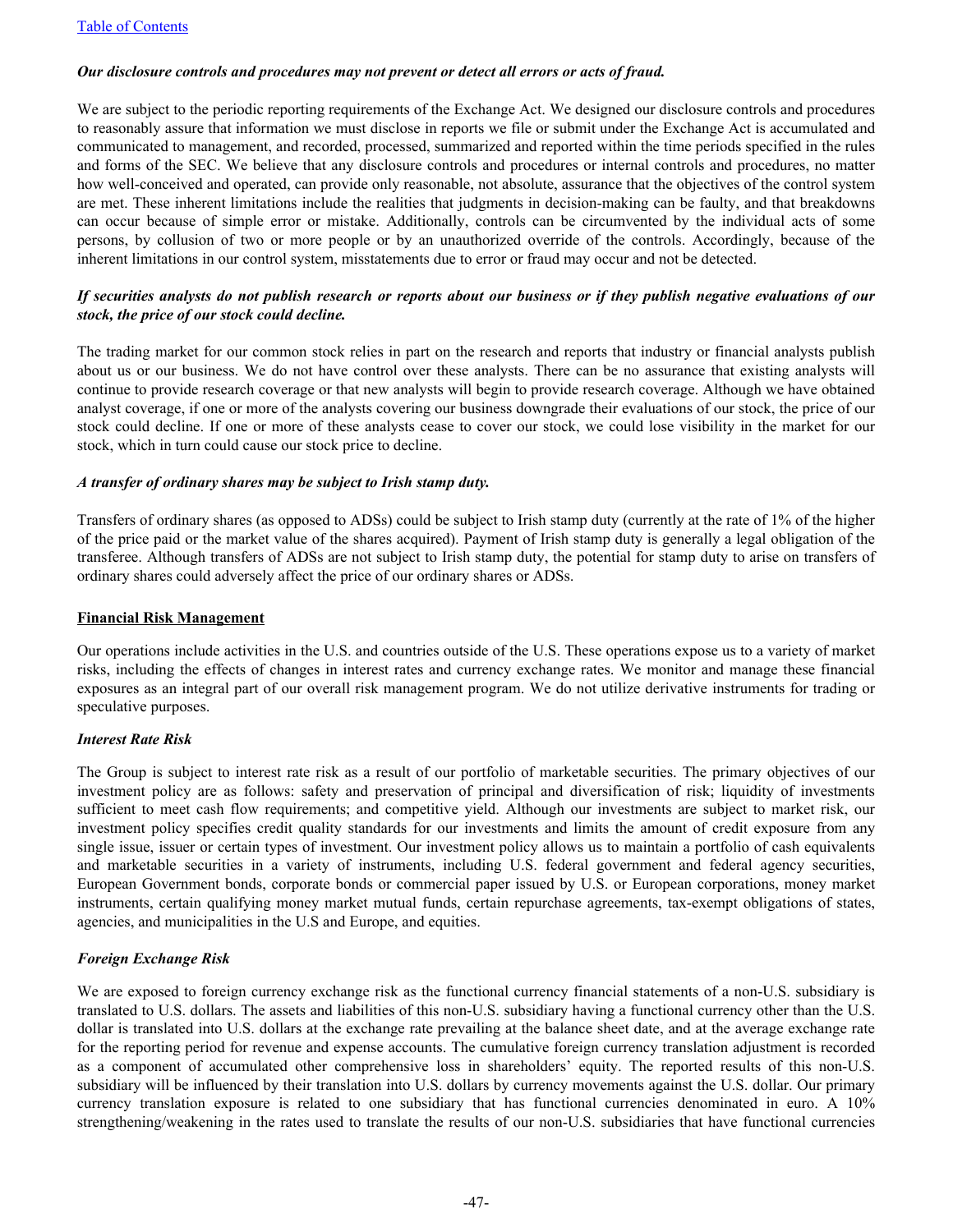*Our disclosure controls and procedures may not prevent or detect all errors or acts of fraud.*

We are subject to the periodic reporting requirements of the Exchange Act. We designed our disclosure controls and procedures to reasonably assure that information we must disclose in reports we file or submit under the Exchange Act is accumulated and communicated to management, and recorded, processed, summarized and reported within the time periods specified in the rules and forms of the SEC. We believe that any disclosure controls and procedures or internal controls and procedures, no matter how well-conceived and operated, can provide only reasonable, not absolute, assurance that the objectives of the control system are met. These inherent limitations include the realities that judgments in decision-making can be faulty, and that breakdowns can occur because of simple error or mistake. Additionally, controls can be circumvented by the individual acts of some persons, by collusion of two or more people or by an unauthorized override of the controls. Accordingly, because of the inherent limitations in our control system, misstatements due to error or fraud may occur and not be detected.

*If securities analysts do not publish research or reports about our business or if they publish negative evaluations of our stock, the price of our stock could decline.*

The trading market for our common stock relies in part on the research and reports that industry or financial analysts publish about us or our business. We do not have control over these analysts. There can be no assurance that existing analysts will continue to provide research coverage or that new analysts will begin to provide research coverage. Although we have obtained analyst coverage, if one or more of the analysts covering our business downgrade their evaluations of our stock, the price of our stock could decline. If one or more of these analysts cease to cover our stock, we could lose visibility in the market for our stock, which in turn could cause our stock price to decline.

*A transfer of ordinary shares may be subject to Irish stamp duty.*

Transfers of ordinary shares (as opposed to ADSs) could be subject to Irish stamp duty (currently at the rate of 1% of the higher of the price paid or the market value of the shares acquired). Payment of Irish stamp duty is generally a legal obligation of the transferee. Although transfers of ADSs are not subject to Irish stamp duty, the potential for stamp duty to arise on transfers of ordinary shares could adversely affect the price of our ordinary shares or ADSs.

## Financial Risk Management

Our operations include activities in the U.S. and countries outside of the U.S. These operations expose us to a variety of market risks, including the effects of changes in interest rates and currency exchange rates. We monitor and manage these financial exposures as an integral part of our overall risk management program. We do not utilize derivative instruments for trading or speculative purposes.

### *Interest Rate Risk*

The Group is subject to interest rate risk as a result of our portfolio of marketable securities. The primary objectives of our investment policy are as follows: safety and preservation of principal and diversification of risk; liquidity of investments sufficient to meet cash flow requirements; and competitive yield. Although our investments are subject to market risk, our investment policy specifies credit quality standards for our investments and limits the amount of credit exposure from any single issue, issuer or certain types of investment. Our investment policy allows us to maintain a portfolio of cash equivalents and marketable securities in a variety of instruments, including U.S. federal government and federal agency securities, European Government bonds, corporate bonds or commercial paper issued by U.S. or European corporations, money market instruments, certain qualifying money market mutual funds, certain repurchase agreements, tax-exempt obligations of states, agencies, and municipalities in the U.S and Europe, and equities.

### *Foreign Exchange Risk*

We are exposed to foreign currency exchange risk as the functional currency financial statements of a non-U.S. subsidiary is translated to U.S. dollars. The assets and liabilities of this non-U.S. subsidiary having a functional currency other than the U.S. dollar is translated into U.S. dollars at the exchange rate prevailing at the balance sheet date, and at the average exchange rate for the reporting period for revenue and expense accounts. The cumulative foreign currency translation adjustment is recorded as a component of accumulated other comprehensive loss in shareholders' equity. The reported results of this non-U.S. subsidiary will be influenced by their translation into U.S. dollars by currency movements against the U.S. dollar. Our primary currency translation exposure is related to one subsidiary that has functional currencies denominated in euro. A 10% strengthening/weakening in the rates used to translate the results of our non-U.S. subsidiaries that have functional currencies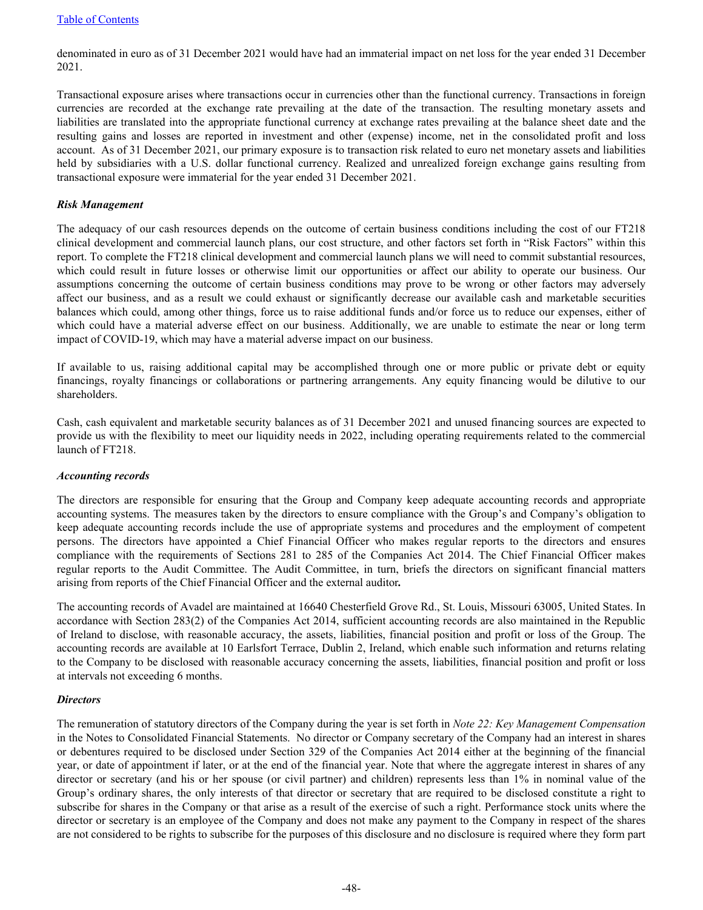denominated in euro as of 31 December 2021 would have had an immaterial impact on net loss for the year ended 31 December 2021.

Transactional exposure arises where transactions occur in currencies other than the functional currency. Transactions in foreign currencies are recorded at the exchange rate prevailing at the date of the transaction. The resulting monetary assets and liabilities are translated into the appropriate functional currency at exchange rates prevailing at the balance sheet date and the resulting gains and losses are reported in investment and other (expense) income, net in the consolidated profit and loss account. As of 31 December 2021, our primary exposure is to transaction risk related to euro net monetary assets and liabilities held by subsidiaries with a U.S. dollar functional currency. Realized and unrealized foreign exchange gains resulting from transactional exposure were immaterial for the year ended 31 December 2021.

***Risk Management***

The adequacy of our cash resources depends on the outcome of certain business conditions including the cost of our FT218 clinical development and commercial launch plans, our cost structure, and other factors set forth in "Risk Factors" within this report. To complete the FT218 clinical development and commercial launch plans we will need to commit substantial resources, which could result in future losses or otherwise limit our opportunities or affect our ability to operate our business. Our assumptions concerning the outcome of certain business conditions may prove to be wrong or other factors may adversely affect our business, and as a result we could exhaust or significantly decrease our available cash and marketable securities balances which could, among other things, force us to raise additional funds and/or force us to reduce our expenses, either of which could have a material adverse effect on our business. Additionally, we are unable to estimate the near or long term impact of COVID-19, which may have a material adverse impact on our business.

If available to us, raising additional capital may be accomplished through one or more public or private debt or equity financings, royalty financings or collaborations or partnering arrangements. Any equity financing would be dilutive to our shareholders.

Cash, cash equivalent and marketable security balances as of 31 December 2021 and unused financing sources are expected to provide us with the flexibility to meet our liquidity needs in 2022, including operating requirements related to the commercial launch of FT218.

***Accounting records***

The directors are responsible for ensuring that the Group and Company keep adequate accounting records and appropriate accounting systems. The measures taken by the directors to ensure compliance with the Group's and Company's obligation to keep adequate accounting records include the use of appropriate systems and procedures and the employment of competent persons. The directors have appointed a Chief Financial Officer who makes regular reports to the directors and ensures compliance with the requirements of Sections 281 to 285 of the Companies Act 2014. The Chief Financial Officer makes regular reports to the Audit Committee. The Audit Committee, in turn, briefs the directors on significant financial matters arising from reports of the Chief Financial Officer and the external auditor**.**

The accounting records of Avadel are maintained at 16640 Chesterfield Grove Rd., St. Louis, Missouri 63005, United States. In accordance with Section 283(2) of the Companies Act 2014, sufficient accounting records are also maintained in the Republic of Ireland to disclose, with reasonable accuracy, the assets, liabilities, financial position and profit or loss of the Group. The accounting records are available at 10 Earlsfort Terrace, Dublin 2, Ireland, which enable such information and returns relating to the Company to be disclosed with reasonable accuracy concerning the assets, liabilities, financial position and profit or loss at intervals not exceeding 6 months.

***Directors***

The remuneration of statutory directors of the Company during the year is set forth in *Note 22: Key Management Compensation* in the Notes to Consolidated Financial Statements. No director or Company secretary of the Company had an interest in shares or debentures required to be disclosed under Section 329 of the Companies Act 2014 either at the beginning of the financial year, or date of appointment if later, or at the end of the financial year. Note that where the aggregate interest in shares of any director or secretary (and his or her spouse (or civil partner) and children) represents less than 1% in nominal value of the Group's ordinary shares, the only interests of that director or secretary that are required to be disclosed constitute a right to subscribe for shares in the Company or that arise as a result of the exercise of such a right. Performance stock units where the director or secretary is an employee of the Company and does not make any payment to the Company in respect of the shares are not considered to be rights to subscribe for the purposes of this disclosure and no disclosure is required where they form part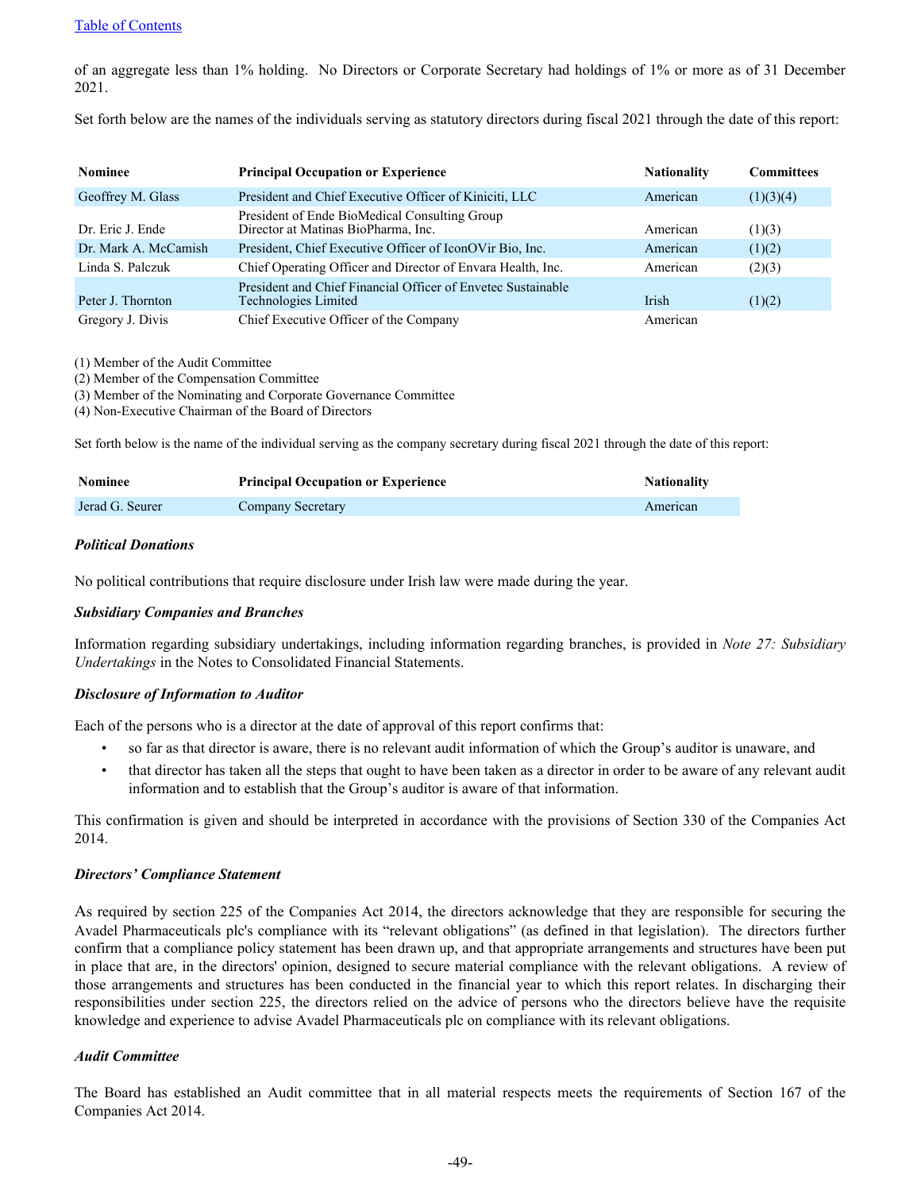of an aggregate less than 1% holding. No Directors or Corporate Secretary had holdings of 1% or more as of 31 December 2021.

Set forth below are the names of the individuals serving as statutory directors during fiscal 2021 through the date of this report:

| Nominee | Principal Occupation or Experience | Nationality | Committees |
|---|---|---|---|
| Geoffrey M. Glass | President and Chief Executive Officer of Kiniciti, LLC | American | (1)(3)(4) |
| Dr. Eric J. Ende | President of Ende BioMedical Consulting Group<br>Director at Matinas BioPharma, Inc. | American | (1)(3) |
| Dr. Mark A. McCamish | President, Chief Executive Officer of IconOVir Bio, Inc. | American | (1)(2) |
| Linda S. Palczuk | Chief Operating Officer and Director of Envara Health, Inc. | American | (2)(3) |
| Peter J. Thornton | President and Chief Financial Officer of Envetec Sustainable Technologies Limited | Irish | (1)(2) |
| Gregory J. Divis | Chief Executive Officer of the Company | American | |

(1) Member of the Audit Committee
(2) Member of the Compensation Committee
(3) Member of the Nominating and Corporate Governance Committee
(4) Non-Executive Chairman of the Board of Directors

Set forth below is the name of the individual serving as the company secretary during fiscal 2021 through the date of this report:

| Nominee | Principal Occupation or Experience | Nationality |
|---|---|---|
| Jerad G. Seurer | Company Secretary | American |

***Political Donations***

No political contributions that require disclosure under Irish law were made during the year.

***Subsidiary Companies and Branches***

Information regarding subsidiary undertakings, including information regarding branches, is provided in *Note 27: Subsidiary Undertakings* in the Notes to Consolidated Financial Statements.

***Disclosure of Information to Auditor***

Each of the persons who is a director at the date of approval of this report confirms that:

- so far as that director is aware, there is no relevant audit information of which the Group's auditor is unaware, and
- that director has taken all the steps that ought to have been taken as a director in order to be aware of any relevant audit information and to establish that the Group's auditor is aware of that information.

This confirmation is given and should be interpreted in accordance with the provisions of Section 330 of the Companies Act 2014.

***Directors' Compliance Statement***

As required by section 225 of the Companies Act 2014, the directors acknowledge that they are responsible for securing the Avadel Pharmaceuticals plc's compliance with its "relevant obligations" (as defined in that legislation). The directors further confirm that a compliance policy statement has been drawn up, and that appropriate arrangements and structures have been put in place that are, in the directors' opinion, designed to secure material compliance with the relevant obligations. A review of those arrangements and structures has been conducted in the financial year to which this report relates. In discharging their responsibilities under section 225, the directors relied on the advice of persons who the directors believe have the requisite knowledge and experience to advise Avadel Pharmaceuticals plc on compliance with its relevant obligations.

***Audit Committee***

The Board has established an Audit committee that in all material respects meets the requirements of Section 167 of the Companies Act 2014.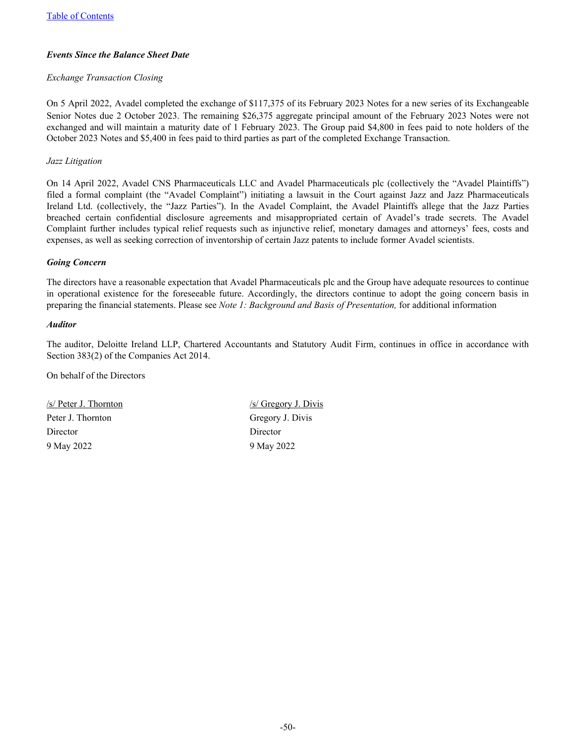### ***Events Since the Balance Sheet Date***

*Exchange Transaction Closing*

On 5 April 2022, Avadel completed the exchange of $117,375 of its February 2023 Notes for a new series of its Exchangeable Senior Notes due 2 October 2023. The remaining $26,375 aggregate principal amount of the February 2023 Notes were not exchanged and will maintain a maturity date of 1 February 2023. The Group paid $4,800 in fees paid to note holders of the October 2023 Notes and $5,400 in fees paid to third parties as part of the completed Exchange Transaction.

*Jazz Litigation*

On 14 April 2022, Avadel CNS Pharmaceuticals LLC and Avadel Pharmaceuticals plc (collectively the "Avadel Plaintiffs") filed a formal complaint (the "Avadel Complaint") initiating a lawsuit in the Court against Jazz and Jazz Pharmaceuticals Ireland Ltd. (collectively, the "Jazz Parties"). In the Avadel Complaint, the Avadel Plaintiffs allege that the Jazz Parties breached certain confidential disclosure agreements and misappropriated certain of Avadel's trade secrets. The Avadel Complaint further includes typical relief requests such as injunctive relief, monetary damages and attorneys' fees, costs and expenses, as well as seeking correction of inventorship of certain Jazz patents to include former Avadel scientists.

### ***Going Concern***

The directors have a reasonable expectation that Avadel Pharmaceuticals plc and the Group have adequate resources to continue in operational existence for the foreseeable future. Accordingly, the directors continue to adopt the going concern basis in preparing the financial statements. Please see *Note 1: Background and Basis of Presentation,* for additional information

### ***Auditor***

The auditor, Deloitte Ireland LLP, Chartered Accountants and Statutory Audit Firm, continues in office in accordance with Section 383(2) of the Companies Act 2014.

On behalf of the Directors

| | |
|---|---|
| /s/ Peter J. Thornton | /s/ Gregory J. Divis |
| Peter J. Thornton | Gregory J. Divis |
| Director | Director |
| 9 May 2022 | 9 May 2022 |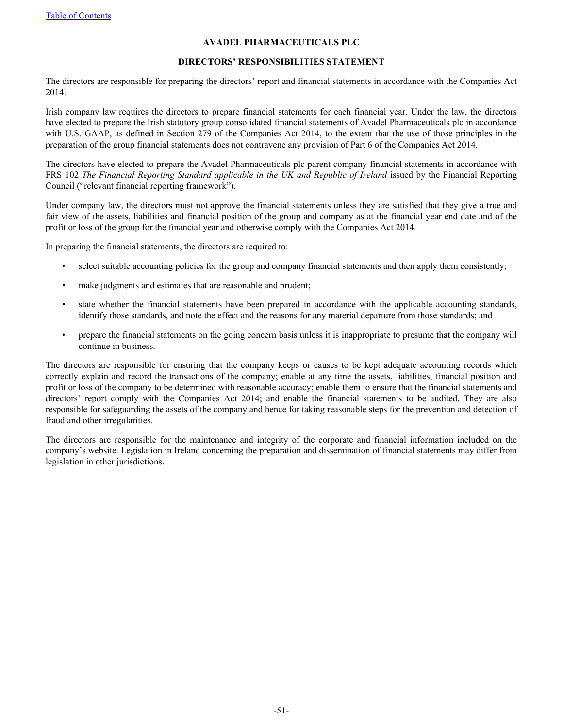# AVADEL PHARMACEUTICALS PLC

## DIRECTORS' RESPONSIBILITIES STATEMENT

The directors are responsible for preparing the directors' report and financial statements in accordance with the Companies Act 2014.

Irish company law requires the directors to prepare financial statements for each financial year. Under the law, the directors have elected to prepare the Irish statutory group consolidated financial statements of Avadel Pharmaceuticals plc in accordance with U.S. GAAP, as defined in Section 279 of the Companies Act 2014, to the extent that the use of those principles in the preparation of the group financial statements does not contravene any provision of Part 6 of the Companies Act 2014.

The directors have elected to prepare the Avadel Pharmaceuticals plc parent company financial statements in accordance with FRS 102 *The Financial Reporting Standard applicable in the UK and Republic of Ireland* issued by the Financial Reporting Council ("relevant financial reporting framework").

Under company law, the directors must not approve the financial statements unless they are satisfied that they give a true and fair view of the assets, liabilities and financial position of the group and company as at the financial year end date and of the profit or loss of the group for the financial year and otherwise comply with the Companies Act 2014.

In preparing the financial statements, the directors are required to:

- select suitable accounting policies for the group and company financial statements and then apply them consistently;
- make judgments and estimates that are reasonable and prudent;
- state whether the financial statements have been prepared in accordance with the applicable accounting standards, identify those standards, and note the effect and the reasons for any material departure from those standards; and
- prepare the financial statements on the going concern basis unless it is inappropriate to presume that the company will continue in business.

The directors are responsible for ensuring that the company keeps or causes to be kept adequate accounting records which correctly explain and record the transactions of the company; enable at any time the assets, liabilities, financial position and profit or loss of the company to be determined with reasonable accuracy; enable them to ensure that the financial statements and directors' report comply with the Companies Act 2014; and enable the financial statements to be audited. They are also responsible for safeguarding the assets of the company and hence for taking reasonable steps for the prevention and detection of fraud and other irregularities.

The directors are responsible for the maintenance and integrity of the corporate and financial information included on the company's website. Legislation in Ireland concerning the preparation and dissemination of financial statements may differ from legislation in other jurisdictions.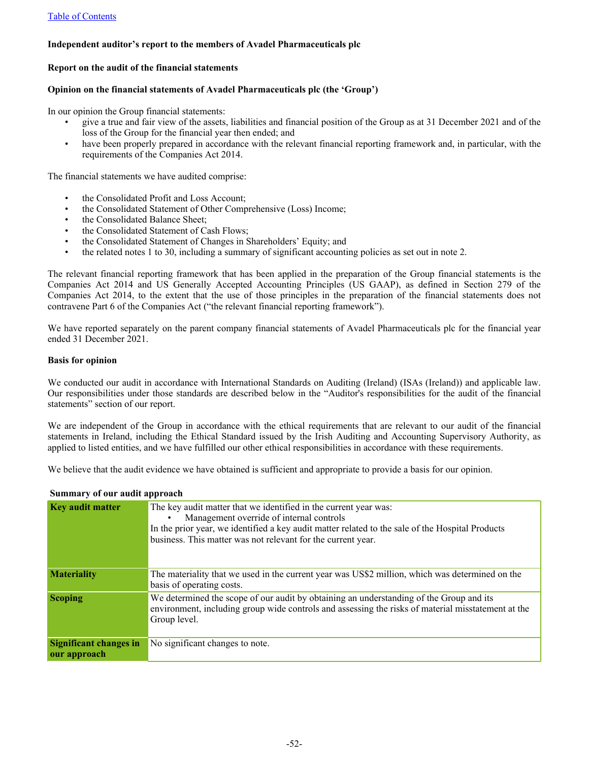[Table of Contents](#)

**Independent auditor's report to the members of Avadel Pharmaceuticals plc**

**Report on the audit of the financial statements**

**Opinion on the financial statements of Avadel Pharmaceuticals plc (the 'Group')**

In our opinion the Group financial statements:

- give a true and fair view of the assets, liabilities and financial position of the Group as at 31 December 2021 and of the loss of the Group for the financial year then ended; and
- have been properly prepared in accordance with the relevant financial reporting framework and, in particular, with the requirements of the Companies Act 2014.

The financial statements we have audited comprise:

- the Consolidated Profit and Loss Account;
- the Consolidated Statement of Other Comprehensive (Loss) Income;
- the Consolidated Balance Sheet;
- the Consolidated Statement of Cash Flows;
- the Consolidated Statement of Changes in Shareholders' Equity; and
- the related notes 1 to 30, including a summary of significant accounting policies as set out in note 2.

The relevant financial reporting framework that has been applied in the preparation of the Group financial statements is the Companies Act 2014 and US Generally Accepted Accounting Principles (US GAAP), as defined in Section 279 of the Companies Act 2014, to the extent that the use of those principles in the preparation of the financial statements does not contravene Part 6 of the Companies Act ("the relevant financial reporting framework").

We have reported separately on the parent company financial statements of Avadel Pharmaceuticals plc for the financial year ended 31 December 2021.

**Basis for opinion**

We conducted our audit in accordance with International Standards on Auditing (Ireland) (ISAs (Ireland)) and applicable law. Our responsibilities under those standards are described below in the "Auditor's responsibilities for the audit of the financial statements" section of our report.

We are independent of the Group in accordance with the ethical requirements that are relevant to our audit of the financial statements in Ireland, including the Ethical Standard issued by the Irish Auditing and Accounting Supervisory Authority, as applied to listed entities, and we have fulfilled our other ethical responsibilities in accordance with these requirements.

We believe that the audit evidence we have obtained is sufficient and appropriate to provide a basis for our opinion.

**Summary of our audit approach**

| | |
|---|---|
| **Key audit matter** | The key audit matter that we identified in the current year was:<br>• Management override of internal controls<br>In the prior year, we identified a key audit matter related to the sale of the Hospital Products business. This matter was not relevant for the current year. |
| **Materiality** | The materiality that we used in the current year was US$2 million, which was determined on the basis of operating costs. |
| **Scoping** | We determined the scope of our audit by obtaining an understanding of the Group and its environment, including group wide controls and assessing the risks of material misstatement at the Group level. |
| **Significant changes in our approach** | No significant changes to note. |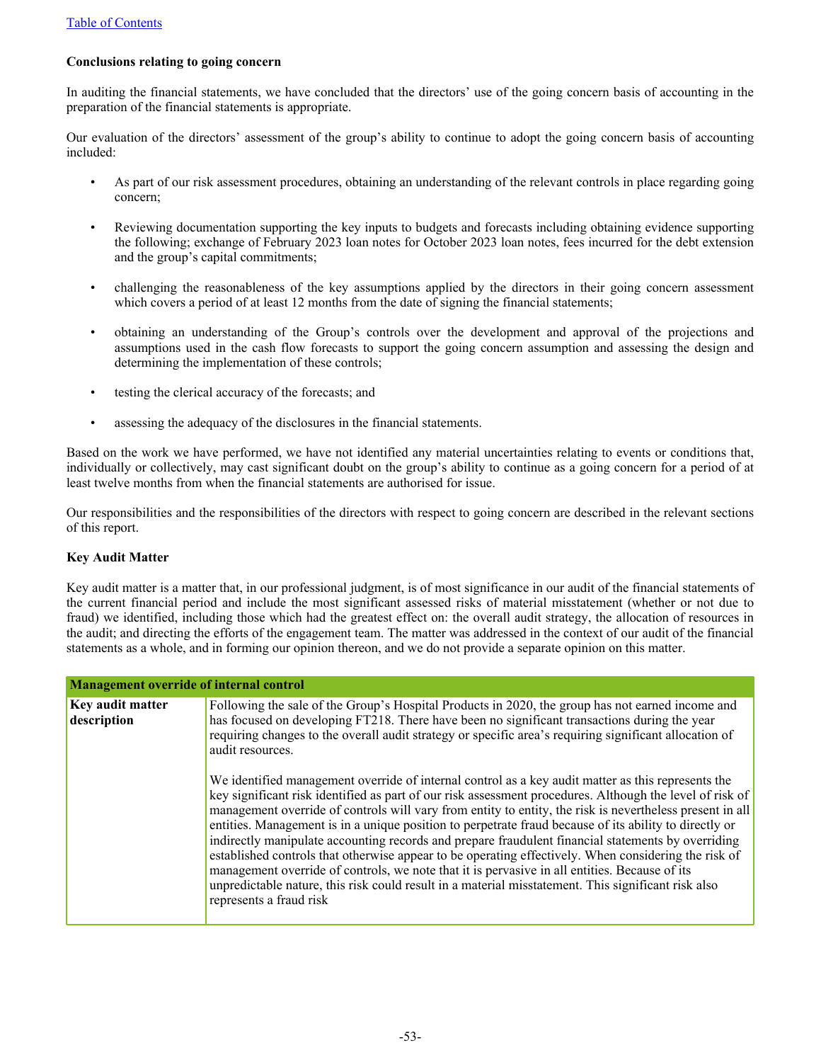### Conclusions relating to going concern

In auditing the financial statements, we have concluded that the directors' use of the going concern basis of accounting in the preparation of the financial statements is appropriate.

Our evaluation of the directors' assessment of the group's ability to continue to adopt the going concern basis of accounting included:

- As part of our risk assessment procedures, obtaining an understanding of the relevant controls in place regarding going concern;
- Reviewing documentation supporting the key inputs to budgets and forecasts including obtaining evidence supporting the following; exchange of February 2023 loan notes for October 2023 loan notes, fees incurred for the debt extension and the group's capital commitments;
- challenging the reasonableness of the key assumptions applied by the directors in their going concern assessment which covers a period of at least 12 months from the date of signing the financial statements;
- obtaining an understanding of the Group's controls over the development and approval of the projections and assumptions used in the cash flow forecasts to support the going concern assumption and assessing the design and determining the implementation of these controls;
- testing the clerical accuracy of the forecasts; and
- assessing the adequacy of the disclosures in the financial statements.

Based on the work we have performed, we have not identified any material uncertainties relating to events or conditions that, individually or collectively, may cast significant doubt on the group's ability to continue as a going concern for a period of at least twelve months from when the financial statements are authorised for issue.

Our responsibilities and the responsibilities of the directors with respect to going concern are described in the relevant sections of this report.

### Key Audit Matter

Key audit matter is a matter that, in our professional judgment, is of most significance in our audit of the financial statements of the current financial period and include the most significant assessed risks of material misstatement (whether or not due to fraud) we identified, including those which had the greatest effect on: the overall audit strategy, the allocation of resources in the audit; and directing the efforts of the engagement team. The matter was addressed in the context of our audit of the financial statements as a whole, and in forming our opinion thereon, and we do not provide a separate opinion on this matter.

| **Management override of internal control** | |
|---|---|
| **Key audit matter description** | Following the sale of the Group's Hospital Products in 2020, the group has not earned income and has focused on developing FT218. There have been no significant transactions during the year requiring changes to the overall audit strategy or specific area's requiring significant allocation of audit resources.<br><br>We identified management override of internal control as a key audit matter as this represents the key significant risk identified as part of our risk assessment procedures. Although the level of risk of management override of controls will vary from entity to entity, the risk is nevertheless present in all entities. Management is in a unique position to perpetrate fraud because of its ability to directly or indirectly manipulate accounting records and prepare fraudulent financial statements by overriding established controls that otherwise appear to be operating effectively. When considering the risk of management override of controls, we note that it is pervasive in all entities. Because of its unpredictable nature, this risk could result in a material misstatement. This significant risk also represents a fraud risk |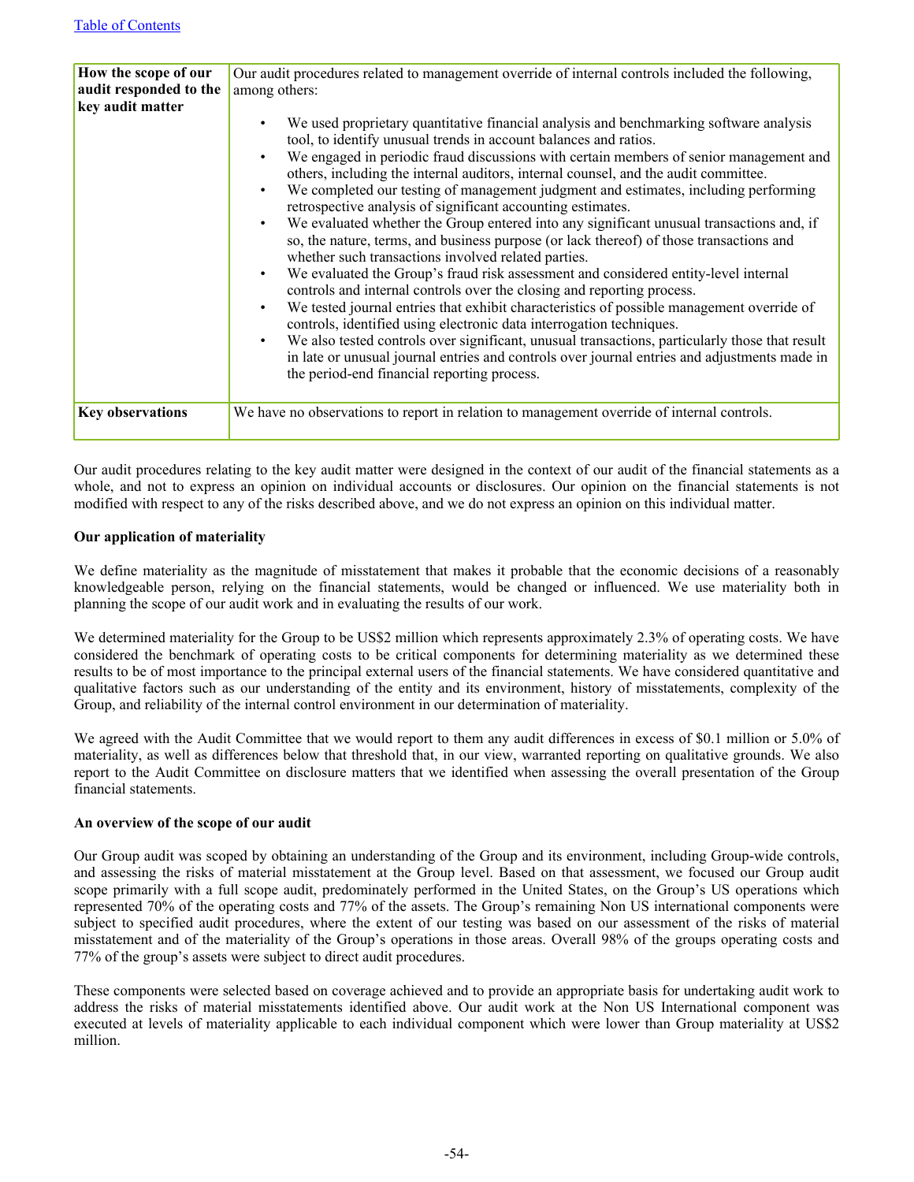| How the scope of our audit responded to the key audit matter | Our audit procedures related to management override of internal controls included the following, among others:<br><br>• We used proprietary quantitative financial analysis and benchmarking software analysis tool, to identify unusual trends in account balances and ratios.<br>• We engaged in periodic fraud discussions with certain members of senior management and others, including the internal auditors, internal counsel, and the audit committee.<br>• We completed our testing of management judgment and estimates, including performing retrospective analysis of significant accounting estimates.<br>• We evaluated whether the Group entered into any significant unusual transactions and, if so, the nature, terms, and business purpose (or lack thereof) of those transactions and whether such transactions involved related parties.<br>• We evaluated the Group's fraud risk assessment and considered entity-level internal controls and internal controls over the closing and reporting process.<br>• We tested journal entries that exhibit characteristics of possible management override of controls, identified using electronic data interrogation techniques.<br>• We also tested controls over significant, unusual transactions, particularly those that result in late or unusual journal entries and controls over journal entries and adjustments made in the period-end financial reporting process. |
|---|---|
| **Key observations** | We have no observations to report in relation to management override of internal controls. |

Our audit procedures relating to the key audit matter were designed in the context of our audit of the financial statements as a whole, and not to express an opinion on individual accounts or disclosures. Our opinion on the financial statements is not modified with respect to any of the risks described above, and we do not express an opinion on this individual matter.

**Our application of materiality**

We define materiality as the magnitude of misstatement that makes it probable that the economic decisions of a reasonably knowledgeable person, relying on the financial statements, would be changed or influenced. We use materiality both in planning the scope of our audit work and in evaluating the results of our work.

We determined materiality for the Group to be US$2 million which represents approximately 2.3% of operating costs. We have considered the benchmark of operating costs to be critical components for determining materiality as we determined these results to be of most importance to the principal external users of the financial statements. We have considered quantitative and qualitative factors such as our understanding of the entity and its environment, history of misstatements, complexity of the Group, and reliability of the internal control environment in our determination of materiality.

We agreed with the Audit Committee that we would report to them any audit differences in excess of $0.1 million or 5.0% of materiality, as well as differences below that threshold that, in our view, warranted reporting on qualitative grounds. We also report to the Audit Committee on disclosure matters that we identified when assessing the overall presentation of the Group financial statements.

**An overview of the scope of our audit**

Our Group audit was scoped by obtaining an understanding of the Group and its environment, including Group-wide controls, and assessing the risks of material misstatement at the Group level. Based on that assessment, we focused our Group audit scope primarily with a full scope audit, predominately performed in the United States, on the Group's US operations which represented 70% of the operating costs and 77% of the assets. The Group's remaining Non US international components were subject to specified audit procedures, where the extent of our testing was based on our assessment of the risks of material misstatement and of the materiality of the Group's operations in those areas. Overall 98% of the groups operating costs and 77% of the group's assets were subject to direct audit procedures.

These components were selected based on coverage achieved and to provide an appropriate basis for undertaking audit work to address the risks of material misstatements identified above. Our audit work at the Non US International component was executed at levels of materiality applicable to each individual component which were lower than Group materiality at US$2 million.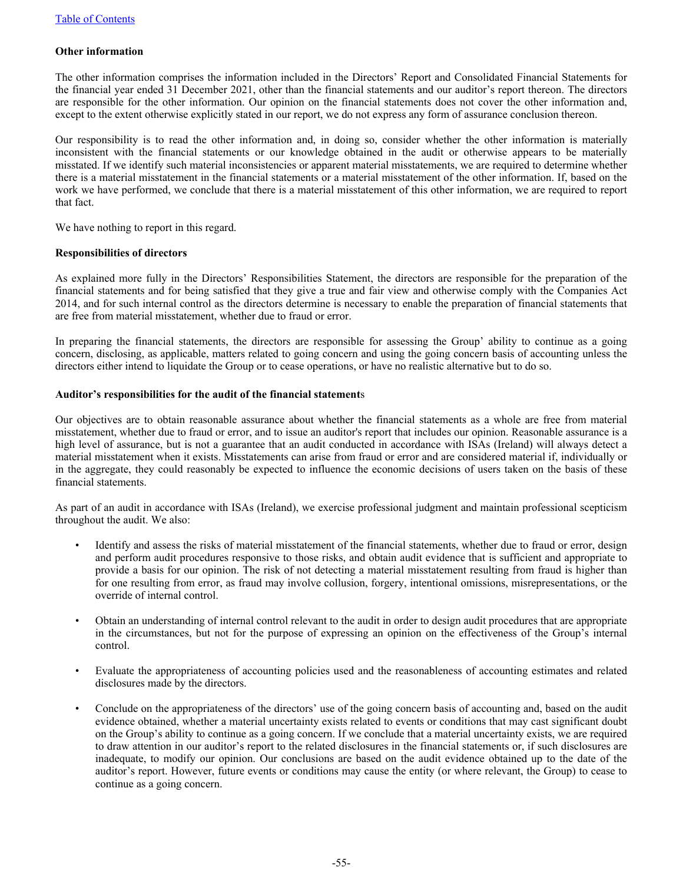**Other information**

The other information comprises the information included in the Directors' Report and Consolidated Financial Statements for the financial year ended 31 December 2021, other than the financial statements and our auditor's report thereon. The directors are responsible for the other information. Our opinion on the financial statements does not cover the other information and, except to the extent otherwise explicitly stated in our report, we do not express any form of assurance conclusion thereon.

Our responsibility is to read the other information and, in doing so, consider whether the other information is materially inconsistent with the financial statements or our knowledge obtained in the audit or otherwise appears to be materially misstated. If we identify such material inconsistencies or apparent material misstatements, we are required to determine whether there is a material misstatement in the financial statements or a material misstatement of the other information. If, based on the work we have performed, we conclude that there is a material misstatement of this other information, we are required to report that fact.

We have nothing to report in this regard.

**Responsibilities of directors**

As explained more fully in the Directors' Responsibilities Statement, the directors are responsible for the preparation of the financial statements and for being satisfied that they give a true and fair view and otherwise comply with the Companies Act 2014, and for such internal control as the directors determine is necessary to enable the preparation of financial statements that are free from material misstatement, whether due to fraud or error.

In preparing the financial statements, the directors are responsible for assessing the Group' ability to continue as a going concern, disclosing, as applicable, matters related to going concern and using the going concern basis of accounting unless the directors either intend to liquidate the Group or to cease operations, or have no realistic alternative but to do so.

**Auditor's responsibilities for the audit of the financial statements**

Our objectives are to obtain reasonable assurance about whether the financial statements as a whole are free from material misstatement, whether due to fraud or error, and to issue an auditor's report that includes our opinion. Reasonable assurance is a high level of assurance, but is not a guarantee that an audit conducted in accordance with ISAs (Ireland) will always detect a material misstatement when it exists. Misstatements can arise from fraud or error and are considered material if, individually or in the aggregate, they could reasonably be expected to influence the economic decisions of users taken on the basis of these financial statements.

As part of an audit in accordance with ISAs (Ireland), we exercise professional judgment and maintain professional scepticism throughout the audit. We also:

- Identify and assess the risks of material misstatement of the financial statements, whether due to fraud or error, design and perform audit procedures responsive to those risks, and obtain audit evidence that is sufficient and appropriate to provide a basis for our opinion. The risk of not detecting a material misstatement resulting from fraud is higher than for one resulting from error, as fraud may involve collusion, forgery, intentional omissions, misrepresentations, or the override of internal control.

- Obtain an understanding of internal control relevant to the audit in order to design audit procedures that are appropriate in the circumstances, but not for the purpose of expressing an opinion on the effectiveness of the Group's internal control.

- Evaluate the appropriateness of accounting policies used and the reasonableness of accounting estimates and related disclosures made by the directors.

- Conclude on the appropriateness of the directors' use of the going concern basis of accounting and, based on the audit evidence obtained, whether a material uncertainty exists related to events or conditions that may cast significant doubt on the Group's ability to continue as a going concern. If we conclude that a material uncertainty exists, we are required to draw attention in our auditor's report to the related disclosures in the financial statements or, if such disclosures are inadequate, to modify our opinion. Our conclusions are based on the audit evidence obtained up to the date of the auditor's report. However, future events or conditions may cause the entity (or where relevant, the Group) to cease to continue as a going concern.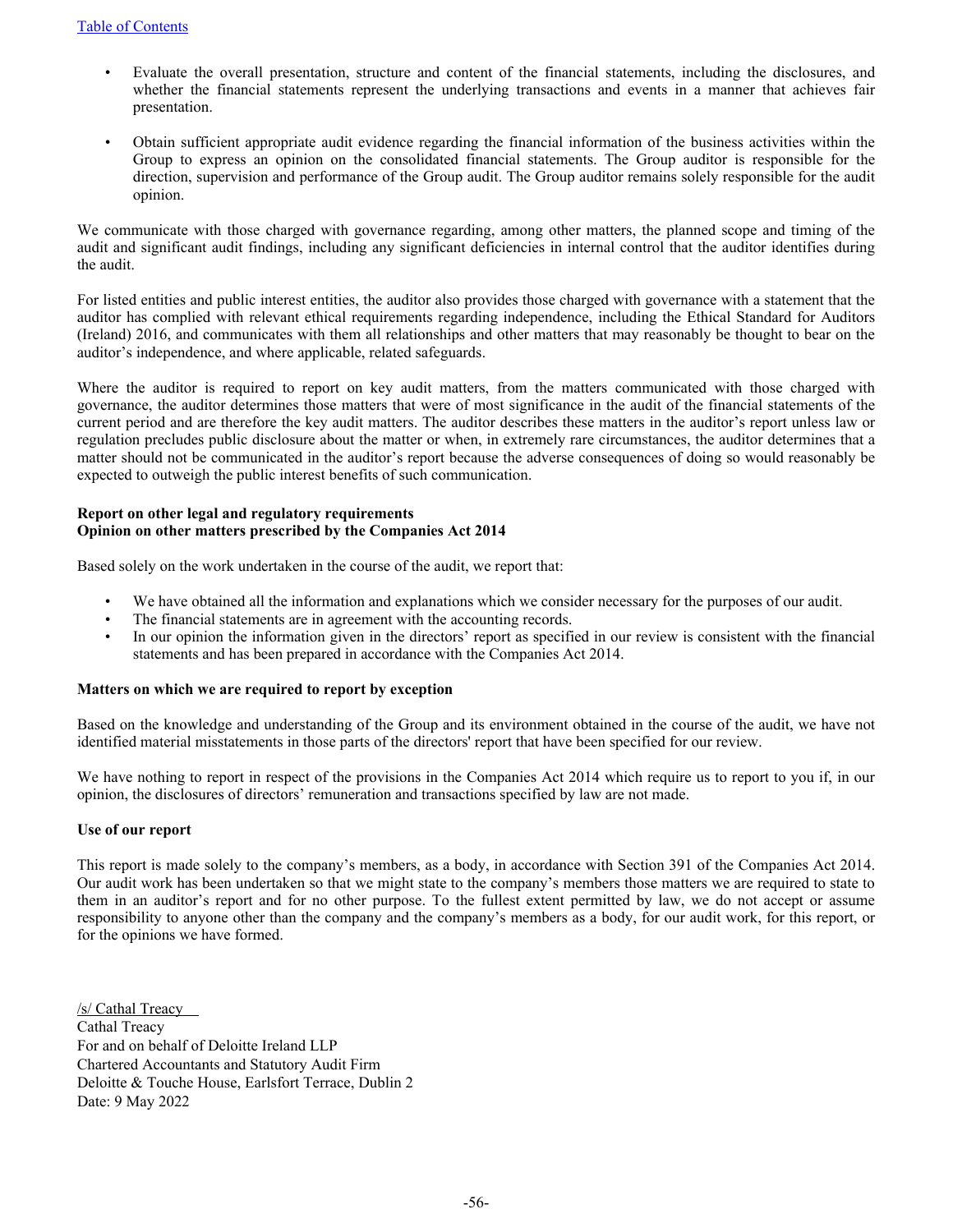- Evaluate the overall presentation, structure and content of the financial statements, including the disclosures, and whether the financial statements represent the underlying transactions and events in a manner that achieves fair presentation.
- Obtain sufficient appropriate audit evidence regarding the financial information of the business activities within the Group to express an opinion on the consolidated financial statements. The Group auditor is responsible for the direction, supervision and performance of the Group audit. The Group auditor remains solely responsible for the audit opinion.

We communicate with those charged with governance regarding, among other matters, the planned scope and timing of the audit and significant audit findings, including any significant deficiencies in internal control that the auditor identifies during the audit.

For listed entities and public interest entities, the auditor also provides those charged with governance with a statement that the auditor has complied with relevant ethical requirements regarding independence, including the Ethical Standard for Auditors (Ireland) 2016, and communicates with them all relationships and other matters that may reasonably be thought to bear on the auditor's independence, and where applicable, related safeguards.

Where the auditor is required to report on key audit matters, from the matters communicated with those charged with governance, the auditor determines those matters that were of most significance in the audit of the financial statements of the current period and are therefore the key audit matters. The auditor describes these matters in the auditor's report unless law or regulation precludes public disclosure about the matter or when, in extremely rare circumstances, the auditor determines that a matter should not be communicated in the auditor's report because the adverse consequences of doing so would reasonably be expected to outweigh the public interest benefits of such communication.

**Report on other legal and regulatory requirements**
**Opinion on other matters prescribed by the Companies Act 2014**

Based solely on the work undertaken in the course of the audit, we report that:

- We have obtained all the information and explanations which we consider necessary for the purposes of our audit.
- The financial statements are in agreement with the accounting records.
- In our opinion the information given in the directors' report as specified in our review is consistent with the financial statements and has been prepared in accordance with the Companies Act 2014.

**Matters on which we are required to report by exception**

Based on the knowledge and understanding of the Group and its environment obtained in the course of the audit, we have not identified material misstatements in those parts of the directors' report that have been specified for our review.

We have nothing to report in respect of the provisions in the Companies Act 2014 which require us to report to you if, in our opinion, the disclosures of directors' remuneration and transactions specified by law are not made.

**Use of our report**

This report is made solely to the company's members, as a body, in accordance with Section 391 of the Companies Act 2014. Our audit work has been undertaken so that we might state to the company's members those matters we are required to state to them in an auditor's report and for no other purpose. To the fullest extent permitted by law, we do not accept or assume responsibility to anyone other than the company and the company's members as a body, for our audit work, for this report, or for the opinions we have formed.

/s/ Cathal Treacy
Cathal Treacy
For and on behalf of Deloitte Ireland LLP
Chartered Accountants and Statutory Audit Firm
Deloitte & Touche House, Earlsfort Terrace, Dublin 2
Date: 9 May 2022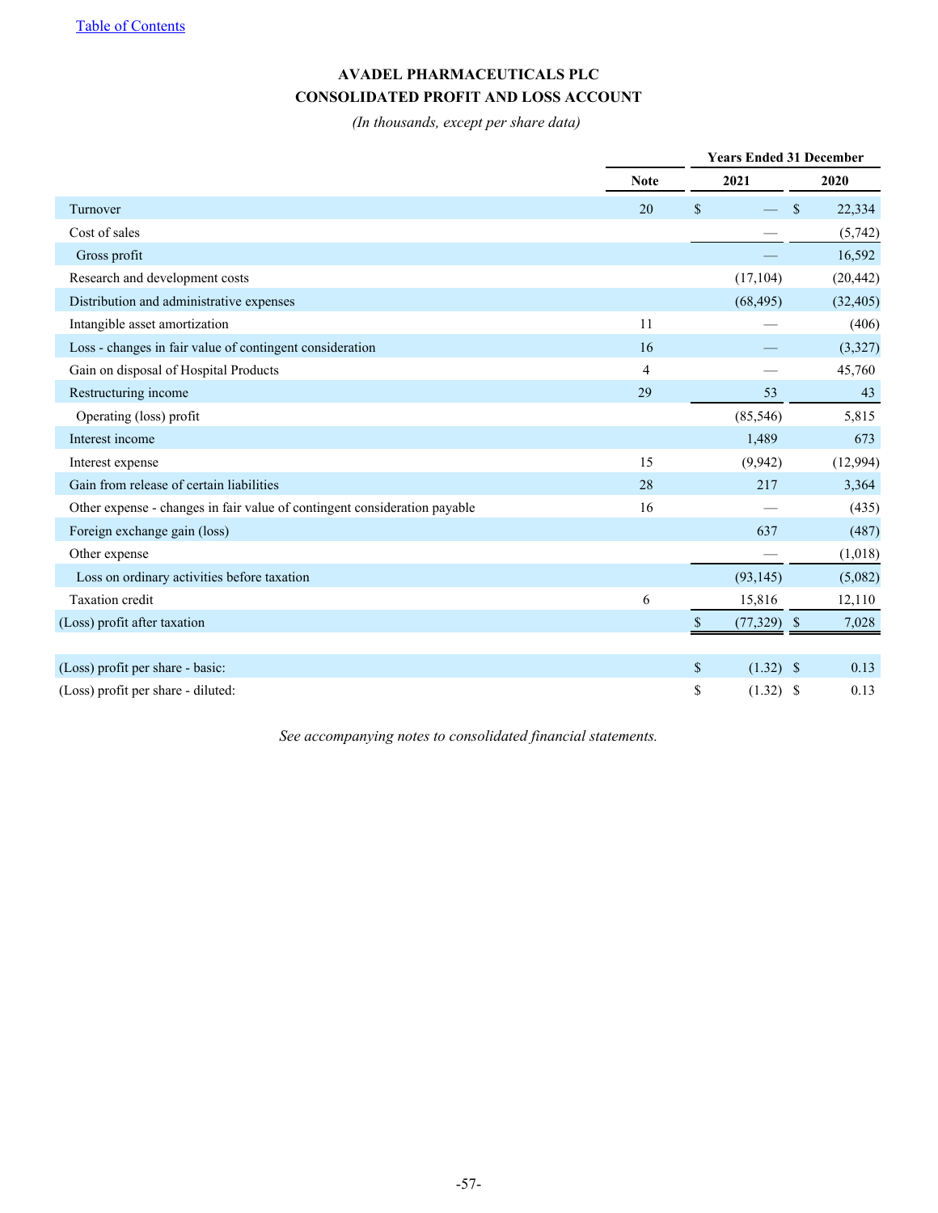[Table of Contents](#)

**AVADEL PHARMACEUTICALS PLC**

**CONSOLIDATED PROFIT AND LOSS ACCOUNT**

*(In thousands, except per share data)*

| | Note | Years Ended 31 December 2021 | 2020 |
|---|---|---|---|
| Turnover | 20 | $ — | $ 22,334 |
| Cost of sales | | — | (5,742) |
| Gross profit | | — | 16,592 |
| Research and development costs | | (17,104) | (20,442) |
| Distribution and administrative expenses | | (68,495) | (32,405) |
| Intangible asset amortization | 11 | — | (406) |
| Loss - changes in fair value of contingent consideration | 16 | — | (3,327) |
| Gain on disposal of Hospital Products | 4 | — | 45,760 |
| Restructuring income | 29 | 53 | 43 |
| Operating (loss) profit | | (85,546) | 5,815 |
| Interest income | | 1,489 | 673 |
| Interest expense | 15 | (9,942) | (12,994) |
| Gain from release of certain liabilities | 28 | 217 | 3,364 |
| Other expense - changes in fair value of contingent consideration payable | 16 | — | (435) |
| Foreign exchange gain (loss) | | 637 | (487) |
| Other expense | | — | (1,018) |
| Loss on ordinary activities before taxation | | (93,145) | (5,082) |
| Taxation credit | 6 | 15,816 | 12,110 |
| (Loss) profit after taxation | | $ (77,329) | $ 7,028 |
| | | | |
| (Loss) profit per share - basic: | | $ (1.32) | $ 0.13 |
| (Loss) profit per share - diluted: | | $ (1.32) | $ 0.13 |

*See accompanying notes to consolidated financial statements.*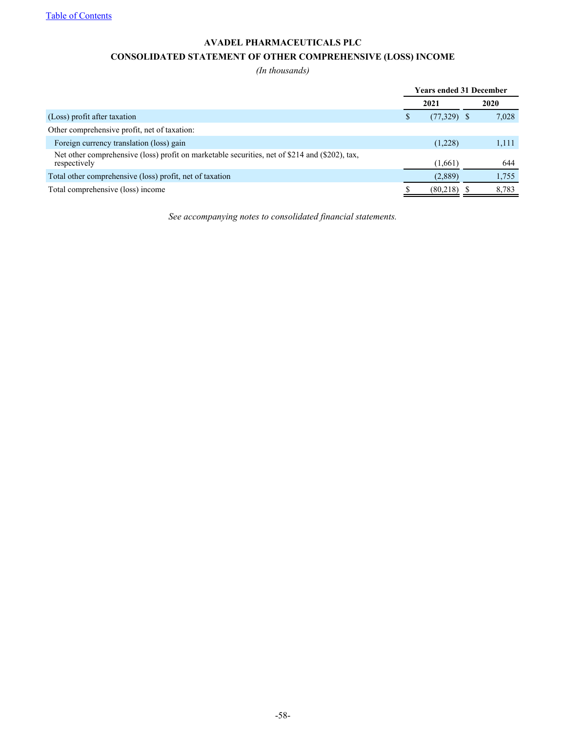[Table of Contents]

**AVADEL PHARMACEUTICALS PLC**

**CONSOLIDATED STATEMENT OF OTHER COMPREHENSIVE (LOSS) INCOME**

*(In thousands)*

| | Years ended 31 December | |
|---|---|---|
| | **2021** | **2020** |
| (Loss) profit after taxation | $ (77,329) | $ 7,028 |
| Other comprehensive profit, net of taxation: | | |
| Foreign currency translation (loss) gain | (1,228) | 1,111 |
| Net other comprehensive (loss) profit on marketable securities, net of $214 and ($202), tax, respectively | (1,661) | 644 |
| Total other comprehensive (loss) profit, net of taxation | (2,889) | 1,755 |
| Total comprehensive (loss) income | $ (80,218) | $ 8,783 |

*See accompanying notes to consolidated financial statements.*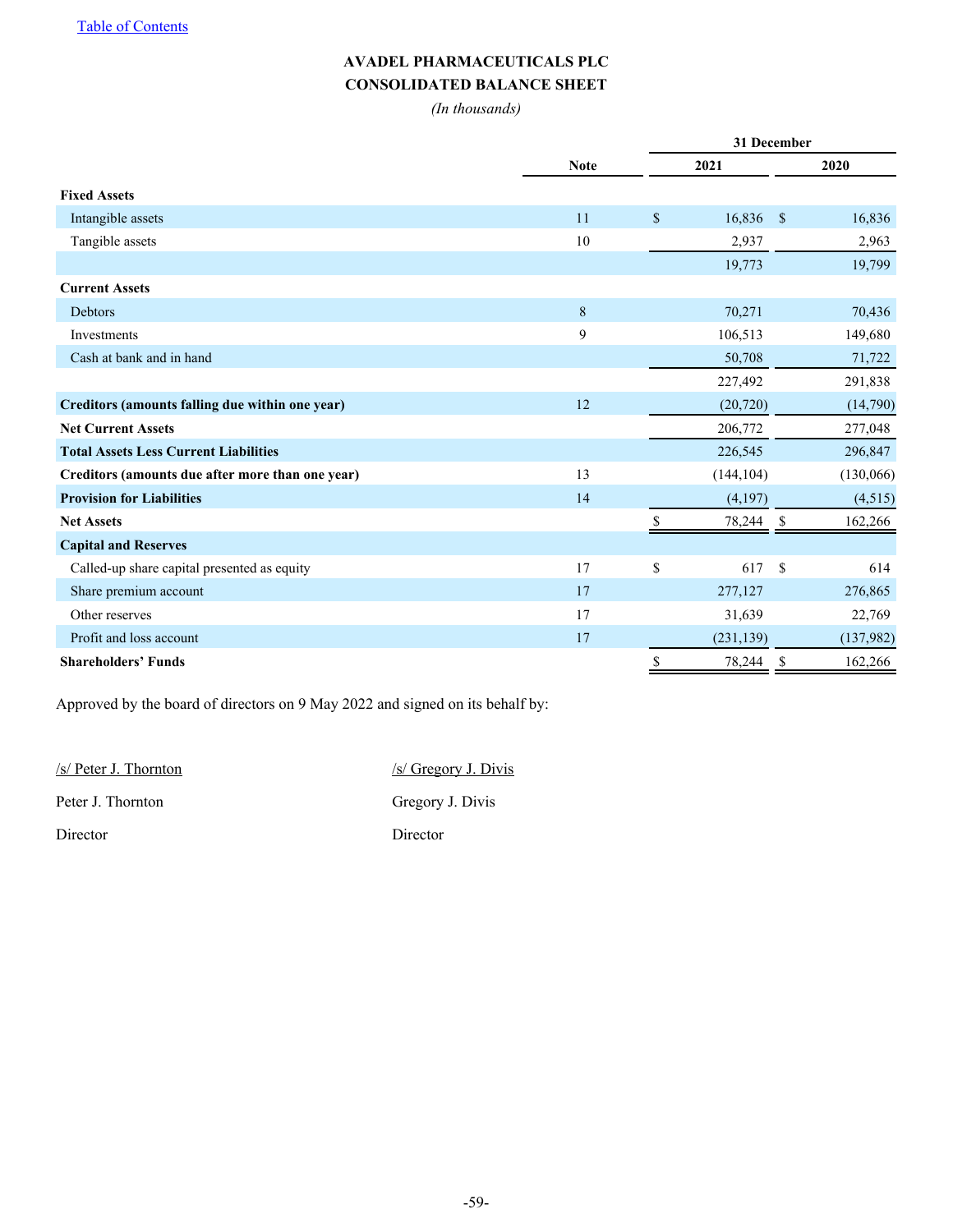[Table of Contents](#)

# AVADEL PHARMACEUTICALS PLC
## CONSOLIDATED BALANCE SHEET
*(In thousands)*

| | Note | 31 December 2021 | 31 December 2020 |
|---|---|---|---|
| **Fixed Assets** | | | |
| Intangible assets | 11 | $ 16,836 | $ 16,836 |
| Tangible assets | 10 | 2,937 | 2,963 |
| | | 19,773 | 19,799 |
| **Current Assets** | | | |
| Debtors | 8 | 70,271 | 70,436 |
| Investments | 9 | 106,513 | 149,680 |
| Cash at bank and in hand | | 50,708 | 71,722 |
| | | 227,492 | 291,838 |
| **Creditors (amounts falling due within one year)** | 12 | (20,720) | (14,790) |
| **Net Current Assets** | | 206,772 | 277,048 |
| **Total Assets Less Current Liabilities** | | 226,545 | 296,847 |
| **Creditors (amounts due after more than one year)** | 13 | (144,104) | (130,066) |
| **Provision for Liabilities** | 14 | (4,197) | (4,515) |
| **Net Assets** | | $ 78,244 | $ 162,266 |
| **Capital and Reserves** | | | |
| Called-up share capital presented as equity | 17 | $ 617 | $ 614 |
| Share premium account | 17 | 277,127 | 276,865 |
| Other reserves | 17 | 31,639 | 22,769 |
| Profit and loss account | 17 | (231,139) | (137,982) |
| **Shareholders' Funds** | | $ 78,244 | $ 162,266 |

Approved by the board of directors on 9 May 2022 and signed on its behalf by:

/s/ Peter J. Thornton
Peter J. Thornton
Director

/s/ Gregory J. Divis
Gregory J. Divis
Director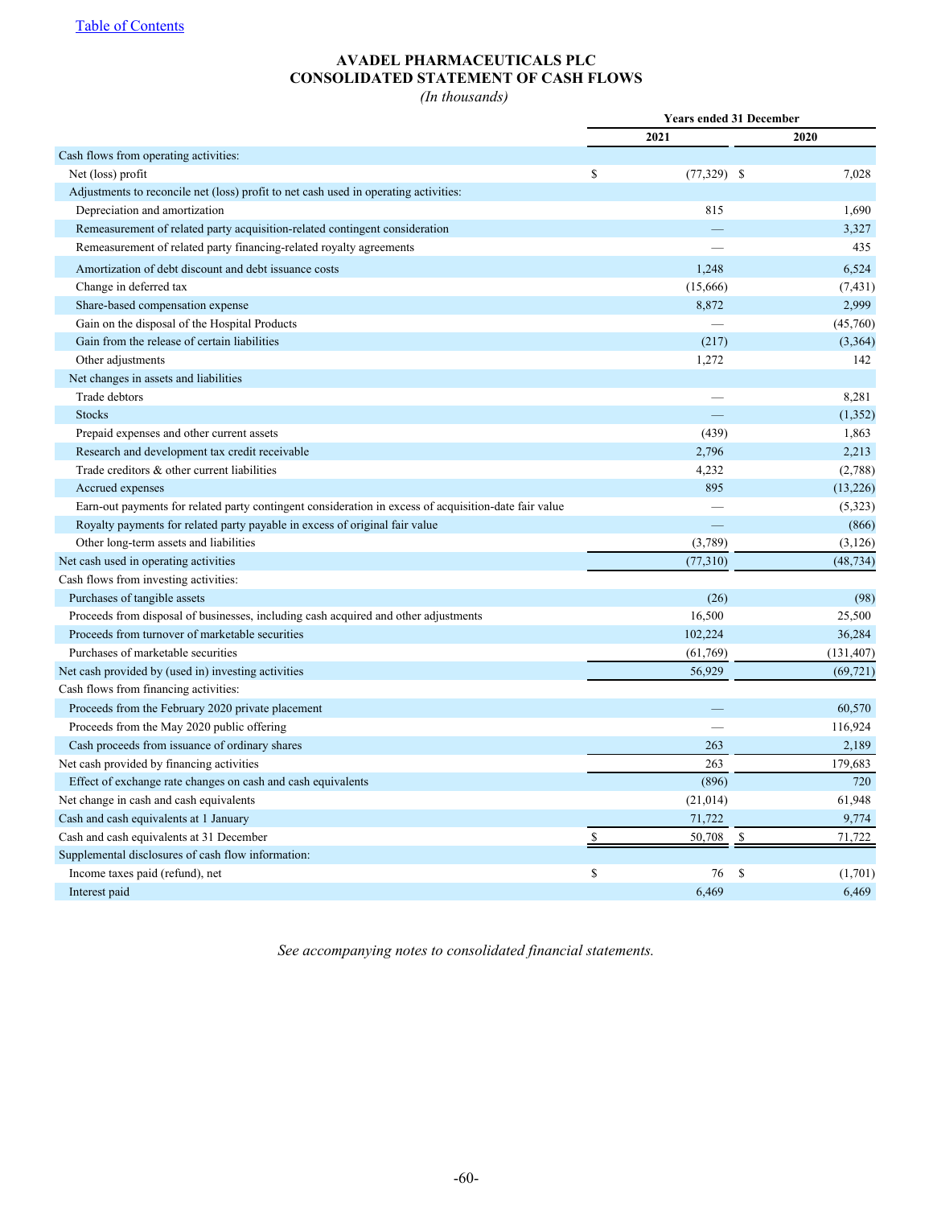[Table of Contents]

**AVADEL PHARMACEUTICALS PLC**
**CONSOLIDATED STATEMENT OF CASH FLOWS**
*(In thousands)*

| | Years ended 31 December | |
|---|---|---|
| | 2021 | 2020 |
| Cash flows from operating activities: | | |
| Net (loss) profit | $ (77,329) | $ 7,028 |
| Adjustments to reconcile net (loss) profit to net cash used in operating activities: | | |
| Depreciation and amortization | 815 | 1,690 |
| Remeasurement of related party acquisition-related contingent consideration | — | 3,327 |
| Remeasurement of related party financing-related royalty agreements | — | 435 |
| Amortization of debt discount and debt issuance costs | 1,248 | 6,524 |
| Change in deferred tax | (15,666) | (7,431) |
| Share-based compensation expense | 8,872 | 2,999 |
| Gain on the disposal of the Hospital Products | — | (45,760) |
| Gain from the release of certain liabilities | (217) | (3,364) |
| Other adjustments | 1,272 | 142 |
| Net changes in assets and liabilities | | |
| Trade debtors | — | 8,281 |
| Stocks | — | (1,352) |
| Prepaid expenses and other current assets | (439) | 1,863 |
| Research and development tax credit receivable | 2,796 | 2,213 |
| Trade creditors & other current liabilities | 4,232 | (2,788) |
| Accrued expenses | 895 | (13,226) |
| Earn-out payments for related party contingent consideration in excess of acquisition-date fair value | — | (5,323) |
| Royalty payments for related party payable in excess of original fair value | — | (866) |
| Other long-term assets and liabilities | (3,789) | (3,126) |
| Net cash used in operating activities | (77,310) | (48,734) |
| Cash flows from investing activities: | | |
| Purchases of tangible assets | (26) | (98) |
| Proceeds from disposal of businesses, including cash acquired and other adjustments | 16,500 | 25,500 |
| Proceeds from turnover of marketable securities | 102,224 | 36,284 |
| Purchases of marketable securities | (61,769) | (131,407) |
| Net cash provided by (used in) investing activities | 56,929 | (69,721) |
| Cash flows from financing activities: | | |
| Proceeds from the February 2020 private placement | — | 60,570 |
| Proceeds from the May 2020 public offering | — | 116,924 |
| Cash proceeds from issuance of ordinary shares | 263 | 2,189 |
| Net cash provided by financing activities | 263 | 179,683 |
| Effect of exchange rate changes on cash and cash equivalents | (896) | 720 |
| Net change in cash and cash equivalents | (21,014) | 61,948 |
| Cash and cash equivalents at 1 January | 71,722 | 9,774 |
| Cash and cash equivalents at 31 December | $ 50,708 | $ 71,722 |
| Supplemental disclosures of cash flow information: | | |
| Income taxes paid (refund), net | $ 76 | $ (1,701) |
| Interest paid | 6,469 | 6,469 |

*See accompanying notes to consolidated financial statements.*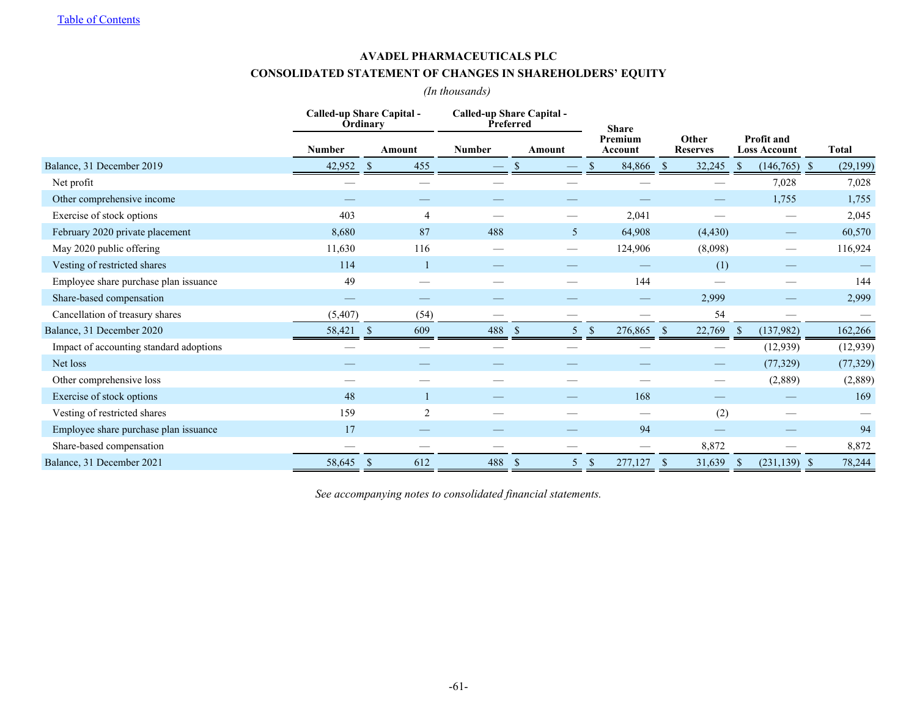[Table of Contents](#)

# AVADEL PHARMACEUTICALS PLC

## CONSOLIDATED STATEMENT OF CHANGES IN SHAREHOLDERS' EQUITY

*(In thousands)*

| | Called-up Share Capital - Ordinary | | Called-up Share Capital - Preferred | | Share Premium Account | Other Reserves | Profit and Loss Account | Total |
|---|---|---|---|---|---|---|---|---|
| | Number | Amount | Number | Amount | | | | |
| Balance, 31 December 2019 | 42,952 | $ 455 | — | $ — | $ 84,866 | $ 32,245 | $ (146,765) | $ (29,199) |
| Net profit | — | — | — | — | — | — | 7,028 | 7,028 |
| Other comprehensive income | — | — | — | — | — | — | 1,755 | 1,755 |
| Exercise of stock options | 403 | 4 | — | — | 2,041 | — | — | 2,045 |
| February 2020 private placement | 8,680 | 87 | 488 | 5 | 64,908 | (4,430) | — | 60,570 |
| May 2020 public offering | 11,630 | 116 | — | — | 124,906 | (8,098) | — | 116,924 |
| Vesting of restricted shares | 114 | 1 | — | — | — | (1) | — | — |
| Employee share purchase plan issuance | 49 | — | — | — | 144 | — | — | 144 |
| Share-based compensation | — | — | — | — | — | 2,999 | — | 2,999 |
| Cancellation of treasury shares | (5,407) | (54) | — | — | — | 54 | — | — |
| Balance, 31 December 2020 | 58,421 | $ 609 | 488 | $ 5 | $ 276,865 | $ 22,769 | $ (137,982) | 162,266 |
| Impact of accounting standard adoptions | — | — | — | — | — | — | (12,939) | (12,939) |
| Net loss | — | — | — | — | — | — | (77,329) | (77,329) |
| Other comprehensive loss | — | — | — | — | — | — | (2,889) | (2,889) |
| Exercise of stock options | 48 | 1 | — | — | 168 | — | — | 169 |
| Vesting of restricted shares | 159 | 2 | — | — | — | (2) | — | — |
| Employee share purchase plan issuance | 17 | — | — | — | 94 | — | — | 94 |
| Share-based compensation | — | — | — | — | — | 8,872 | — | 8,872 |
| Balance, 31 December 2021 | 58,645 | $ 612 | 488 | $ 5 | $ 277,127 | $ 31,639 | $ (231,139) | $ 78,244 |

*See accompanying notes to consolidated financial statements.*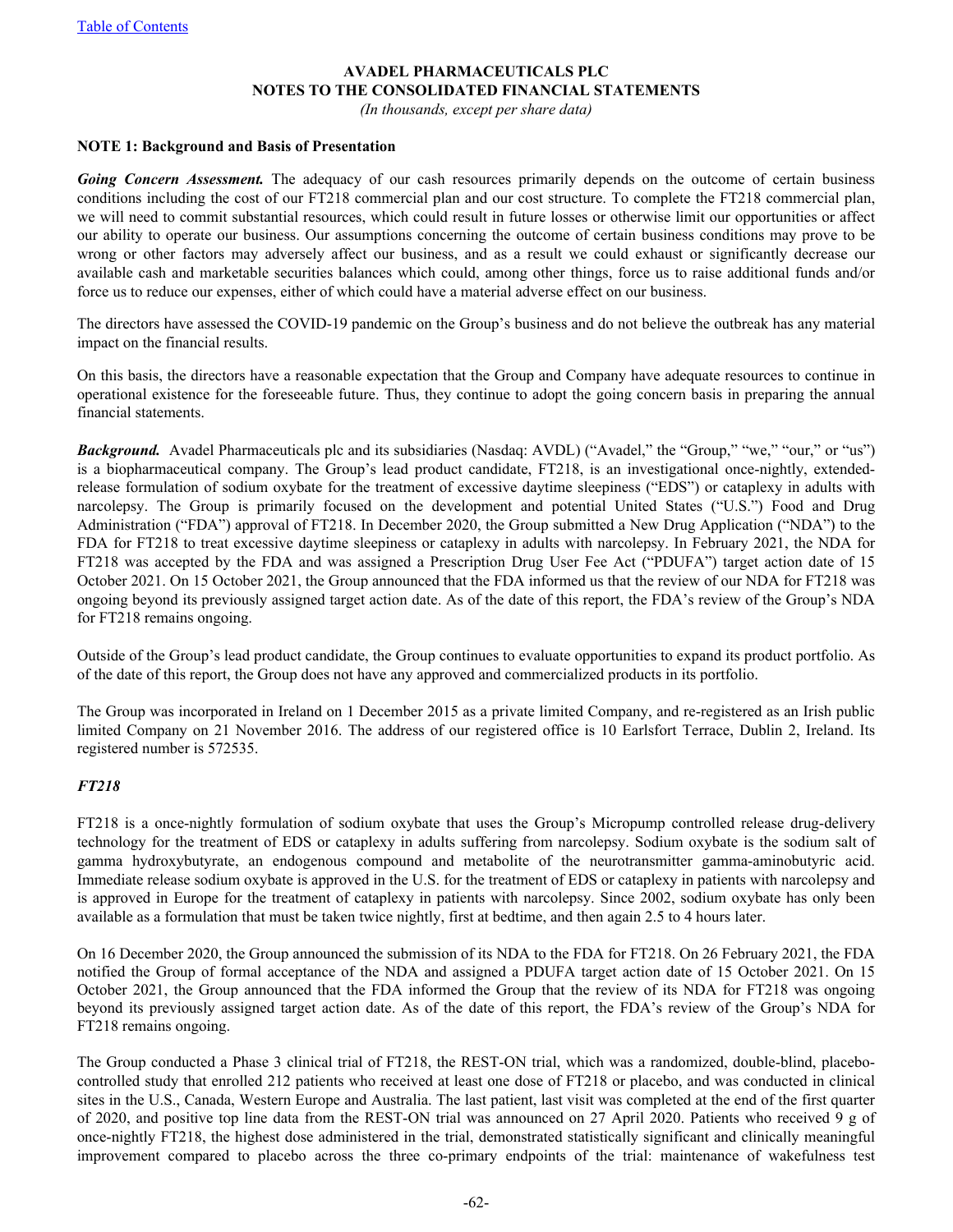[Table of Contents](#)

**AVADEL PHARMACEUTICALS PLC**
**NOTES TO THE CONSOLIDATED FINANCIAL STATEMENTS**
*(In thousands, except per share data)*

**NOTE 1: Background and Basis of Presentation**

***Going Concern Assessment.*** The adequacy of our cash resources primarily depends on the outcome of certain business conditions including the cost of our FT218 commercial plan and our cost structure. To complete the FT218 commercial plan, we will need to commit substantial resources, which could result in future losses or otherwise limit our opportunities or affect our ability to operate our business. Our assumptions concerning the outcome of certain business conditions may prove to be wrong or other factors may adversely affect our business, and as a result we could exhaust or significantly decrease our available cash and marketable securities balances which could, among other things, force us to raise additional funds and/or force us to reduce our expenses, either of which could have a material adverse effect on our business.

The directors have assessed the COVID-19 pandemic on the Group's business and do not believe the outbreak has any material impact on the financial results.

On this basis, the directors have a reasonable expectation that the Group and Company have adequate resources to continue in operational existence for the foreseeable future. Thus, they continue to adopt the going concern basis in preparing the annual financial statements.

***Background.*** Avadel Pharmaceuticals plc and its subsidiaries (Nasdaq: AVDL) ("Avadel," the "Group," "we," "our," or "us") is a biopharmaceutical company. The Group's lead product candidate, FT218, is an investigational once-nightly, extended-release formulation of sodium oxybate for the treatment of excessive daytime sleepiness ("EDS") or cataplexy in adults with narcolepsy. The Group is primarily focused on the development and potential United States ("U.S.") Food and Drug Administration ("FDA") approval of FT218. In December 2020, the Group submitted a New Drug Application ("NDA") to the FDA for FT218 to treat excessive daytime sleepiness or cataplexy in adults with narcolepsy. In February 2021, the NDA for FT218 was accepted by the FDA and was assigned a Prescription Drug User Fee Act ("PDUFA") target action date of 15 October 2021. On 15 October 2021, the Group announced that the FDA informed us that the review of our NDA for FT218 was ongoing beyond its previously assigned target action date. As of the date of this report, the FDA's review of the Group's NDA for FT218 remains ongoing.

Outside of the Group's lead product candidate, the Group continues to evaluate opportunities to expand its product portfolio. As of the date of this report, the Group does not have any approved and commercialized products in its portfolio.

The Group was incorporated in Ireland on 1 December 2015 as a private limited Company, and re-registered as an Irish public limited Company on 21 November 2016. The address of our registered office is 10 Earlsfort Terrace, Dublin 2, Ireland. Its registered number is 572535.

***FT218***

FT218 is a once-nightly formulation of sodium oxybate that uses the Group's Micropump controlled release drug-delivery technology for the treatment of EDS or cataplexy in adults suffering from narcolepsy. Sodium oxybate is the sodium salt of gamma hydroxybutyrate, an endogenous compound and metabolite of the neurotransmitter gamma-aminobutyric acid. Immediate release sodium oxybate is approved in the U.S. for the treatment of EDS or cataplexy in patients with narcolepsy and is approved in Europe for the treatment of cataplexy in patients with narcolepsy. Since 2002, sodium oxybate has only been available as a formulation that must be taken twice nightly, first at bedtime, and then again 2.5 to 4 hours later.

On 16 December 2020, the Group announced the submission of its NDA to the FDA for FT218. On 26 February 2021, the FDA notified the Group of formal acceptance of the NDA and assigned a PDUFA target action date of 15 October 2021. On 15 October 2021, the Group announced that the FDA informed the Group that the review of its NDA for FT218 was ongoing beyond its previously assigned target action date. As of the date of this report, the FDA's review of the Group's NDA for FT218 remains ongoing.

The Group conducted a Phase 3 clinical trial of FT218, the REST-ON trial, which was a randomized, double-blind, placebo-controlled study that enrolled 212 patients who received at least one dose of FT218 or placebo, and was conducted in clinical sites in the U.S., Canada, Western Europe and Australia. The last patient, last visit was completed at the end of the first quarter of 2020, and positive top line data from the REST-ON trial was announced on 27 April 2020. Patients who received 9 g of once-nightly FT218, the highest dose administered in the trial, demonstrated statistically significant and clinically meaningful improvement compared to placebo across the three co-primary endpoints of the trial: maintenance of wakefulness test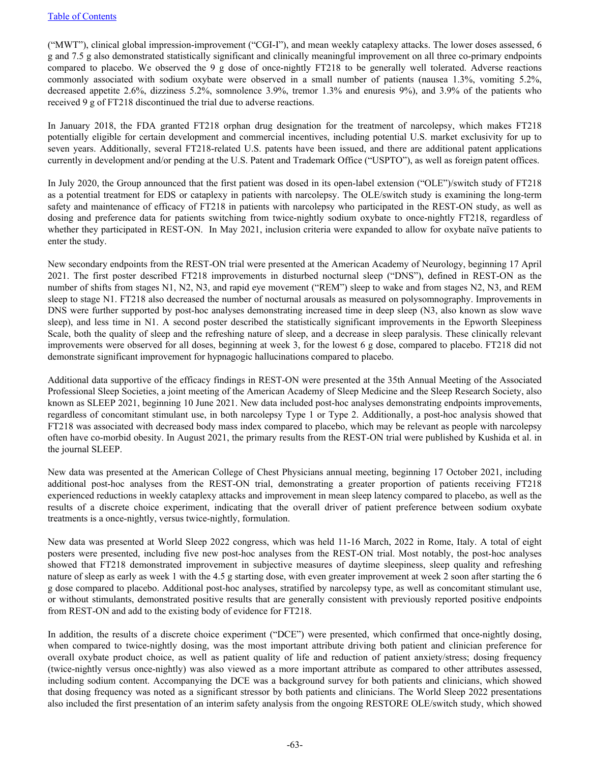("MWT"), clinical global impression-improvement ("CGI-I"), and mean weekly cataplexy attacks. The lower doses assessed, 6 g and 7.5 g also demonstrated statistically significant and clinically meaningful improvement on all three co-primary endpoints compared to placebo. We observed the 9 g dose of once-nightly FT218 to be generally well tolerated. Adverse reactions commonly associated with sodium oxybate were observed in a small number of patients (nausea 1.3%, vomiting 5.2%, decreased appetite 2.6%, dizziness 5.2%, somnolence 3.9%, tremor 1.3% and enuresis 9%), and 3.9% of the patients who received 9 g of FT218 discontinued the trial due to adverse reactions.

In January 2018, the FDA granted FT218 orphan drug designation for the treatment of narcolepsy, which makes FT218 potentially eligible for certain development and commercial incentives, including potential U.S. market exclusivity for up to seven years. Additionally, several FT218-related U.S. patents have been issued, and there are additional patent applications currently in development and/or pending at the U.S. Patent and Trademark Office ("USPTO"), as well as foreign patent offices.

In July 2020, the Group announced that the first patient was dosed in its open-label extension ("OLE")/switch study of FT218 as a potential treatment for EDS or cataplexy in patients with narcolepsy. The OLE/switch study is examining the long-term safety and maintenance of efficacy of FT218 in patients with narcolepsy who participated in the REST-ON study, as well as dosing and preference data for patients switching from twice-nightly sodium oxybate to once-nightly FT218, regardless of whether they participated in REST-ON. In May 2021, inclusion criteria were expanded to allow for oxybate naïve patients to enter the study.

New secondary endpoints from the REST-ON trial were presented at the American Academy of Neurology, beginning 17 April 2021. The first poster described FT218 improvements in disturbed nocturnal sleep ("DNS"), defined in REST-ON as the number of shifts from stages N1, N2, N3, and rapid eye movement ("REM") sleep to wake and from stages N2, N3, and REM sleep to stage N1. FT218 also decreased the number of nocturnal arousals as measured on polysomnography. Improvements in DNS were further supported by post-hoc analyses demonstrating increased time in deep sleep (N3, also known as slow wave sleep), and less time in N1. A second poster described the statistically significant improvements in the Epworth Sleepiness Scale, both the quality of sleep and the refreshing nature of sleep, and a decrease in sleep paralysis. These clinically relevant improvements were observed for all doses, beginning at week 3, for the lowest 6 g dose, compared to placebo. FT218 did not demonstrate significant improvement for hypnagogic hallucinations compared to placebo.

Additional data supportive of the efficacy findings in REST-ON were presented at the 35th Annual Meeting of the Associated Professional Sleep Societies, a joint meeting of the American Academy of Sleep Medicine and the Sleep Research Society, also known as SLEEP 2021, beginning 10 June 2021. New data included post-hoc analyses demonstrating endpoints improvements, regardless of concomitant stimulant use, in both narcolepsy Type 1 or Type 2. Additionally, a post-hoc analysis showed that FT218 was associated with decreased body mass index compared to placebo, which may be relevant as people with narcolepsy often have co-morbid obesity. In August 2021, the primary results from the REST-ON trial were published by Kushida et al. in the journal SLEEP.

New data was presented at the American College of Chest Physicians annual meeting, beginning 17 October 2021, including additional post-hoc analyses from the REST-ON trial, demonstrating a greater proportion of patients receiving FT218 experienced reductions in weekly cataplexy attacks and improvement in mean sleep latency compared to placebo, as well as the results of a discrete choice experiment, indicating that the overall driver of patient preference between sodium oxybate treatments is a once-nightly, versus twice-nightly, formulation.

New data was presented at World Sleep 2022 congress, which was held 11-16 March, 2022 in Rome, Italy. A total of eight posters were presented, including five new post-hoc analyses from the REST-ON trial. Most notably, the post-hoc analyses showed that FT218 demonstrated improvement in subjective measures of daytime sleepiness, sleep quality and refreshing nature of sleep as early as week 1 with the 4.5 g starting dose, with even greater improvement at week 2 soon after starting the 6 g dose compared to placebo. Additional post-hoc analyses, stratified by narcolepsy type, as well as concomitant stimulant use, or without stimulants, demonstrated positive results that are generally consistent with previously reported positive endpoints from REST-ON and add to the existing body of evidence for FT218.

In addition, the results of a discrete choice experiment ("DCE") were presented, which confirmed that once-nightly dosing, when compared to twice-nightly dosing, was the most important attribute driving both patient and clinician preference for overall oxybate product choice, as well as patient quality of life and reduction of patient anxiety/stress; dosing frequency (twice-nightly versus once-nightly) was also viewed as a more important attribute as compared to other attributes assessed, including sodium content. Accompanying the DCE was a background survey for both patients and clinicians, which showed that dosing frequency was noted as a significant stressor by both patients and clinicians. The World Sleep 2022 presentations also included the first presentation of an interim safety analysis from the ongoing RESTORE OLE/switch study, which showed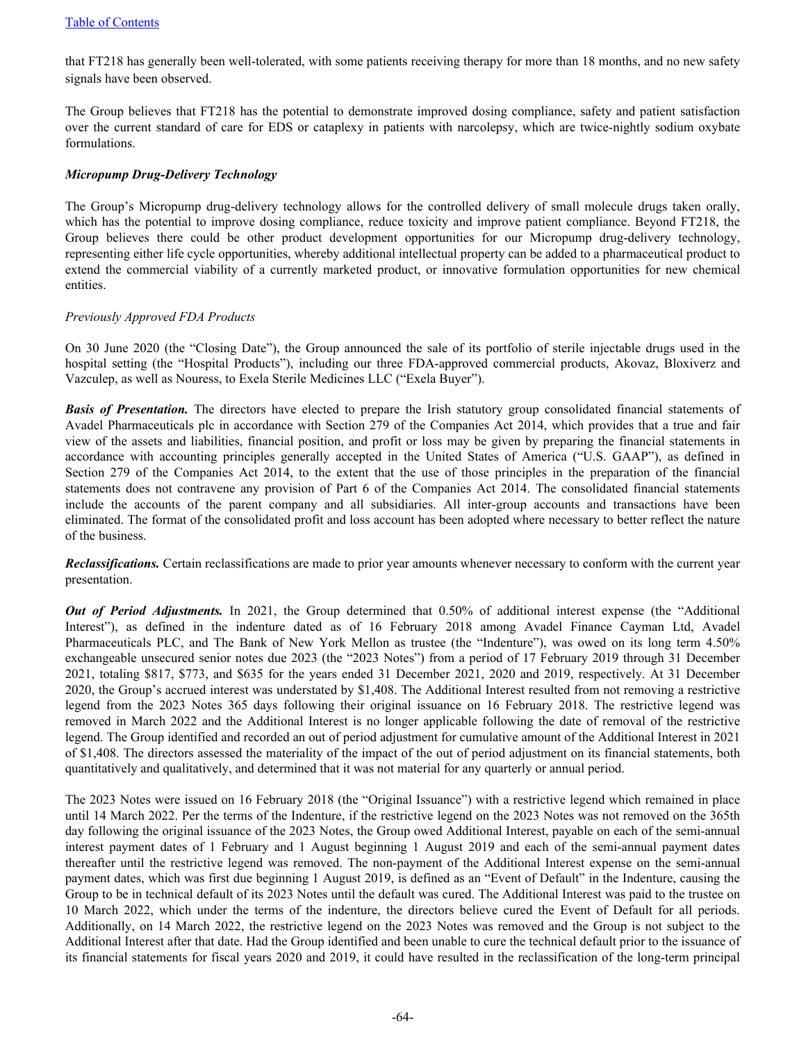that FT218 has generally been well-tolerated, with some patients receiving therapy for more than 18 months, and no new safety signals have been observed.

The Group believes that FT218 has the potential to demonstrate improved dosing compliance, safety and patient satisfaction over the current standard of care for EDS or cataplexy in patients with narcolepsy, which are twice-nightly sodium oxybate formulations.

***Micropump Drug-Delivery Technology***

The Group's Micropump drug-delivery technology allows for the controlled delivery of small molecule drugs taken orally, which has the potential to improve dosing compliance, reduce toxicity and improve patient compliance. Beyond FT218, the Group believes there could be other product development opportunities for our Micropump drug-delivery technology, representing either life cycle opportunities, whereby additional intellectual property can be added to a pharmaceutical product to extend the commercial viability of a currently marketed product, or innovative formulation opportunities for new chemical entities.

*Previously Approved FDA Products*

On 30 June 2020 (the "Closing Date"), the Group announced the sale of its portfolio of sterile injectable drugs used in the hospital setting (the "Hospital Products"), including our three FDA-approved commercial products, Akovaz, Bloxiverz and Vazculep, as well as Nouress, to Exela Sterile Medicines LLC ("Exela Buyer").

***Basis of Presentation.*** The directors have elected to prepare the Irish statutory group consolidated financial statements of Avadel Pharmaceuticals plc in accordance with Section 279 of the Companies Act 2014, which provides that a true and fair view of the assets and liabilities, financial position, and profit or loss may be given by preparing the financial statements in accordance with accounting principles generally accepted in the United States of America ("U.S. GAAP"), as defined in Section 279 of the Companies Act 2014, to the extent that the use of those principles in the preparation of the financial statements does not contravene any provision of Part 6 of the Companies Act 2014. The consolidated financial statements include the accounts of the parent company and all subsidiaries. All inter-group accounts and transactions have been eliminated. The format of the consolidated profit and loss account has been adopted where necessary to better reflect the nature of the business.

***Reclassifications.*** Certain reclassifications are made to prior year amounts whenever necessary to conform with the current year presentation.

***Out of Period Adjustments.*** In 2021, the Group determined that 0.50% of additional interest expense (the "Additional Interest"), as defined in the indenture dated as of 16 February 2018 among Avadel Finance Cayman Ltd, Avadel Pharmaceuticals PLC, and The Bank of New York Mellon as trustee (the "Indenture"), was owed on its long term 4.50% exchangeable unsecured senior notes due 2023 (the "2023 Notes") from a period of 17 February 2019 through 31 December 2021, totaling $817, $773, and $635 for the years ended 31 December 2021, 2020 and 2019, respectively. At 31 December 2020, the Group's accrued interest was understated by $1,408. The Additional Interest resulted from not removing a restrictive legend from the 2023 Notes 365 days following their original issuance on 16 February 2018. The restrictive legend was removed in March 2022 and the Additional Interest is no longer applicable following the date of removal of the restrictive legend. The Group identified and recorded an out of period adjustment for cumulative amount of the Additional Interest in 2021 of $1,408. The directors assessed the materiality of the impact of the out of period adjustment on its financial statements, both quantitatively and qualitatively, and determined that it was not material for any quarterly or annual period.

The 2023 Notes were issued on 16 February 2018 (the "Original Issuance") with a restrictive legend which remained in place until 14 March 2022. Per the terms of the Indenture, if the restrictive legend on the 2023 Notes was not removed on the 365th day following the original issuance of the 2023 Notes, the Group owed Additional Interest, payable on each of the semi-annual interest payment dates of 1 February and 1 August beginning 1 August 2019 and each of the semi-annual payment dates thereafter until the restrictive legend was removed. The non-payment of the Additional Interest expense on the semi-annual payment dates, which was first due beginning 1 August 2019, is defined as an "Event of Default" in the Indenture, causing the Group to be in technical default of its 2023 Notes until the default was cured. The Additional Interest was paid to the trustee on 10 March 2022, which under the terms of the indenture, the directors believe cured the Event of Default for all periods. Additionally, on 14 March 2022, the restrictive legend on the 2023 Notes was removed and the Group is not subject to the Additional Interest after that date. Had the Group identified and been unable to cure the technical default prior to the issuance of its financial statements for fiscal years 2020 and 2019, it could have resulted in the reclassification of the long-term principal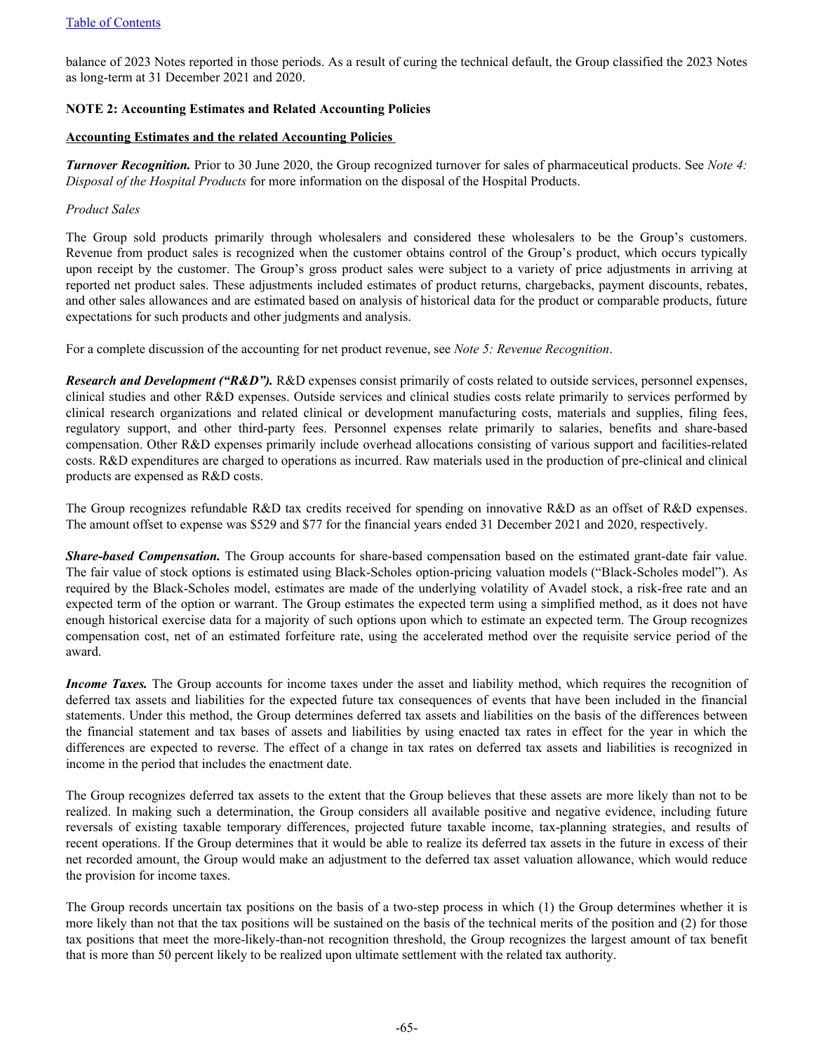balance of 2023 Notes reported in those periods. As a result of curing the technical default, the Group classified the 2023 Notes as long-term at 31 December 2021 and 2020.

**NOTE 2: Accounting Estimates and Related Accounting Policies**

**Accounting Estimates and the related Accounting Policies**

***Turnover Recognition.*** Prior to 30 June 2020, the Group recognized turnover for sales of pharmaceutical products. See *Note 4: Disposal of the Hospital Products* for more information on the disposal of the Hospital Products.

*Product Sales*

The Group sold products primarily through wholesalers and considered these wholesalers to be the Group's customers. Revenue from product sales is recognized when the customer obtains control of the Group's product, which occurs typically upon receipt by the customer. The Group's gross product sales were subject to a variety of price adjustments in arriving at reported net product sales. These adjustments included estimates of product returns, chargebacks, payment discounts, rebates, and other sales allowances and are estimated based on analysis of historical data for the product or comparable products, future expectations for such products and other judgments and analysis.

For a complete discussion of the accounting for net product revenue, see *Note 5: Revenue Recognition*.

***Research and Development ("R&D").*** R&D expenses consist primarily of costs related to outside services, personnel expenses, clinical studies and other R&D expenses. Outside services and clinical studies costs relate primarily to services performed by clinical research organizations and related clinical or development manufacturing costs, materials and supplies, filing fees, regulatory support, and other third-party fees. Personnel expenses relate primarily to salaries, benefits and share-based compensation. Other R&D expenses primarily include overhead allocations consisting of various support and facilities-related costs. R&D expenditures are charged to operations as incurred. Raw materials used in the production of pre-clinical and clinical products are expensed as R&D costs.

The Group recognizes refundable R&D tax credits received for spending on innovative R&D as an offset of R&D expenses. The amount offset to expense was $529 and $77 for the financial years ended 31 December 2021 and 2020, respectively.

***Share-based Compensation.*** The Group accounts for share-based compensation based on the estimated grant-date fair value. The fair value of stock options is estimated using Black-Scholes option-pricing valuation models ("Black-Scholes model"). As required by the Black-Scholes model, estimates are made of the underlying volatility of Avadel stock, a risk-free rate and an expected term of the option or warrant. The Group estimates the expected term using a simplified method, as it does not have enough historical exercise data for a majority of such options upon which to estimate an expected term. The Group recognizes compensation cost, net of an estimated forfeiture rate, using the accelerated method over the requisite service period of the award.

***Income Taxes.*** The Group accounts for income taxes under the asset and liability method, which requires the recognition of deferred tax assets and liabilities for the expected future tax consequences of events that have been included in the financial statements. Under this method, the Group determines deferred tax assets and liabilities on the basis of the differences between the financial statement and tax bases of assets and liabilities by using enacted tax rates in effect for the year in which the differences are expected to reverse. The effect of a change in tax rates on deferred tax assets and liabilities is recognized in income in the period that includes the enactment date.

The Group recognizes deferred tax assets to the extent that the Group believes that these assets are more likely than not to be realized. In making such a determination, the Group considers all available positive and negative evidence, including future reversals of existing taxable temporary differences, projected future taxable income, tax-planning strategies, and results of recent operations. If the Group determines that it would be able to realize its deferred tax assets in the future in excess of their net recorded amount, the Group would make an adjustment to the deferred tax asset valuation allowance, which would reduce the provision for income taxes.

The Group records uncertain tax positions on the basis of a two-step process in which (1) the Group determines whether it is more likely than not that the tax positions will be sustained on the basis of the technical merits of the position and (2) for those tax positions that meet the more-likely-than-not recognition threshold, the Group recognizes the largest amount of tax benefit that is more than 50 percent likely to be realized upon ultimate settlement with the related tax authority.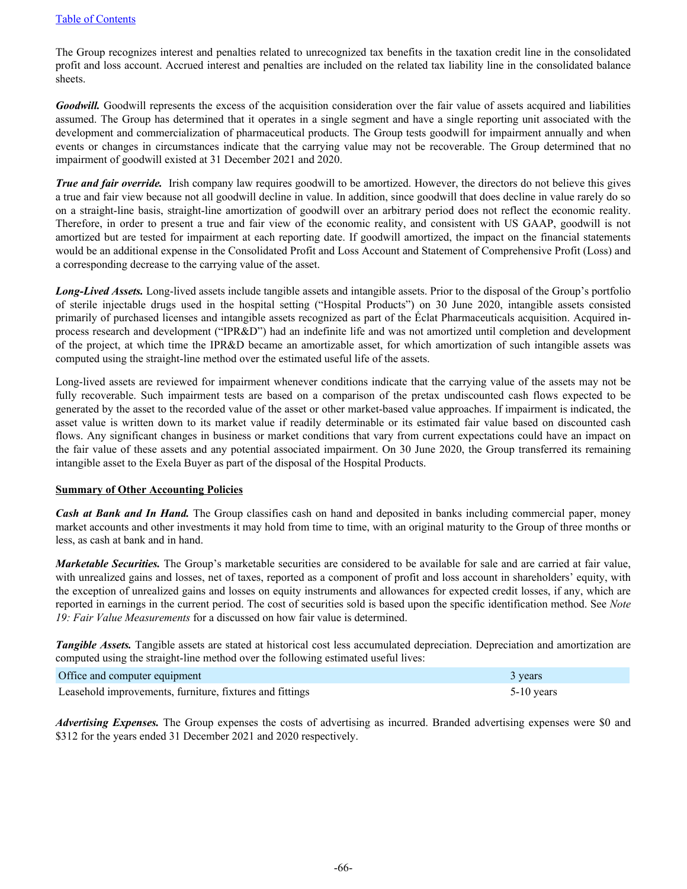The Group recognizes interest and penalties related to unrecognized tax benefits in the taxation credit line in the consolidated profit and loss account. Accrued interest and penalties are included on the related tax liability line in the consolidated balance sheets.

***Goodwill.*** Goodwill represents the excess of the acquisition consideration over the fair value of assets acquired and liabilities assumed. The Group has determined that it operates in a single segment and have a single reporting unit associated with the development and commercialization of pharmaceutical products. The Group tests goodwill for impairment annually and when events or changes in circumstances indicate that the carrying value may not be recoverable. The Group determined that no impairment of goodwill existed at 31 December 2021 and 2020.

***True and fair override.*** Irish company law requires goodwill to be amortized. However, the directors do not believe this gives a true and fair view because not all goodwill decline in value. In addition, since goodwill that does decline in value rarely do so on a straight-line basis, straight-line amortization of goodwill over an arbitrary period does not reflect the economic reality. Therefore, in order to present a true and fair view of the economic reality, and consistent with US GAAP, goodwill is not amortized but are tested for impairment at each reporting date. If goodwill amortized, the impact on the financial statements would be an additional expense in the Consolidated Profit and Loss Account and Statement of Comprehensive Profit (Loss) and a corresponding decrease to the carrying value of the asset.

***Long-Lived Assets.*** Long-lived assets include tangible assets and intangible assets. Prior to the disposal of the Group's portfolio of sterile injectable drugs used in the hospital setting ("Hospital Products") on 30 June 2020, intangible assets consisted primarily of purchased licenses and intangible assets recognized as part of the Éclat Pharmaceuticals acquisition. Acquired in-process research and development ("IPR&D") had an indefinite life and was not amortized until completion and development of the project, at which time the IPR&D became an amortizable asset, for which amortization of such intangible assets was computed using the straight-line method over the estimated useful life of the assets.

Long-lived assets are reviewed for impairment whenever conditions indicate that the carrying value of the assets may not be fully recoverable. Such impairment tests are based on a comparison of the pretax undiscounted cash flows expected to be generated by the asset to the recorded value of the asset or other market-based value approaches. If impairment is indicated, the asset value is written down to its market value if readily determinable or its estimated fair value based on discounted cash flows. Any significant changes in business or market conditions that vary from current expectations could have an impact on the fair value of these assets and any potential associated impairment. On 30 June 2020, the Group transferred its remaining intangible asset to the Exela Buyer as part of the disposal of the Hospital Products.

**Summary of Other Accounting Policies**

***Cash at Bank and In Hand.*** The Group classifies cash on hand and deposited in banks including commercial paper, money market accounts and other investments it may hold from time to time, with an original maturity to the Group of three months or less, as cash at bank and in hand.

***Marketable Securities.*** The Group's marketable securities are considered to be available for sale and are carried at fair value, with unrealized gains and losses, net of taxes, reported as a component of profit and loss account in shareholders' equity, with the exception of unrealized gains and losses on equity instruments and allowances for expected credit losses, if any, which are reported in earnings in the current period. The cost of securities sold is based upon the specific identification method. See *Note 19: Fair Value Measurements* for a discussed on how fair value is determined.

***Tangible Assets.*** Tangible assets are stated at historical cost less accumulated depreciation. Depreciation and amortization are computed using the straight-line method over the following estimated useful lives:

| | |
|---|---|
| Office and computer equipment | 3 years |
| Leasehold improvements, furniture, fixtures and fittings | 5-10 years |

***Advertising Expenses.*** The Group expenses the costs of advertising as incurred. Branded advertising expenses were $0 and $312 for the years ended 31 December 2021 and 2020 respectively.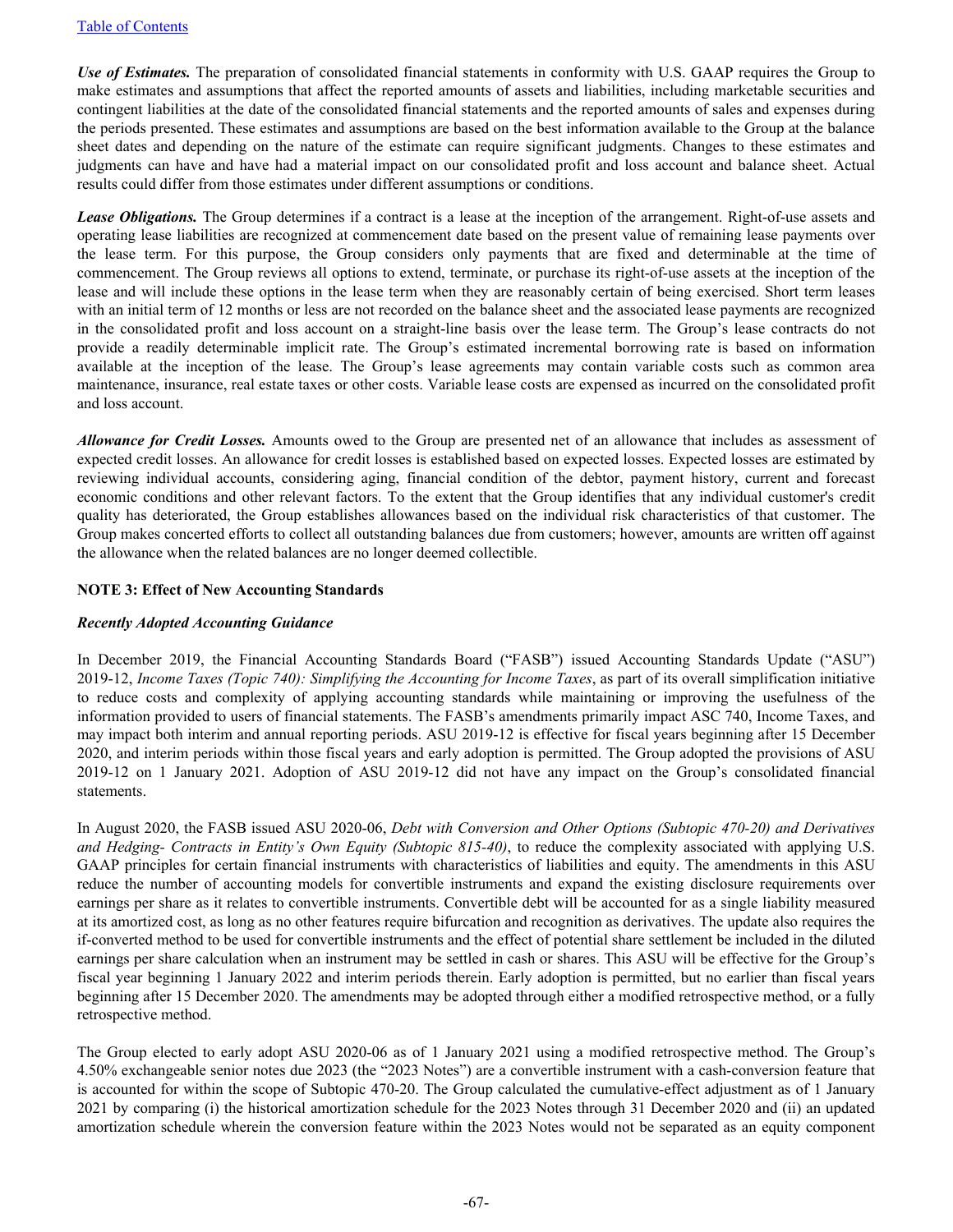*Use of Estimates.* The preparation of consolidated financial statements in conformity with U.S. GAAP requires the Group to make estimates and assumptions that affect the reported amounts of assets and liabilities, including marketable securities and contingent liabilities at the date of the consolidated financial statements and the reported amounts of sales and expenses during the periods presented. These estimates and assumptions are based on the best information available to the Group at the balance sheet dates and depending on the nature of the estimate can require significant judgments. Changes to these estimates and judgments can have and have had a material impact on our consolidated profit and loss account and balance sheet. Actual results could differ from those estimates under different assumptions or conditions.

*Lease Obligations.* The Group determines if a contract is a lease at the inception of the arrangement. Right-of-use assets and operating lease liabilities are recognized at commencement date based on the present value of remaining lease payments over the lease term. For this purpose, the Group considers only payments that are fixed and determinable at the time of commencement. The Group reviews all options to extend, terminate, or purchase its right-of-use assets at the inception of the lease and will include these options in the lease term when they are reasonably certain of being exercised. Short term leases with an initial term of 12 months or less are not recorded on the balance sheet and the associated lease payments are recognized in the consolidated profit and loss account on a straight-line basis over the lease term. The Group's lease contracts do not provide a readily determinable implicit rate. The Group's estimated incremental borrowing rate is based on information available at the inception of the lease. The Group's lease agreements may contain variable costs such as common area maintenance, insurance, real estate taxes or other costs. Variable lease costs are expensed as incurred on the consolidated profit and loss account.

*Allowance for Credit Losses.* Amounts owed to the Group are presented net of an allowance that includes as assessment of expected credit losses. An allowance for credit losses is established based on expected losses. Expected losses are estimated by reviewing individual accounts, considering aging, financial condition of the debtor, payment history, current and forecast economic conditions and other relevant factors. To the extent that the Group identifies that any individual customer's credit quality has deteriorated, the Group establishes allowances based on the individual risk characteristics of that customer. The Group makes concerted efforts to collect all outstanding balances due from customers; however, amounts are written off against the allowance when the related balances are no longer deemed collectible.

**NOTE 3: Effect of New Accounting Standards**

***Recently Adopted Accounting Guidance***

In December 2019, the Financial Accounting Standards Board ("FASB") issued Accounting Standards Update ("ASU") 2019-12, *Income Taxes (Topic 740): Simplifying the Accounting for Income Taxes*, as part of its overall simplification initiative to reduce costs and complexity of applying accounting standards while maintaining or improving the usefulness of the information provided to users of financial statements. The FASB's amendments primarily impact ASC 740, Income Taxes, and may impact both interim and annual reporting periods. ASU 2019-12 is effective for fiscal years beginning after 15 December 2020, and interim periods within those fiscal years and early adoption is permitted. The Group adopted the provisions of ASU 2019-12 on 1 January 2021. Adoption of ASU 2019-12 did not have any impact on the Group's consolidated financial statements.

In August 2020, the FASB issued ASU 2020-06, *Debt with Conversion and Other Options (Subtopic 470-20) and Derivatives and Hedging- Contracts in Entity's Own Equity (Subtopic 815-40)*, to reduce the complexity associated with applying U.S. GAAP principles for certain financial instruments with characteristics of liabilities and equity. The amendments in this ASU reduce the number of accounting models for convertible instruments and expand the existing disclosure requirements over earnings per share as it relates to convertible instruments. Convertible debt will be accounted for as a single liability measured at its amortized cost, as long as no other features require bifurcation and recognition as derivatives. The update also requires the if-converted method to be used for convertible instruments and the effect of potential share settlement be included in the diluted earnings per share calculation when an instrument may be settled in cash or shares. This ASU will be effective for the Group's fiscal year beginning 1 January 2022 and interim periods therein. Early adoption is permitted, but no earlier than fiscal years beginning after 15 December 2020. The amendments may be adopted through either a modified retrospective method, or a fully retrospective method.

The Group elected to early adopt ASU 2020-06 as of 1 January 2021 using a modified retrospective method. The Group's 4.50% exchangeable senior notes due 2023 (the "2023 Notes") are a convertible instrument with a cash-conversion feature that is accounted for within the scope of Subtopic 470-20. The Group calculated the cumulative-effect adjustment as of 1 January 2021 by comparing (i) the historical amortization schedule for the 2023 Notes through 31 December 2020 and (ii) an updated amortization schedule wherein the conversion feature within the 2023 Notes would not be separated as an equity component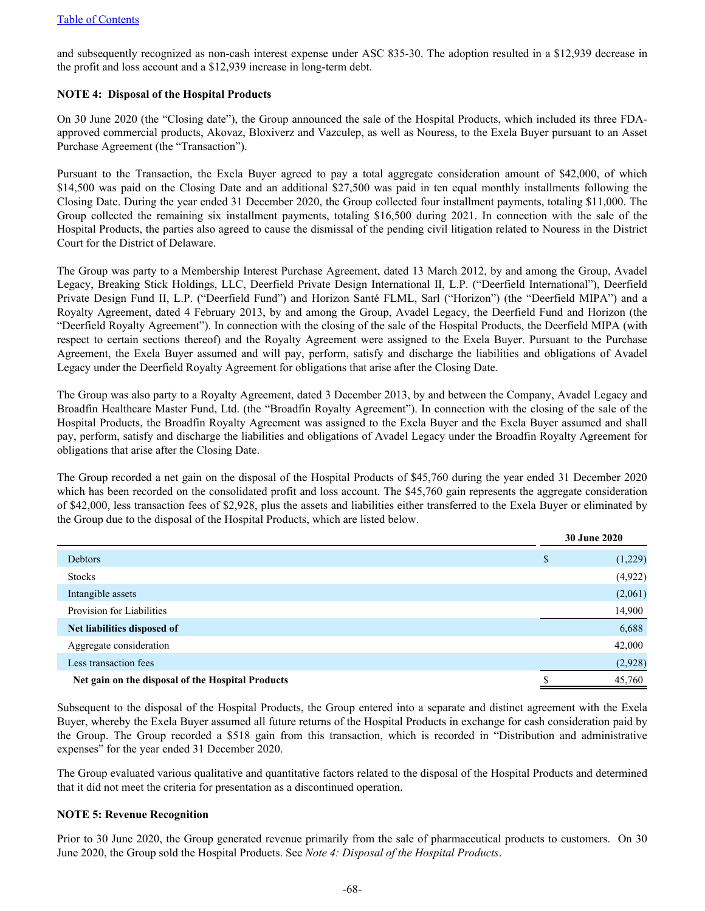and subsequently recognized as non-cash interest expense under ASC 835-30. The adoption resulted in a $12,939 decrease in the profit and loss account and a $12,939 increase in long-term debt.

**NOTE 4: Disposal of the Hospital Products**

On 30 June 2020 (the "Closing date"), the Group announced the sale of the Hospital Products, which included its three FDA-approved commercial products, Akovaz, Bloxiverz and Vazculep, as well as Nouress, to the Exela Buyer pursuant to an Asset Purchase Agreement (the "Transaction").

Pursuant to the Transaction, the Exela Buyer agreed to pay a total aggregate consideration amount of $42,000, of which $14,500 was paid on the Closing Date and an additional $27,500 was paid in ten equal monthly installments following the Closing Date. During the year ended 31 December 2020, the Group collected four installment payments, totaling $11,000. The Group collected the remaining six installment payments, totaling $16,500 during 2021. In connection with the sale of the Hospital Products, the parties also agreed to cause the dismissal of the pending civil litigation related to Nouress in the District Court for the District of Delaware.

The Group was party to a Membership Interest Purchase Agreement, dated 13 March 2012, by and among the Group, Avadel Legacy, Breaking Stick Holdings, LLC, Deerfield Private Design International II, L.P. ("Deerfield International"), Deerfield Private Design Fund II, L.P. ("Deerfield Fund") and Horizon Santé FLML, Sarl ("Horizon") (the "Deerfield MIPA") and a Royalty Agreement, dated 4 February 2013, by and among the Group, Avadel Legacy, the Deerfield Fund and Horizon (the "Deerfield Royalty Agreement"). In connection with the closing of the sale of the Hospital Products, the Deerfield MIPA (with respect to certain sections thereof) and the Royalty Agreement were assigned to the Exela Buyer. Pursuant to the Purchase Agreement, the Exela Buyer assumed and will pay, perform, satisfy and discharge the liabilities and obligations of Avadel Legacy under the Deerfield Royalty Agreement for obligations that arise after the Closing Date.

The Group was also party to a Royalty Agreement, dated 3 December 2013, by and between the Company, Avadel Legacy and Broadfin Healthcare Master Fund, Ltd. (the "Broadfin Royalty Agreement"). In connection with the closing of the sale of the Hospital Products, the Broadfin Royalty Agreement was assigned to the Exela Buyer and the Exela Buyer assumed and shall pay, perform, satisfy and discharge the liabilities and obligations of Avadel Legacy under the Broadfin Royalty Agreement for obligations that arise after the Closing Date.

The Group recorded a net gain on the disposal of the Hospital Products of $45,760 during the year ended 31 December 2020 which has been recorded on the consolidated profit and loss account. The $45,760 gain represents the aggregate consideration of $42,000, less transaction fees of $2,928, plus the assets and liabilities either transferred to the Exela Buyer or eliminated by the Group due to the disposal of the Hospital Products, which are listed below.

| | 30 June 2020 |
|---|---|
| Debtors | $ (1,229) |
| Stocks | (4,922) |
| Intangible assets | (2,061) |
| Provision for Liabilities | 14,900 |
| **Net liabilities disposed of** | 6,688 |
| Aggregate consideration | 42,000 |
| Less transaction fees | (2,928) |
| **Net gain on the disposal of the Hospital Products** | $ 45,760 |

Subsequent to the disposal of the Hospital Products, the Group entered into a separate and distinct agreement with the Exela Buyer, whereby the Exela Buyer assumed all future returns of the Hospital Products in exchange for cash consideration paid by the Group. The Group recorded a $518 gain from this transaction, which is recorded in "Distribution and administrative expenses" for the year ended 31 December 2020.

The Group evaluated various qualitative and quantitative factors related to the disposal of the Hospital Products and determined that it did not meet the criteria for presentation as a discontinued operation.

**NOTE 5: Revenue Recognition**

Prior to 30 June 2020, the Group generated revenue primarily from the sale of pharmaceutical products to customers. On 30 June 2020, the Group sold the Hospital Products. See *Note 4: Disposal of the Hospital Products*.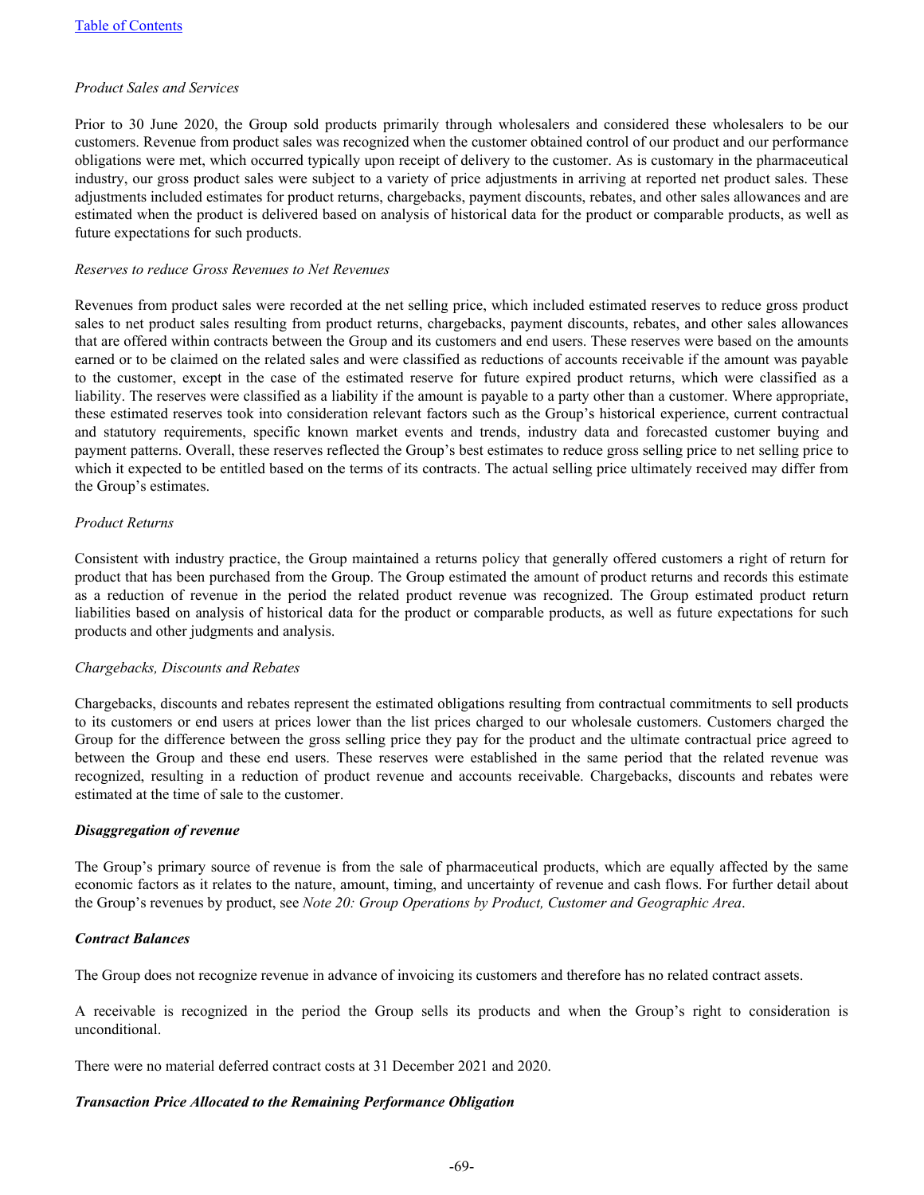*Product Sales and Services*

Prior to 30 June 2020, the Group sold products primarily through wholesalers and considered these wholesalers to be our customers. Revenue from product sales was recognized when the customer obtained control of our product and our performance obligations were met, which occurred typically upon receipt of delivery to the customer. As is customary in the pharmaceutical industry, our gross product sales were subject to a variety of price adjustments in arriving at reported net product sales. These adjustments included estimates for product returns, chargebacks, payment discounts, rebates, and other sales allowances and are estimated when the product is delivered based on analysis of historical data for the product or comparable products, as well as future expectations for such products.

*Reserves to reduce Gross Revenues to Net Revenues*

Revenues from product sales were recorded at the net selling price, which included estimated reserves to reduce gross product sales to net product sales resulting from product returns, chargebacks, payment discounts, rebates, and other sales allowances that are offered within contracts between the Group and its customers and end users. These reserves were based on the amounts earned or to be claimed on the related sales and were classified as reductions of accounts receivable if the amount was payable to the customer, except in the case of the estimated reserve for future expired product returns, which were classified as a liability. The reserves were classified as a liability if the amount is payable to a party other than a customer. Where appropriate, these estimated reserves took into consideration relevant factors such as the Group's historical experience, current contractual and statutory requirements, specific known market events and trends, industry data and forecasted customer buying and payment patterns. Overall, these reserves reflected the Group's best estimates to reduce gross selling price to net selling price to which it expected to be entitled based on the terms of its contracts. The actual selling price ultimately received may differ from the Group's estimates.

*Product Returns*

Consistent with industry practice, the Group maintained a returns policy that generally offered customers a right of return for product that has been purchased from the Group. The Group estimated the amount of product returns and records this estimate as a reduction of revenue in the period the related product revenue was recognized. The Group estimated product return liabilities based on analysis of historical data for the product or comparable products, as well as future expectations for such products and other judgments and analysis.

*Chargebacks, Discounts and Rebates*

Chargebacks, discounts and rebates represent the estimated obligations resulting from contractual commitments to sell products to its customers or end users at prices lower than the list prices charged to our wholesale customers. Customers charged the Group for the difference between the gross selling price they pay for the product and the ultimate contractual price agreed to between the Group and these end users. These reserves were established in the same period that the related revenue was recognized, resulting in a reduction of product revenue and accounts receivable. Chargebacks, discounts and rebates were estimated at the time of sale to the customer.

***Disaggregation of revenue***

The Group's primary source of revenue is from the sale of pharmaceutical products, which are equally affected by the same economic factors as it relates to the nature, amount, timing, and uncertainty of revenue and cash flows. For further detail about the Group's revenues by product, see *Note 20: Group Operations by Product, Customer and Geographic Area*.

***Contract Balances***

The Group does not recognize revenue in advance of invoicing its customers and therefore has no related contract assets.

A receivable is recognized in the period the Group sells its products and when the Group's right to consideration is unconditional.

There were no material deferred contract costs at 31 December 2021 and 2020.

***Transaction Price Allocated to the Remaining Performance Obligation***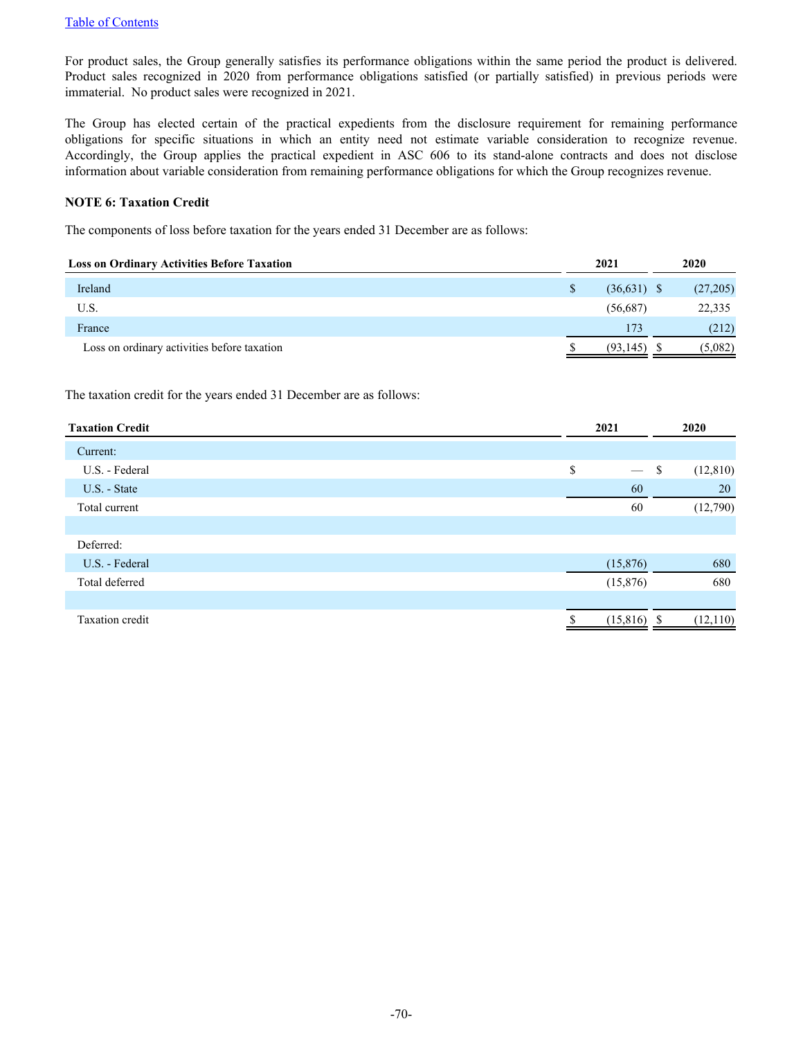For product sales, the Group generally satisfies its performance obligations within the same period the product is delivered. Product sales recognized in 2020 from performance obligations satisfied (or partially satisfied) in previous periods were immaterial. No product sales were recognized in 2021.

The Group has elected certain of the practical expedients from the disclosure requirement for remaining performance obligations for specific situations in which an entity need not estimate variable consideration to recognize revenue. Accordingly, the Group applies the practical expedient in ASC 606 to its stand-alone contracts and does not disclose information about variable consideration from remaining performance obligations for which the Group recognizes revenue.

**NOTE 6: Taxation Credit**

The components of loss before taxation for the years ended 31 December are as follows:

| Loss on Ordinary Activities Before Taxation | 2021 | 2020 |
|---|---|---|
| Ireland | $ (36,631) | $ (27,205) |
| U.S. | (56,687) | 22,335 |
| France | 173 | (212) |
| Loss on ordinary activities before taxation | $ (93,145) | $ (5,082) |

The taxation credit for the years ended 31 December are as follows:

| Taxation Credit | 2021 | 2020 |
|---|---|---|
| Current: | | |
| U.S. - Federal | $ — | $ (12,810) |
| U.S. - State | 60 | 20 |
| Total current | 60 | (12,790) |
| | | |
| Deferred: | | |
| U.S. - Federal | (15,876) | 680 |
| Total deferred | (15,876) | 680 |
| | | |
| Taxation credit | $ (15,816) | $ (12,110) |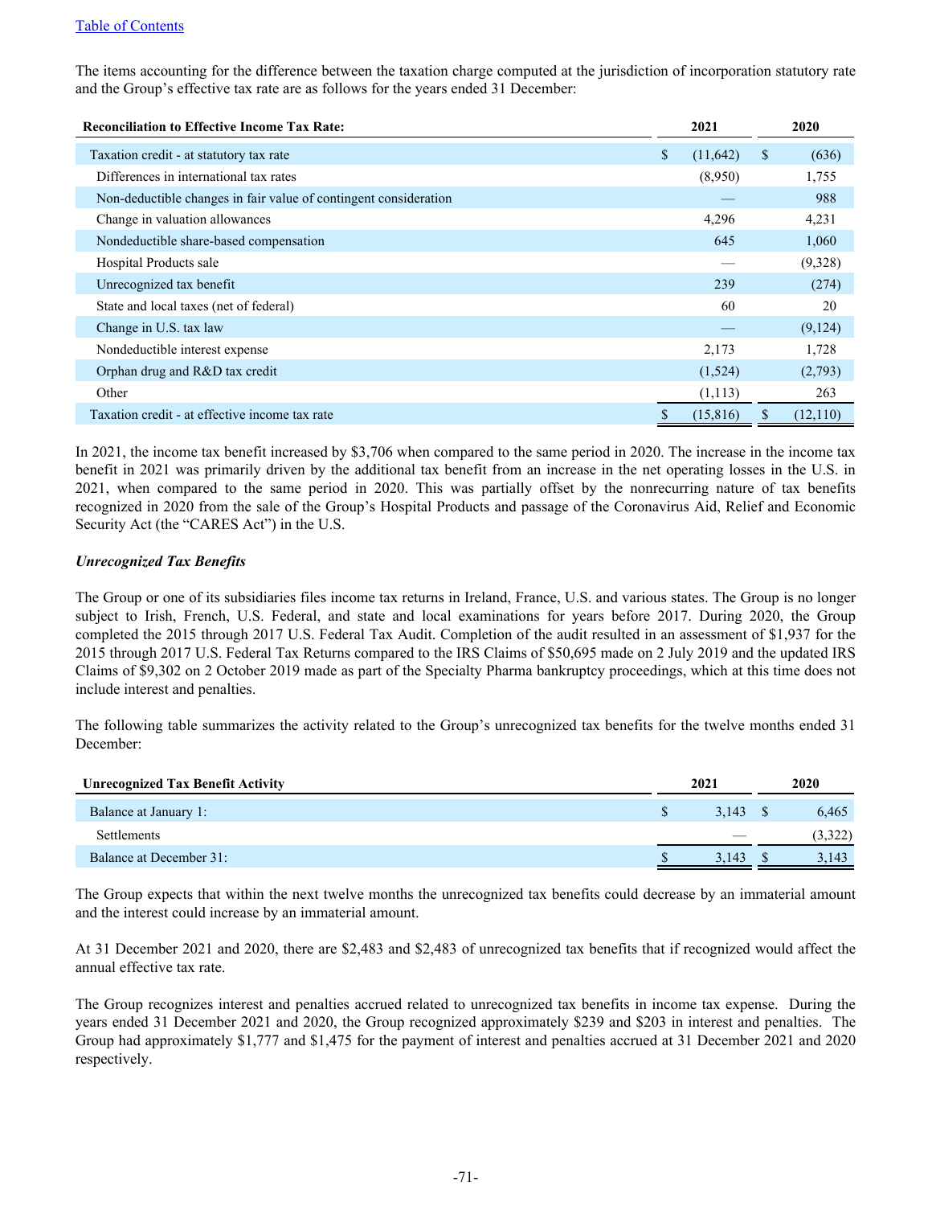The items accounting for the difference between the taxation charge computed at the jurisdiction of incorporation statutory rate and the Group's effective tax rate are as follows for the years ended 31 December:

| Reconciliation to Effective Income Tax Rate: | 2021 | 2020 |
|---|---|---|
| Taxation credit - at statutory tax rate | $ (11,642) | $ (636) |
| Differences in international tax rates | (8,950) | 1,755 |
| Non-deductible changes in fair value of contingent consideration | — | 988 |
| Change in valuation allowances | 4,296 | 4,231 |
| Nondeductible share-based compensation | 645 | 1,060 |
| Hospital Products sale | — | (9,328) |
| Unrecognized tax benefit | 239 | (274) |
| State and local taxes (net of federal) | 60 | 20 |
| Change in U.S. tax law | — | (9,124) |
| Nondeductible interest expense | 2,173 | 1,728 |
| Orphan drug and R&D tax credit | (1,524) | (2,793) |
| Other | (1,113) | 263 |
| Taxation credit - at effective income tax rate | $ (15,816) | $ (12,110) |

In 2021, the income tax benefit increased by $3,706 when compared to the same period in 2020. The increase in the income tax benefit in 2021 was primarily driven by the additional tax benefit from an increase in the net operating losses in the U.S. in 2021, when compared to the same period in 2020. This was partially offset by the nonrecurring nature of tax benefits recognized in 2020 from the sale of the Group's Hospital Products and passage of the Coronavirus Aid, Relief and Economic Security Act (the "CARES Act") in the U.S.

### *Unrecognized Tax Benefits*

The Group or one of its subsidiaries files income tax returns in Ireland, France, U.S. and various states. The Group is no longer subject to Irish, French, U.S. Federal, and state and local examinations for years before 2017. During 2020, the Group completed the 2015 through 2017 U.S. Federal Tax Audit. Completion of the audit resulted in an assessment of $1,937 for the 2015 through 2017 U.S. Federal Tax Returns compared to the IRS Claims of $50,695 made on 2 July 2019 and the updated IRS Claims of $9,302 on 2 October 2019 made as part of the Specialty Pharma bankruptcy proceedings, which at this time does not include interest and penalties.

The following table summarizes the activity related to the Group's unrecognized tax benefits for the twelve months ended 31 December:

| Unrecognized Tax Benefit Activity | 2021 | 2020 |
|---|---|---|
| Balance at January 1: | $ 3,143 | $ 6,465 |
| Settlements | — | (3,322) |
| Balance at December 31: | $ 3,143 | $ 3,143 |

The Group expects that within the next twelve months the unrecognized tax benefits could decrease by an immaterial amount and the interest could increase by an immaterial amount.

At 31 December 2021 and 2020, there are $2,483 and $2,483 of unrecognized tax benefits that if recognized would affect the annual effective tax rate.

The Group recognizes interest and penalties accrued related to unrecognized tax benefits in income tax expense. During the years ended 31 December 2021 and 2020, the Group recognized approximately $239 and $203 in interest and penalties. The Group had approximately $1,777 and $1,475 for the payment of interest and penalties accrued at 31 December 2021 and 2020 respectively.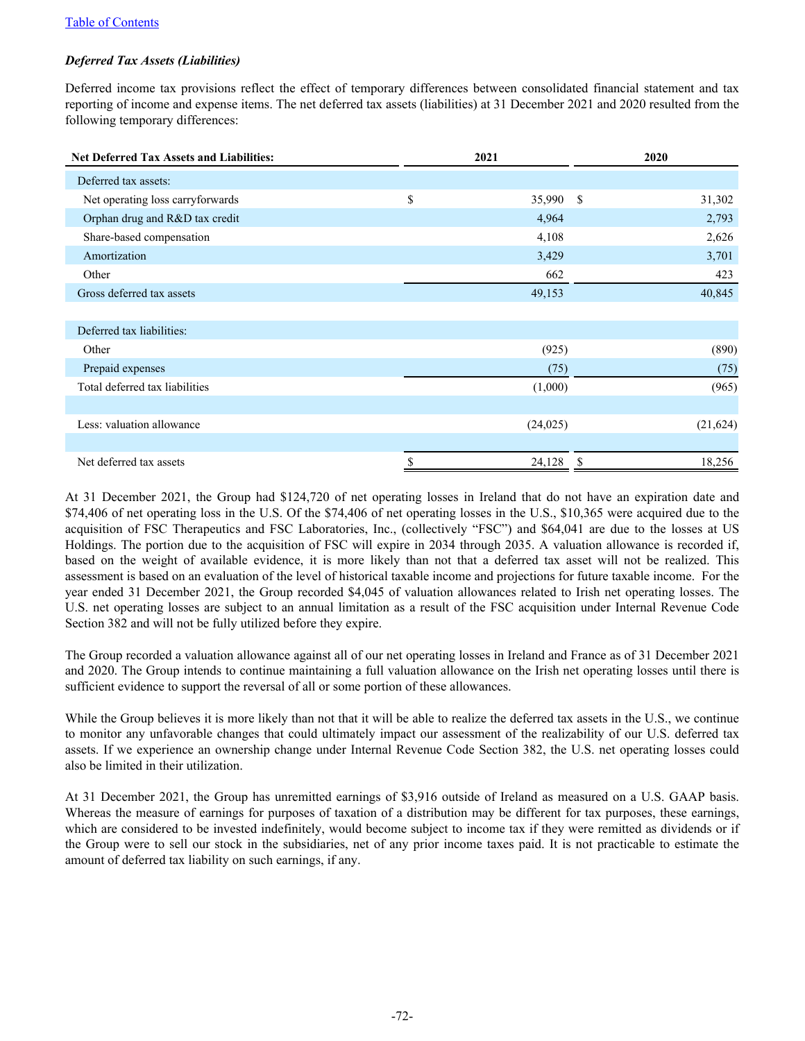[Table of Contents]

***Deferred Tax Assets (Liabilities)***

Deferred income tax provisions reflect the effect of temporary differences between consolidated financial statement and tax reporting of income and expense items. The net deferred tax assets (liabilities) at 31 December 2021 and 2020 resulted from the following temporary differences:

| **Net Deferred Tax Assets and Liabilities:** | **2021** | **2020** |
|---|---|---|
| Deferred tax assets: | | |
| Net operating loss carryforwards | $ 35,990 | $ 31,302 |
| Orphan drug and R&D tax credit | 4,964 | 2,793 |
| Share-based compensation | 4,108 | 2,626 |
| Amortization | 3,429 | 3,701 |
| Other | 662 | 423 |
| Gross deferred tax assets | 49,153 | 40,845 |
| | | |
| Deferred tax liabilities: | | |
| Other | (925) | (890) |
| Prepaid expenses | (75) | (75) |
| Total deferred tax liabilities | (1,000) | (965) |
| | | |
| Less: valuation allowance | (24,025) | (21,624) |
| | | |
| Net deferred tax assets | $ 24,128 | $ 18,256 |

At 31 December 2021, the Group had $124,720 of net operating losses in Ireland that do not have an expiration date and $74,406 of net operating loss in the U.S. Of the $74,406 of net operating losses in the U.S., $10,365 were acquired due to the acquisition of FSC Therapeutics and FSC Laboratories, Inc., (collectively "FSC") and $64,041 are due to the losses at US Holdings. The portion due to the acquisition of FSC will expire in 2034 through 2035. A valuation allowance is recorded if, based on the weight of available evidence, it is more likely than not that a deferred tax asset will not be realized. This assessment is based on an evaluation of the level of historical taxable income and projections for future taxable income. For the year ended 31 December 2021, the Group recorded $4,045 of valuation allowances related to Irish net operating losses. The U.S. net operating losses are subject to an annual limitation as a result of the FSC acquisition under Internal Revenue Code Section 382 and will not be fully utilized before they expire.

The Group recorded a valuation allowance against all of our net operating losses in Ireland and France as of 31 December 2021 and 2020. The Group intends to continue maintaining a full valuation allowance on the Irish net operating losses until there is sufficient evidence to support the reversal of all or some portion of these allowances.

While the Group believes it is more likely than not that it will be able to realize the deferred tax assets in the U.S., we continue to monitor any unfavorable changes that could ultimately impact our assessment of the realizability of our U.S. deferred tax assets. If we experience an ownership change under Internal Revenue Code Section 382, the U.S. net operating losses could also be limited in their utilization.

At 31 December 2021, the Group has unremitted earnings of $3,916 outside of Ireland as measured on a U.S. GAAP basis. Whereas the measure of earnings for purposes of taxation of a distribution may be different for tax purposes, these earnings, which are considered to be invested indefinitely, would become subject to income tax if they were remitted as dividends or if the Group were to sell our stock in the subsidiaries, net of any prior income taxes paid. It is not practicable to estimate the amount of deferred tax liability on such earnings, if any.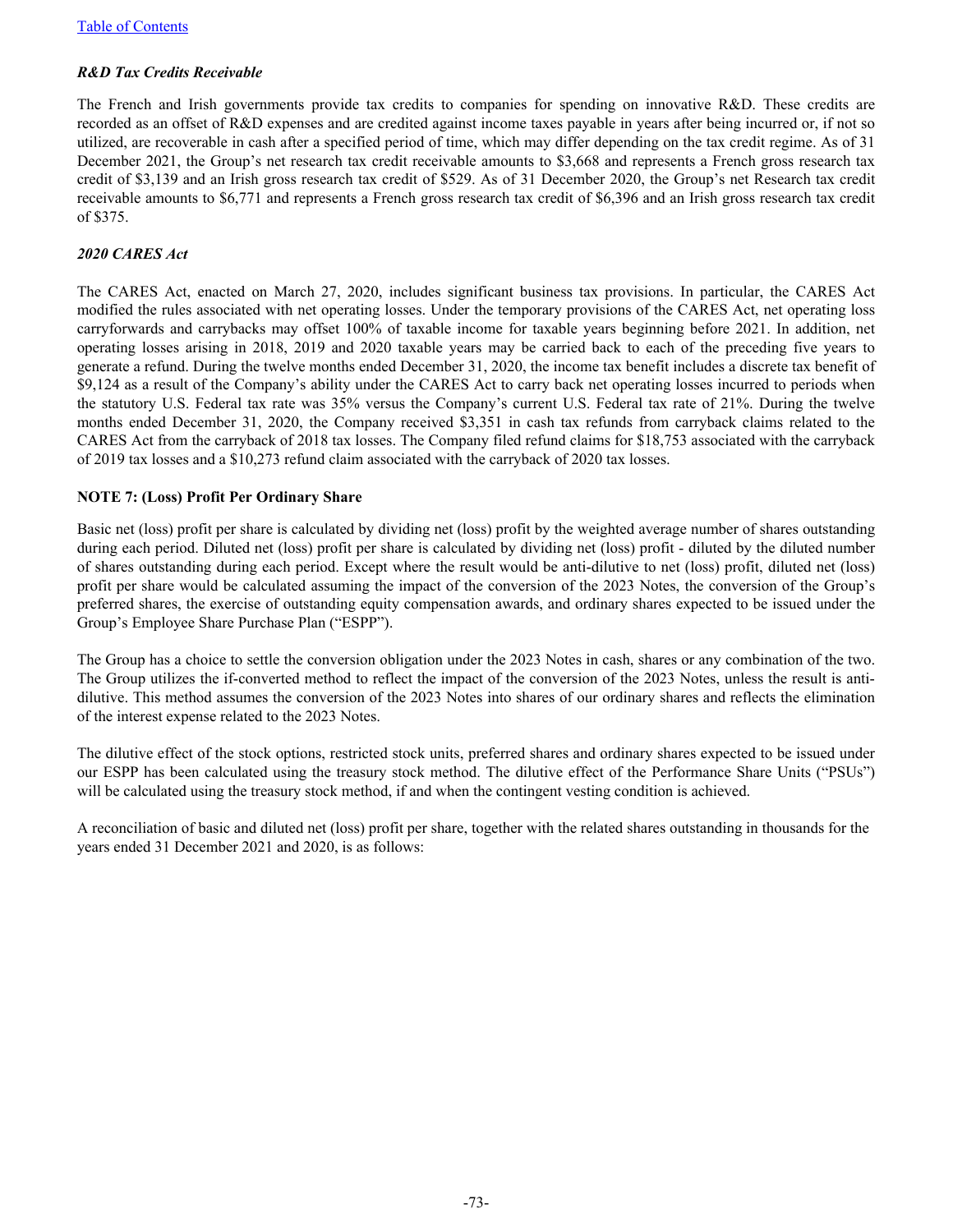*R&D Tax Credits Receivable*

The French and Irish governments provide tax credits to companies for spending on innovative R&D. These credits are recorded as an offset of R&D expenses and are credited against income taxes payable in years after being incurred or, if not so utilized, are recoverable in cash after a specified period of time, which may differ depending on the tax credit regime. As of 31 December 2021, the Group's net research tax credit receivable amounts to $3,668 and represents a French gross research tax credit of $3,139 and an Irish gross research tax credit of $529. As of 31 December 2020, the Group's net Research tax credit receivable amounts to $6,771 and represents a French gross research tax credit of $6,396 and an Irish gross research tax credit of $375.

*2020 CARES Act*

The CARES Act, enacted on March 27, 2020, includes significant business tax provisions. In particular, the CARES Act modified the rules associated with net operating losses. Under the temporary provisions of the CARES Act, net operating loss carryforwards and carrybacks may offset 100% of taxable income for taxable years beginning before 2021. In addition, net operating losses arising in 2018, 2019 and 2020 taxable years may be carried back to each of the preceding five years to generate a refund. During the twelve months ended December 31, 2020, the income tax benefit includes a discrete tax benefit of $9,124 as a result of the Company's ability under the CARES Act to carry back net operating losses incurred to periods when the statutory U.S. Federal tax rate was 35% versus the Company's current U.S. Federal tax rate of 21%. During the twelve months ended December 31, 2020, the Company received $3,351 in cash tax refunds from carryback claims related to the CARES Act from the carryback of 2018 tax losses. The Company filed refund claims for $18,753 associated with the carryback of 2019 tax losses and a $10,273 refund claim associated with the carryback of 2020 tax losses.

**NOTE 7: (Loss) Profit Per Ordinary Share**

Basic net (loss) profit per share is calculated by dividing net (loss) profit by the weighted average number of shares outstanding during each period. Diluted net (loss) profit per share is calculated by dividing net (loss) profit - diluted by the diluted number of shares outstanding during each period. Except where the result would be anti-dilutive to net (loss) profit, diluted net (loss) profit per share would be calculated assuming the impact of the conversion of the 2023 Notes, the conversion of the Group's preferred shares, the exercise of outstanding equity compensation awards, and ordinary shares expected to be issued under the Group's Employee Share Purchase Plan ("ESPP").

The Group has a choice to settle the conversion obligation under the 2023 Notes in cash, shares or any combination of the two. The Group utilizes the if-converted method to reflect the impact of the conversion of the 2023 Notes, unless the result is anti-dilutive. This method assumes the conversion of the 2023 Notes into shares of our ordinary shares and reflects the elimination of the interest expense related to the 2023 Notes.

The dilutive effect of the stock options, restricted stock units, preferred shares and ordinary shares expected to be issued under our ESPP has been calculated using the treasury stock method. The dilutive effect of the Performance Share Units ("PSUs") will be calculated using the treasury stock method, if and when the contingent vesting condition is achieved.

A reconciliation of basic and diluted net (loss) profit per share, together with the related shares outstanding in thousands for the years ended 31 December 2021 and 2020, is as follows: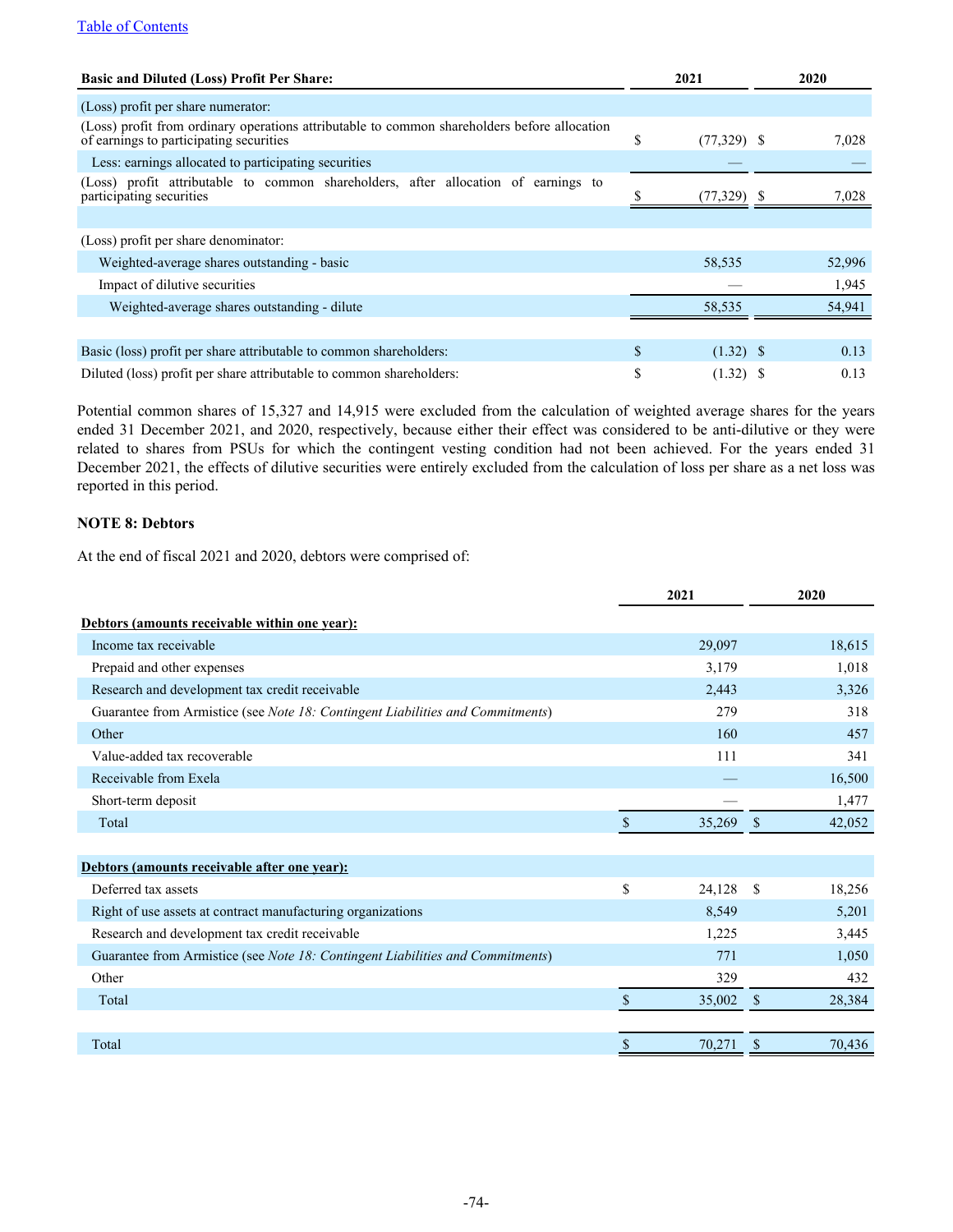| Basic and Diluted (Loss) Profit Per Share: | 2021 | 2020 |
|---|---|---|
| (Loss) profit per share numerator: | | |
| (Loss) profit from ordinary operations attributable to common shareholders before allocation of earnings to participating securities | $ (77,329) | $ 7,028 |
| Less: earnings allocated to participating securities | — | — |
| (Loss) profit attributable to common shareholders, after allocation of earnings to participating securities | $ (77,329) | $ 7,028 |
| | | |
| (Loss) profit per share denominator: | | |
| Weighted-average shares outstanding - basic | 58,535 | 52,996 |
| Impact of dilutive securities | — | 1,945 |
| Weighted-average shares outstanding - dilute | 58,535 | 54,941 |
| | | |
| Basic (loss) profit per share attributable to common shareholders: | $ (1.32) | $ 0.13 |
| Diluted (loss) profit per share attributable to common shareholders: | $ (1.32) | $ 0.13 |

Potential common shares of 15,327 and 14,915 were excluded from the calculation of weighted average shares for the years ended 31 December 2021, and 2020, respectively, because either their effect was considered to be anti-dilutive or they were related to shares from PSUs for which the contingent vesting condition had not been achieved. For the years ended 31 December 2021, the effects of dilutive securities were entirely excluded from the calculation of loss per share as a net loss was reported in this period.

**NOTE 8: Debtors**

At the end of fiscal 2021 and 2020, debtors were comprised of:

| | 2021 | 2020 |
|---|---|---|
| **Debtors (amounts receivable within one year):** | | |
| Income tax receivable | 29,097 | 18,615 |
| Prepaid and other expenses | 3,179 | 1,018 |
| Research and development tax credit receivable | 2,443 | 3,326 |
| Guarantee from Armistice (see *Note 18: Contingent Liabilities and Commitments*) | 279 | 318 |
| Other | 160 | 457 |
| Value-added tax recoverable | 111 | 341 |
| Receivable from Exela | — | 16,500 |
| Short-term deposit | — | 1,477 |
| Total | $ 35,269 | $ 42,052 |
| | | |
| **Debtors (amounts receivable after one year):** | | |
| Deferred tax assets | $ 24,128 | $ 18,256 |
| Right of use assets at contract manufacturing organizations | 8,549 | 5,201 |
| Research and development tax credit receivable | 1,225 | 3,445 |
| Guarantee from Armistice (see *Note 18: Contingent Liabilities and Commitments*) | 771 | 1,050 |
| Other | 329 | 432 |
| Total | $ 35,002 | $ 28,384 |
| | | |
| Total | $ 70,271 | $ 70,436 |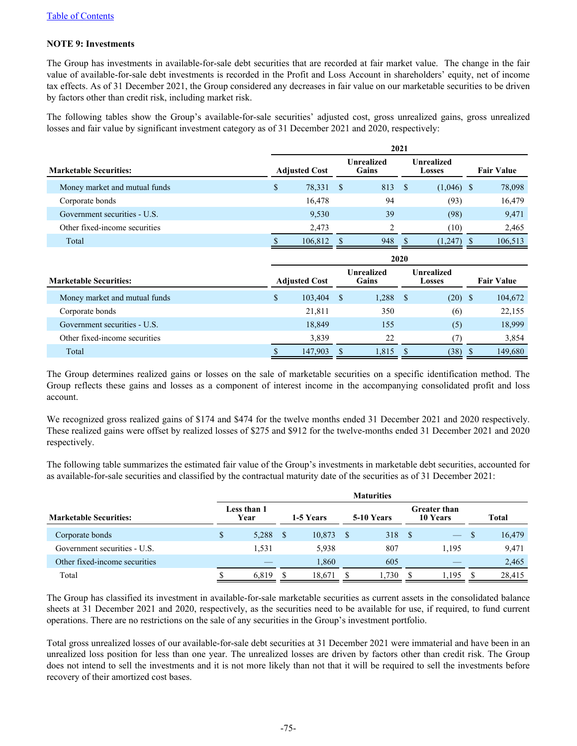Table of Contents

**NOTE 9: Investments**

The Group has investments in available-for-sale debt securities that are recorded at fair market value. The change in the fair value of available-for-sale debt investments is recorded in the Profit and Loss Account in shareholders' equity, net of income tax effects. As of 31 December 2021, the Group considered any decreases in fair value on our marketable securities to be driven by factors other than credit risk, including market risk.

The following tables show the Group's available-for-sale securities' adjusted cost, gross unrealized gains, gross unrealized losses and fair value by significant investment category as of 31 December 2021 and 2020, respectively:

| | 2021 | | | |
|---|---|---|---|---|
| **Marketable Securities:** | **Adjusted Cost** | **Unrealized Gains** | **Unrealized Losses** | **Fair Value** |
| Money market and mutual funds | $ 78,331 | $ 813 | $ (1,046) | $ 78,098 |
| Corporate bonds | 16,478 | 94 | (93) | 16,479 |
| Government securities - U.S. | 9,530 | 39 | (98) | 9,471 |
| Other fixed-income securities | 2,473 | 2 | (10) | 2,465 |
| Total | $ 106,812 | $ 948 | $ (1,247) | $ 106,513 |

| | 2020 | | | |
|---|---|---|---|---|
| **Marketable Securities:** | **Adjusted Cost** | **Unrealized Gains** | **Unrealized Losses** | **Fair Value** |
| Money market and mutual funds | $ 103,404 | $ 1,288 | $ (20) | $ 104,672 |
| Corporate bonds | 21,811 | 350 | (6) | 22,155 |
| Government securities - U.S. | 18,849 | 155 | (5) | 18,999 |
| Other fixed-income securities | 3,839 | 22 | (7) | 3,854 |
| Total | $ 147,903 | $ 1,815 | $ (38) | $ 149,680 |

The Group determines realized gains or losses on the sale of marketable securities on a specific identification method. The Group reflects these gains and losses as a component of interest income in the accompanying consolidated profit and loss account.

We recognized gross realized gains of $174 and $474 for the twelve months ended 31 December 2021 and 2020 respectively. These realized gains were offset by realized losses of $275 and $912 for the twelve-months ended 31 December 2021 and 2020 respectively.

The following table summarizes the estimated fair value of the Group's investments in marketable debt securities, accounted for as available-for-sale securities and classified by the contractual maturity date of the securities as of 31 December 2021:

| | Maturities | | | | |
|---|---|---|---|---|---|
| **Marketable Securities:** | **Less than 1 Year** | **1-5 Years** | **5-10 Years** | **Greater than 10 Years** | **Total** |
| Corporate bonds | $ 5,288 | $ 10,873 | $ 318 | $ — | $ 16,479 |
| Government securities - U.S. | 1,531 | 5,938 | 807 | 1,195 | 9,471 |
| Other fixed-income securities | — | 1,860 | 605 | — | 2,465 |
| Total | $ 6,819 | $ 18,671 | $ 1,730 | $ 1,195 | $ 28,415 |

The Group has classified its investment in available-for-sale marketable securities as current assets in the consolidated balance sheets at 31 December 2021 and 2020, respectively, as the securities need to be available for use, if required, to fund current operations. There are no restrictions on the sale of any securities in the Group's investment portfolio.

Total gross unrealized losses of our available-for-sale debt securities at 31 December 2021 were immaterial and have been in an unrealized loss position for less than one year. The unrealized losses are driven by factors other than credit risk. The Group does not intend to sell the investments and it is not more likely than not that it will be required to sell the investments before recovery of their amortized cost bases.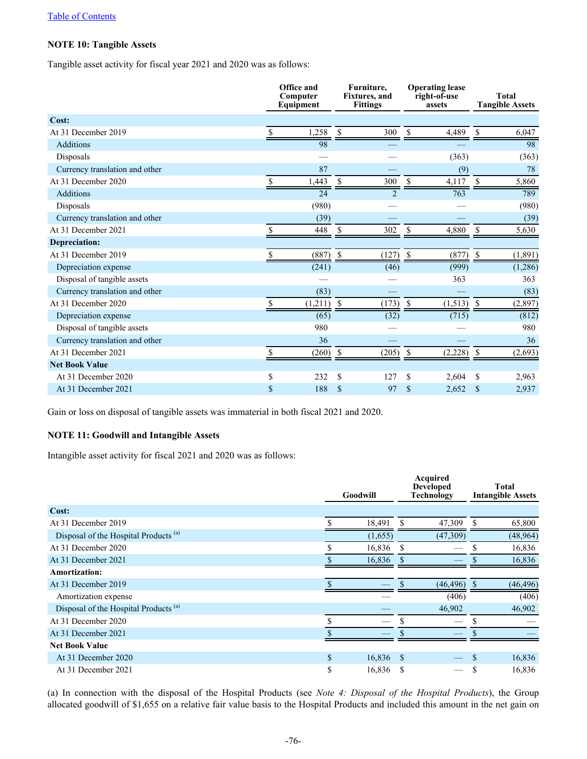[Table of Contents](#)

**NOTE 10: Tangible Assets**

Tangible asset activity for fiscal year 2021 and 2020 was as follows:

| | Office and Computer Equipment | Furniture, Fixtures, and Fittings | Operating lease right-of-use assets | Total Tangible Assets |
|---|---|---|---|---|
| **Cost:** | | | | |
| At 31 December 2019 | $ 1,258 | $ 300 | $ 4,489 | $ 6,047 |
| Additions | 98 | — | — | 98 |
| Disposals | — | — | (363) | (363) |
| Currency translation and other | 87 | — | (9) | 78 |
| At 31 December 2020 | $ 1,443 | $ 300 | $ 4,117 | $ 5,860 |
| Additions | 24 | 2 | 763 | 789 |
| Disposals | (980) | — | — | (980) |
| Currency translation and other | (39) | — | — | (39) |
| At 31 December 2021 | $ 448 | $ 302 | $ 4,880 | $ 5,630 |
| **Depreciation:** | | | | |
| At 31 December 2019 | $ (887) | $ (127) | $ (877) | $ (1,891) |
| Depreciation expense | (241) | (46) | (999) | (1,286) |
| Disposal of tangible assets | — | — | 363 | 363 |
| Currency translation and other | (83) | — | — | (83) |
| At 31 December 2020 | $ (1,211) | $ (173) | $ (1,513) | $ (2,897) |
| Depreciation expense | (65) | (32) | (715) | (812) |
| Disposal of tangible assets | 980 | — | — | 980 |
| Currency translation and other | 36 | — | — | 36 |
| At 31 December 2021 | $ (260) | $ (205) | $ (2,228) | $ (2,693) |
| **Net Book Value** | | | | |
| At 31 December 2020 | $ 232 | $ 127 | $ 2,604 | $ 2,963 |
| At 31 December 2021 | $ 188 | $ 97 | $ 2,652 | $ 2,937 |

Gain or loss on disposal of tangible assets was immaterial in both fiscal 2021 and 2020.

**NOTE 11: Goodwill and Intangible Assets**

Intangible asset activity for fiscal 2021 and 2020 was as follows:

| | Goodwill | Acquired Developed Technology | Total Intangible Assets |
|---|---|---|---|
| **Cost:** | | | |
| At 31 December 2019 | $ 18,491 | $ 47,309 | $ 65,800 |
| Disposal of the Hospital Products [(a)] | (1,655) | (47,309) | (48,964) |
| At 31 December 2020 | $ 16,836 | $ — | $ 16,836 |
| At 31 December 2021 | $ 16,836 | $ — | $ 16,836 |
| **Amortization:** | | | |
| At 31 December 2019 | $ — | $ (46,496) | $ (46,496) |
| Amortization expense | — | (406) | (406) |
| Disposal of the Hospital Products [(a)] | — | 46,902 | 46,902 |
| At 31 December 2020 | $ — | $ — | $ — |
| At 31 December 2021 | $ — | $ — | $ — |
| **Net Book Value** | | | |
| At 31 December 2020 | $ 16,836 | $ — | $ 16,836 |
| At 31 December 2021 | $ 16,836 | $ — | $ 16,836 |

(a) In connection with the disposal of the Hospital Products (see *Note 4: Disposal of the Hospital Products*), the Group allocated goodwill of $1,655 on a relative fair value basis to the Hospital Products and included this amount in the net gain on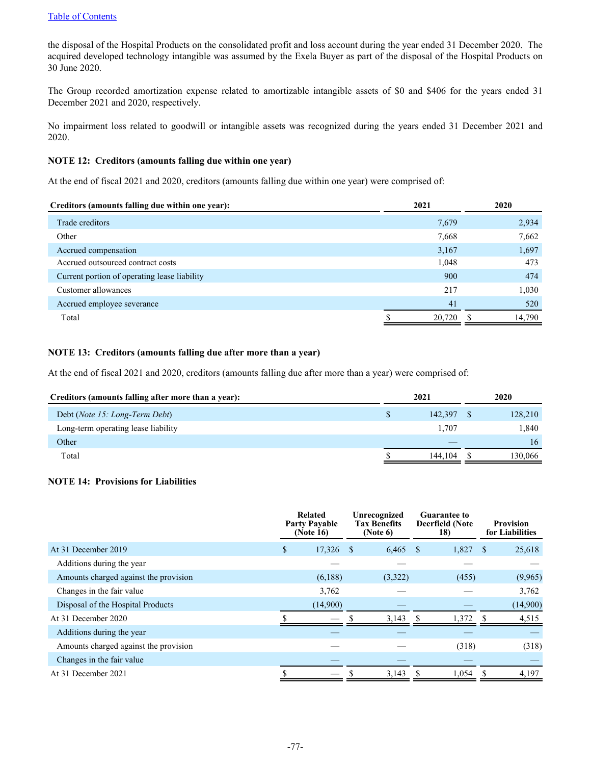the disposal of the Hospital Products on the consolidated profit and loss account during the year ended 31 December 2020. The acquired developed technology intangible was assumed by the Exela Buyer as part of the disposal of the Hospital Products on 30 June 2020.

The Group recorded amortization expense related to amortizable intangible assets of $0 and $406 for the years ended 31 December 2021 and 2020, respectively.

No impairment loss related to goodwill or intangible assets was recognized during the years ended 31 December 2021 and 2020.

### NOTE 12: Creditors (amounts falling due within one year)

At the end of fiscal 2021 and 2020, creditors (amounts falling due within one year) were comprised of:

| Creditors (amounts falling due within one year): | 2021 | 2020 |
|---|---|---|
| Trade creditors | 7,679 | 2,934 |
| Other | 7,668 | 7,662 |
| Accrued compensation | 3,167 | 1,697 |
| Accrued outsourced contract costs | 1,048 | 473 |
| Current portion of operating lease liability | 900 | 474 |
| Customer allowances | 217 | 1,030 |
| Accrued employee severance | 41 | 520 |
| Total | $ 20,720 | $ 14,790 |

### NOTE 13: Creditors (amounts falling due after more than a year)

At the end of fiscal 2021 and 2020, creditors (amounts falling due after more than a year) were comprised of:

| Creditors (amounts falling after more than a year): | 2021 | 2020 |
|---|---|---|
| Debt (*Note 15: Long-Term Debt*) | $ 142,397 | $ 128,210 |
| Long-term operating lease liability | 1,707 | 1,840 |
| Other | — | 16 |
| Total | $ 144,104 | $ 130,066 |

### NOTE 14: Provisions for Liabilities

| | Related Party Payable (Note 16) | Unrecognized Tax Benefits (Note 6) | Guarantee to Deerfield (Note 18) | Provision for Liabilities |
|---|---|---|---|---|
| At 31 December 2019 | $ 17,326 | $ 6,465 | $ 1,827 | $ 25,618 |
| Additions during the year | — | — | — | — |
| Amounts charged against the provision | (6,188) | (3,322) | (455) | (9,965) |
| Changes in the fair value | 3,762 | — | — | 3,762 |
| Disposal of the Hospital Products | (14,900) | — | — | (14,900) |
| At 31 December 2020 | $ — | $ 3,143 | $ 1,372 | $ 4,515 |
| Additions during the year | — | — | — | — |
| Amounts charged against the provision | — | — | (318) | (318) |
| Changes in the fair value | — | — | — | — |
| At 31 December 2021 | $ — | $ 3,143 | $ 1,054 | $ 4,197 |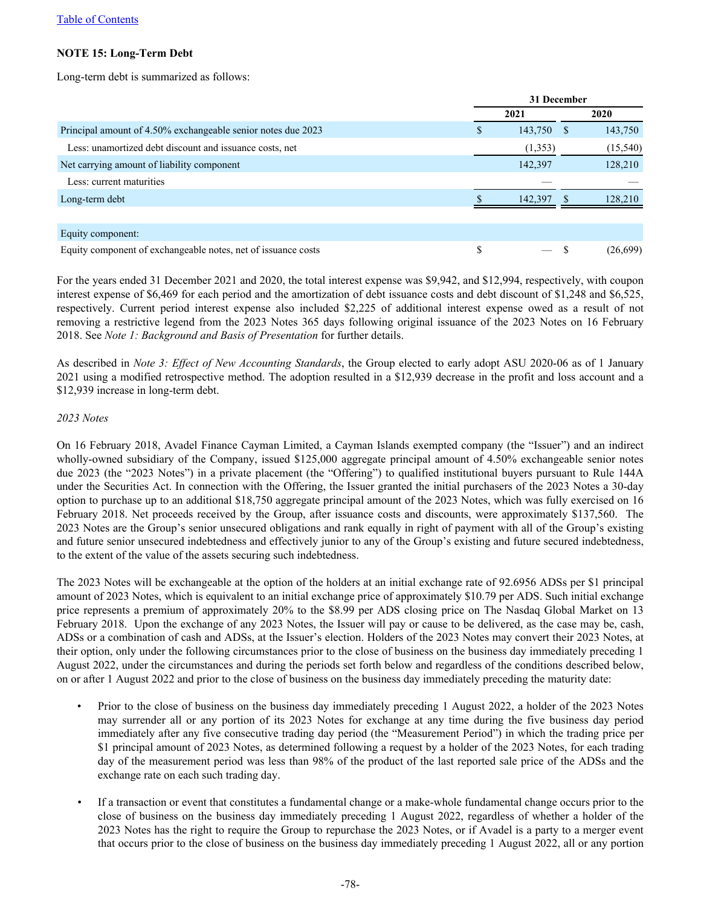**NOTE 15: Long-Term Debt**

Long-term debt is summarized as follows:

| | 31 December | |
|---|---|---|
| | 2021 | 2020 |
| Principal amount of 4.50% exchangeable senior notes due 2023 | $ 143,750 | $ 143,750 |
| Less: unamortized debt discount and issuance costs, net | (1,353) | (15,540) |
| Net carrying amount of liability component | 142,397 | 128,210 |
| Less: current maturities | — | — |
| Long-term debt | $ 142,397 | $ 128,210 |
| | | |
| Equity component: | | |
| Equity component of exchangeable notes, net of issuance costs | $ — | $ (26,699) |

For the years ended 31 December 2021 and 2020, the total interest expense was $9,942, and $12,994, respectively, with coupon interest expense of $6,469 for each period and the amortization of debt issuance costs and debt discount of $1,248 and $6,525, respectively. Current period interest expense also included $2,225 of additional interest expense owed as a result of not removing a restrictive legend from the 2023 Notes 365 days following original issuance of the 2023 Notes on 16 February 2018. See *Note 1: Background and Basis of Presentation* for further details.

As described in *Note 3: Effect of New Accounting Standards*, the Group elected to early adopt ASU 2020-06 as of 1 January 2021 using a modified retrospective method. The adoption resulted in a $12,939 decrease in the profit and loss account and a $12,939 increase in long-term debt.

*2023 Notes*

On 16 February 2018, Avadel Finance Cayman Limited, a Cayman Islands exempted company (the "Issuer") and an indirect wholly-owned subsidiary of the Company, issued $125,000 aggregate principal amount of 4.50% exchangeable senior notes due 2023 (the "2023 Notes") in a private placement (the "Offering") to qualified institutional buyers pursuant to Rule 144A under the Securities Act. In connection with the Offering, the Issuer granted the initial purchasers of the 2023 Notes a 30-day option to purchase up to an additional $18,750 aggregate principal amount of the 2023 Notes, which was fully exercised on 16 February 2018. Net proceeds received by the Group, after issuance costs and discounts, were approximately $137,560. The 2023 Notes are the Group's senior unsecured obligations and rank equally in right of payment with all of the Group's existing and future senior unsecured indebtedness and effectively junior to any of the Group's existing and future secured indebtedness, to the extent of the value of the assets securing such indebtedness.

The 2023 Notes will be exchangeable at the option of the holders at an initial exchange rate of 92.6956 ADSs per $1 principal amount of 2023 Notes, which is equivalent to an initial exchange price of approximately $10.79 per ADS. Such initial exchange price represents a premium of approximately 20% to the $8.99 per ADS closing price on The Nasdaq Global Market on 13 February 2018. Upon the exchange of any 2023 Notes, the Issuer will pay or cause to be delivered, as the case may be, cash, ADSs or a combination of cash and ADSs, at the Issuer's election. Holders of the 2023 Notes may convert their 2023 Notes, at their option, only under the following circumstances prior to the close of business on the business day immediately preceding 1 August 2022, under the circumstances and during the periods set forth below and regardless of the conditions described below, on or after 1 August 2022 and prior to the close of business on the business day immediately preceding the maturity date:

- Prior to the close of business on the business day immediately preceding 1 August 2022, a holder of the 2023 Notes may surrender all or any portion of its 2023 Notes for exchange at any time during the five business day period immediately after any five consecutive trading day period (the "Measurement Period") in which the trading price per $1 principal amount of 2023 Notes, as determined following a request by a holder of the 2023 Notes, for each trading day of the measurement period was less than 98% of the product of the last reported sale price of the ADSs and the exchange rate on each such trading day.

- If a transaction or event that constitutes a fundamental change or a make-whole fundamental change occurs prior to the close of business on the business day immediately preceding 1 August 2022, regardless of whether a holder of the 2023 Notes has the right to require the Group to repurchase the 2023 Notes, or if Avadel is a party to a merger event that occurs prior to the close of business on the business day immediately preceding 1 August 2022, all or any portion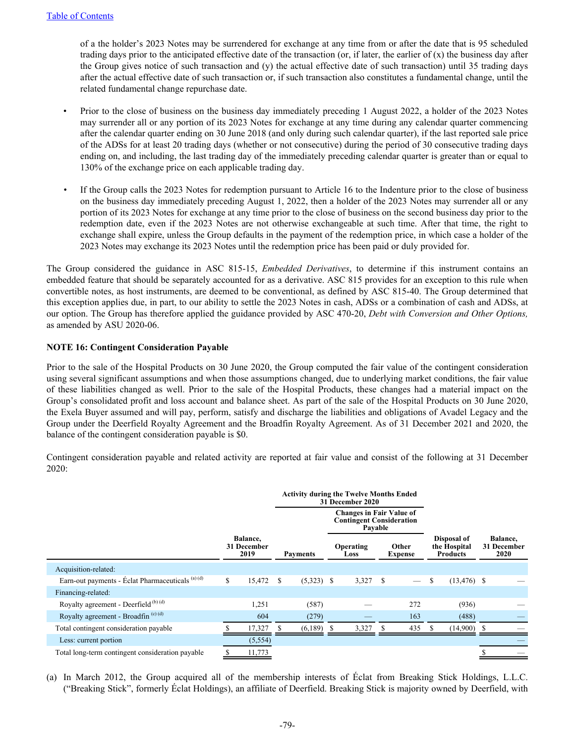of a the holder's 2023 Notes may be surrendered for exchange at any time from or after the date that is 95 scheduled trading days prior to the anticipated effective date of the transaction (or, if later, the earlier of (x) the business day after the Group gives notice of such transaction and (y) the actual effective date of such transaction) until 35 trading days after the actual effective date of such transaction or, if such transaction also constitutes a fundamental change, until the related fundamental change repurchase date.

- Prior to the close of business on the business day immediately preceding 1 August 2022, a holder of the 2023 Notes may surrender all or any portion of its 2023 Notes for exchange at any time during any calendar quarter commencing after the calendar quarter ending on 30 June 2018 (and only during such calendar quarter), if the last reported sale price of the ADSs for at least 20 trading days (whether or not consecutive) during the period of 30 consecutive trading days ending on, and including, the last trading day of the immediately preceding calendar quarter is greater than or equal to 130% of the exchange price on each applicable trading day.

- If the Group calls the 2023 Notes for redemption pursuant to Article 16 to the Indenture prior to the close of business on the business day immediately preceding August 1, 2022, then a holder of the 2023 Notes may surrender all or any portion of its 2023 Notes for exchange at any time prior to the close of business on the second business day prior to the redemption date, even if the 2023 Notes are not otherwise exchangeable at such time. After that time, the right to exchange shall expire, unless the Group defaults in the payment of the redemption price, in which case a holder of the 2023 Notes may exchange its 2023 Notes until the redemption price has been paid or duly provided for.

The Group considered the guidance in ASC 815-15, *Embedded Derivatives*, to determine if this instrument contains an embedded feature that should be separately accounted for as a derivative. ASC 815 provides for an exception to this rule when convertible notes, as host instruments, are deemed to be conventional, as defined by ASC 815-40. The Group determined that this exception applies due, in part, to our ability to settle the 2023 Notes in cash, ADSs or a combination of cash and ADSs, at our option. The Group has therefore applied the guidance provided by ASC 470-20, *Debt with Conversion and Other Options,* as amended by ASU 2020-06.

**NOTE 16: Contingent Consideration Payable**

Prior to the sale of the Hospital Products on 30 June 2020, the Group computed the fair value of the contingent consideration using several significant assumptions and when those assumptions changed, due to underlying market conditions, the fair value of these liabilities changed as well. Prior to the sale of the Hospital Products, these changes had a material impact on the Group's consolidated profit and loss account and balance sheet. As part of the sale of the Hospital Products on 30 June 2020, the Exela Buyer assumed and will pay, perform, satisfy and discharge the liabilities and obligations of Avadel Legacy and the Group under the Deerfield Royalty Agreement and the Broadfin Royalty Agreement. As of 31 December 2021 and 2020, the balance of the contingent consideration payable is $0.

Contingent consideration payable and related activity are reported at fair value and consist of the following at 31 December 2020:

| | | Activity during the Twelve Months Ended 31 December 2020 | | | | |
|---|---|---|---|---|---|---|
| | | | Changes in Fair Value of Contingent Consideration Payable | | | |
| | Balance, 31 December 2019 | Payments | Operating Loss | Other Expense | Disposal of the Hospital Products | Balance, 31 December 2020 |
| Acquisition-related: | | | | | | |
| Earn-out payments - Éclat Pharmaceuticals [(a) (d)] | $ 15,472 | $ (5,323) | $ 3,327 | $ — | $ (13,476) | $ — |
| Financing-related: | | | | | | |
| Royalty agreement - Deerfield [(b) (d)] | 1,251 | (587) | — | 272 | (936) | — |
| Royalty agreement - Broadfin [(c) (d)] | 604 | (279) | — | 163 | (488) | — |
| Total contingent consideration payable | $ 17,327 | $ (6,189) | $ 3,327 | $ 435 | $ (14,900) | $ — |
| Less: current portion | (5,554) | | | | | — |
| Total long-term contingent consideration payable | $ 11,773 | | | | | $ — |

(a) In March 2012, the Group acquired all of the membership interests of Éclat from Breaking Stick Holdings, L.L.C. ("Breaking Stick", formerly Éclat Holdings), an affiliate of Deerfield. Breaking Stick is majority owned by Deerfield, with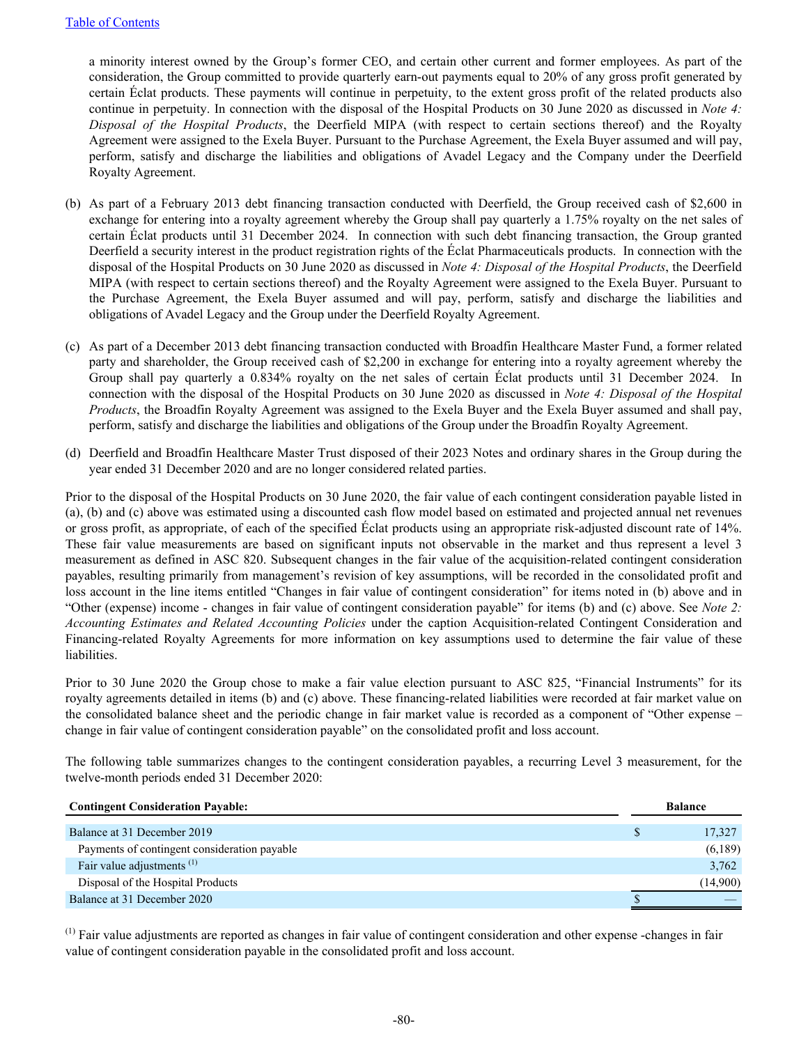a minority interest owned by the Group's former CEO, and certain other current and former employees. As part of the consideration, the Group committed to provide quarterly earn-out payments equal to 20% of any gross profit generated by certain Éclat products. These payments will continue in perpetuity, to the extent gross profit of the related products also continue in perpetuity. In connection with the disposal of the Hospital Products on 30 June 2020 as discussed in *Note 4: Disposal of the Hospital Products*, the Deerfield MIPA (with respect to certain sections thereof) and the Royalty Agreement were assigned to the Exela Buyer. Pursuant to the Purchase Agreement, the Exela Buyer assumed and will pay, perform, satisfy and discharge the liabilities and obligations of Avadel Legacy and the Company under the Deerfield Royalty Agreement.

(b) As part of a February 2013 debt financing transaction conducted with Deerfield, the Group received cash of $2,600 in exchange for entering into a royalty agreement whereby the Group shall pay quarterly a 1.75% royalty on the net sales of certain Éclat products until 31 December 2024. In connection with such debt financing transaction, the Group granted Deerfield a security interest in the product registration rights of the Éclat Pharmaceuticals products. In connection with the disposal of the Hospital Products on 30 June 2020 as discussed in *Note 4: Disposal of the Hospital Products*, the Deerfield MIPA (with respect to certain sections thereof) and the Royalty Agreement were assigned to the Exela Buyer. Pursuant to the Purchase Agreement, the Exela Buyer assumed and will pay, perform, satisfy and discharge the liabilities and obligations of Avadel Legacy and the Group under the Deerfield Royalty Agreement.

(c) As part of a December 2013 debt financing transaction conducted with Broadfin Healthcare Master Fund, a former related party and shareholder, the Group received cash of $2,200 in exchange for entering into a royalty agreement whereby the Group shall pay quarterly a 0.834% royalty on the net sales of certain Éclat products until 31 December 2024. In connection with the disposal of the Hospital Products on 30 June 2020 as discussed in *Note 4: Disposal of the Hospital Products*, the Broadfin Royalty Agreement was assigned to the Exela Buyer and the Exela Buyer assumed and shall pay, perform, satisfy and discharge the liabilities and obligations of the Group under the Broadfin Royalty Agreement.

(d) Deerfield and Broadfin Healthcare Master Trust disposed of their 2023 Notes and ordinary shares in the Group during the year ended 31 December 2020 and are no longer considered related parties.

Prior to the disposal of the Hospital Products on 30 June 2020, the fair value of each contingent consideration payable listed in (a), (b) and (c) above was estimated using a discounted cash flow model based on estimated and projected annual net revenues or gross profit, as appropriate, of each of the specified Éclat products using an appropriate risk-adjusted discount rate of 14%. These fair value measurements are based on significant inputs not observable in the market and thus represent a level 3 measurement as defined in ASC 820. Subsequent changes in the fair value of the acquisition-related contingent consideration payables, resulting primarily from management's revision of key assumptions, will be recorded in the consolidated profit and loss account in the line items entitled "Changes in fair value of contingent consideration" for items noted in (b) above and in "Other (expense) income - changes in fair value of contingent consideration payable" for items (b) and (c) above. See *Note 2: Accounting Estimates and Related Accounting Policies* under the caption Acquisition-related Contingent Consideration and Financing-related Royalty Agreements for more information on key assumptions used to determine the fair value of these liabilities.

Prior to 30 June 2020 the Group chose to make a fair value election pursuant to ASC 825, "Financial Instruments" for its royalty agreements detailed in items (b) and (c) above. These financing-related liabilities were recorded at fair market value on the consolidated balance sheet and the periodic change in fair market value is recorded as a component of "Other expense – change in fair value of contingent consideration payable" on the consolidated profit and loss account.

The following table summarizes changes to the contingent consideration payables, a recurring Level 3 measurement, for the twelve-month periods ended 31 December 2020:

| **Contingent Consideration Payable:** | **Balance** |
|---|---|
| Balance at 31 December 2019 | $ 17,327 |
| Payments of contingent consideration payable | (6,189) |
| Fair value adjustments [(1)] | 3,762 |
| Disposal of the Hospital Products | (14,900) |
| Balance at 31 December 2020 | $ — |

[(1)] Fair value adjustments are reported as changes in fair value of contingent consideration and other expense -changes in fair value of contingent consideration payable in the consolidated profit and loss account.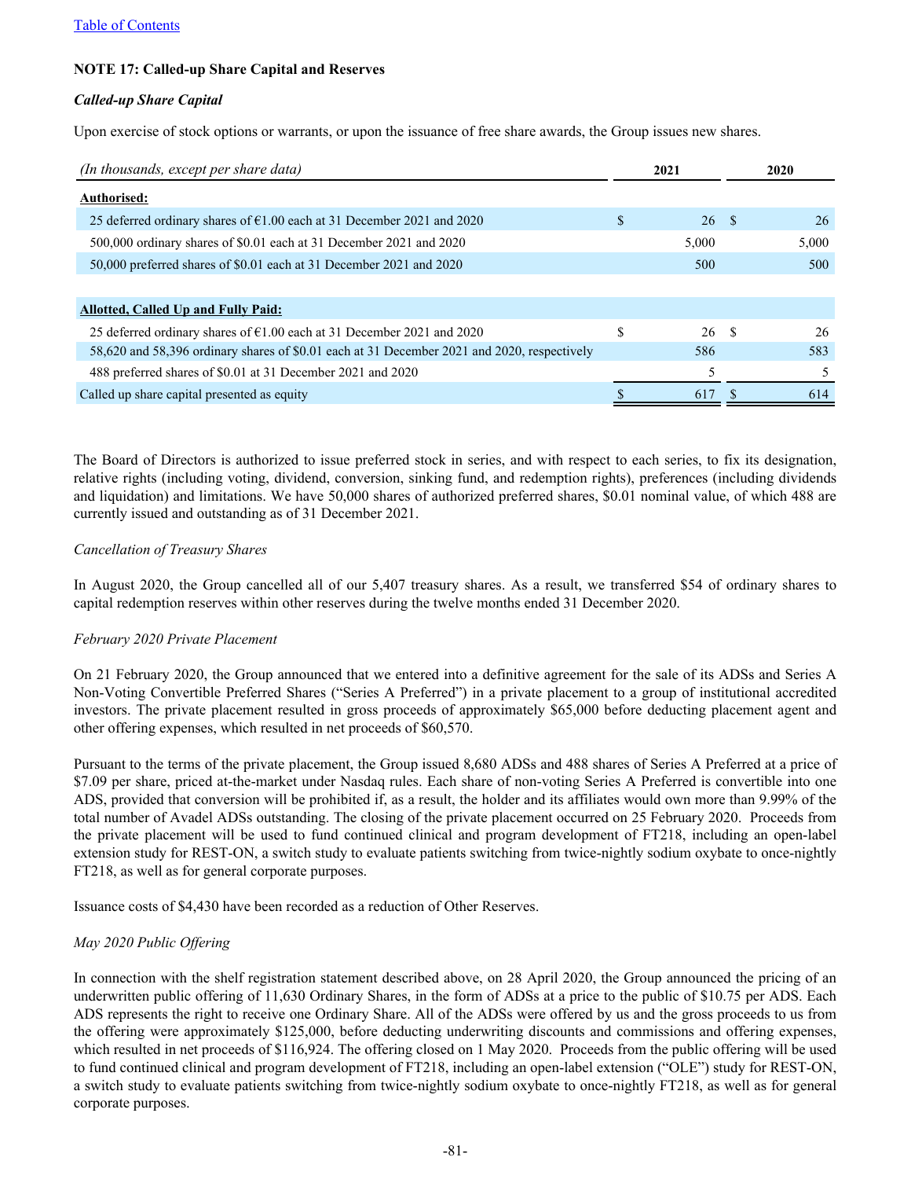Table of Contents

### NOTE 17: Called-up Share Capital and Reserves

***Called-up Share Capital***

Upon exercise of stock options or warrants, or upon the issuance of free share awards, the Group issues new shares.

| *(In thousands, except per share data)* | 2021 | 2020 |
|---|---|---|
| **Authorised:** | | |
| 25 deferred ordinary shares of €1.00 each at 31 December 2021 and 2020 | $ 26 | $ 26 |
| 500,000 ordinary shares of $0.01 each at 31 December 2021 and 2020 | 5,000 | 5,000 |
| 50,000 preferred shares of $0.01 each at 31 December 2021 and 2020 | 500 | 500 |
| | | |
| **Allotted, Called Up and Fully Paid:** | | |
| 25 deferred ordinary shares of €1.00 each at 31 December 2021 and 2020 | $ 26 | $ 26 |
| 58,620 and 58,396 ordinary shares of $0.01 each at 31 December 2021 and 2020, respectively | 586 | 583 |
| 488 preferred shares of $0.01 at 31 December 2021 and 2020 | 5 | 5 |
| Called up share capital presented as equity | $ 617 | $ 614 |

The Board of Directors is authorized to issue preferred stock in series, and with respect to each series, to fix its designation, relative rights (including voting, dividend, conversion, sinking fund, and redemption rights), preferences (including dividends and liquidation) and limitations. We have 50,000 shares of authorized preferred shares, $0.01 nominal value, of which 488 are currently issued and outstanding as of 31 December 2021.

*Cancellation of Treasury Shares*

In August 2020, the Group cancelled all of our 5,407 treasury shares. As a result, we transferred $54 of ordinary shares to capital redemption reserves within other reserves during the twelve months ended 31 December 2020.

*February 2020 Private Placement*

On 21 February 2020, the Group announced that we entered into a definitive agreement for the sale of its ADSs and Series A Non-Voting Convertible Preferred Shares ("Series A Preferred") in a private placement to a group of institutional accredited investors. The private placement resulted in gross proceeds of approximately $65,000 before deducting placement agent and other offering expenses, which resulted in net proceeds of $60,570.

Pursuant to the terms of the private placement, the Group issued 8,680 ADSs and 488 shares of Series A Preferred at a price of $7.09 per share, priced at-the-market under Nasdaq rules. Each share of non-voting Series A Preferred is convertible into one ADS, provided that conversion will be prohibited if, as a result, the holder and its affiliates would own more than 9.99% of the total number of Avadel ADSs outstanding. The closing of the private placement occurred on 25 February 2020. Proceeds from the private placement will be used to fund continued clinical and program development of FT218, including an open-label extension study for REST-ON, a switch study to evaluate patients switching from twice-nightly sodium oxybate to once-nightly FT218, as well as for general corporate purposes.

Issuance costs of $4,430 have been recorded as a reduction of Other Reserves.

*May 2020 Public Offering*

In connection with the shelf registration statement described above, on 28 April 2020, the Group announced the pricing of an underwritten public offering of 11,630 Ordinary Shares, in the form of ADSs at a price to the public of $10.75 per ADS. Each ADS represents the right to receive one Ordinary Share. All of the ADSs were offered by us and the gross proceeds to us from the offering were approximately $125,000, before deducting underwriting discounts and commissions and offering expenses, which resulted in net proceeds of $116,924. The offering closed on 1 May 2020. Proceeds from the public offering will be used to fund continued clinical and program development of FT218, including an open-label extension ("OLE") study for REST-ON, a switch study to evaluate patients switching from twice-nightly sodium oxybate to once-nightly FT218, as well as for general corporate purposes.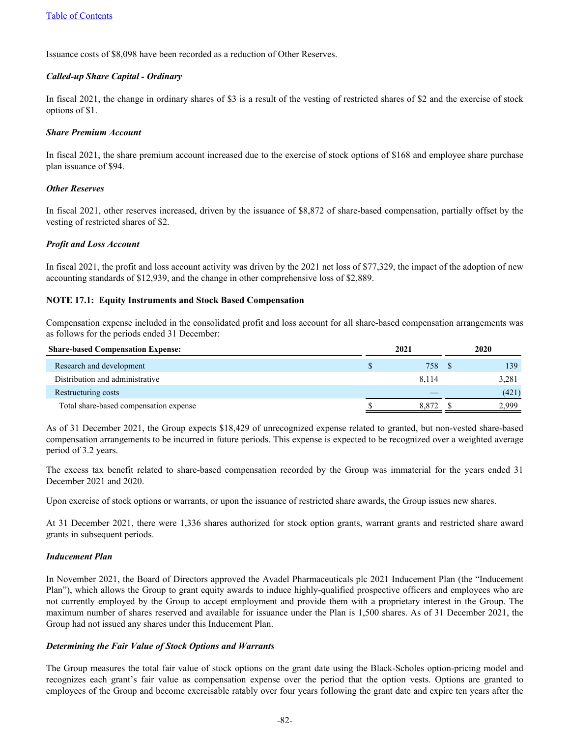Issuance costs of $8,098 have been recorded as a reduction of Other Reserves.

***Called-up Share Capital - Ordinary***

In fiscal 2021, the change in ordinary shares of $3 is a result of the vesting of restricted shares of $2 and the exercise of stock options of $1.

***Share Premium Account***

In fiscal 2021, the share premium account increased due to the exercise of stock options of $168 and employee share purchase plan issuance of $94.

***Other Reserves***

In fiscal 2021, other reserves increased, driven by the issuance of $8,872 of share-based compensation, partially offset by the vesting of restricted shares of $2.

***Profit and Loss Account***

In fiscal 2021, the profit and loss account activity was driven by the 2021 net loss of $77,329, the impact of the adoption of new accounting standards of $12,939, and the change in other comprehensive loss of $2,889.

**NOTE 17.1: Equity Instruments and Stock Based Compensation**

Compensation expense included in the consolidated profit and loss account for all share-based compensation arrangements was as follows for the periods ended 31 December:

| Share-based Compensation Expense: | 2021 | 2020 |
|---|---|---|
| Research and development | $ 758 | $ 139 |
| Distribution and administrative | 8,114 | 3,281 |
| Restructuring costs | — | (421) |
| Total share-based compensation expense | $ 8,872 | $ 2,999 |

As of 31 December 2021, the Group expects $18,429 of unrecognized expense related to granted, but non-vested share-based compensation arrangements to be incurred in future periods. This expense is expected to be recognized over a weighted average period of 3.2 years.

The excess tax benefit related to share-based compensation recorded by the Group was immaterial for the years ended 31 December 2021 and 2020.

Upon exercise of stock options or warrants, or upon the issuance of restricted share awards, the Group issues new shares.

At 31 December 2021, there were 1,336 shares authorized for stock option grants, warrant grants and restricted share award grants in subsequent periods.

***Inducement Plan***

In November 2021, the Board of Directors approved the Avadel Pharmaceuticals plc 2021 Inducement Plan (the "Inducement Plan"), which allows the Group to grant equity awards to induce highly-qualified prospective officers and employees who are not currently employed by the Group to accept employment and provide them with a proprietary interest in the Group. The maximum number of shares reserved and available for issuance under the Plan is 1,500 shares. As of 31 December 2021, the Group had not issued any shares under this Inducement Plan.

***Determining the Fair Value of Stock Options and Warrants***

The Group measures the total fair value of stock options on the grant date using the Black-Scholes option-pricing model and recognizes each grant's fair value as compensation expense over the period that the option vests. Options are granted to employees of the Group and become exercisable ratably over four years following the grant date and expire ten years after the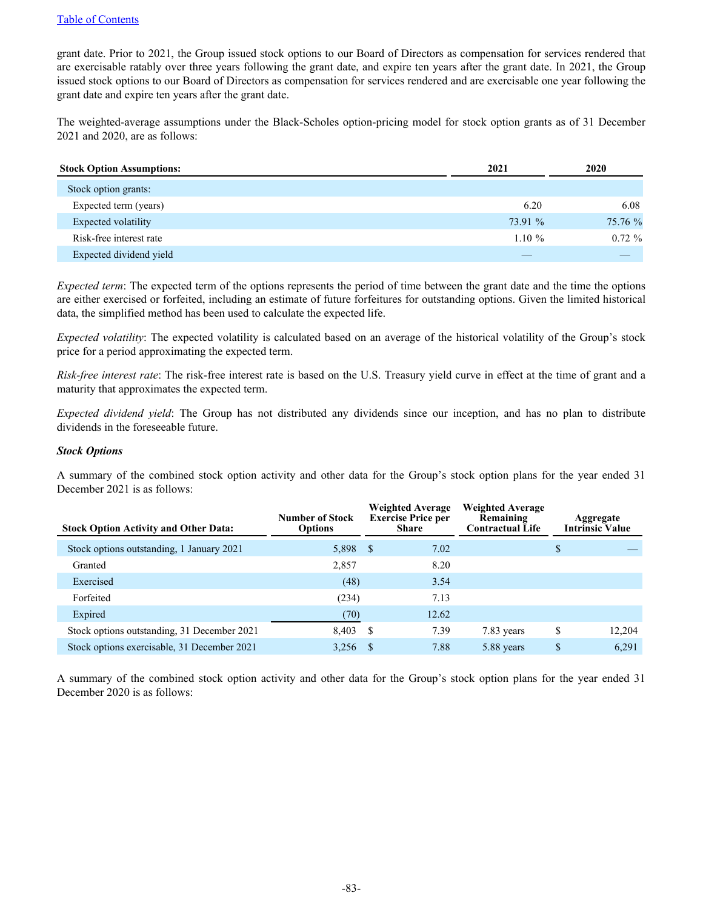grant date. Prior to 2021, the Group issued stock options to our Board of Directors as compensation for services rendered that are exercisable ratably over three years following the grant date, and expire ten years after the grant date. In 2021, the Group issued stock options to our Board of Directors as compensation for services rendered and are exercisable one year following the grant date and expire ten years after the grant date.

The weighted-average assumptions under the Black-Scholes option-pricing model for stock option grants as of 31 December 2021 and 2020, are as follows:

| Stock Option Assumptions: | 2021 | 2020 |
|---|---|---|
| Stock option grants: | | |
| Expected term (years) | 6.20 | 6.08 |
| Expected volatility | 73.91 % | 75.76 % |
| Risk-free interest rate | 1.10 % | 0.72 % |
| Expected dividend yield | — | — |

*Expected term*: The expected term of the options represents the period of time between the grant date and the time the options are either exercised or forfeited, including an estimate of future forfeitures for outstanding options. Given the limited historical data, the simplified method has been used to calculate the expected life.

*Expected volatility*: The expected volatility is calculated based on an average of the historical volatility of the Group's stock price for a period approximating the expected term.

*Risk-free interest rate*: The risk-free interest rate is based on the U.S. Treasury yield curve in effect at the time of grant and a maturity that approximates the expected term.

*Expected dividend yield*: The Group has not distributed any dividends since our inception, and has no plan to distribute dividends in the foreseeable future.

***Stock Options***

A summary of the combined stock option activity and other data for the Group's stock option plans for the year ended 31 December 2021 is as follows:

| Stock Option Activity and Other Data: | Number of Stock Options | Weighted Average Exercise Price per Share | Weighted Average Remaining Contractual Life | Aggregate Intrinsic Value |
|---|---|---|---|---|
| Stock options outstanding, 1 January 2021 | 5,898 | $ 7.02 | | $ — |
| Granted | 2,857 | 8.20 | | |
| Exercised | (48) | 3.54 | | |
| Forfeited | (234) | 7.13 | | |
| Expired | (70) | 12.62 | | |
| Stock options outstanding, 31 December 2021 | 8,403 | $ 7.39 | 7.83 years | $ 12,204 |
| Stock options exercisable, 31 December 2021 | 3,256 | $ 7.88 | 5.88 years | $ 6,291 |

A summary of the combined stock option activity and other data for the Group's stock option plans for the year ended 31 December 2020 is as follows: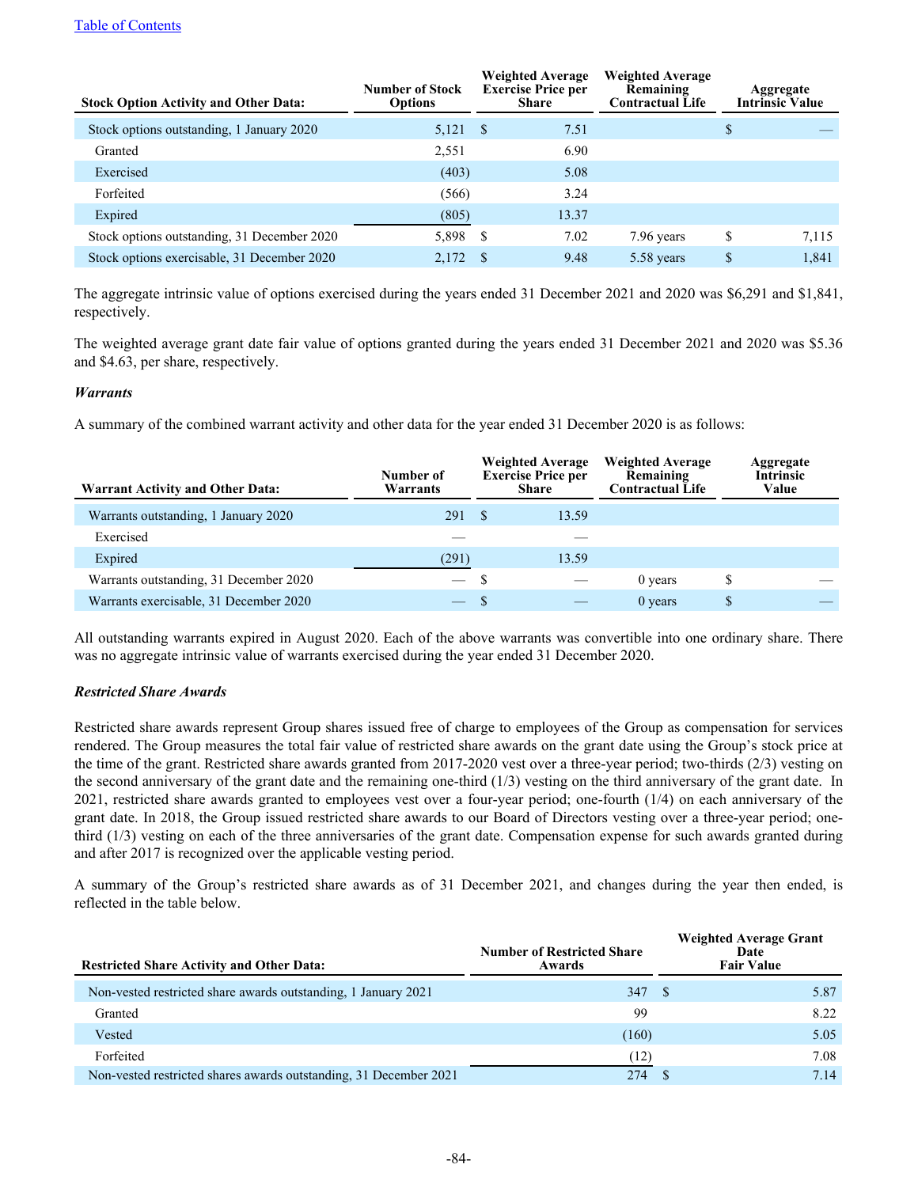| Stock Option Activity and Other Data: | Number of Stock Options | Weighted Average Exercise Price per Share | Weighted Average Remaining Contractual Life | Aggregate Intrinsic Value |
|---|---|---|---|---|
| Stock options outstanding, 1 January 2020 | 5,121 | $ 7.51 | | $ — |
| Granted | 2,551 | 6.90 | | |
| Exercised | (403) | 5.08 | | |
| Forfeited | (566) | 3.24 | | |
| Expired | (805) | 13.37 | | |
| Stock options outstanding, 31 December 2020 | 5,898 | $ 7.02 | 7.96 years | $ 7,115 |
| Stock options exercisable, 31 December 2020 | 2,172 | $ 9.48 | 5.58 years | $ 1,841 |

The aggregate intrinsic value of options exercised during the years ended 31 December 2021 and 2020 was $6,291 and $1,841, respectively.

The weighted average grant date fair value of options granted during the years ended 31 December 2021 and 2020 was $5.36 and $4.63, per share, respectively.

***Warrants***

A summary of the combined warrant activity and other data for the year ended 31 December 2020 is as follows:

| Warrant Activity and Other Data: | Number of Warrants | Weighted Average Exercise Price per Share | Weighted Average Remaining Contractual Life | Aggregate Intrinsic Value |
|---|---|---|---|---|
| Warrants outstanding, 1 January 2020 | 291 | $ 13.59 | | |
| Exercised | — | — | | |
| Expired | (291) | 13.59 | | |
| Warrants outstanding, 31 December 2020 | — | $ — | 0 years | $ — |
| Warrants exercisable, 31 December 2020 | — | $ — | 0 years | $ — |

All outstanding warrants expired in August 2020. Each of the above warrants was convertible into one ordinary share. There was no aggregate intrinsic value of warrants exercised during the year ended 31 December 2020.

***Restricted Share Awards***

Restricted share awards represent Group shares issued free of charge to employees of the Group as compensation for services rendered. The Group measures the total fair value of restricted share awards on the grant date using the Group's stock price at the time of the grant. Restricted share awards granted from 2017-2020 vest over a three-year period; two-thirds (2/3) vesting on the second anniversary of the grant date and the remaining one-third (1/3) vesting on the third anniversary of the grant date. In 2021, restricted share awards granted to employees vest over a four-year period; one-fourth (1/4) on each anniversary of the grant date. In 2018, the Group issued restricted share awards to our Board of Directors vesting over a three-year period; one-third (1/3) vesting on each of the three anniversaries of the grant date. Compensation expense for such awards granted during and after 2017 is recognized over the applicable vesting period.

A summary of the Group's restricted share awards as of 31 December 2021, and changes during the year then ended, is reflected in the table below.

| Restricted Share Activity and Other Data: | Number of Restricted Share Awards | Weighted Average Grant Date Fair Value |
|---|---|---|
| Non-vested restricted share awards outstanding, 1 January 2021 | 347 | $ 5.87 |
| Granted | 99 | 8.22 |
| Vested | (160) | 5.05 |
| Forfeited | (12) | 7.08 |
| Non-vested restricted shares awards outstanding, 31 December 2021 | 274 | $ 7.14 |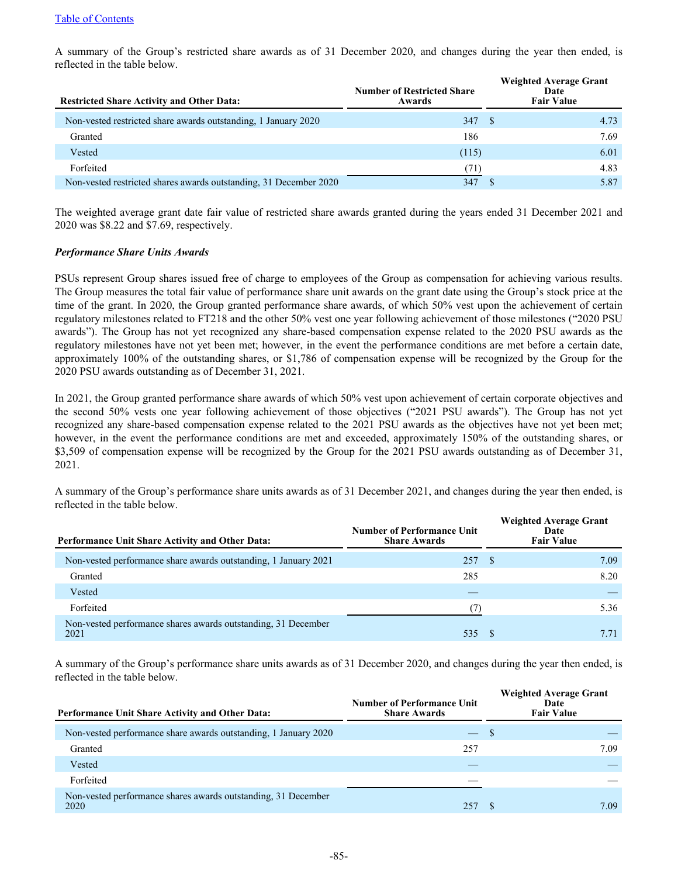A summary of the Group's restricted share awards as of 31 December 2020, and changes during the year then ended, is reflected in the table below.

| Restricted Share Activity and Other Data: | Number of Restricted Share Awards | Weighted Average Grant Date Fair Value |
|---|---|---|
| Non-vested restricted share awards outstanding, 1 January 2020 | 347 | $ 4.73 |
| Granted | 186 | 7.69 |
| Vested | (115) | 6.01 |
| Forfeited | (71) | 4.83 |
| Non-vested restricted shares awards outstanding, 31 December 2020 | 347 | $ 5.87 |

The weighted average grant date fair value of restricted share awards granted during the years ended 31 December 2021 and 2020 was $8.22 and $7.69, respectively.

***Performance Share Units Awards***

PSUs represent Group shares issued free of charge to employees of the Group as compensation for achieving various results. The Group measures the total fair value of performance share unit awards on the grant date using the Group's stock price at the time of the grant. In 2020, the Group granted performance share awards, of which 50% vest upon the achievement of certain regulatory milestones related to FT218 and the other 50% vest one year following achievement of those milestones ("2020 PSU awards"). The Group has not yet recognized any share-based compensation expense related to the 2020 PSU awards as the regulatory milestones have not yet been met; however, in the event the performance conditions are met before a certain date, approximately 100% of the outstanding shares, or $1,786 of compensation expense will be recognized by the Group for the 2020 PSU awards outstanding as of December 31, 2021.

In 2021, the Group granted performance share awards of which 50% vest upon achievement of certain corporate objectives and the second 50% vests one year following achievement of those objectives ("2021 PSU awards"). The Group has not yet recognized any share-based compensation expense related to the 2021 PSU awards as the objectives have not yet been met; however, in the event the performance conditions are met and exceeded, approximately 150% of the outstanding shares, or $3,509 of compensation expense will be recognized by the Group for the 2021 PSU awards outstanding as of December 31, 2021.

A summary of the Group's performance share units awards as of 31 December 2021, and changes during the year then ended, is reflected in the table below.

| Performance Unit Share Activity and Other Data: | Number of Performance Unit Share Awards | Weighted Average Grant Date Fair Value |
|---|---|---|
| Non-vested performance share awards outstanding, 1 January 2021 | 257 | $ 7.09 |
| Granted | 285 | 8.20 |
| Vested | — | — |
| Forfeited | (7) | 5.36 |
| Non-vested performance shares awards outstanding, 31 December 2021 | 535 | $ 7.71 |

A summary of the Group's performance share units awards as of 31 December 2020, and changes during the year then ended, is reflected in the table below.

| Performance Unit Share Activity and Other Data: | Number of Performance Unit Share Awards | Weighted Average Grant Date Fair Value |
|---|---|---|
| Non-vested performance share awards outstanding, 1 January 2020 | — | $ — |
| Granted | 257 | 7.09 |
| Vested | — | — |
| Forfeited | — | — |
| Non-vested performance shares awards outstanding, 31 December 2020 | 257 | $ 7.09 |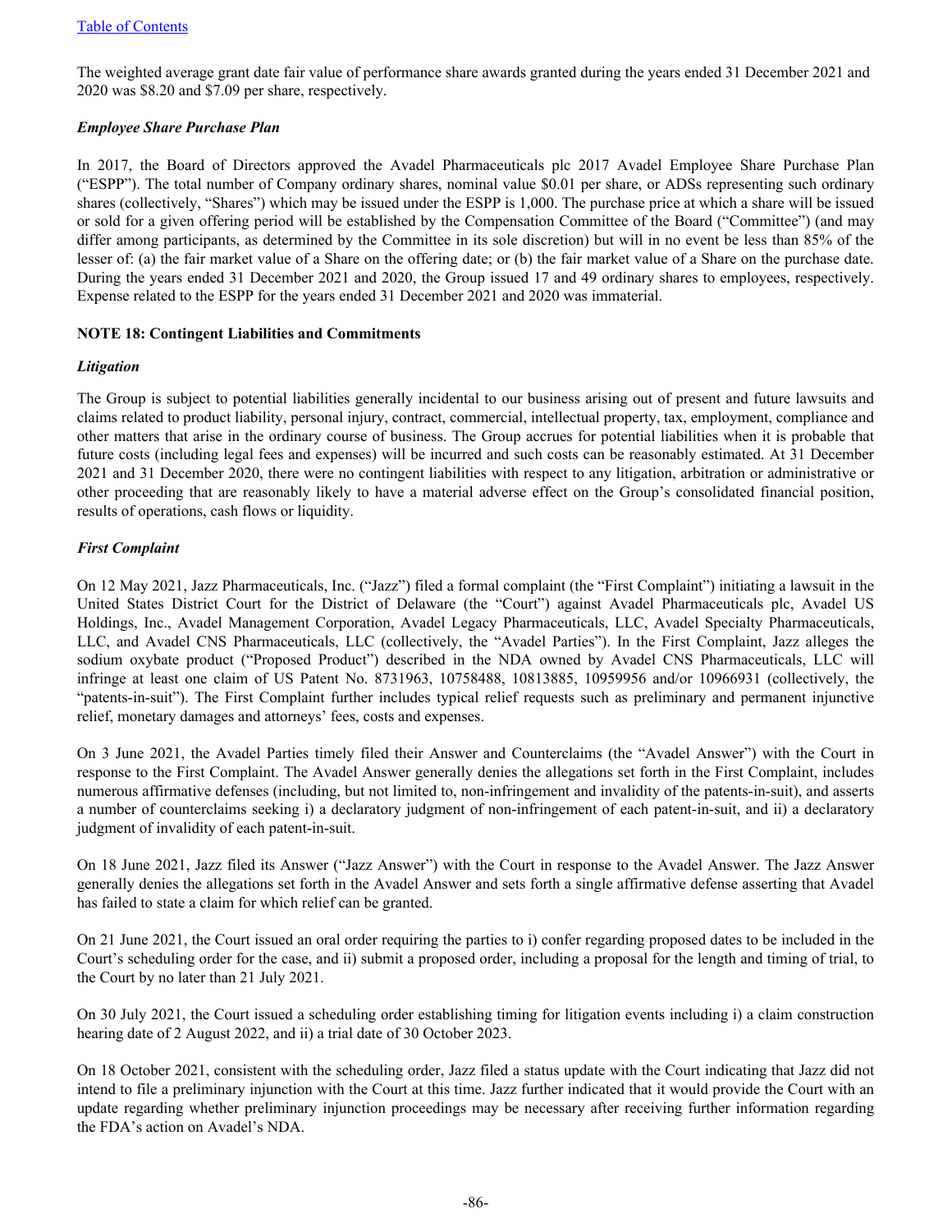The weighted average grant date fair value of performance share awards granted during the years ended 31 December 2021 and 2020 was $8.20 and $7.09 per share, respectively.

***Employee Share Purchase Plan***

In 2017, the Board of Directors approved the Avadel Pharmaceuticals plc 2017 Avadel Employee Share Purchase Plan ("ESPP"). The total number of Company ordinary shares, nominal value $0.01 per share, or ADSs representing such ordinary shares (collectively, "Shares") which may be issued under the ESPP is 1,000. The purchase price at which a share will be issued or sold for a given offering period will be established by the Compensation Committee of the Board ("Committee") (and may differ among participants, as determined by the Committee in its sole discretion) but will in no event be less than 85% of the lesser of: (a) the fair market value of a Share on the offering date; or (b) the fair market value of a Share on the purchase date. During the years ended 31 December 2021 and 2020, the Group issued 17 and 49 ordinary shares to employees, respectively. Expense related to the ESPP for the years ended 31 December 2021 and 2020 was immaterial.

**NOTE 18: Contingent Liabilities and Commitments**

***Litigation***

The Group is subject to potential liabilities generally incidental to our business arising out of present and future lawsuits and claims related to product liability, personal injury, contract, commercial, intellectual property, tax, employment, compliance and other matters that arise in the ordinary course of business. The Group accrues for potential liabilities when it is probable that future costs (including legal fees and expenses) will be incurred and such costs can be reasonably estimated. At 31 December 2021 and 31 December 2020, there were no contingent liabilities with respect to any litigation, arbitration or administrative or other proceeding that are reasonably likely to have a material adverse effect on the Group's consolidated financial position, results of operations, cash flows or liquidity.

***First Complaint***

On 12 May 2021, Jazz Pharmaceuticals, Inc. ("Jazz") filed a formal complaint (the "First Complaint") initiating a lawsuit in the United States District Court for the District of Delaware (the "Court") against Avadel Pharmaceuticals plc, Avadel US Holdings, Inc., Avadel Management Corporation, Avadel Legacy Pharmaceuticals, LLC, Avadel Specialty Pharmaceuticals, LLC, and Avadel CNS Pharmaceuticals, LLC (collectively, the "Avadel Parties"). In the First Complaint, Jazz alleges the sodium oxybate product ("Proposed Product") described in the NDA owned by Avadel CNS Pharmaceuticals, LLC will infringe at least one claim of US Patent No. 8731963, 10758488, 10813885, 10959956 and/or 10966931 (collectively, the "patents-in-suit"). The First Complaint further includes typical relief requests such as preliminary and permanent injunctive relief, monetary damages and attorneys' fees, costs and expenses.

On 3 June 2021, the Avadel Parties timely filed their Answer and Counterclaims (the "Avadel Answer") with the Court in response to the First Complaint. The Avadel Answer generally denies the allegations set forth in the First Complaint, includes numerous affirmative defenses (including, but not limited to, non-infringement and invalidity of the patents-in-suit), and asserts a number of counterclaims seeking i) a declaratory judgment of non-infringement of each patent-in-suit, and ii) a declaratory judgment of invalidity of each patent-in-suit.

On 18 June 2021, Jazz filed its Answer ("Jazz Answer") with the Court in response to the Avadel Answer. The Jazz Answer generally denies the allegations set forth in the Avadel Answer and sets forth a single affirmative defense asserting that Avadel has failed to state a claim for which relief can be granted.

On 21 June 2021, the Court issued an oral order requiring the parties to i) confer regarding proposed dates to be included in the Court's scheduling order for the case, and ii) submit a proposed order, including a proposal for the length and timing of trial, to the Court by no later than 21 July 2021.

On 30 July 2021, the Court issued a scheduling order establishing timing for litigation events including i) a claim construction hearing date of 2 August 2022, and ii) a trial date of 30 October 2023.

On 18 October 2021, consistent with the scheduling order, Jazz filed a status update with the Court indicating that Jazz did not intend to file a preliminary injunction with the Court at this time. Jazz further indicated that it would provide the Court with an update regarding whether preliminary injunction proceedings may be necessary after receiving further information regarding the FDA's action on Avadel's NDA.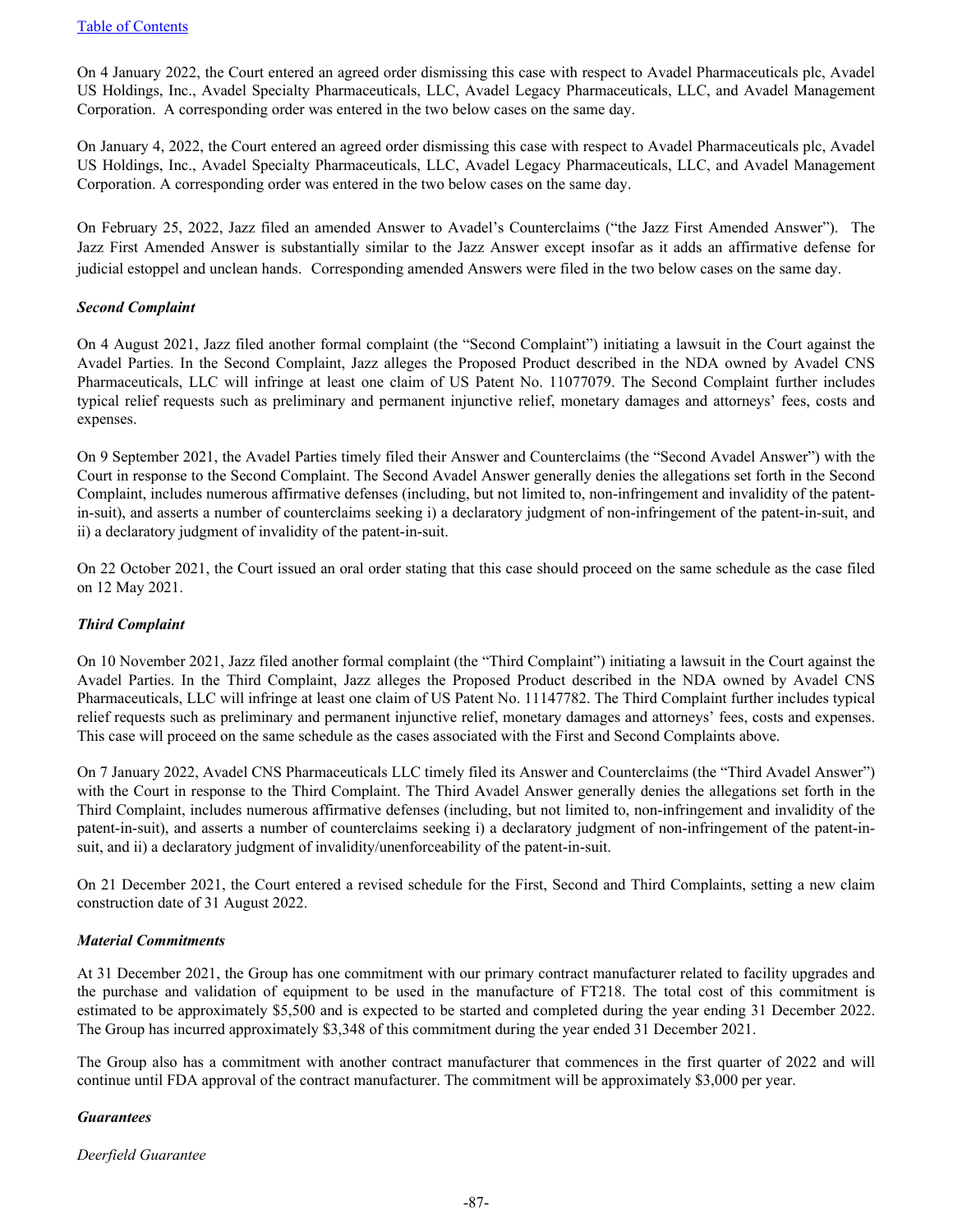On 4 January 2022, the Court entered an agreed order dismissing this case with respect to Avadel Pharmaceuticals plc, Avadel US Holdings, Inc., Avadel Specialty Pharmaceuticals, LLC, Avadel Legacy Pharmaceuticals, LLC, and Avadel Management Corporation. A corresponding order was entered in the two below cases on the same day.

On January 4, 2022, the Court entered an agreed order dismissing this case with respect to Avadel Pharmaceuticals plc, Avadel US Holdings, Inc., Avadel Specialty Pharmaceuticals, LLC, Avadel Legacy Pharmaceuticals, LLC, and Avadel Management Corporation. A corresponding order was entered in the two below cases on the same day.

On February 25, 2022, Jazz filed an amended Answer to Avadel's Counterclaims ("the Jazz First Amended Answer"). The Jazz First Amended Answer is substantially similar to the Jazz Answer except insofar as it adds an affirmative defense for judicial estoppel and unclean hands. Corresponding amended Answers were filed in the two below cases on the same day.

***Second Complaint***

On 4 August 2021, Jazz filed another formal complaint (the "Second Complaint") initiating a lawsuit in the Court against the Avadel Parties. In the Second Complaint, Jazz alleges the Proposed Product described in the NDA owned by Avadel CNS Pharmaceuticals, LLC will infringe at least one claim of US Patent No. 11077079. The Second Complaint further includes typical relief requests such as preliminary and permanent injunctive relief, monetary damages and attorneys' fees, costs and expenses.

On 9 September 2021, the Avadel Parties timely filed their Answer and Counterclaims (the "Second Avadel Answer") with the Court in response to the Second Complaint. The Second Avadel Answer generally denies the allegations set forth in the Second Complaint, includes numerous affirmative defenses (including, but not limited to, non-infringement and invalidity of the patent-in-suit), and asserts a number of counterclaims seeking i) a declaratory judgment of non-infringement of the patent-in-suit, and ii) a declaratory judgment of invalidity of the patent-in-suit.

On 22 October 2021, the Court issued an oral order stating that this case should proceed on the same schedule as the case filed on 12 May 2021.

***Third Complaint***

On 10 November 2021, Jazz filed another formal complaint (the "Third Complaint") initiating a lawsuit in the Court against the Avadel Parties. In the Third Complaint, Jazz alleges the Proposed Product described in the NDA owned by Avadel CNS Pharmaceuticals, LLC will infringe at least one claim of US Patent No. 11147782. The Third Complaint further includes typical relief requests such as preliminary and permanent injunctive relief, monetary damages and attorneys' fees, costs and expenses. This case will proceed on the same schedule as the cases associated with the First and Second Complaints above.

On 7 January 2022, Avadel CNS Pharmaceuticals LLC timely filed its Answer and Counterclaims (the "Third Avadel Answer") with the Court in response to the Third Complaint. The Third Avadel Answer generally denies the allegations set forth in the Third Complaint, includes numerous affirmative defenses (including, but not limited to, non-infringement and invalidity of the patent-in-suit), and asserts a number of counterclaims seeking i) a declaratory judgment of non-infringement of the patent-in-suit, and ii) a declaratory judgment of invalidity/unenforceability of the patent-in-suit.

On 21 December 2021, the Court entered a revised schedule for the First, Second and Third Complaints, setting a new claim construction date of 31 August 2022.

***Material Commitments***

At 31 December 2021, the Group has one commitment with our primary contract manufacturer related to facility upgrades and the purchase and validation of equipment to be used in the manufacture of FT218. The total cost of this commitment is estimated to be approximately $5,500 and is expected to be started and completed during the year ending 31 December 2022. The Group has incurred approximately $3,348 of this commitment during the year ended 31 December 2021.

The Group also has a commitment with another contract manufacturer that commences in the first quarter of 2022 and will continue until FDA approval of the contract manufacturer. The commitment will be approximately $3,000 per year.

***Guarantees***

*Deerfield Guarantee*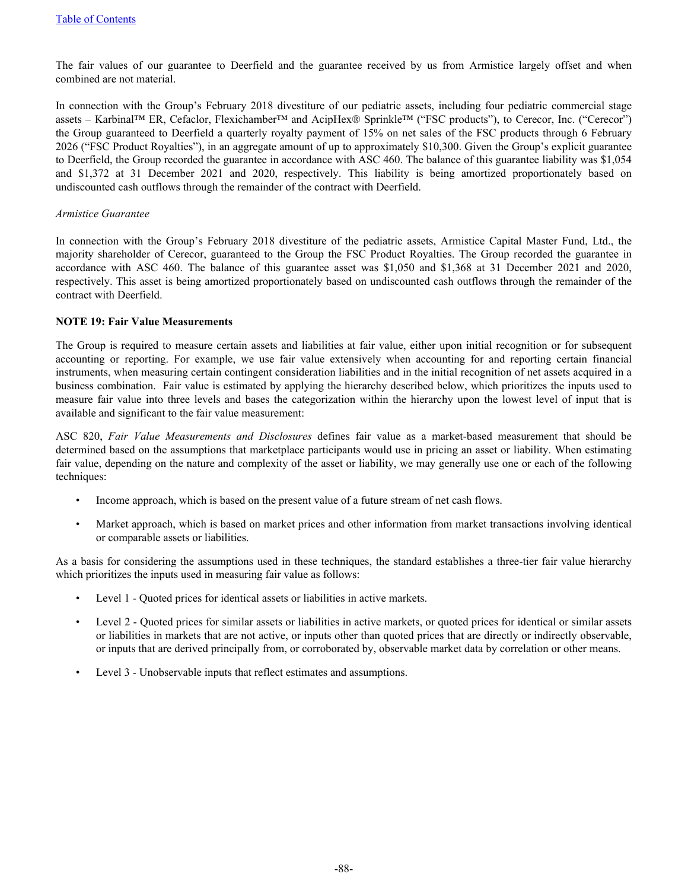The fair values of our guarantee to Deerfield and the guarantee received by us from Armistice largely offset and when combined are not material.

In connection with the Group's February 2018 divestiture of our pediatric assets, including four pediatric commercial stage assets – Karbinal™ ER, Cefaclor, Flexichamber™ and AcipHex® Sprinkle™ ("FSC products"), to Cerecor, Inc. ("Cerecor") the Group guaranteed to Deerfield a quarterly royalty payment of 15% on net sales of the FSC products through 6 February 2026 ("FSC Product Royalties"), in an aggregate amount of up to approximately $10,300. Given the Group's explicit guarantee to Deerfield, the Group recorded the guarantee in accordance with ASC 460. The balance of this guarantee liability was $1,054 and $1,372 at 31 December 2021 and 2020, respectively. This liability is being amortized proportionately based on undiscounted cash outflows through the remainder of the contract with Deerfield.

*Armistice Guarantee*

In connection with the Group's February 2018 divestiture of the pediatric assets, Armistice Capital Master Fund, Ltd., the majority shareholder of Cerecor, guaranteed to the Group the FSC Product Royalties. The Group recorded the guarantee in accordance with ASC 460. The balance of this guarantee asset was $1,050 and $1,368 at 31 December 2021 and 2020, respectively. This asset is being amortized proportionately based on undiscounted cash outflows through the remainder of the contract with Deerfield.

**NOTE 19: Fair Value Measurements**

The Group is required to measure certain assets and liabilities at fair value, either upon initial recognition or for subsequent accounting or reporting. For example, we use fair value extensively when accounting for and reporting certain financial instruments, when measuring certain contingent consideration liabilities and in the initial recognition of net assets acquired in a business combination. Fair value is estimated by applying the hierarchy described below, which prioritizes the inputs used to measure fair value into three levels and bases the categorization within the hierarchy upon the lowest level of input that is available and significant to the fair value measurement:

ASC 820, *Fair Value Measurements and Disclosures* defines fair value as a market-based measurement that should be determined based on the assumptions that marketplace participants would use in pricing an asset or liability. When estimating fair value, depending on the nature and complexity of the asset or liability, we may generally use one or each of the following techniques:

- Income approach, which is based on the present value of a future stream of net cash flows.
- Market approach, which is based on market prices and other information from market transactions involving identical or comparable assets or liabilities.

As a basis for considering the assumptions used in these techniques, the standard establishes a three-tier fair value hierarchy which prioritizes the inputs used in measuring fair value as follows:

- Level 1 - Quoted prices for identical assets or liabilities in active markets.
- Level 2 - Quoted prices for similar assets or liabilities in active markets, or quoted prices for identical or similar assets or liabilities in markets that are not active, or inputs other than quoted prices that are directly or indirectly observable, or inputs that are derived principally from, or corroborated by, observable market data by correlation or other means.
- Level 3 - Unobservable inputs that reflect estimates and assumptions.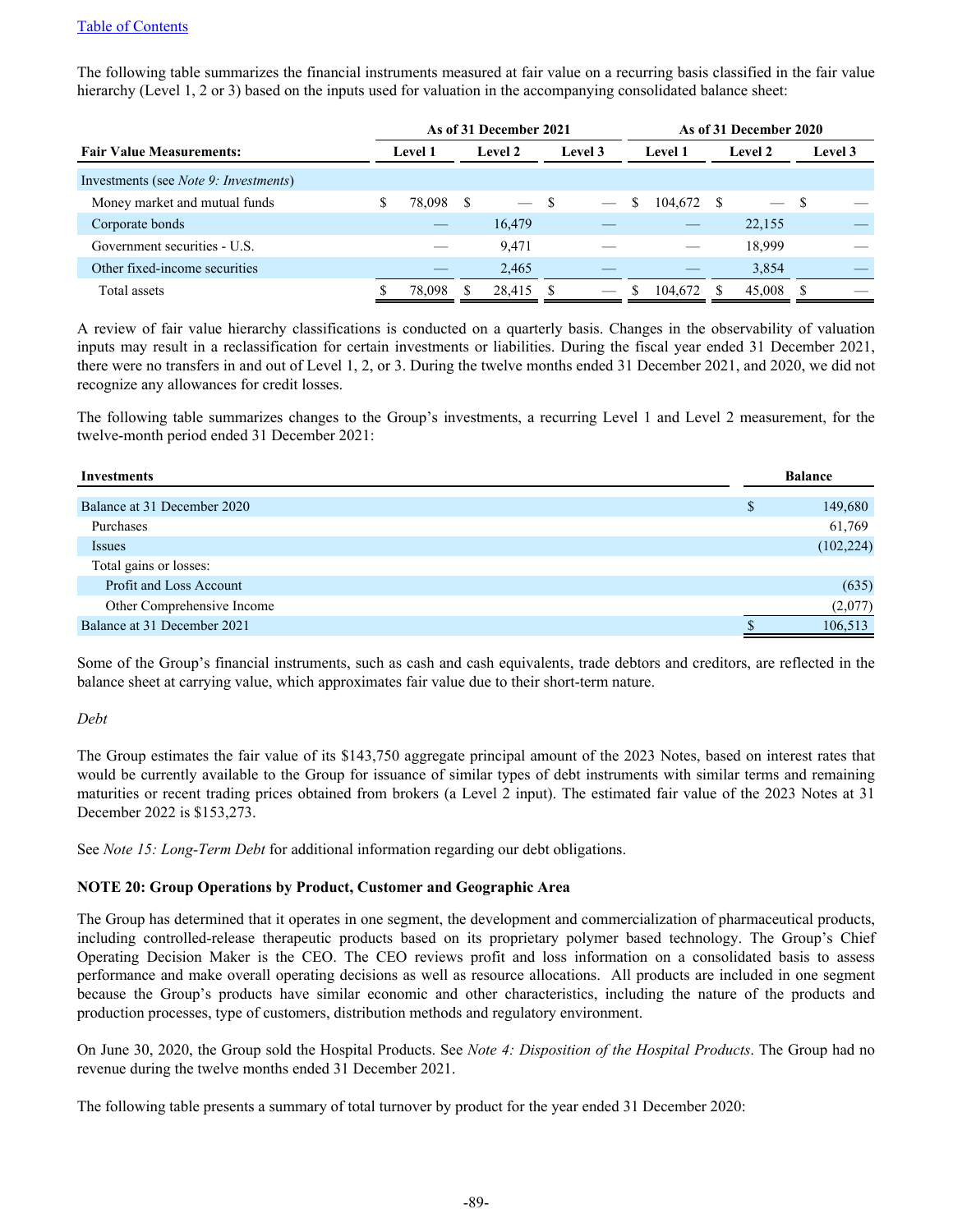The following table summarizes the financial instruments measured at fair value on a recurring basis classified in the fair value hierarchy (Level 1, 2 or 3) based on the inputs used for valuation in the accompanying consolidated balance sheet:

| | As of 31 December 2021 | | | As of 31 December 2020 | | |
|---|---|---|---|---|---|---|
| **Fair Value Measurements:** | **Level 1** | **Level 2** | **Level 3** | **Level 1** | **Level 2** | **Level 3** |
| Investments (see *Note 9: Investments*) | | | | | | |
| Money market and mutual funds | $ 78,098 | $ — | $ — | $ 104,672 | $ — | $ — |
| Corporate bonds | — | 16,479 | — | — | 22,155 | — |
| Government securities - U.S. | — | 9,471 | — | — | 18,999 | — |
| Other fixed-income securities | — | 2,465 | — | — | 3,854 | — |
| Total assets | $ 78,098 | $ 28,415 | $ — | $ 104,672 | $ 45,008 | $ — |

A review of fair value hierarchy classifications is conducted on a quarterly basis. Changes in the observability of valuation inputs may result in a reclassification for certain investments or liabilities. During the fiscal year ended 31 December 2021, there were no transfers in and out of Level 1, 2, or 3. During the twelve months ended 31 December 2021, and 2020, we did not recognize any allowances for credit losses.

The following table summarizes changes to the Group's investments, a recurring Level 1 and Level 2 measurement, for the twelve-month period ended 31 December 2021:

| **Investments** | **Balance** |
|---|---|
| Balance at 31 December 2020 | $ 149,680 |
| Purchases | 61,769 |
| Issues | (102,224) |
| Total gains or losses: | |
| Profit and Loss Account | (635) |
| Other Comprehensive Income | (2,077) |
| Balance at 31 December 2021 | $ 106,513 |

Some of the Group's financial instruments, such as cash and cash equivalents, trade debtors and creditors, are reflected in the balance sheet at carrying value, which approximates fair value due to their short-term nature.

*Debt*

The Group estimates the fair value of its $143,750 aggregate principal amount of the 2023 Notes, based on interest rates that would be currently available to the Group for issuance of similar types of debt instruments with similar terms and remaining maturities or recent trading prices obtained from brokers (a Level 2 input). The estimated fair value of the 2023 Notes at 31 December 2022 is $153,273.

See *Note 15: Long-Term Debt* for additional information regarding our debt obligations.

**NOTE 20: Group Operations by Product, Customer and Geographic Area**

The Group has determined that it operates in one segment, the development and commercialization of pharmaceutical products, including controlled-release therapeutic products based on its proprietary polymer based technology. The Group's Chief Operating Decision Maker is the CEO. The CEO reviews profit and loss information on a consolidated basis to assess performance and make overall operating decisions as well as resource allocations. All products are included in one segment because the Group's products have similar economic and other characteristics, including the nature of the products and production processes, type of customers, distribution methods and regulatory environment.

On June 30, 2020, the Group sold the Hospital Products. See *Note 4: Disposition of the Hospital Products*. The Group had no revenue during the twelve months ended 31 December 2021.

The following table presents a summary of total turnover by product for the year ended 31 December 2020: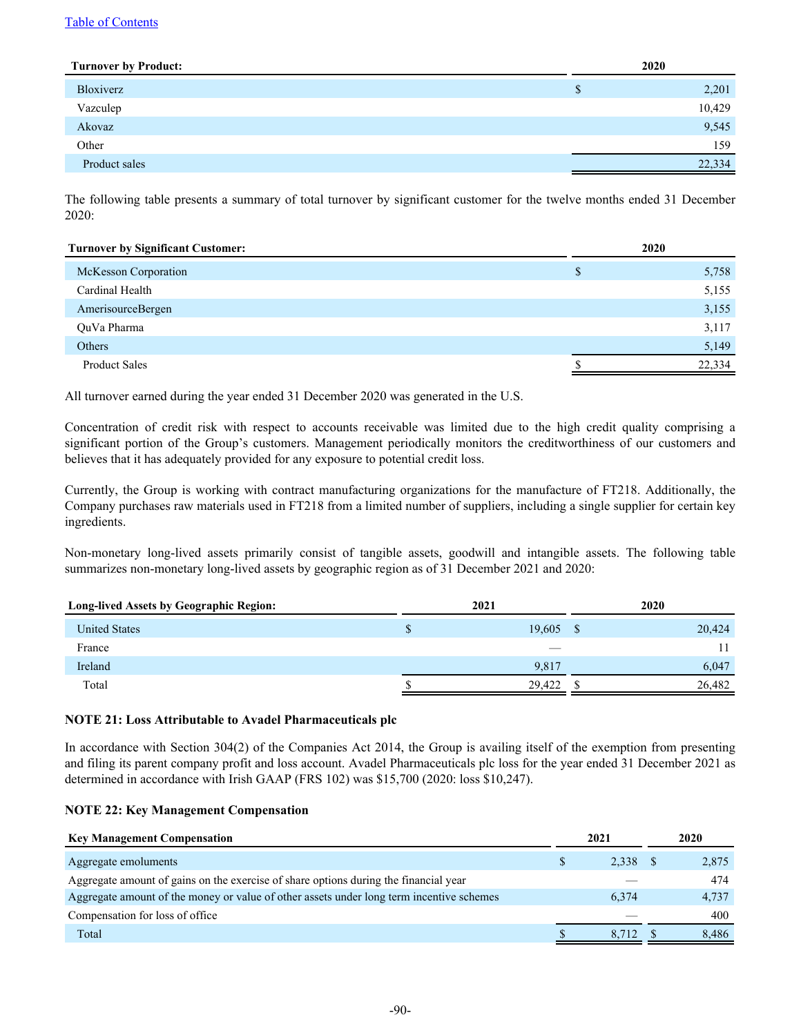| Turnover by Product: | 2020 |
|---|---|
| Bloxiverz | $ 2,201 |
| Vazculep | 10,429 |
| Akovaz | 9,545 |
| Other | 159 |
| Product sales | 22,334 |

The following table presents a summary of total turnover by significant customer for the twelve months ended 31 December 2020:

| Turnover by Significant Customer: | 2020 |
|---|---|
| McKesson Corporation | $ 5,758 |
| Cardinal Health | 5,155 |
| AmerisourceBergen | 3,155 |
| QuVa Pharma | 3,117 |
| Others | 5,149 |
| Product Sales | $ 22,334 |

All turnover earned during the year ended 31 December 2020 was generated in the U.S.

Concentration of credit risk with respect to accounts receivable was limited due to the high credit quality comprising a significant portion of the Group's customers. Management periodically monitors the creditworthiness of our customers and believes that it has adequately provided for any exposure to potential credit loss.

Currently, the Group is working with contract manufacturing organizations for the manufacture of FT218. Additionally, the Company purchases raw materials used in FT218 from a limited number of suppliers, including a single supplier for certain key ingredients.

Non-monetary long-lived assets primarily consist of tangible assets, goodwill and intangible assets. The following table summarizes non-monetary long-lived assets by geographic region as of 31 December 2021 and 2020:

| Long-lived Assets by Geographic Region: | 2021 | 2020 |
|---|---|---|
| United States | $ 19,605 | $ 20,424 |
| France | — | 11 |
| Ireland | 9,817 | 6,047 |
| Total | $ 29,422 | $ 26,482 |

**NOTE 21: Loss Attributable to Avadel Pharmaceuticals plc**

In accordance with Section 304(2) of the Companies Act 2014, the Group is availing itself of the exemption from presenting and filing its parent company profit and loss account. Avadel Pharmaceuticals plc loss for the year ended 31 December 2021 as determined in accordance with Irish GAAP (FRS 102) was $15,700 (2020: loss $10,247).

**NOTE 22: Key Management Compensation**

| Key Management Compensation | 2021 | 2020 |
|---|---|---|
| Aggregate emoluments | $ 2,338 | $ 2,875 |
| Aggregate amount of gains on the exercise of share options during the financial year | — | 474 |
| Aggregate amount of the money or value of other assets under long term incentive schemes | 6,374 | 4,737 |
| Compensation for loss of office | — | 400 |
| Total | $ 8,712 | $ 8,486 |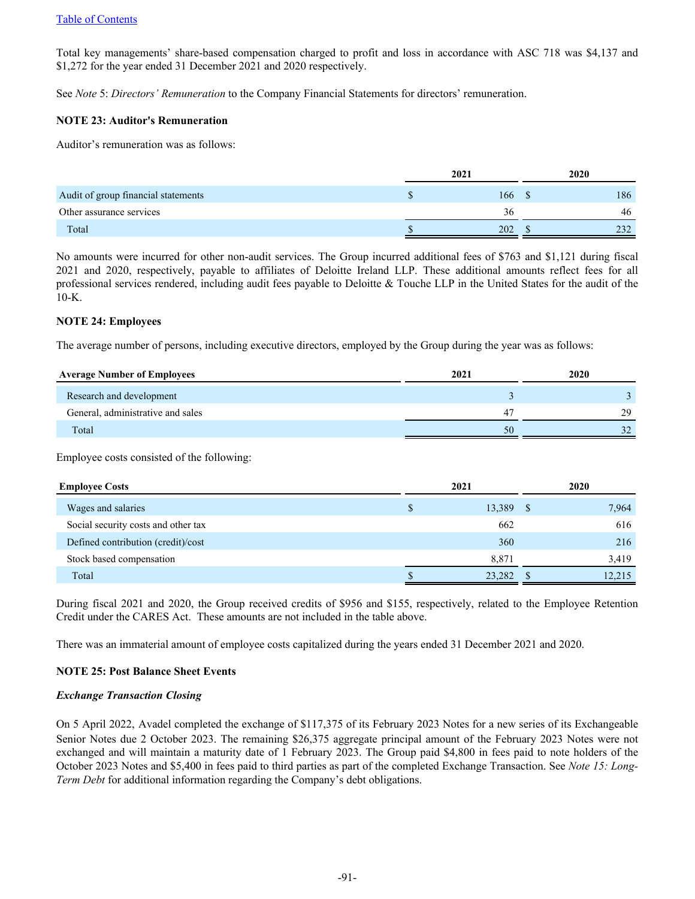Total key managements' share-based compensation charged to profit and loss in accordance with ASC 718 was $4,137 and $1,272 for the year ended 31 December 2021 and 2020 respectively.

See *Note* 5: *Directors' Remuneration* to the Company Financial Statements for directors' remuneration.

**NOTE 23: Auditor's Remuneration**

Auditor's remuneration was as follows:

| | 2021 | 2020 |
|---|---|---|
| Audit of group financial statements | $ 166 | $ 186 |
| Other assurance services | 36 | 46 |
| Total | $ 202 | $ 232 |

No amounts were incurred for other non-audit services. The Group incurred additional fees of $763 and $1,121 during fiscal 2021 and 2020, respectively, payable to affiliates of Deloitte Ireland LLP. These additional amounts reflect fees for all professional services rendered, including audit fees payable to Deloitte & Touche LLP in the United States for the audit of the 10-K.

**NOTE 24: Employees**

The average number of persons, including executive directors, employed by the Group during the year was as follows:

| Average Number of Employees | 2021 | 2020 |
|---|---|---|
| Research and development | 3 | 3 |
| General, administrative and sales | 47 | 29 |
| Total | 50 | 32 |

Employee costs consisted of the following:

| Employee Costs | 2021 | 2020 |
|---|---|---|
| Wages and salaries | $ 13,389 | $ 7,964 |
| Social security costs and other tax | 662 | 616 |
| Defined contribution (credit)/cost | 360 | 216 |
| Stock based compensation | 8,871 | 3,419 |
| Total | $ 23,282 | $ 12,215 |

During fiscal 2021 and 2020, the Group received credits of $956 and $155, respectively, related to the Employee Retention Credit under the CARES Act. These amounts are not included in the table above.

There was an immaterial amount of employee costs capitalized during the years ended 31 December 2021 and 2020.

**NOTE 25: Post Balance Sheet Events**

***Exchange Transaction Closing***

On 5 April 2022, Avadel completed the exchange of $117,375 of its February 2023 Notes for a new series of its Exchangeable Senior Notes due 2 October 2023. The remaining $26,375 aggregate principal amount of the February 2023 Notes were not exchanged and will maintain a maturity date of 1 February 2023. The Group paid $4,800 in fees paid to note holders of the October 2023 Notes and $5,400 in fees paid to third parties as part of the completed Exchange Transaction. See *Note 15: Long-Term Debt* for additional information regarding the Company's debt obligations.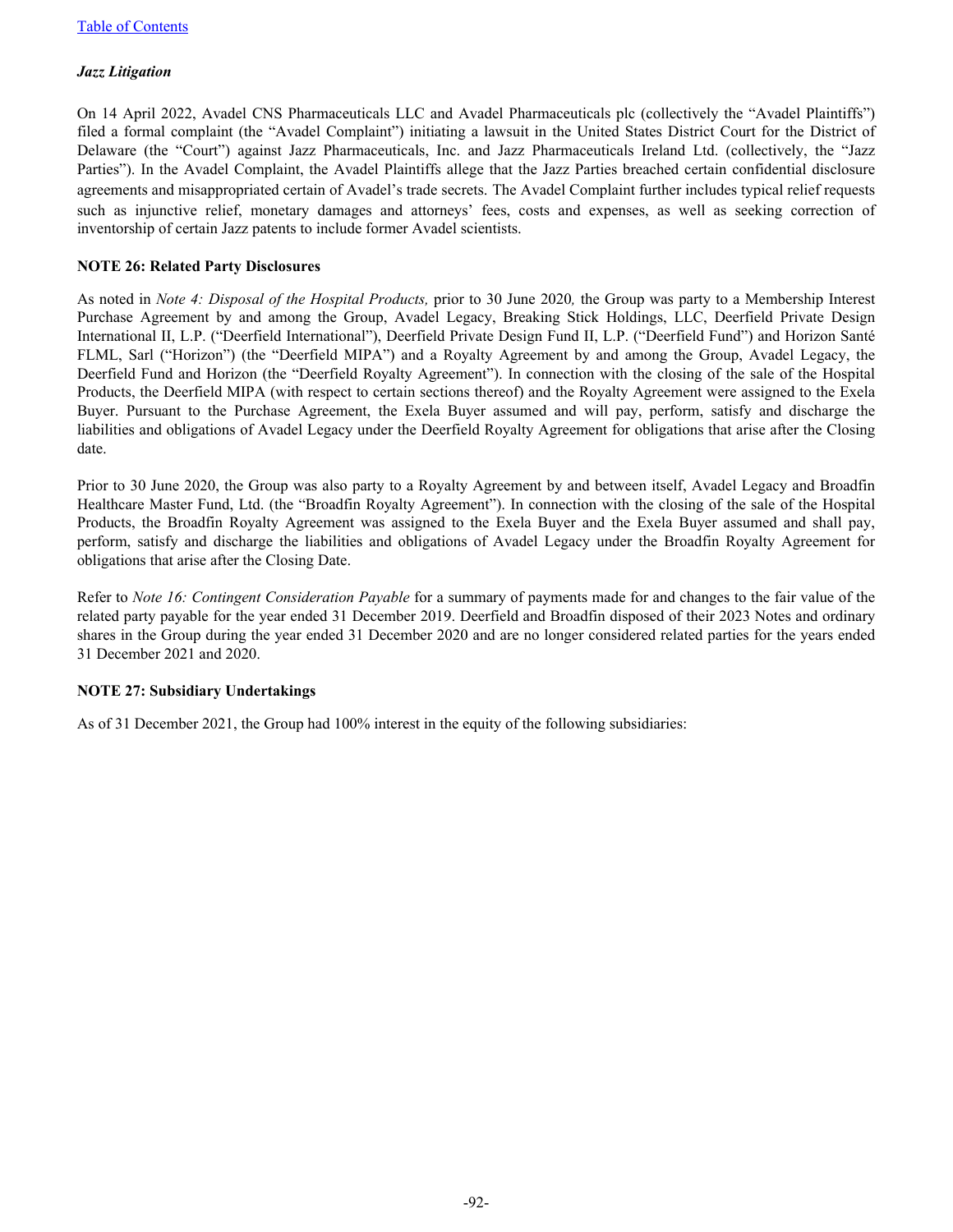*Jazz Litigation*

On 14 April 2022, Avadel CNS Pharmaceuticals LLC and Avadel Pharmaceuticals plc (collectively the "Avadel Plaintiffs") filed a formal complaint (the "Avadel Complaint") initiating a lawsuit in the United States District Court for the District of Delaware (the "Court") against Jazz Pharmaceuticals, Inc. and Jazz Pharmaceuticals Ireland Ltd. (collectively, the "Jazz Parties"). In the Avadel Complaint, the Avadel Plaintiffs allege that the Jazz Parties breached certain confidential disclosure agreements and misappropriated certain of Avadel's trade secrets. The Avadel Complaint further includes typical relief requests such as injunctive relief, monetary damages and attorneys' fees, costs and expenses, as well as seeking correction of inventorship of certain Jazz patents to include former Avadel scientists.

**NOTE 26: Related Party Disclosures**

As noted in *Note 4: Disposal of the Hospital Products,* prior to 30 June 2020*,* the Group was party to a Membership Interest Purchase Agreement by and among the Group, Avadel Legacy, Breaking Stick Holdings, LLC, Deerfield Private Design International II, L.P. ("Deerfield International"), Deerfield Private Design Fund II, L.P. ("Deerfield Fund") and Horizon Santé FLML, Sarl ("Horizon") (the "Deerfield MIPA") and a Royalty Agreement by and among the Group, Avadel Legacy, the Deerfield Fund and Horizon (the "Deerfield Royalty Agreement"). In connection with the closing of the sale of the Hospital Products, the Deerfield MIPA (with respect to certain sections thereof) and the Royalty Agreement were assigned to the Exela Buyer. Pursuant to the Purchase Agreement, the Exela Buyer assumed and will pay, perform, satisfy and discharge the liabilities and obligations of Avadel Legacy under the Deerfield Royalty Agreement for obligations that arise after the Closing date.

Prior to 30 June 2020, the Group was also party to a Royalty Agreement by and between itself, Avadel Legacy and Broadfin Healthcare Master Fund, Ltd. (the "Broadfin Royalty Agreement"). In connection with the closing of the sale of the Hospital Products, the Broadfin Royalty Agreement was assigned to the Exela Buyer and the Exela Buyer assumed and shall pay, perform, satisfy and discharge the liabilities and obligations of Avadel Legacy under the Broadfin Royalty Agreement for obligations that arise after the Closing Date.

Refer to *Note 16: Contingent Consideration Payable* for a summary of payments made for and changes to the fair value of the related party payable for the year ended 31 December 2019. Deerfield and Broadfin disposed of their 2023 Notes and ordinary shares in the Group during the year ended 31 December 2020 and are no longer considered related parties for the years ended 31 December 2021 and 2020.

**NOTE 27: Subsidiary Undertakings**

As of 31 December 2021, the Group had 100% interest in the equity of the following subsidiaries: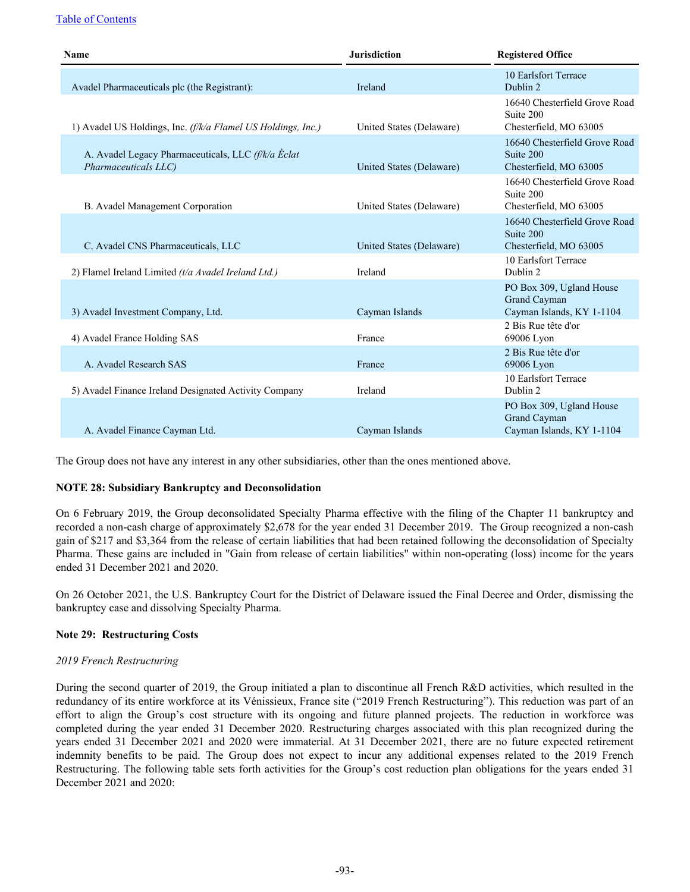| Name | Jurisdiction | Registered Office |
|---|---|---|
| Avadel Pharmaceuticals plc (the Registrant): | Ireland | 10 Earlsfort Terrace Dublin 2 |
| 1) Avadel US Holdings, Inc. *(f/k/a Flamel US Holdings, Inc.)* | United States (Delaware) | 16640 Chesterfield Grove Road Suite 200 Chesterfield, MO 63005 |
| A. Avadel Legacy Pharmaceuticals, LLC *(f/k/a Éclat Pharmaceuticals LLC)* | United States (Delaware) | 16640 Chesterfield Grove Road Suite 200 Chesterfield, MO 63005 |
| B. Avadel Management Corporation | United States (Delaware) | 16640 Chesterfield Grove Road Suite 200 Chesterfield, MO 63005 |
| C. Avadel CNS Pharmaceuticals, LLC | United States (Delaware) | 16640 Chesterfield Grove Road Suite 200 Chesterfield, MO 63005 |
| 2) Flamel Ireland Limited *(t/a Avadel Ireland Ltd.)* | Ireland | 10 Earlsfort Terrace Dublin 2 |
| 3) Avadel Investment Company, Ltd. | Cayman Islands | PO Box 309, Ugland House Grand Cayman Cayman Islands, KY 1-1104 |
| 4) Avadel France Holding SAS | France | 2 Bis Rue tête d'or 69006 Lyon |
| A. Avadel Research SAS | France | 2 Bis Rue tête d'or 69006 Lyon |
| 5) Avadel Finance Ireland Designated Activity Company | Ireland | 10 Earlsfort Terrace Dublin 2 |
| A. Avadel Finance Cayman Ltd. | Cayman Islands | PO Box 309, Ugland House Grand Cayman Cayman Islands, KY 1-1104 |

The Group does not have any interest in any other subsidiaries, other than the ones mentioned above.

**NOTE 28: Subsidiary Bankruptcy and Deconsolidation**

On 6 February 2019, the Group deconsolidated Specialty Pharma effective with the filing of the Chapter 11 bankruptcy and recorded a non-cash charge of approximately $2,678 for the year ended 31 December 2019. The Group recognized a non-cash gain of $217 and $3,364 from the release of certain liabilities that had been retained following the deconsolidation of Specialty Pharma. These gains are included in "Gain from release of certain liabilities" within non-operating (loss) income for the years ended 31 December 2021 and 2020.

On 26 October 2021, the U.S. Bankruptcy Court for the District of Delaware issued the Final Decree and Order, dismissing the bankruptcy case and dissolving Specialty Pharma.

**Note 29: Restructuring Costs**

*2019 French Restructuring*

During the second quarter of 2019, the Group initiated a plan to discontinue all French R&D activities, which resulted in the redundancy of its entire workforce at its Vénissieux, France site ("2019 French Restructuring"). This reduction was part of an effort to align the Group's cost structure with its ongoing and future planned projects. The reduction in workforce was completed during the year ended 31 December 2020. Restructuring charges associated with this plan recognized during the years ended 31 December 2021 and 2020 were immaterial. At 31 December 2021, there are no future expected retirement indemnity benefits to be paid. The Group does not expect to incur any additional expenses related to the 2019 French Restructuring. The following table sets forth activities for the Group's cost reduction plan obligations for the years ended 31 December 2021 and 2020: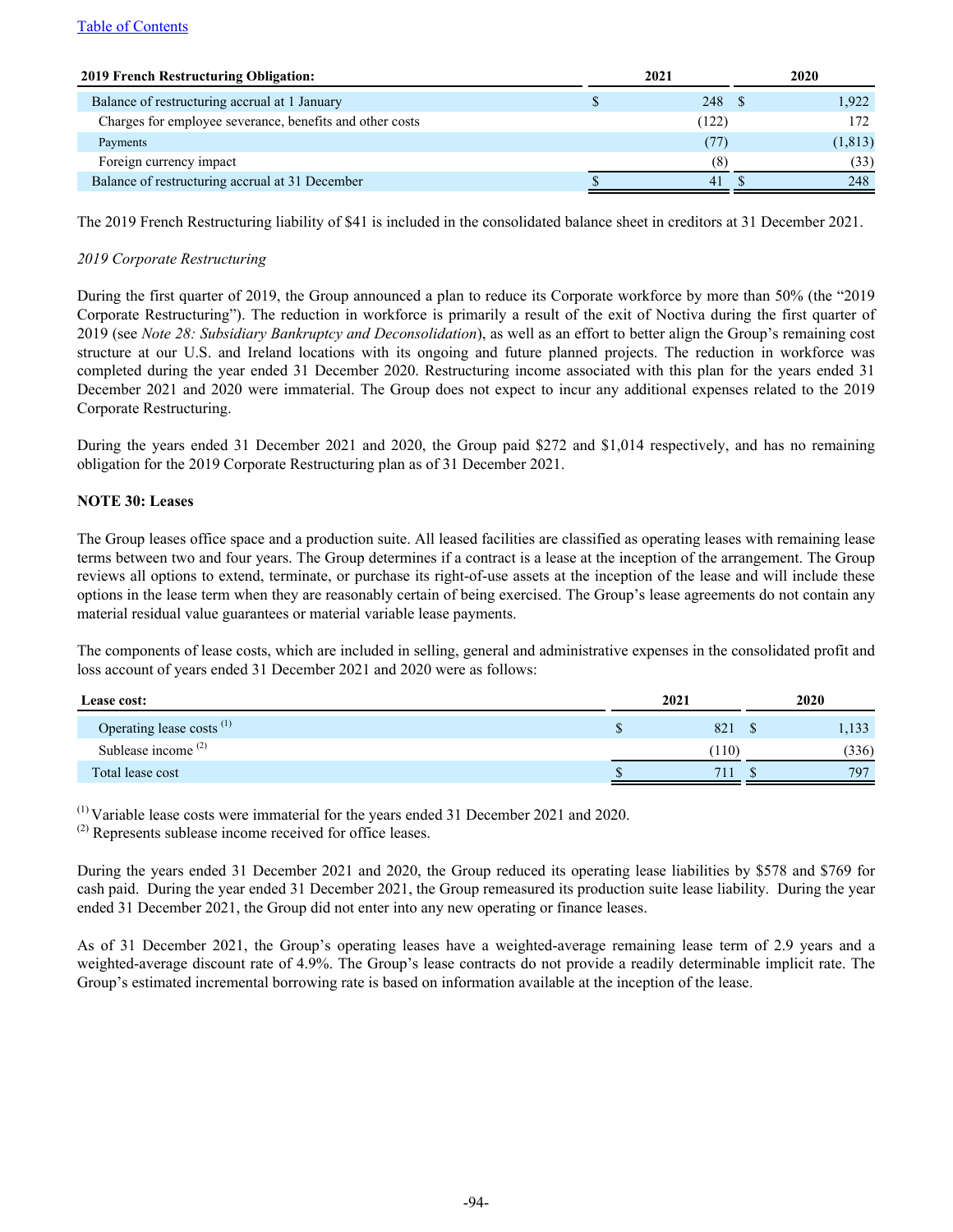| 2019 French Restructuring Obligation: | 2021 | 2020 |
|---|---|---|
| Balance of restructuring accrual at 1 January | $ 248 | $ 1,922 |
| Charges for employee severance, benefits and other costs | (122) | 172 |
| Payments | (77) | (1,813) |
| Foreign currency impact | (8) | (33) |
| Balance of restructuring accrual at 31 December | $ 41 | $ 248 |

The 2019 French Restructuring liability of $41 is included in the consolidated balance sheet in creditors at 31 December 2021.

*2019 Corporate Restructuring*

During the first quarter of 2019, the Group announced a plan to reduce its Corporate workforce by more than 50% (the "2019 Corporate Restructuring"). The reduction in workforce is primarily a result of the exit of Noctiva during the first quarter of 2019 (see *Note 28: Subsidiary Bankruptcy and Deconsolidation*), as well as an effort to better align the Group's remaining cost structure at our U.S. and Ireland locations with its ongoing and future planned projects. The reduction in workforce was completed during the year ended 31 December 2020. Restructuring income associated with this plan for the years ended 31 December 2021 and 2020 were immaterial. The Group does not expect to incur any additional expenses related to the 2019 Corporate Restructuring.

During the years ended 31 December 2021 and 2020, the Group paid $272 and $1,014 respectively, and has no remaining obligation for the 2019 Corporate Restructuring plan as of 31 December 2021.

**NOTE 30: Leases**

The Group leases office space and a production suite. All leased facilities are classified as operating leases with remaining lease terms between two and four years. The Group determines if a contract is a lease at the inception of the arrangement. The Group reviews all options to extend, terminate, or purchase its right-of-use assets at the inception of the lease and will include these options in the lease term when they are reasonably certain of being exercised. The Group's lease agreements do not contain any material residual value guarantees or material variable lease payments.

The components of lease costs, which are included in selling, general and administrative expenses in the consolidated profit and loss account of years ended 31 December 2021 and 2020 were as follows:

| Lease cost: | 2021 | 2020 |
|---|---|---|
| Operating lease costs [(1)] | $ 821 | $ 1,133 |
| Sublease income [(2)] | (110) | (336) |
| Total lease cost | $ 711 | $ 797 |

[(1)] Variable lease costs were immaterial for the years ended 31 December 2021 and 2020.
[(2)] Represents sublease income received for office leases.

During the years ended 31 December 2021 and 2020, the Group reduced its operating lease liabilities by $578 and $769 for cash paid. During the year ended 31 December 2021, the Group remeasured its production suite lease liability. During the year ended 31 December 2021, the Group did not enter into any new operating or finance leases.

As of 31 December 2021, the Group's operating leases have a weighted-average remaining lease term of 2.9 years and a weighted-average discount rate of 4.9%. The Group's lease contracts do not provide a readily determinable implicit rate. The Group's estimated incremental borrowing rate is based on information available at the inception of the lease.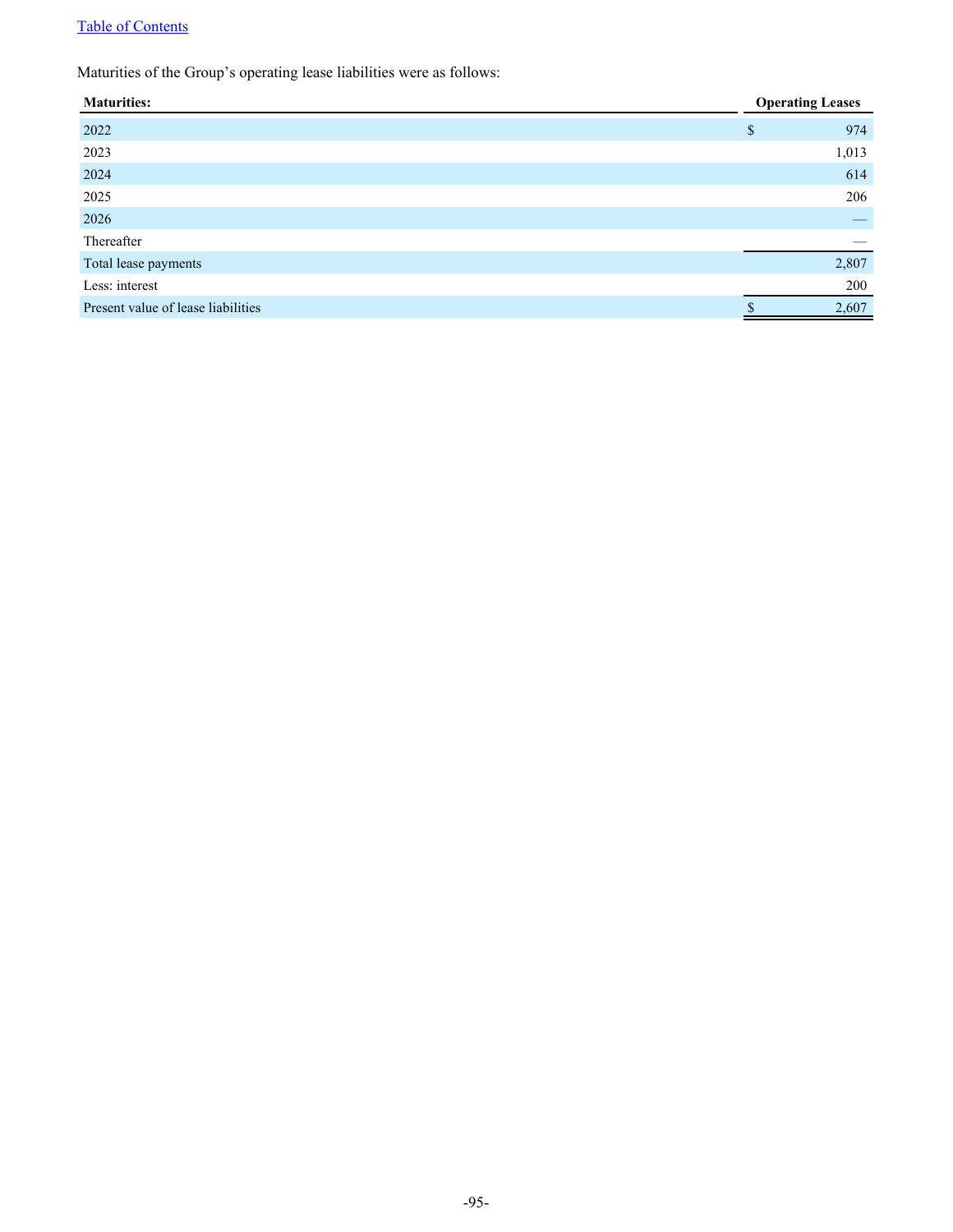Maturities of the Group's operating lease liabilities were as follows:

| Maturities: | Operating Leases |
| --- | --- |
| 2022 | $ 974 |
| 2023 | 1,013 |
| 2024 | 614 |
| 2025 | 206 |
| 2026 | — |
| Thereafter | — |
| Total lease payments | 2,807 |
| Less: interest | 200 |
| Present value of lease liabilities | $ 2,607 |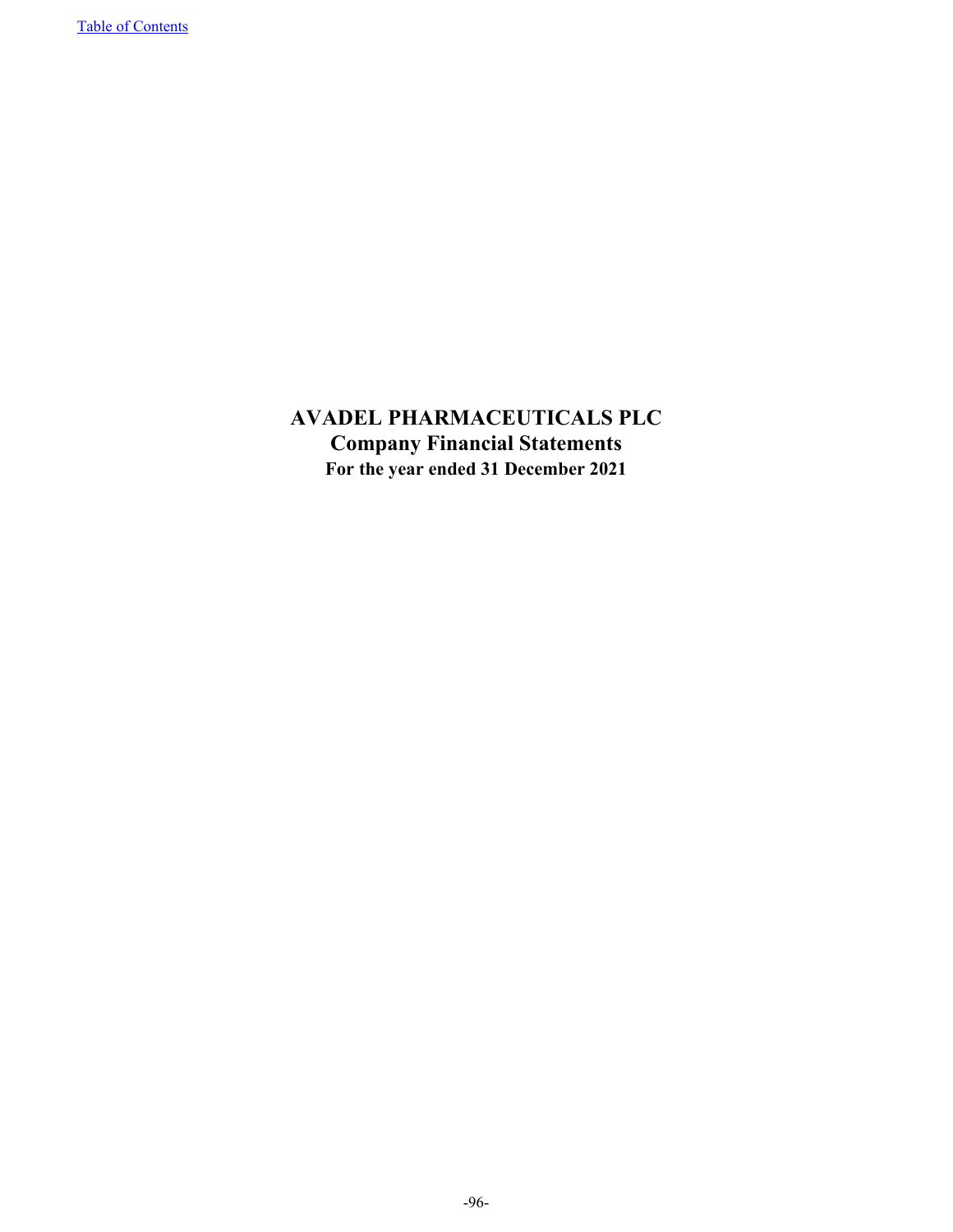# AVADEL PHARMACEUTICALS PLC

## Company Financial Statements

### For the year ended 31 December 2021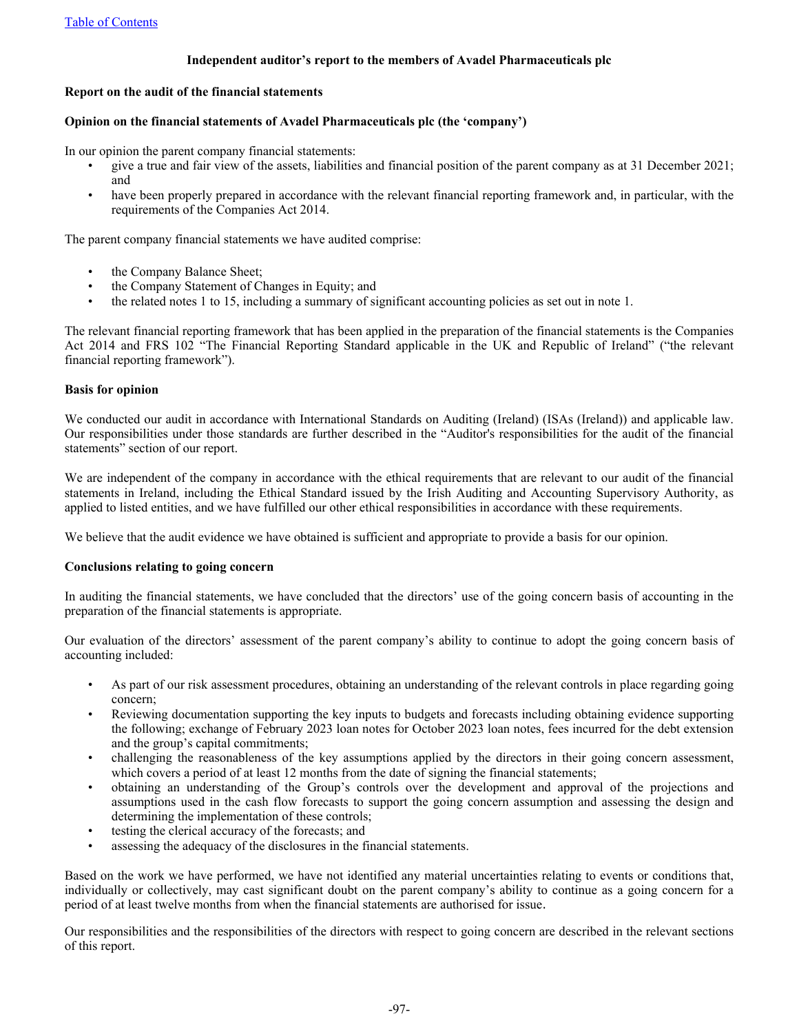[Table of Contents]

## Independent auditor's report to the members of Avadel Pharmaceuticals plc

### Report on the audit of the financial statements

### Opinion on the financial statements of Avadel Pharmaceuticals plc (the 'company')

In our opinion the parent company financial statements:

- give a true and fair view of the assets, liabilities and financial position of the parent company as at 31 December 2021; and
- have been properly prepared in accordance with the relevant financial reporting framework and, in particular, with the requirements of the Companies Act 2014.

The parent company financial statements we have audited comprise:

- the Company Balance Sheet;
- the Company Statement of Changes in Equity; and
- the related notes 1 to 15, including a summary of significant accounting policies as set out in note 1.

The relevant financial reporting framework that has been applied in the preparation of the financial statements is the Companies Act 2014 and FRS 102 "The Financial Reporting Standard applicable in the UK and Republic of Ireland" ("the relevant financial reporting framework").

### Basis for opinion

We conducted our audit in accordance with International Standards on Auditing (Ireland) (ISAs (Ireland)) and applicable law. Our responsibilities under those standards are further described in the "Auditor's responsibilities for the audit of the financial statements" section of our report.

We are independent of the company in accordance with the ethical requirements that are relevant to our audit of the financial statements in Ireland, including the Ethical Standard issued by the Irish Auditing and Accounting Supervisory Authority, as applied to listed entities, and we have fulfilled our other ethical responsibilities in accordance with these requirements.

We believe that the audit evidence we have obtained is sufficient and appropriate to provide a basis for our opinion.

### Conclusions relating to going concern

In auditing the financial statements, we have concluded that the directors' use of the going concern basis of accounting in the preparation of the financial statements is appropriate.

Our evaluation of the directors' assessment of the parent company's ability to continue to adopt the going concern basis of accounting included:

- As part of our risk assessment procedures, obtaining an understanding of the relevant controls in place regarding going concern;
- Reviewing documentation supporting the key inputs to budgets and forecasts including obtaining evidence supporting the following; exchange of February 2023 loan notes for October 2023 loan notes, fees incurred for the debt extension and the group's capital commitments;
- challenging the reasonableness of the key assumptions applied by the directors in their going concern assessment, which covers a period of at least 12 months from the date of signing the financial statements;
- obtaining an understanding of the Group's controls over the development and approval of the projections and assumptions used in the cash flow forecasts to support the going concern assumption and assessing the design and determining the implementation of these controls;
- testing the clerical accuracy of the forecasts; and
- assessing the adequacy of the disclosures in the financial statements.

Based on the work we have performed, we have not identified any material uncertainties relating to events or conditions that, individually or collectively, may cast significant doubt on the parent company's ability to continue as a going concern for a period of at least twelve months from when the financial statements are authorised for issue.

Our responsibilities and the responsibilities of the directors with respect to going concern are described in the relevant sections of this report.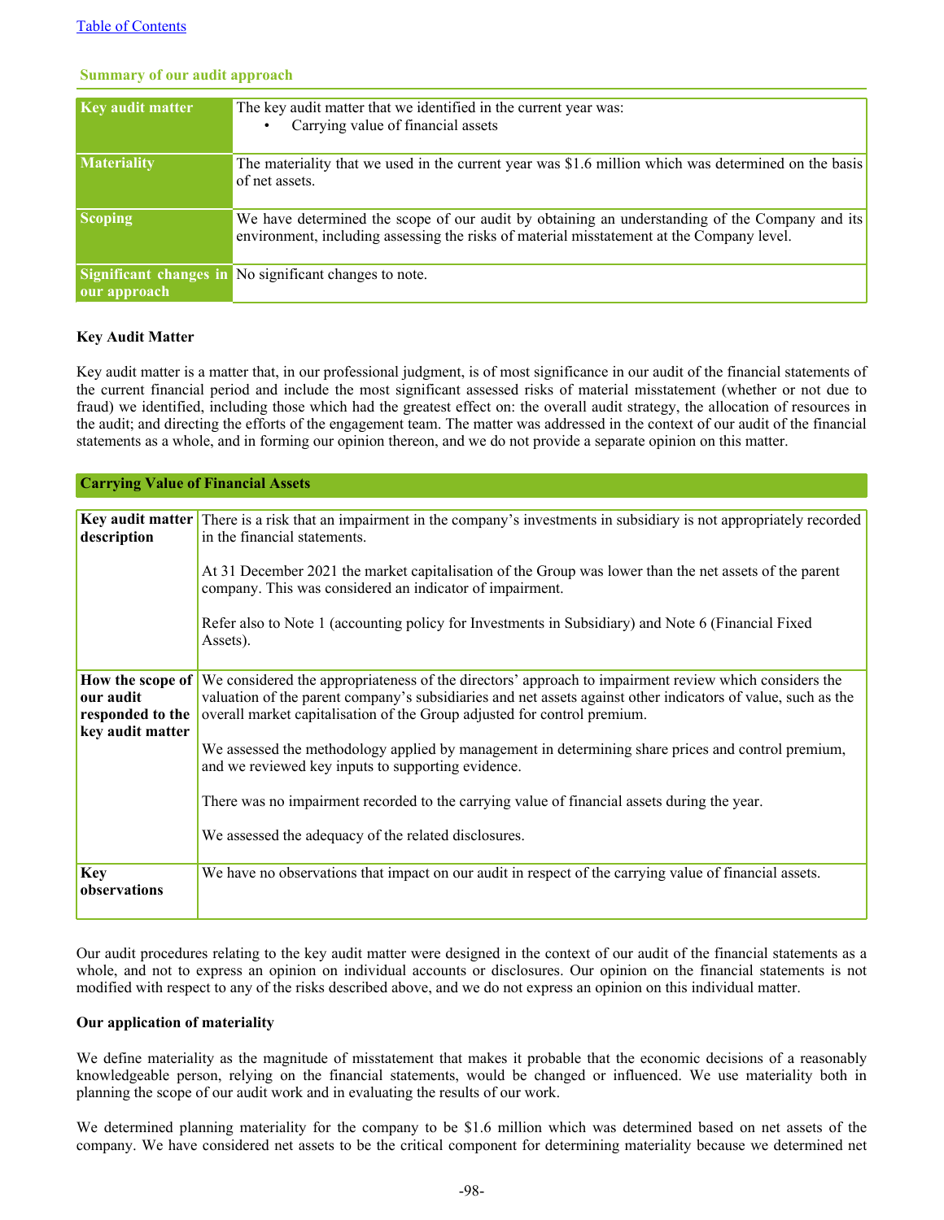### Summary of our audit approach

| | |
|---|---|
| **Key audit matter** | The key audit matter that we identified in the current year was: <br>• Carrying value of financial assets |
| **Materiality** | The materiality that we used in the current year was $1.6 million which was determined on the basis of net assets. |
| **Scoping** | We have determined the scope of our audit by obtaining an understanding of the Company and its environment, including assessing the risks of material misstatement at the Company level. |
| **Significant changes in our approach** | No significant changes to note. |

**Key Audit Matter**

Key audit matter is a matter that, in our professional judgment, is of most significance in our audit of the financial statements of the current financial period and include the most significant assessed risks of material misstatement (whether or not due to fraud) we identified, including those which had the greatest effect on: the overall audit strategy, the allocation of resources in the audit; and directing the efforts of the engagement team. The matter was addressed in the context of our audit of the financial statements as a whole, and in forming our opinion thereon, and we do not provide a separate opinion on this matter.

| **Carrying Value of Financial Assets** | |
|---|---|
| **Key audit matter description** | There is a risk that an impairment in the company's investments in subsidiary is not appropriately recorded in the financial statements.<br><br>At 31 December 2021 the market capitalisation of the Group was lower than the net assets of the parent company. This was considered an indicator of impairment.<br><br>Refer also to Note 1 (accounting policy for Investments in Subsidiary) and Note 6 (Financial Fixed Assets). |
| **How the scope of our audit responded to the key audit matter** | We considered the appropriateness of the directors' approach to impairment review which considers the valuation of the parent company's subsidiaries and net assets against other indicators of value, such as the overall market capitalisation of the Group adjusted for control premium.<br><br>We assessed the methodology applied by management in determining share prices and control premium, and we reviewed key inputs to supporting evidence.<br><br>There was no impairment recorded to the carrying value of financial assets during the year.<br><br>We assessed the adequacy of the related disclosures. |
| **Key observations** | We have no observations that impact on our audit in respect of the carrying value of financial assets. |

Our audit procedures relating to the key audit matter were designed in the context of our audit of the financial statements as a whole, and not to express an opinion on individual accounts or disclosures. Our opinion on the financial statements is not modified with respect to any of the risks described above, and we do not express an opinion on this individual matter.

**Our application of materiality**

We define materiality as the magnitude of misstatement that makes it probable that the economic decisions of a reasonably knowledgeable person, relying on the financial statements, would be changed or influenced. We use materiality both in planning the scope of our audit work and in evaluating the results of our work.

We determined planning materiality for the company to be $1.6 million which was determined based on net assets of the company. We have considered net assets to be the critical component for determining materiality because we determined net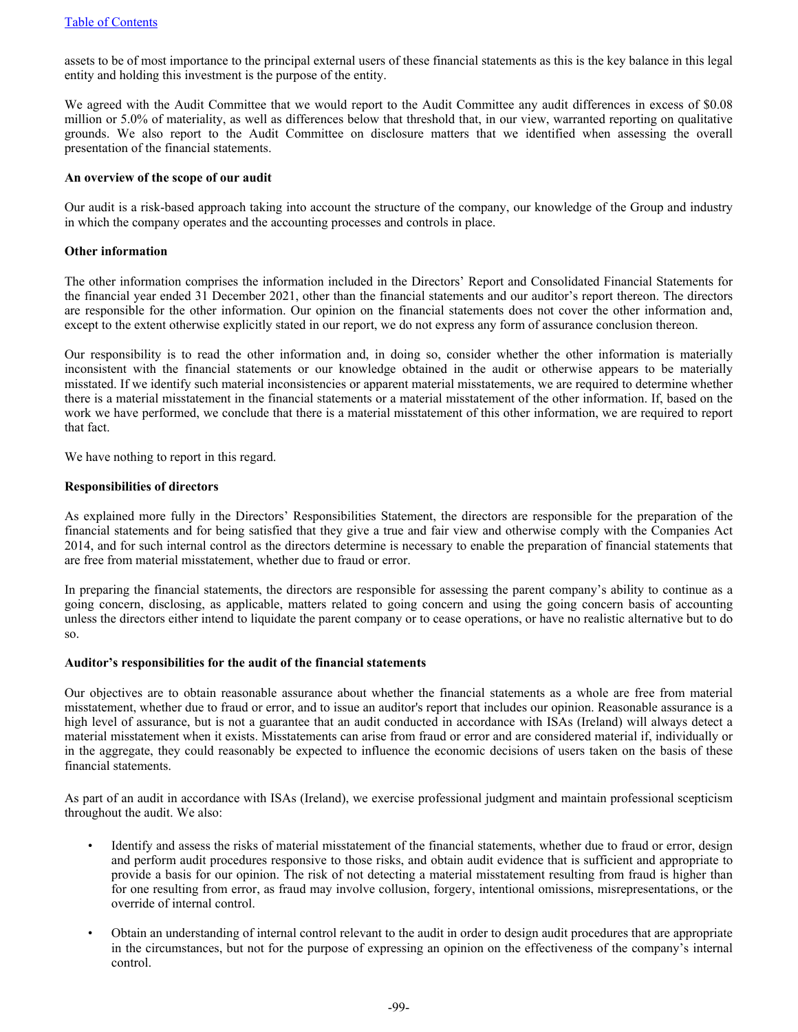assets to be of most importance to the principal external users of these financial statements as this is the key balance in this legal entity and holding this investment is the purpose of the entity.

We agreed with the Audit Committee that we would report to the Audit Committee any audit differences in excess of $0.08 million or 5.0% of materiality, as well as differences below that threshold that, in our view, warranted reporting on qualitative grounds. We also report to the Audit Committee on disclosure matters that we identified when assessing the overall presentation of the financial statements.

**An overview of the scope of our audit**

Our audit is a risk-based approach taking into account the structure of the company, our knowledge of the Group and industry in which the company operates and the accounting processes and controls in place.

**Other information**

The other information comprises the information included in the Directors' Report and Consolidated Financial Statements for the financial year ended 31 December 2021, other than the financial statements and our auditor's report thereon. The directors are responsible for the other information. Our opinion on the financial statements does not cover the other information and, except to the extent otherwise explicitly stated in our report, we do not express any form of assurance conclusion thereon.

Our responsibility is to read the other information and, in doing so, consider whether the other information is materially inconsistent with the financial statements or our knowledge obtained in the audit or otherwise appears to be materially misstated. If we identify such material inconsistencies or apparent material misstatements, we are required to determine whether there is a material misstatement in the financial statements or a material misstatement of the other information. If, based on the work we have performed, we conclude that there is a material misstatement of this other information, we are required to report that fact.

We have nothing to report in this regard.

**Responsibilities of directors**

As explained more fully in the Directors' Responsibilities Statement, the directors are responsible for the preparation of the financial statements and for being satisfied that they give a true and fair view and otherwise comply with the Companies Act 2014, and for such internal control as the directors determine is necessary to enable the preparation of financial statements that are free from material misstatement, whether due to fraud or error.

In preparing the financial statements, the directors are responsible for assessing the parent company's ability to continue as a going concern, disclosing, as applicable, matters related to going concern and using the going concern basis of accounting unless the directors either intend to liquidate the parent company or to cease operations, or have no realistic alternative but to do so.

**Auditor's responsibilities for the audit of the financial statements**

Our objectives are to obtain reasonable assurance about whether the financial statements as a whole are free from material misstatement, whether due to fraud or error, and to issue an auditor's report that includes our opinion. Reasonable assurance is a high level of assurance, but is not a guarantee that an audit conducted in accordance with ISAs (Ireland) will always detect a material misstatement when it exists. Misstatements can arise from fraud or error and are considered material if, individually or in the aggregate, they could reasonably be expected to influence the economic decisions of users taken on the basis of these financial statements.

As part of an audit in accordance with ISAs (Ireland), we exercise professional judgment and maintain professional scepticism throughout the audit. We also:

- Identify and assess the risks of material misstatement of the financial statements, whether due to fraud or error, design and perform audit procedures responsive to those risks, and obtain audit evidence that is sufficient and appropriate to provide a basis for our opinion. The risk of not detecting a material misstatement resulting from fraud is higher than for one resulting from error, as fraud may involve collusion, forgery, intentional omissions, misrepresentations, or the override of internal control.
- Obtain an understanding of internal control relevant to the audit in order to design audit procedures that are appropriate in the circumstances, but not for the purpose of expressing an opinion on the effectiveness of the company's internal control.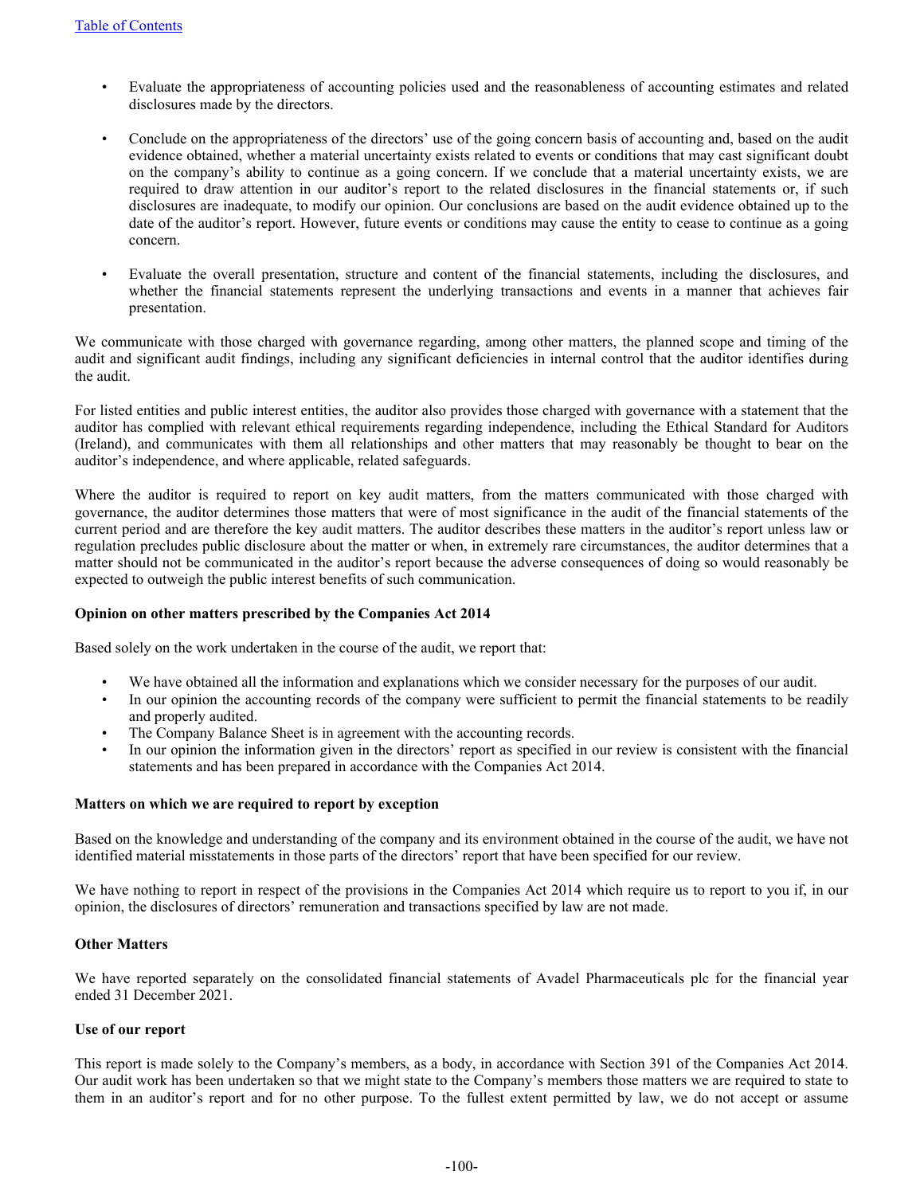- Evaluate the appropriateness of accounting policies used and the reasonableness of accounting estimates and related disclosures made by the directors.
- Conclude on the appropriateness of the directors' use of the going concern basis of accounting and, based on the audit evidence obtained, whether a material uncertainty exists related to events or conditions that may cast significant doubt on the company's ability to continue as a going concern. If we conclude that a material uncertainty exists, we are required to draw attention in our auditor's report to the related disclosures in the financial statements or, if such disclosures are inadequate, to modify our opinion. Our conclusions are based on the audit evidence obtained up to the date of the auditor's report. However, future events or conditions may cause the entity to cease to continue as a going concern.
- Evaluate the overall presentation, structure and content of the financial statements, including the disclosures, and whether the financial statements represent the underlying transactions and events in a manner that achieves fair presentation.

We communicate with those charged with governance regarding, among other matters, the planned scope and timing of the audit and significant audit findings, including any significant deficiencies in internal control that the auditor identifies during the audit.

For listed entities and public interest entities, the auditor also provides those charged with governance with a statement that the auditor has complied with relevant ethical requirements regarding independence, including the Ethical Standard for Auditors (Ireland), and communicates with them all relationships and other matters that may reasonably be thought to bear on the auditor's independence, and where applicable, related safeguards.

Where the auditor is required to report on key audit matters, from the matters communicated with those charged with governance, the auditor determines those matters that were of most significance in the audit of the financial statements of the current period and are therefore the key audit matters. The auditor describes these matters in the auditor's report unless law or regulation precludes public disclosure about the matter or when, in extremely rare circumstances, the auditor determines that a matter should not be communicated in the auditor's report because the adverse consequences of doing so would reasonably be expected to outweigh the public interest benefits of such communication.

**Opinion on other matters prescribed by the Companies Act 2014**

Based solely on the work undertaken in the course of the audit, we report that:

- We have obtained all the information and explanations which we consider necessary for the purposes of our audit.
- In our opinion the accounting records of the company were sufficient to permit the financial statements to be readily and properly audited.
- The Company Balance Sheet is in agreement with the accounting records.
- In our opinion the information given in the directors' report as specified in our review is consistent with the financial statements and has been prepared in accordance with the Companies Act 2014.

**Matters on which we are required to report by exception**

Based on the knowledge and understanding of the company and its environment obtained in the course of the audit, we have not identified material misstatements in those parts of the directors' report that have been specified for our review.

We have nothing to report in respect of the provisions in the Companies Act 2014 which require us to report to you if, in our opinion, the disclosures of directors' remuneration and transactions specified by law are not made.

**Other Matters**

We have reported separately on the consolidated financial statements of Avadel Pharmaceuticals plc for the financial year ended 31 December 2021.

**Use of our report**

This report is made solely to the Company's members, as a body, in accordance with Section 391 of the Companies Act 2014. Our audit work has been undertaken so that we might state to the Company's members those matters we are required to state to them in an auditor's report and for no other purpose. To the fullest extent permitted by law, we do not accept or assume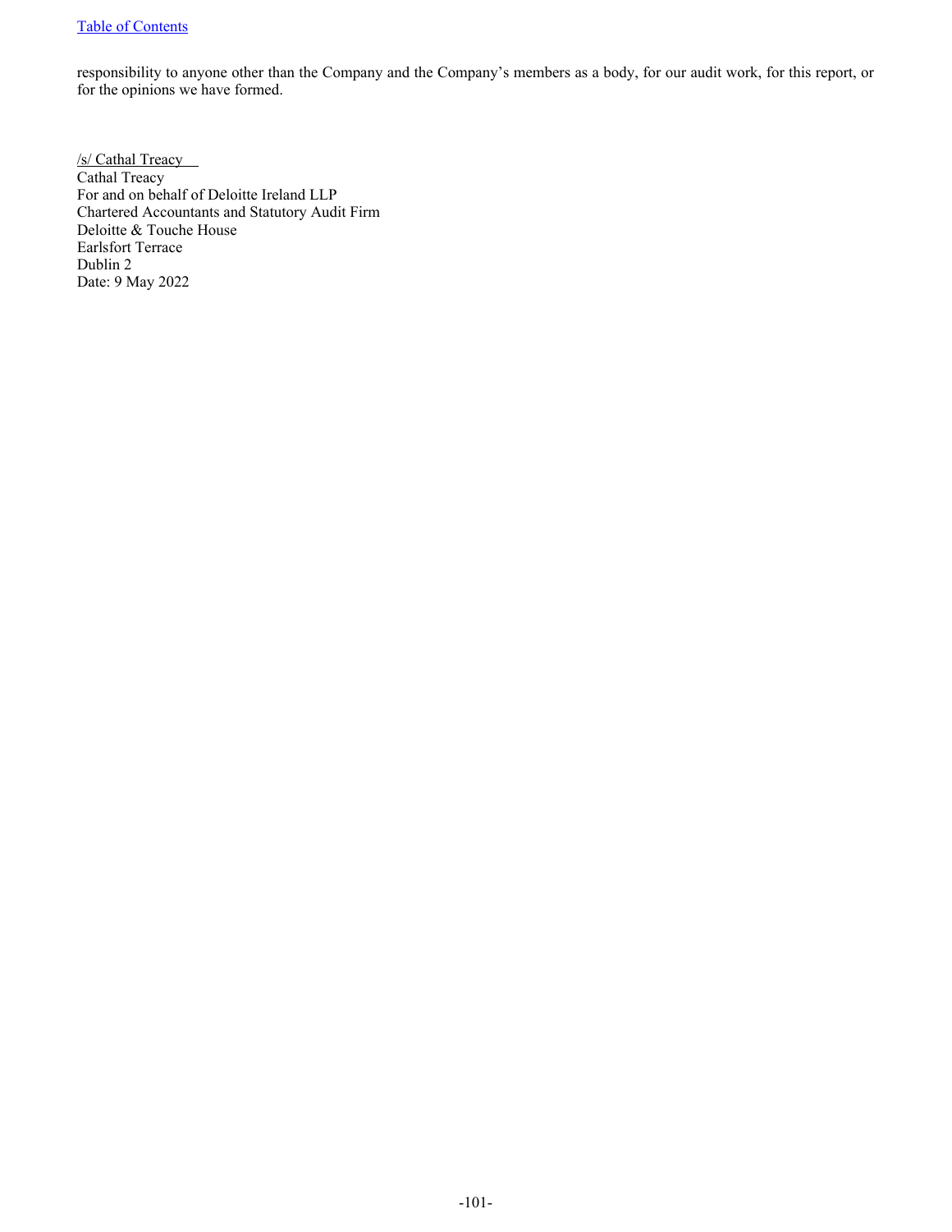responsibility to anyone other than the Company and the Company's members as a body, for our audit work, for this report, or for the opinions we have formed.

/s/ Cathal Treacy

Cathal Treacy
For and on behalf of Deloitte Ireland LLP
Chartered Accountants and Statutory Audit Firm
Deloitte & Touche House
Earlsfort Terrace
Dublin 2
Date: 9 May 2022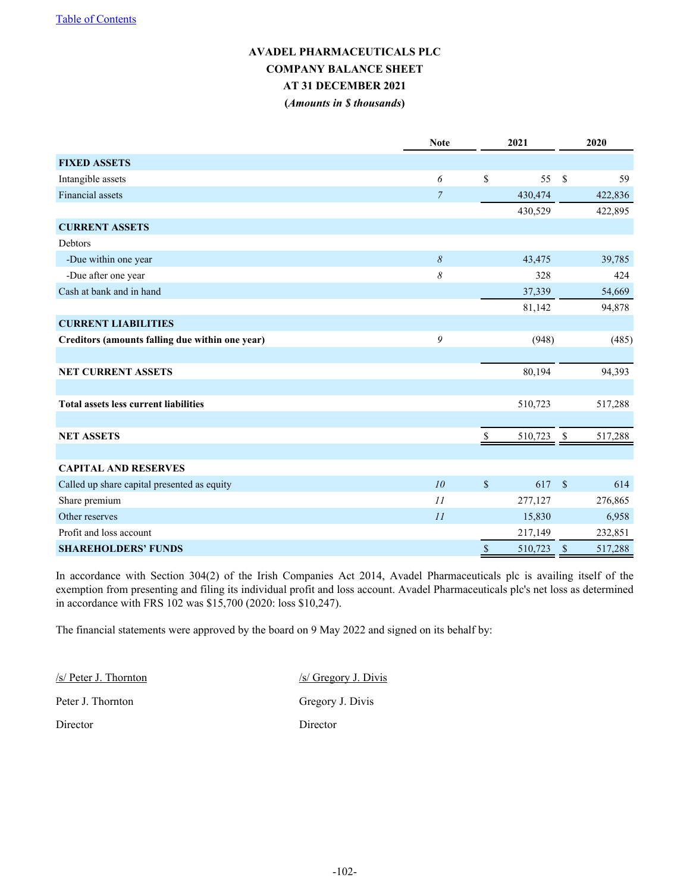Table of Contents

# AVADEL PHARMACEUTICALS PLC
## COMPANY BALANCE SHEET
## AT 31 DECEMBER 2021
**(*Amounts in $ thousands*)**

| | Note | 2021 | 2020 |
|---|---|---|---|
| **FIXED ASSETS** | | | |
| Intangible assets | *6* | $ 55 | $ 59 |
| Financial assets | *7* | 430,474 | 422,836 |
| | | 430,529 | 422,895 |
| **CURRENT ASSETS** | | | |
| Debtors | | | |
| -Due within one year | *8* | 43,475 | 39,785 |
| -Due after one year | *8* | 328 | 424 |
| Cash at bank and in hand | | 37,339 | 54,669 |
| | | 81,142 | 94,878 |
| **CURRENT LIABILITIES** | | | |
| **Creditors (amounts falling due within one year)** | *9* | (948) | (485) |
| | | | |
| **NET CURRENT ASSETS** | | 80,194 | 94,393 |
| | | | |
| **Total assets less current liabilities** | | 510,723 | 517,288 |
| | | | |
| **NET ASSETS** | | $ 510,723 | $ 517,288 |
| | | | |
| **CAPITAL AND RESERVES** | | | |
| Called up share capital presented as equity | *10* | $ 617 | $ 614 |
| Share premium | *11* | 277,127 | 276,865 |
| Other reserves | *11* | 15,830 | 6,958 |
| Profit and loss account | | 217,149 | 232,851 |
| **SHAREHOLDERS' FUNDS** | | $ 510,723 | $ 517,288 |

In accordance with Section 304(2) of the Irish Companies Act 2014, Avadel Pharmaceuticals plc is availing itself of the exemption from presenting and filing its individual profit and loss account. Avadel Pharmaceuticals plc's net loss as determined in accordance with FRS 102 was $15,700 (2020: loss $10,247).

The financial statements were approved by the board on 9 May 2022 and signed on its behalf by:

/s/ Peter J. Thornton

Peter J. Thornton

Director

/s/ Gregory J. Divis

Gregory J. Divis

Director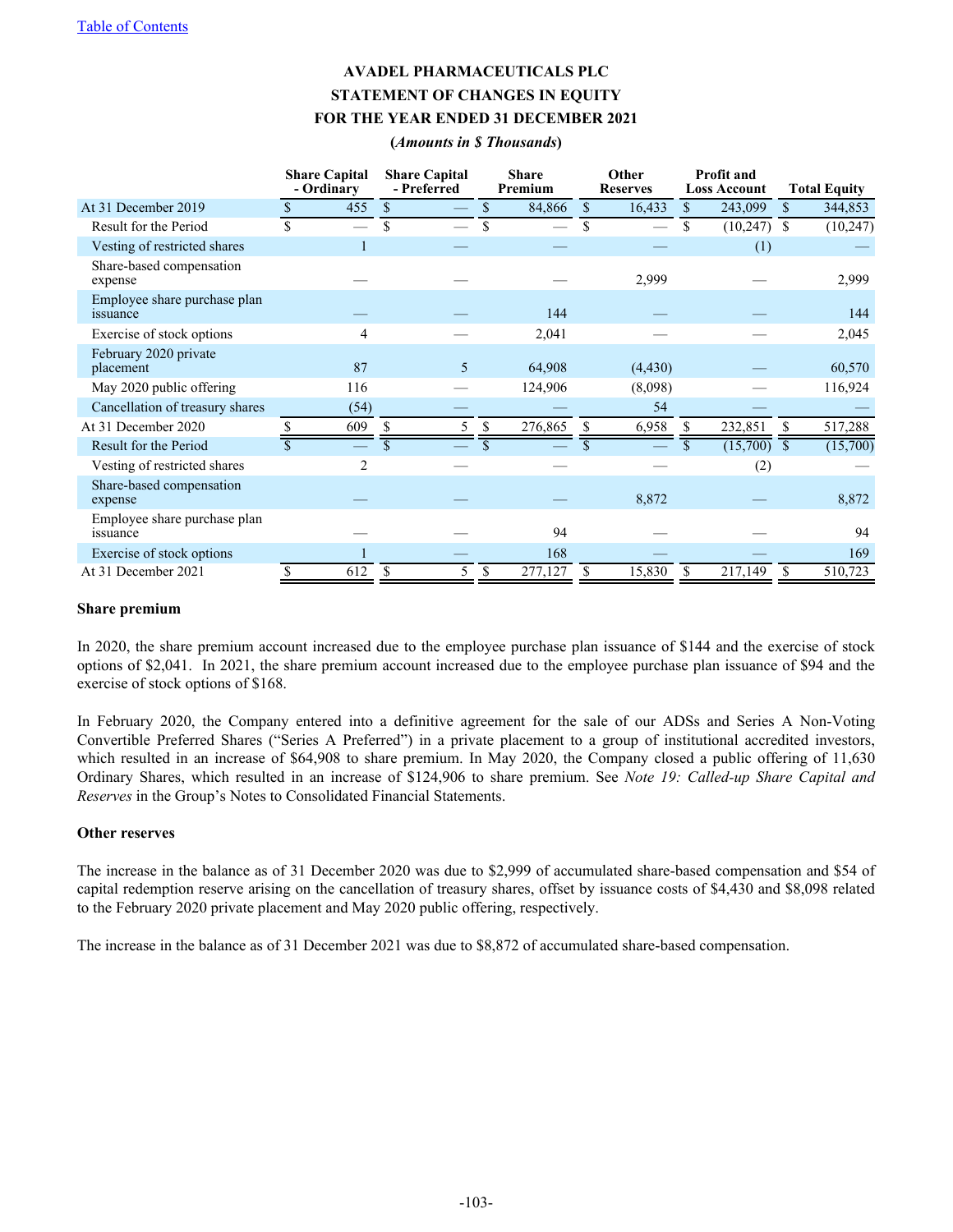[Table of Contents]

# AVADEL PHARMACEUTICALS PLC
## STATEMENT OF CHANGES IN EQUITY
## FOR THE YEAR ENDED 31 DECEMBER 2021
***(Amounts in $ Thousands)***

| | Share Capital - Ordinary | Share Capital - Preferred | Share Premium | Other Reserves | Profit and Loss Account | Total Equity |
|---|---|---|---|---|---|---|
| At 31 December 2019 | $ 455 | $ — | $ 84,866 | $ 16,433 | $ 243,099 | $ 344,853 |
| Result for the Period | $ — | $ — | $ — | $ — | $ (10,247) | $ (10,247) |
| Vesting of restricted shares | 1 | — | — | — | (1) | — |
| Share-based compensation expense | — | — | — | 2,999 | — | 2,999 |
| Employee share purchase plan issuance | — | — | 144 | — | — | 144 |
| Exercise of stock options | 4 | — | 2,041 | — | — | 2,045 |
| February 2020 private placement | 87 | 5 | 64,908 | (4,430) | — | 60,570 |
| May 2020 public offering | 116 | — | 124,906 | (8,098) | — | 116,924 |
| Cancellation of treasury shares | (54) | — | — | 54 | — | — |
| At 31 December 2020 | $ 609 | $ 5 | $ 276,865 | $ 6,958 | $ 232,851 | $ 517,288 |
| Result for the Period | $ — | $ — | $ — | $ — | $ (15,700) | $ (15,700) |
| Vesting of restricted shares | 2 | — | — | — | (2) | — |
| Share-based compensation expense | — | — | — | 8,872 | — | 8,872 |
| Employee share purchase plan issuance | — | — | 94 | — | — | 94 |
| Exercise of stock options | 1 | — | 168 | — | — | 169 |
| At 31 December 2021 | $ 612 | $ 5 | $ 277,127 | $ 15,830 | $ 217,149 | $ 510,723 |

**Share premium**

In 2020, the share premium account increased due to the employee purchase plan issuance of $144 and the exercise of stock options of $2,041. In 2021, the share premium account increased due to the employee purchase plan issuance of $94 and the exercise of stock options of $168.

In February 2020, the Company entered into a definitive agreement for the sale of our ADSs and Series A Non-Voting Convertible Preferred Shares ("Series A Preferred") in a private placement to a group of institutional accredited investors, which resulted in an increase of $64,908 to share premium. In May 2020, the Company closed a public offering of 11,630 Ordinary Shares, which resulted in an increase of $124,906 to share premium. See *Note 19: Called-up Share Capital and Reserves* in the Group's Notes to Consolidated Financial Statements.

**Other reserves**

The increase in the balance as of 31 December 2020 was due to $2,999 of accumulated share-based compensation and $54 of capital redemption reserve arising on the cancellation of treasury shares, offset by issuance costs of $4,430 and $8,098 related to the February 2020 private placement and May 2020 public offering, respectively.

The increase in the balance as of 31 December 2021 was due to $8,872 of accumulated share-based compensation.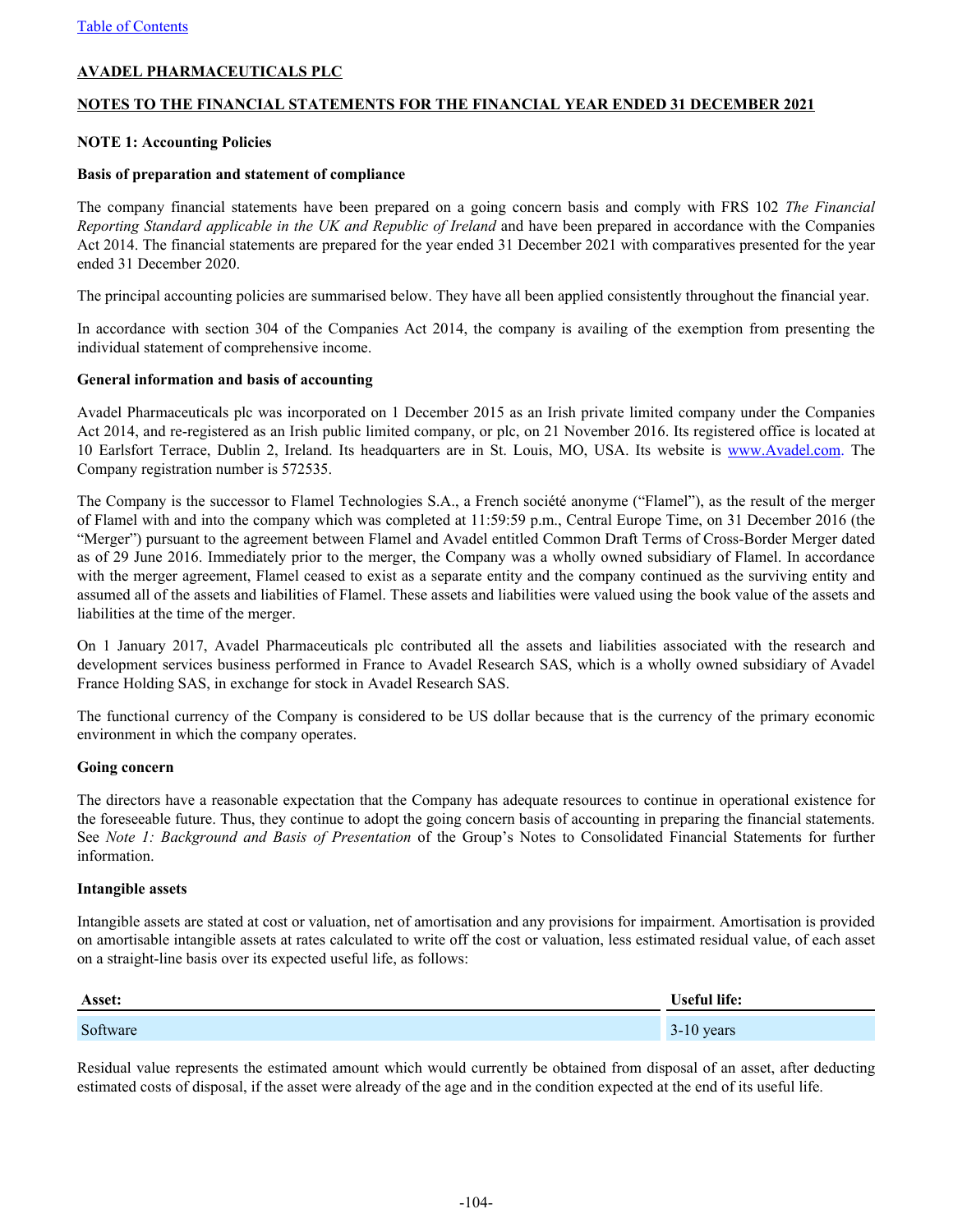**AVADEL PHARMACEUTICALS PLC**

**NOTES TO THE FINANCIAL STATEMENTS FOR THE FINANCIAL YEAR ENDED 31 DECEMBER 2021**

**NOTE 1: Accounting Policies**

**Basis of preparation and statement of compliance**

The company financial statements have been prepared on a going concern basis and comply with FRS 102 *The Financial Reporting Standard applicable in the UK and Republic of Ireland* and have been prepared in accordance with the Companies Act 2014. The financial statements are prepared for the year ended 31 December 2021 with comparatives presented for the year ended 31 December 2020.

The principal accounting policies are summarised below. They have all been applied consistently throughout the financial year.

In accordance with section 304 of the Companies Act 2014, the company is availing of the exemption from presenting the individual statement of comprehensive income.

**General information and basis of accounting**

Avadel Pharmaceuticals plc was incorporated on 1 December 2015 as an Irish private limited company under the Companies Act 2014, and re-registered as an Irish public limited company, or plc, on 21 November 2016. Its registered office is located at 10 Earlsfort Terrace, Dublin 2, Ireland. Its headquarters are in St. Louis, MO, USA. Its website is www.Avadel.com. The Company registration number is 572535.

The Company is the successor to Flamel Technologies S.A., a French société anonyme ("Flamel"), as the result of the merger of Flamel with and into the company which was completed at 11:59:59 p.m., Central Europe Time, on 31 December 2016 (the "Merger") pursuant to the agreement between Flamel and Avadel entitled Common Draft Terms of Cross-Border Merger dated as of 29 June 2016. Immediately prior to the merger, the Company was a wholly owned subsidiary of Flamel. In accordance with the merger agreement, Flamel ceased to exist as a separate entity and the company continued as the surviving entity and assumed all of the assets and liabilities of Flamel. These assets and liabilities were valued using the book value of the assets and liabilities at the time of the merger.

On 1 January 2017, Avadel Pharmaceuticals plc contributed all the assets and liabilities associated with the research and development services business performed in France to Avadel Research SAS, which is a wholly owned subsidiary of Avadel France Holding SAS, in exchange for stock in Avadel Research SAS.

The functional currency of the Company is considered to be US dollar because that is the currency of the primary economic environment in which the company operates.

**Going concern**

The directors have a reasonable expectation that the Company has adequate resources to continue in operational existence for the foreseeable future. Thus, they continue to adopt the going concern basis of accounting in preparing the financial statements. See *Note 1: Background and Basis of Presentation* of the Group's Notes to Consolidated Financial Statements for further information.

**Intangible assets**

Intangible assets are stated at cost or valuation, net of amortisation and any provisions for impairment. Amortisation is provided on amortisable intangible assets at rates calculated to write off the cost or valuation, less estimated residual value, of each asset on a straight-line basis over its expected useful life, as follows:

| Asset: | Useful life: |
|---|---|
| Software | 3-10 years |

Residual value represents the estimated amount which would currently be obtained from disposal of an asset, after deducting estimated costs of disposal, if the asset were already of the age and in the condition expected at the end of its useful life.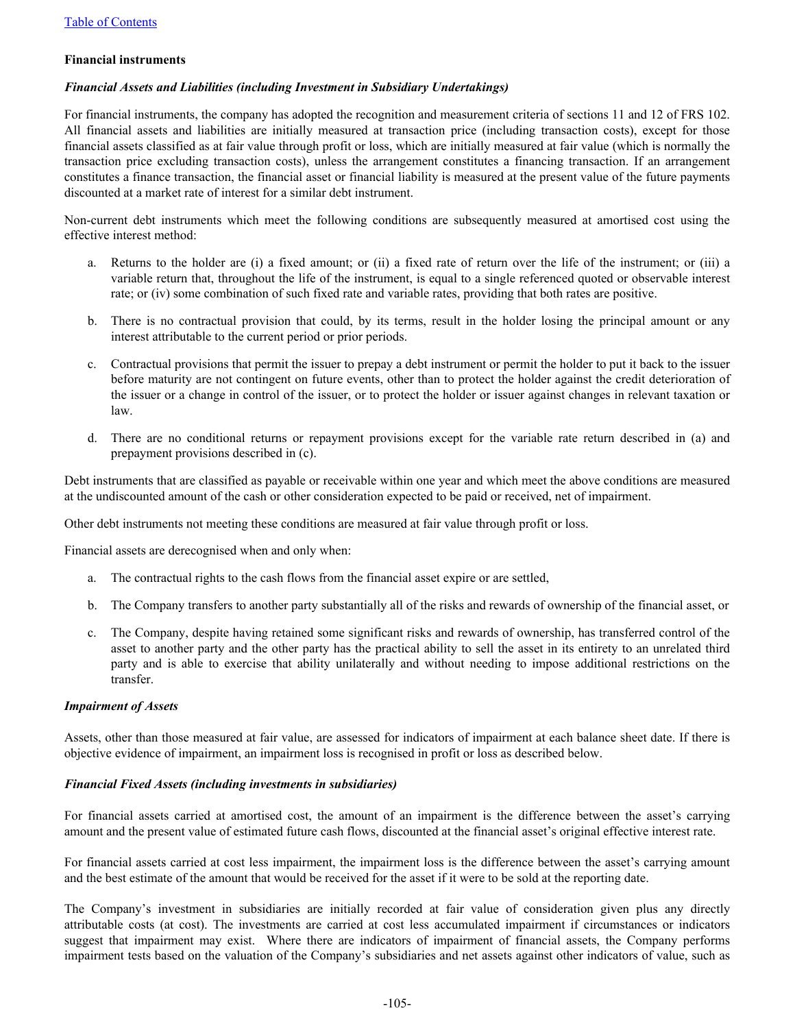**Financial instruments**

***Financial Assets and Liabilities (including Investment in Subsidiary Undertakings)***

For financial instruments, the company has adopted the recognition and measurement criteria of sections 11 and 12 of FRS 102. All financial assets and liabilities are initially measured at transaction price (including transaction costs), except for those financial assets classified as at fair value through profit or loss, which are initially measured at fair value (which is normally the transaction price excluding transaction costs), unless the arrangement constitutes a financing transaction. If an arrangement constitutes a finance transaction, the financial asset or financial liability is measured at the present value of the future payments discounted at a market rate of interest for a similar debt instrument.

Non-current debt instruments which meet the following conditions are subsequently measured at amortised cost using the effective interest method:

a. Returns to the holder are (i) a fixed amount; or (ii) a fixed rate of return over the life of the instrument; or (iii) a variable return that, throughout the life of the instrument, is equal to a single referenced quoted or observable interest rate; or (iv) some combination of such fixed rate and variable rates, providing that both rates are positive.

b. There is no contractual provision that could, by its terms, result in the holder losing the principal amount or any interest attributable to the current period or prior periods.

c. Contractual provisions that permit the issuer to prepay a debt instrument or permit the holder to put it back to the issuer before maturity are not contingent on future events, other than to protect the holder against the credit deterioration of the issuer or a change in control of the issuer, or to protect the holder or issuer against changes in relevant taxation or law.

d. There are no conditional returns or repayment provisions except for the variable rate return described in (a) and prepayment provisions described in (c).

Debt instruments that are classified as payable or receivable within one year and which meet the above conditions are measured at the undiscounted amount of the cash or other consideration expected to be paid or received, net of impairment.

Other debt instruments not meeting these conditions are measured at fair value through profit or loss.

Financial assets are derecognised when and only when:

a. The contractual rights to the cash flows from the financial asset expire or are settled,

b. The Company transfers to another party substantially all of the risks and rewards of ownership of the financial asset, or

c. The Company, despite having retained some significant risks and rewards of ownership, has transferred control of the asset to another party and the other party has the practical ability to sell the asset in its entirety to an unrelated third party and is able to exercise that ability unilaterally and without needing to impose additional restrictions on the transfer.

***Impairment of Assets***

Assets, other than those measured at fair value, are assessed for indicators of impairment at each balance sheet date. If there is objective evidence of impairment, an impairment loss is recognised in profit or loss as described below.

***Financial Fixed Assets (including investments in subsidiaries)***

For financial assets carried at amortised cost, the amount of an impairment is the difference between the asset's carrying amount and the present value of estimated future cash flows, discounted at the financial asset's original effective interest rate.

For financial assets carried at cost less impairment, the impairment loss is the difference between the asset's carrying amount and the best estimate of the amount that would be received for the asset if it were to be sold at the reporting date.

The Company's investment in subsidiaries are initially recorded at fair value of consideration given plus any directly attributable costs (at cost). The investments are carried at cost less accumulated impairment if circumstances or indicators suggest that impairment may exist. Where there are indicators of impairment of financial assets, the Company performs impairment tests based on the valuation of the Company's subsidiaries and net assets against other indicators of value, such as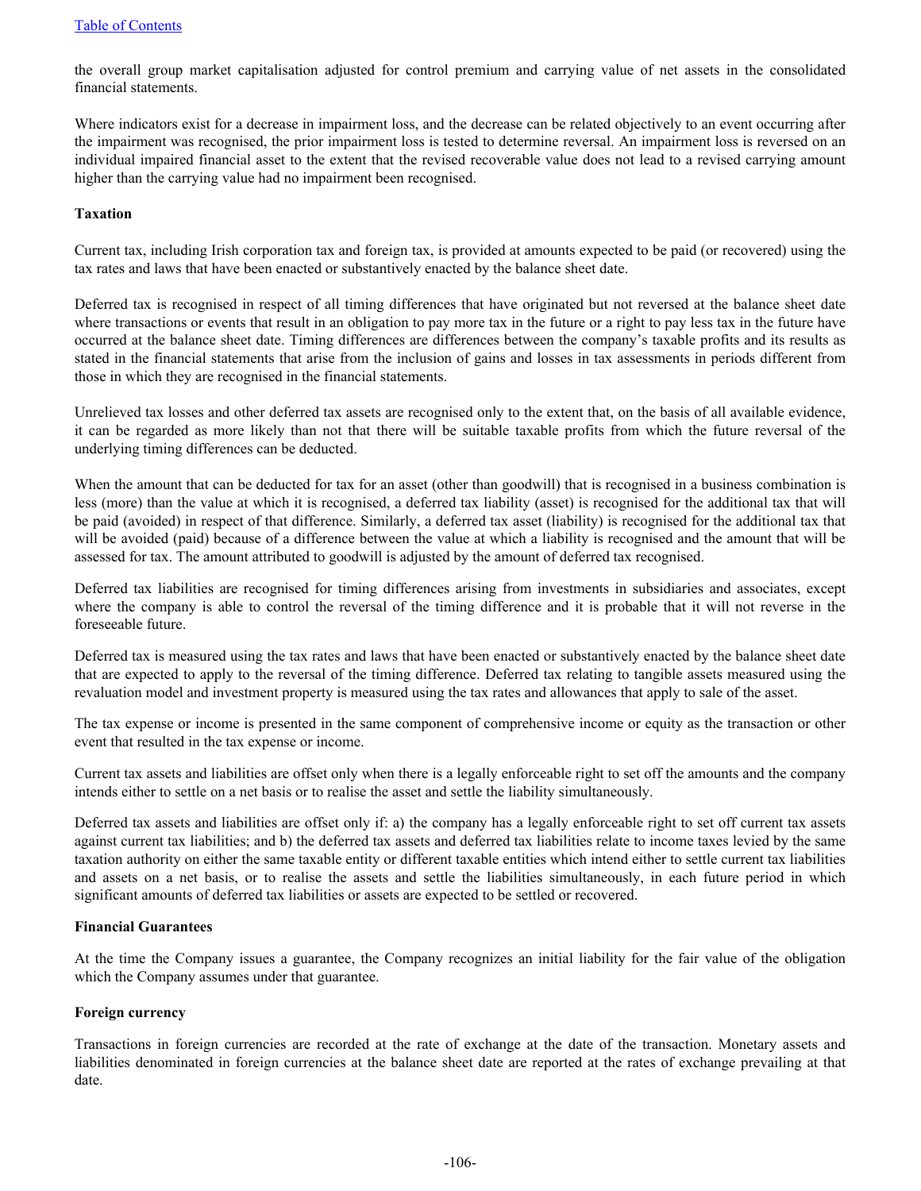the overall group market capitalisation adjusted for control premium and carrying value of net assets in the consolidated financial statements.

Where indicators exist for a decrease in impairment loss, and the decrease can be related objectively to an event occurring after the impairment was recognised, the prior impairment loss is tested to determine reversal. An impairment loss is reversed on an individual impaired financial asset to the extent that the revised recoverable value does not lead to a revised carrying amount higher than the carrying value had no impairment been recognised.

**Taxation**

Current tax, including Irish corporation tax and foreign tax, is provided at amounts expected to be paid (or recovered) using the tax rates and laws that have been enacted or substantively enacted by the balance sheet date.

Deferred tax is recognised in respect of all timing differences that have originated but not reversed at the balance sheet date where transactions or events that result in an obligation to pay more tax in the future or a right to pay less tax in the future have occurred at the balance sheet date. Timing differences are differences between the company's taxable profits and its results as stated in the financial statements that arise from the inclusion of gains and losses in tax assessments in periods different from those in which they are recognised in the financial statements.

Unrelieved tax losses and other deferred tax assets are recognised only to the extent that, on the basis of all available evidence, it can be regarded as more likely than not that there will be suitable taxable profits from which the future reversal of the underlying timing differences can be deducted.

When the amount that can be deducted for tax for an asset (other than goodwill) that is recognised in a business combination is less (more) than the value at which it is recognised, a deferred tax liability (asset) is recognised for the additional tax that will be paid (avoided) in respect of that difference. Similarly, a deferred tax asset (liability) is recognised for the additional tax that will be avoided (paid) because of a difference between the value at which a liability is recognised and the amount that will be assessed for tax. The amount attributed to goodwill is adjusted by the amount of deferred tax recognised.

Deferred tax liabilities are recognised for timing differences arising from investments in subsidiaries and associates, except where the company is able to control the reversal of the timing difference and it is probable that it will not reverse in the foreseeable future.

Deferred tax is measured using the tax rates and laws that have been enacted or substantively enacted by the balance sheet date that are expected to apply to the reversal of the timing difference. Deferred tax relating to tangible assets measured using the revaluation model and investment property is measured using the tax rates and allowances that apply to sale of the asset.

The tax expense or income is presented in the same component of comprehensive income or equity as the transaction or other event that resulted in the tax expense or income.

Current tax assets and liabilities are offset only when there is a legally enforceable right to set off the amounts and the company intends either to settle on a net basis or to realise the asset and settle the liability simultaneously.

Deferred tax assets and liabilities are offset only if: a) the company has a legally enforceable right to set off current tax assets against current tax liabilities; and b) the deferred tax assets and deferred tax liabilities relate to income taxes levied by the same taxation authority on either the same taxable entity or different taxable entities which intend either to settle current tax liabilities and assets on a net basis, or to realise the assets and settle the liabilities simultaneously, in each future period in which significant amounts of deferred tax liabilities or assets are expected to be settled or recovered.

**Financial Guarantees**

At the time the Company issues a guarantee, the Company recognizes an initial liability for the fair value of the obligation which the Company assumes under that guarantee.

**Foreign currency**

Transactions in foreign currencies are recorded at the rate of exchange at the date of the transaction. Monetary assets and liabilities denominated in foreign currencies at the balance sheet date are reported at the rates of exchange prevailing at that date.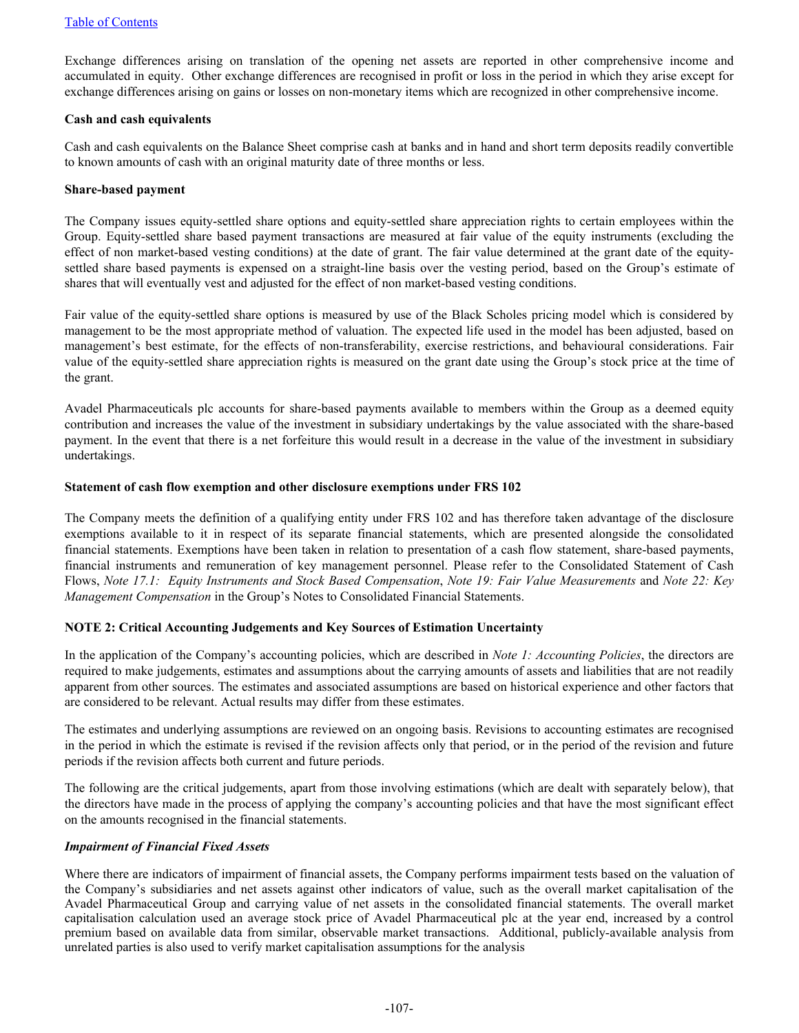Exchange differences arising on translation of the opening net assets are reported in other comprehensive income and accumulated in equity. Other exchange differences are recognised in profit or loss in the period in which they arise except for exchange differences arising on gains or losses on non-monetary items which are recognized in other comprehensive income.

**Cash and cash equivalents**

Cash and cash equivalents on the Balance Sheet comprise cash at banks and in hand and short term deposits readily convertible to known amounts of cash with an original maturity date of three months or less.

**Share-based payment**

The Company issues equity-settled share options and equity-settled share appreciation rights to certain employees within the Group. Equity-settled share based payment transactions are measured at fair value of the equity instruments (excluding the effect of non market-based vesting conditions) at the date of grant. The fair value determined at the grant date of the equity-settled share based payments is expensed on a straight-line basis over the vesting period, based on the Group's estimate of shares that will eventually vest and adjusted for the effect of non market-based vesting conditions.

Fair value of the equity-settled share options is measured by use of the Black Scholes pricing model which is considered by management to be the most appropriate method of valuation. The expected life used in the model has been adjusted, based on management's best estimate, for the effects of non-transferability, exercise restrictions, and behavioural considerations. Fair value of the equity-settled share appreciation rights is measured on the grant date using the Group's stock price at the time of the grant.

Avadel Pharmaceuticals plc accounts for share-based payments available to members within the Group as a deemed equity contribution and increases the value of the investment in subsidiary undertakings by the value associated with the share-based payment. In the event that there is a net forfeiture this would result in a decrease in the value of the investment in subsidiary undertakings.

**Statement of cash flow exemption and other disclosure exemptions under FRS 102**

The Company meets the definition of a qualifying entity under FRS 102 and has therefore taken advantage of the disclosure exemptions available to it in respect of its separate financial statements, which are presented alongside the consolidated financial statements. Exemptions have been taken in relation to presentation of a cash flow statement, share-based payments, financial instruments and remuneration of key management personnel. Please refer to the Consolidated Statement of Cash Flows, *Note 17.1: Equity Instruments and Stock Based Compensation*, *Note 19: Fair Value Measurements* and *Note 22: Key Management Compensation* in the Group's Notes to Consolidated Financial Statements.

**NOTE 2: Critical Accounting Judgements and Key Sources of Estimation Uncertainty**

In the application of the Company's accounting policies, which are described in *Note 1: Accounting Policies*, the directors are required to make judgements, estimates and assumptions about the carrying amounts of assets and liabilities that are not readily apparent from other sources. The estimates and associated assumptions are based on historical experience and other factors that are considered to be relevant. Actual results may differ from these estimates.

The estimates and underlying assumptions are reviewed on an ongoing basis. Revisions to accounting estimates are recognised in the period in which the estimate is revised if the revision affects only that period, or in the period of the revision and future periods if the revision affects both current and future periods.

The following are the critical judgements, apart from those involving estimations (which are dealt with separately below), that the directors have made in the process of applying the company's accounting policies and that have the most significant effect on the amounts recognised in the financial statements.

***Impairment of Financial Fixed Assets***

Where there are indicators of impairment of financial assets, the Company performs impairment tests based on the valuation of the Company's subsidiaries and net assets against other indicators of value, such as the overall market capitalisation of the Avadel Pharmaceutical Group and carrying value of net assets in the consolidated financial statements. The overall market capitalisation calculation used an average stock price of Avadel Pharmaceutical plc at the year end, increased by a control premium based on available data from similar, observable market transactions. Additional, publicly-available analysis from unrelated parties is also used to verify market capitalisation assumptions for the analysis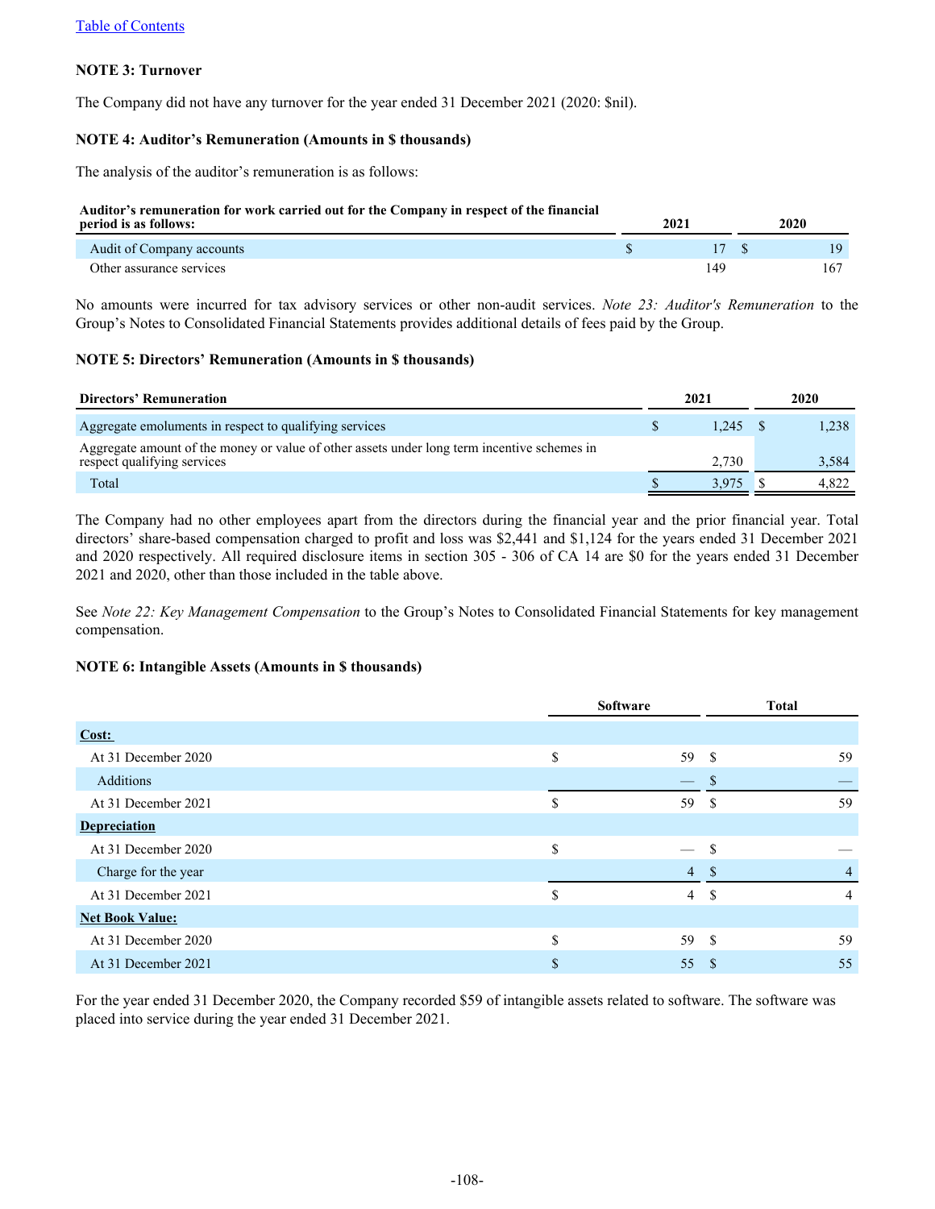[Table of Contents](#)

### NOTE 3: Turnover

The Company did not have any turnover for the year ended 31 December 2021 (2020: $nil).

### NOTE 4: Auditor's Remuneration (Amounts in $ thousands)

The analysis of the auditor's remuneration is as follows:

| Auditor's remuneration for work carried out for the Company in respect of the financial period is as follows: | 2021 | 2020 |
|---|---|---|
| Audit of Company accounts | $ 17 | $ 19 |
| Other assurance services | 149 | 167 |

No amounts were incurred for tax advisory services or other non-audit services. *Note 23: Auditor's Remuneration* to the Group's Notes to Consolidated Financial Statements provides additional details of fees paid by the Group.

### NOTE 5: Directors' Remuneration (Amounts in $ thousands)

| Directors' Remuneration | 2021 | 2020 |
|---|---|---|
| Aggregate emoluments in respect to qualifying services | $ 1,245 | $ 1,238 |
| Aggregate amount of the money or value of other assets under long term incentive schemes in respect qualifying services | 2,730 | 3,584 |
| Total | $ 3,975 | $ 4,822 |

The Company had no other employees apart from the directors during the financial year and the prior financial year. Total directors' share-based compensation charged to profit and loss was $2,441 and $1,124 for the years ended 31 December 2021 and 2020 respectively. All required disclosure items in section 305 - 306 of CA 14 are $0 for the years ended 31 December 2021 and 2020, other than those included in the table above.

See *Note 22: Key Management Compensation* to the Group's Notes to Consolidated Financial Statements for key management compensation.

### NOTE 6: Intangible Assets (Amounts in $ thousands)

| | Software | Total |
|---|---|---|
| **Cost:** | | |
| At 31 December 2020 | $ 59 | $ 59 |
| Additions | — | $ — |
| At 31 December 2021 | $ 59 | $ 59 |
| **Depreciation** | | |
| At 31 December 2020 | $ — | $ — |
| Charge for the year | 4 | $ 4 |
| At 31 December 2021 | $ 4 | $ 4 |
| **Net Book Value:** | | |
| At 31 December 2020 | $ 59 | $ 59 |
| At 31 December 2021 | $ 55 | $ 55 |

For the year ended 31 December 2020, the Company recorded $59 of intangible assets related to software. The software was placed into service during the year ended 31 December 2021.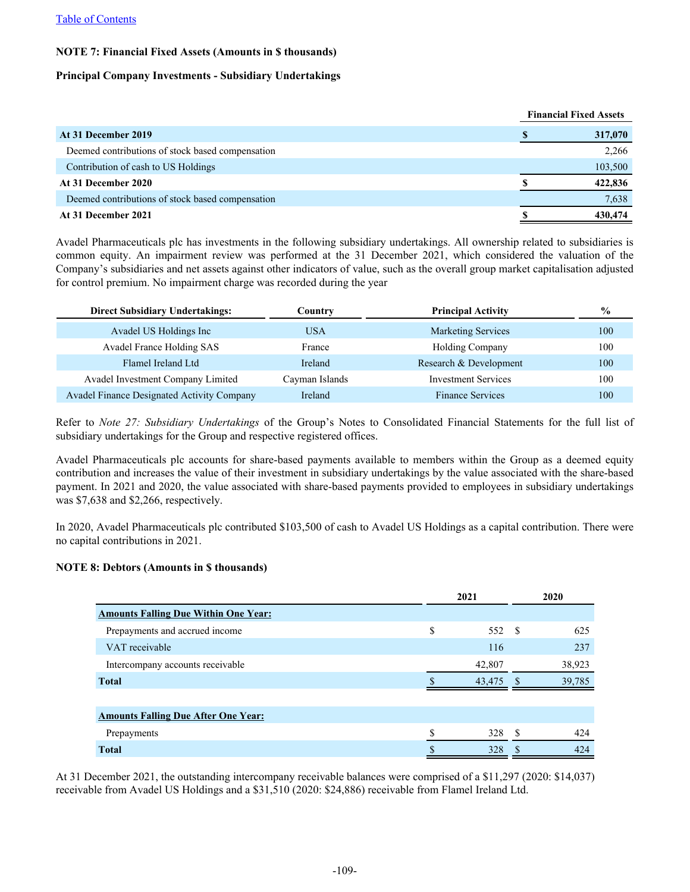**NOTE 7: Financial Fixed Assets (Amounts in $ thousands)**

**Principal Company Investments - Subsidiary Undertakings**

| | Financial Fixed Assets |
|---|---|
| **At 31 December 2019** | **$ 317,070** |
| Deemed contributions of stock based compensation | 2,266 |
| Contribution of cash to US Holdings | 103,500 |
| **At 31 December 2020** | **$ 422,836** |
| Deemed contributions of stock based compensation | 7,638 |
| **At 31 December 2021** | **$ 430,474** |

Avadel Pharmaceuticals plc has investments in the following subsidiary undertakings. All ownership related to subsidiaries is common equity. An impairment review was performed at the 31 December 2021, which considered the valuation of the Company's subsidiaries and net assets against other indicators of value, such as the overall group market capitalisation adjusted for control premium. No impairment charge was recorded during the year

| Direct Subsidiary Undertakings: | Country | Principal Activity | % |
|---|---|---|---|
| Avadel US Holdings Inc | USA | Marketing Services | 100 |
| Avadel France Holding SAS | France | Holding Company | 100 |
| Flamel Ireland Ltd | Ireland | Research & Development | 100 |
| Avadel Investment Company Limited | Cayman Islands | Investment Services | 100 |
| Avadel Finance Designated Activity Company | Ireland | Finance Services | 100 |

Refer to *Note 27: Subsidiary Undertakings* of the Group's Notes to Consolidated Financial Statements for the full list of subsidiary undertakings for the Group and respective registered offices.

Avadel Pharmaceuticals plc accounts for share-based payments available to members within the Group as a deemed equity contribution and increases the value of their investment in subsidiary undertakings by the value associated with the share-based payment. In 2021 and 2020, the value associated with share-based payments provided to employees in subsidiary undertakings was $7,638 and $2,266, respectively.

In 2020, Avadel Pharmaceuticals plc contributed $103,500 of cash to Avadel US Holdings as a capital contribution. There were no capital contributions in 2021.

**NOTE 8: Debtors (Amounts in $ thousands)**

| | 2021 | 2020 |
|---|---|---|
| **Amounts Falling Due Within One Year:** | | |
| Prepayments and accrued income | $ 552 | $ 625 |
| VAT receivable | 116 | 237 |
| Intercompany accounts receivable | 42,807 | 38,923 |
| **Total** | $ 43,475 | $ 39,785 |
| | | |
| **Amounts Falling Due After One Year:** | | |
| Prepayments | $ 328 | $ 424 |
| **Total** | $ 328 | $ 424 |

At 31 December 2021, the outstanding intercompany receivable balances were comprised of a $11,297 (2020: $14,037) receivable from Avadel US Holdings and a $31,510 (2020: $24,886) receivable from Flamel Ireland Ltd.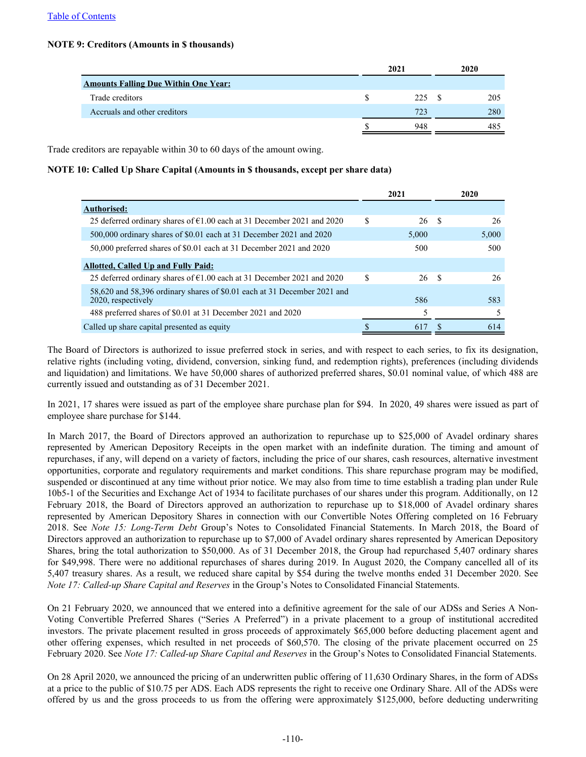**NOTE 9: Creditors (Amounts in $ thousands)**

| | 2021 | 2020 |
|---|---|---|
| **Amounts Falling Due Within One Year:** | | |
| Trade creditors | $ 225 | $ 205 |
| Accruals and other creditors | 723 | 280 |
| | $ 948 | 485 |

Trade creditors are repayable within 30 to 60 days of the amount owing.

**NOTE 10: Called Up Share Capital (Amounts in $ thousands, except per share data)**

| | 2021 | 2020 |
|---|---|---|
| **Authorised:** | | |
| 25 deferred ordinary shares of €1.00 each at 31 December 2021 and 2020 | $ 26 | $ 26 |
| 500,000 ordinary shares of $0.01 each at 31 December 2021 and 2020 | 5,000 | 5,000 |
| 50,000 preferred shares of $0.01 each at 31 December 2021 and 2020 | 500 | 500 |
| **Allotted, Called Up and Fully Paid:** | | |
| 25 deferred ordinary shares of €1.00 each at 31 December 2021 and 2020 | $ 26 | $ 26 |
| 58,620 and 58,396 ordinary shares of $0.01 each at 31 December 2021 and 2020, respectively | 586 | 583 |
| 488 preferred shares of $0.01 at 31 December 2021 and 2020 | 5 | 5 |
| Called up share capital presented as equity | $ 617 | $ 614 |

The Board of Directors is authorized to issue preferred stock in series, and with respect to each series, to fix its designation, relative rights (including voting, dividend, conversion, sinking fund, and redemption rights), preferences (including dividends and liquidation) and limitations. We have 50,000 shares of authorized preferred shares, $0.01 nominal value, of which 488 are currently issued and outstanding as of 31 December 2021.

In 2021, 17 shares were issued as part of the employee share purchase plan for $94. In 2020, 49 shares were issued as part of employee share purchase for $144.

In March 2017, the Board of Directors approved an authorization to repurchase up to $25,000 of Avadel ordinary shares represented by American Depository Receipts in the open market with an indefinite duration. The timing and amount of repurchases, if any, will depend on a variety of factors, including the price of our shares, cash resources, alternative investment opportunities, corporate and regulatory requirements and market conditions. This share repurchase program may be modified, suspended or discontinued at any time without prior notice. We may also from time to time establish a trading plan under Rule 10b5-1 of the Securities and Exchange Act of 1934 to facilitate purchases of our shares under this program. Additionally, on 12 February 2018, the Board of Directors approved an authorization to repurchase up to $18,000 of Avadel ordinary shares represented by American Depository Shares in connection with our Convertible Notes Offering completed on 16 February 2018. See *Note 15: Long-Term Debt* Group's Notes to Consolidated Financial Statements. In March 2018, the Board of Directors approved an authorization to repurchase up to $7,000 of Avadel ordinary shares represented by American Depository Shares, bring the total authorization to $50,000. As of 31 December 2018, the Group had repurchased 5,407 ordinary shares for $49,998. There were no additional repurchases of shares during 2019. In August 2020, the Company cancelled all of its 5,407 treasury shares. As a result, we reduced share capital by $54 during the twelve months ended 31 December 2020. See *Note 17: Called-up Share Capital and Reserves* in the Group's Notes to Consolidated Financial Statements.

On 21 February 2020, we announced that we entered into a definitive agreement for the sale of our ADSs and Series A Non-Voting Convertible Preferred Shares ("Series A Preferred") in a private placement to a group of institutional accredited investors. The private placement resulted in gross proceeds of approximately $65,000 before deducting placement agent and other offering expenses, which resulted in net proceeds of $60,570. The closing of the private placement occurred on 25 February 2020. See *Note 17: Called-up Share Capital and Reserves* in the Group's Notes to Consolidated Financial Statements.

On 28 April 2020, we announced the pricing of an underwritten public offering of 11,630 Ordinary Shares, in the form of ADSs at a price to the public of $10.75 per ADS. Each ADS represents the right to receive one Ordinary Share. All of the ADSs were offered by us and the gross proceeds to us from the offering were approximately $125,000, before deducting underwriting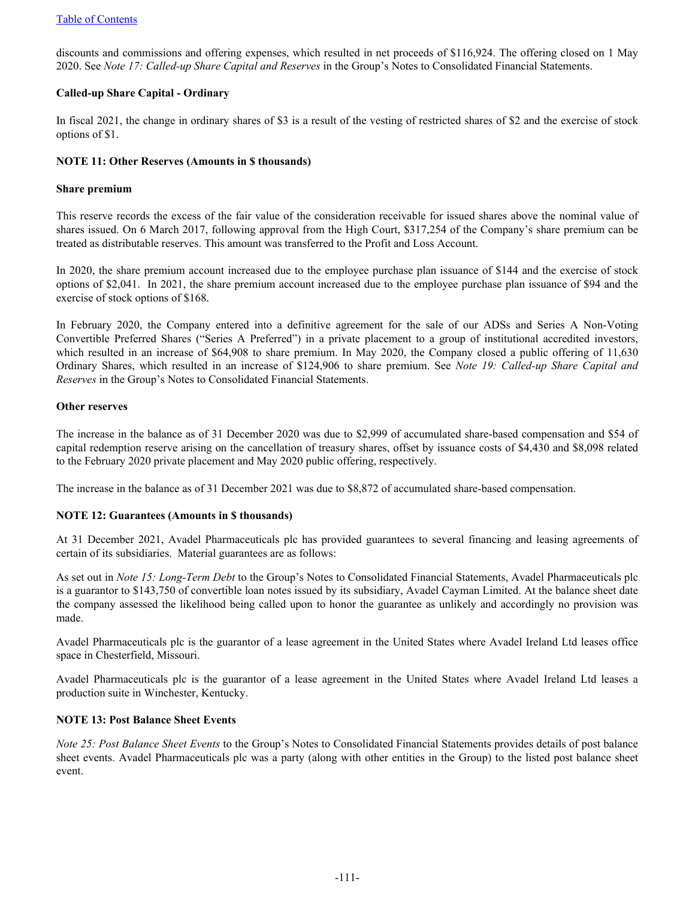discounts and commissions and offering expenses, which resulted in net proceeds of $116,924. The offering closed on 1 May 2020. See *Note 17: Called-up Share Capital and Reserves* in the Group's Notes to Consolidated Financial Statements.

**Called-up Share Capital - Ordinary**

In fiscal 2021, the change in ordinary shares of $3 is a result of the vesting of restricted shares of $2 and the exercise of stock options of $1.

**NOTE 11: Other Reserves (Amounts in $ thousands)**

**Share premium**

This reserve records the excess of the fair value of the consideration receivable for issued shares above the nominal value of shares issued. On 6 March 2017, following approval from the High Court, $317,254 of the Company's share premium can be treated as distributable reserves. This amount was transferred to the Profit and Loss Account.

In 2020, the share premium account increased due to the employee purchase plan issuance of $144 and the exercise of stock options of $2,041. In 2021, the share premium account increased due to the employee purchase plan issuance of $94 and the exercise of stock options of $168.

In February 2020, the Company entered into a definitive agreement for the sale of our ADSs and Series A Non-Voting Convertible Preferred Shares ("Series A Preferred") in a private placement to a group of institutional accredited investors, which resulted in an increase of $64,908 to share premium. In May 2020, the Company closed a public offering of 11,630 Ordinary Shares, which resulted in an increase of $124,906 to share premium. See *Note 19: Called-up Share Capital and Reserves* in the Group's Notes to Consolidated Financial Statements.

**Other reserves**

The increase in the balance as of 31 December 2020 was due to $2,999 of accumulated share-based compensation and $54 of capital redemption reserve arising on the cancellation of treasury shares, offset by issuance costs of $4,430 and $8,098 related to the February 2020 private placement and May 2020 public offering, respectively.

The increase in the balance as of 31 December 2021 was due to $8,872 of accumulated share-based compensation.

**NOTE 12: Guarantees (Amounts in $ thousands)**

At 31 December 2021, Avadel Pharmaceuticals plc has provided guarantees to several financing and leasing agreements of certain of its subsidiaries. Material guarantees are as follows:

As set out in *Note 15: Long-Term Debt* to the Group's Notes to Consolidated Financial Statements, Avadel Pharmaceuticals plc is a guarantor to $143,750 of convertible loan notes issued by its subsidiary, Avadel Cayman Limited. At the balance sheet date the company assessed the likelihood being called upon to honor the guarantee as unlikely and accordingly no provision was made.

Avadel Pharmaceuticals plc is the guarantor of a lease agreement in the United States where Avadel Ireland Ltd leases office space in Chesterfield, Missouri.

Avadel Pharmaceuticals plc is the guarantor of a lease agreement in the United States where Avadel Ireland Ltd leases a production suite in Winchester, Kentucky.

**NOTE 13: Post Balance Sheet Events**

*Note 25: Post Balance Sheet Events* to the Group's Notes to Consolidated Financial Statements provides details of post balance sheet events. Avadel Pharmaceuticals plc was a party (along with other entities in the Group) to the listed post balance sheet event.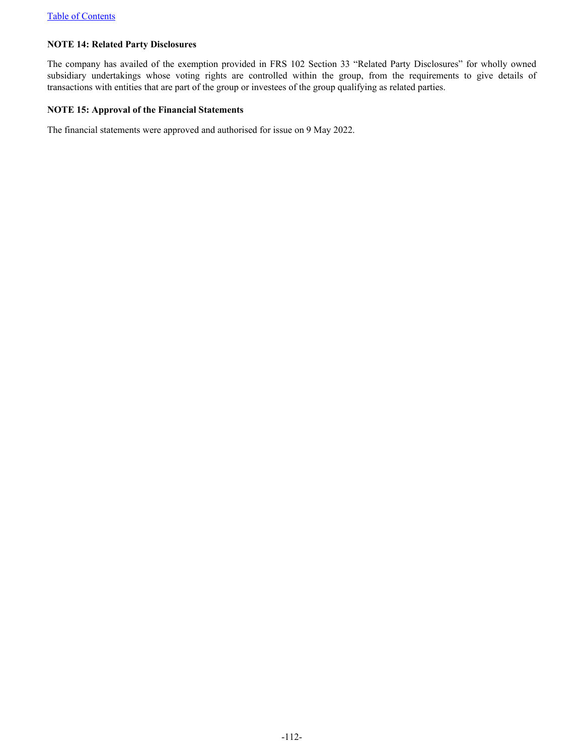**NOTE 14: Related Party Disclosures**

The company has availed of the exemption provided in FRS 102 Section 33 "Related Party Disclosures" for wholly owned subsidiary undertakings whose voting rights are controlled within the group, from the requirements to give details of transactions with entities that are part of the group or investees of the group qualifying as related parties.

**NOTE 15: Approval of the Financial Statements**

The financial statements were approved and authorised for issue on 9 May 2022.